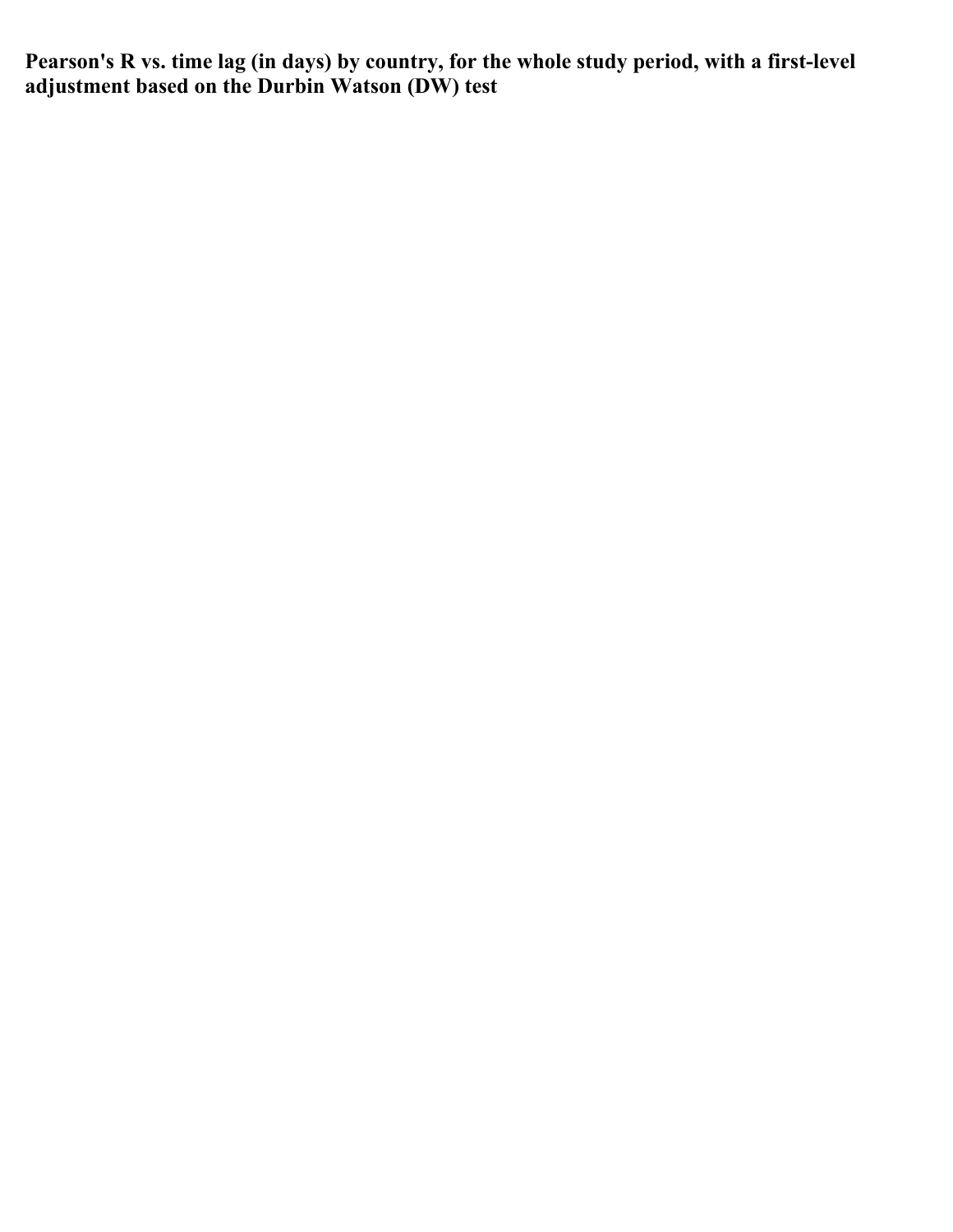**Pearson's R vs. time lag (in days) by country, for the whole study period, with a first-level adjustment based on the Durbin Watson (DW) test**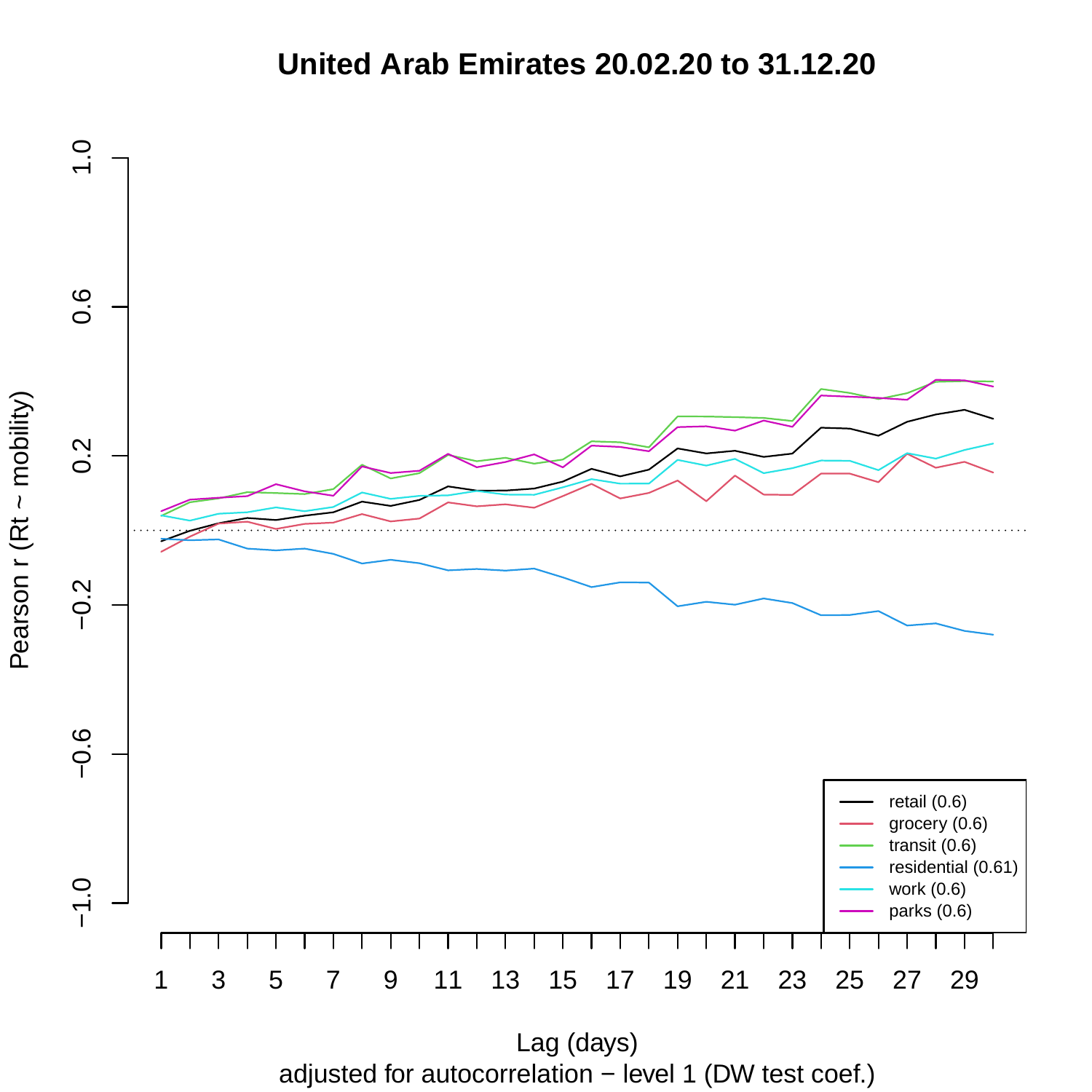# United Arab Emirates 20.02.20 to 31.12.20

Pearson r (Rt ~ mobility)

Lag (days)

adjusted for autocorrelation − level 1 (DW test coef.)

- retail (0.6)
- grocery (0.6)
- transit (0.6)
- residential (0.61)
- work (0.6)
- parks (0.6)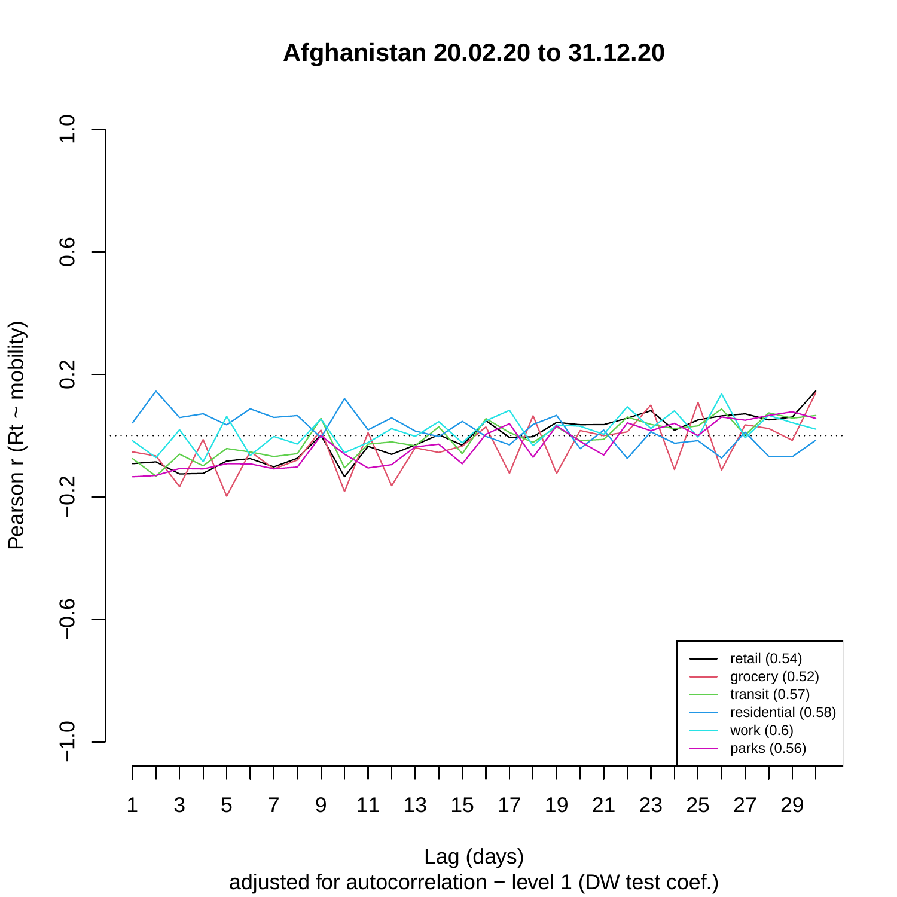# Afghanistan 20.02.20 to 31.12.20

Pearson r (Rt ~ mobility)

Lag (days)

adjusted for autocorrelation − level 1 (DW test coef.)

- retail (0.54)
- grocery (0.52)
- transit (0.57)
- residential (0.58)
- work (0.6)
- parks (0.56)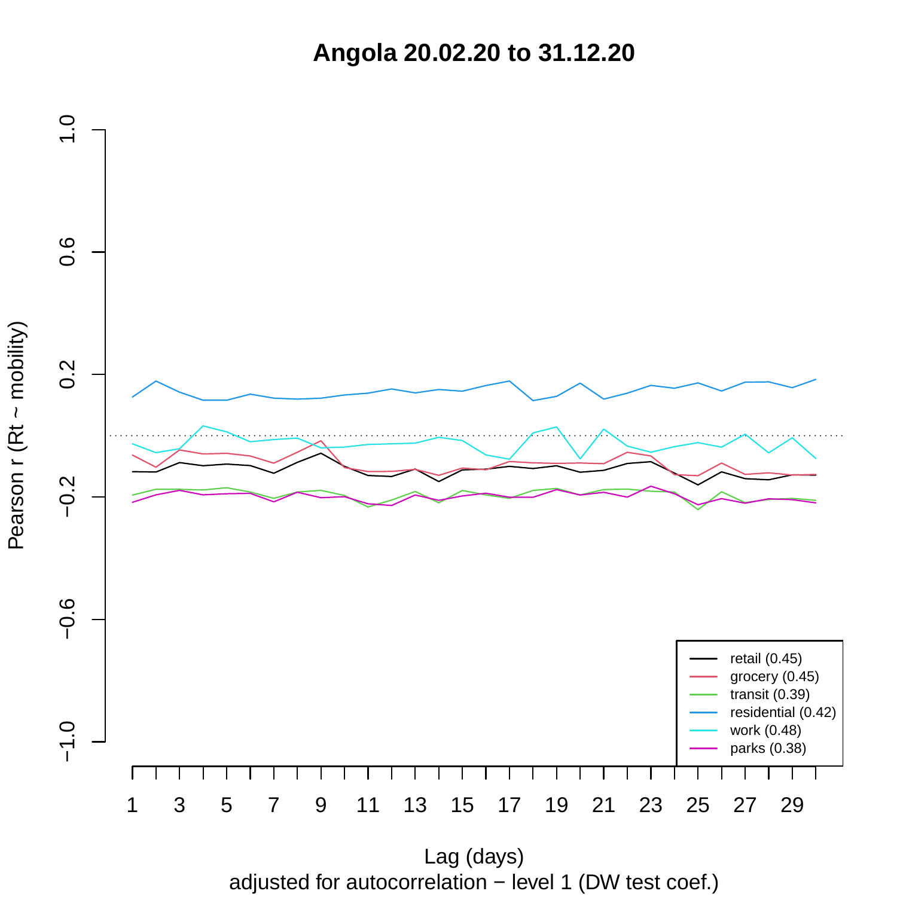# Angola 20.02.20 to 31.12.20

Pearson r (Rt ~ mobility)

Lag (days)

adjusted for autocorrelation − level 1 (DW test coef.)

- retail (0.45)
- grocery (0.45)
- transit (0.39)
- residential (0.42)
- work (0.48)
- parks (0.38)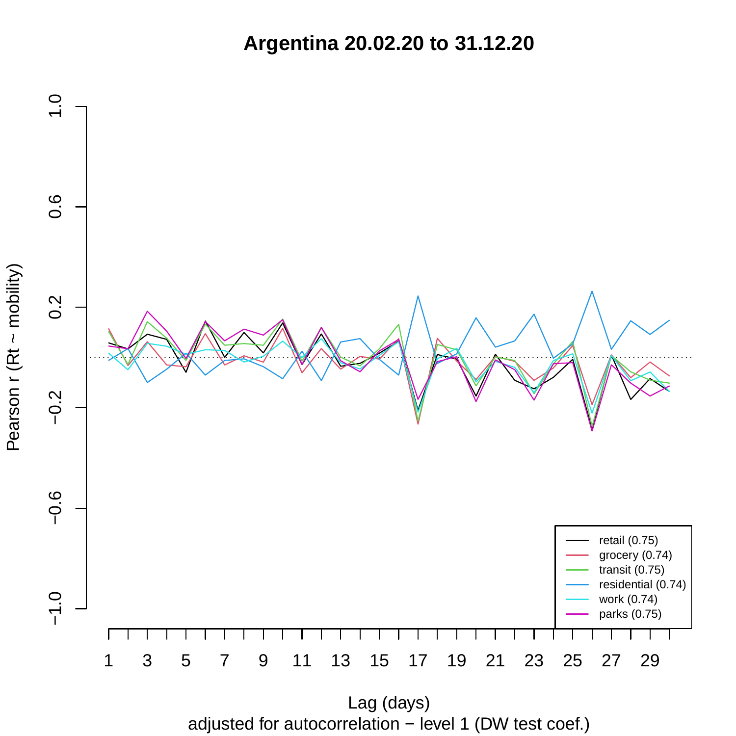# Argentina 20.02.20 to 31.12.20

Pearson r (Rt ~ mobility)

Lag (days)

adjusted for autocorrelation − level 1 (DW test coef.)

- retail (0.75)
- grocery (0.74)
- transit (0.75)
- residential (0.74)
- work (0.74)
- parks (0.75)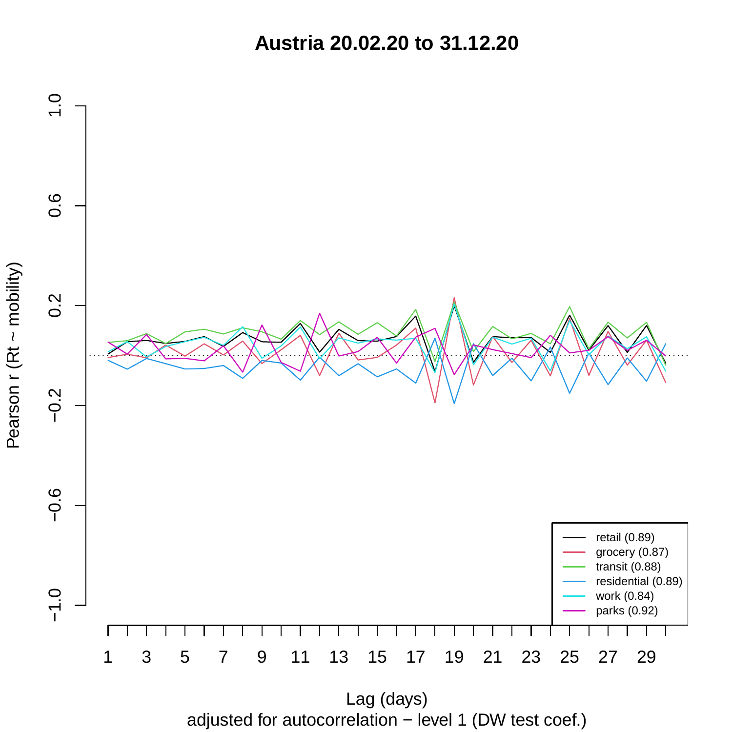# Austria 20.02.20 to 31.12.20

Pearson r (Rt ~ mobility)

Lag (days)

adjusted for autocorrelation − level 1 (DW test coef.)

- retail (0.89)
- grocery (0.87)
- transit (0.88)
- residential (0.89)
- work (0.84)
- parks (0.92)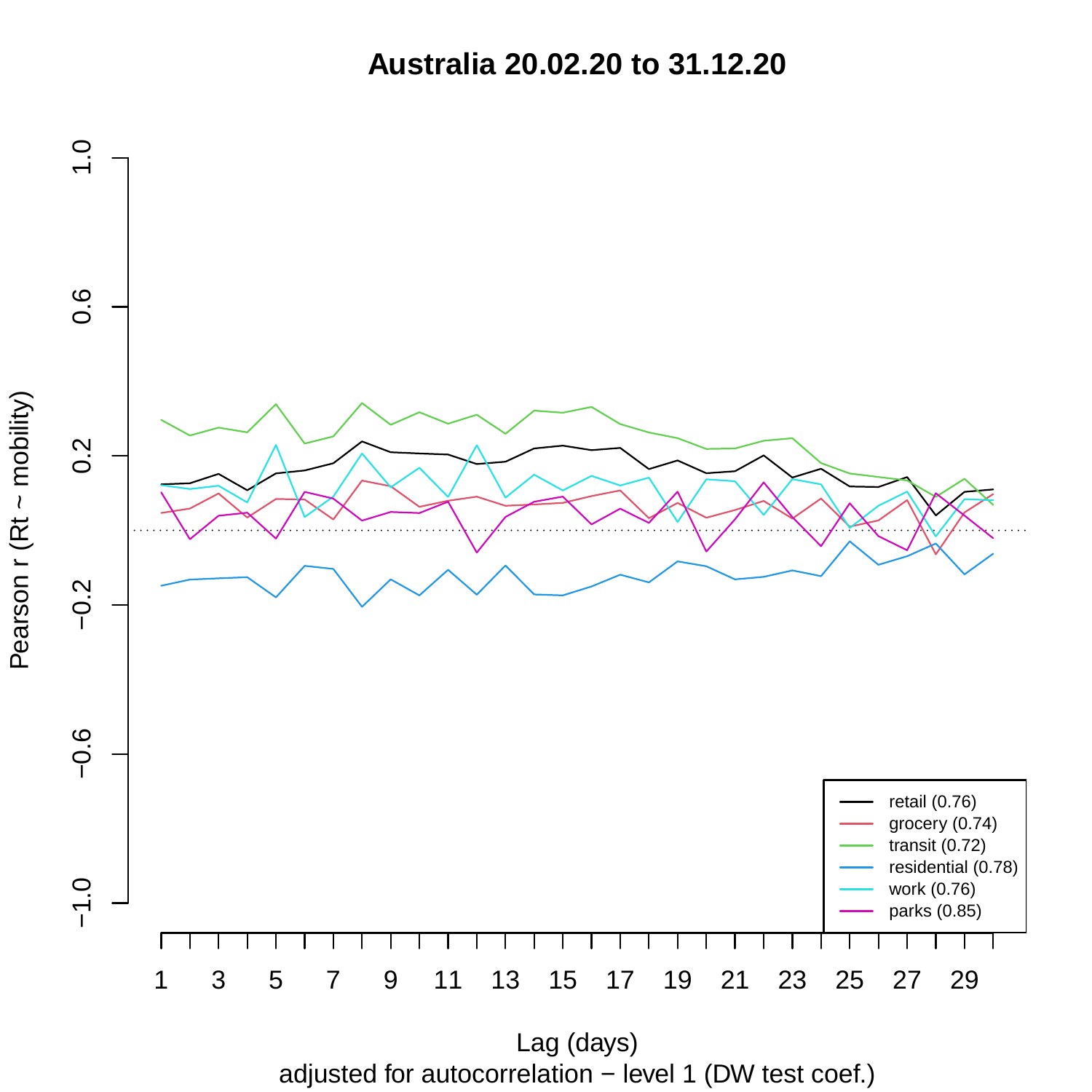# Australia 20.02.20 to 31.12.20

Pearson r (Rt ~ mobility)

Lag (days)

adjusted for autocorrelation − level 1 (DW test coef.)

- retail (0.76)
- grocery (0.74)
- transit (0.72)
- residential (0.78)
- work (0.76)
- parks (0.85)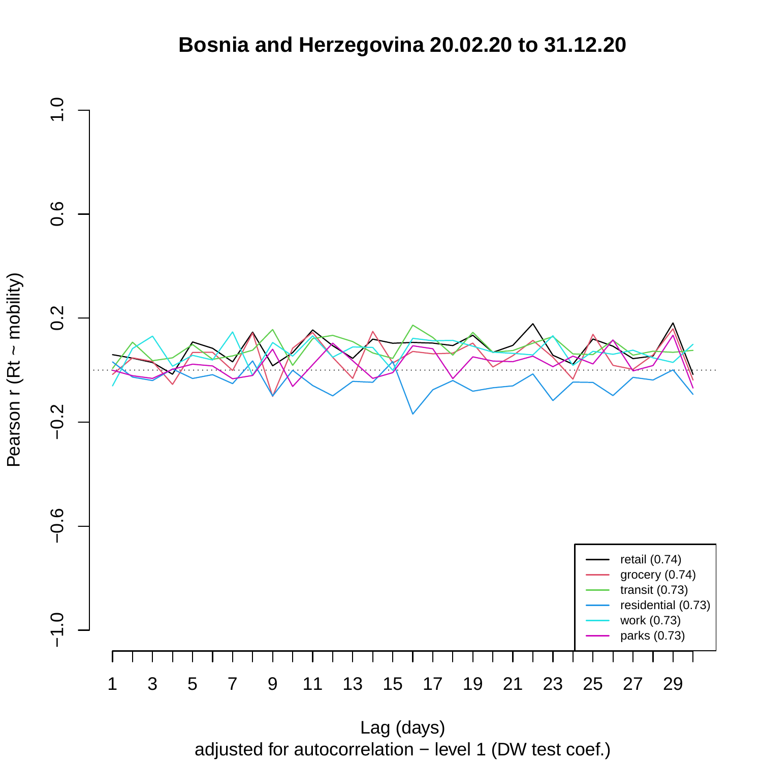# Bosnia and Herzegovina 20.02.20 to 31.12.20

Pearson r (Rt ~ mobility)

Lag (days)

adjusted for autocorrelation − level 1 (DW test coef.)

- retail (0.74)
- grocery (0.74)
- transit (0.73)
- residential (0.73)
- work (0.73)
- parks (0.73)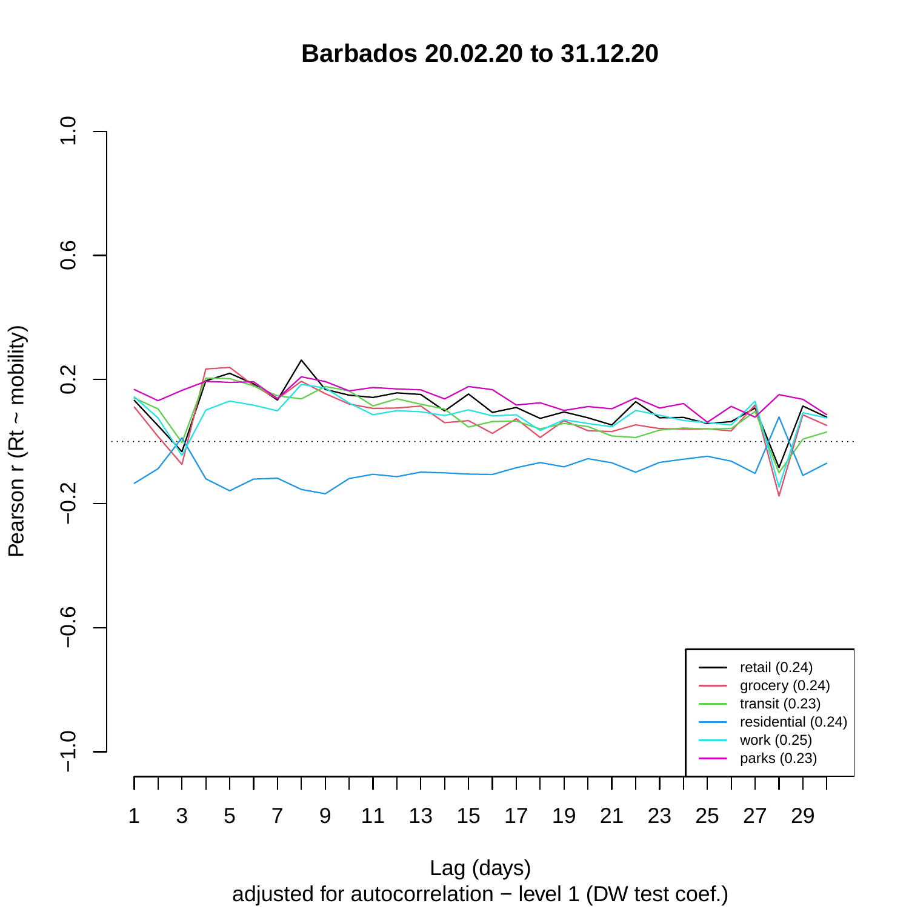# Barbados 20.02.20 to 31.12.20

Pearson r (Rt ~ mobility)

Lag (days)

adjusted for autocorrelation − level 1 (DW test coef.)

- retail (0.24)
- grocery (0.24)
- transit (0.23)
- residential (0.24)
- work (0.25)
- parks (0.23)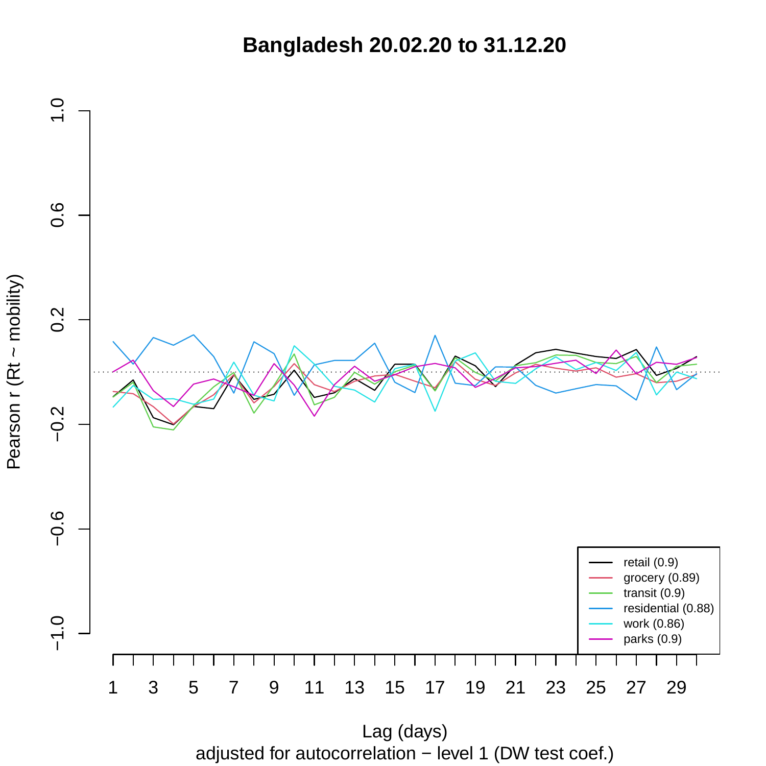**Bangladesh 20.02.20 to 31.12.20**

Pearson r (Rt ~ mobility)

Lag (days)

adjusted for autocorrelation − level 1 (DW test coef.)

- retail (0.9)
- grocery (0.89)
- transit (0.9)
- residential (0.88)
- work (0.86)
- parks (0.9)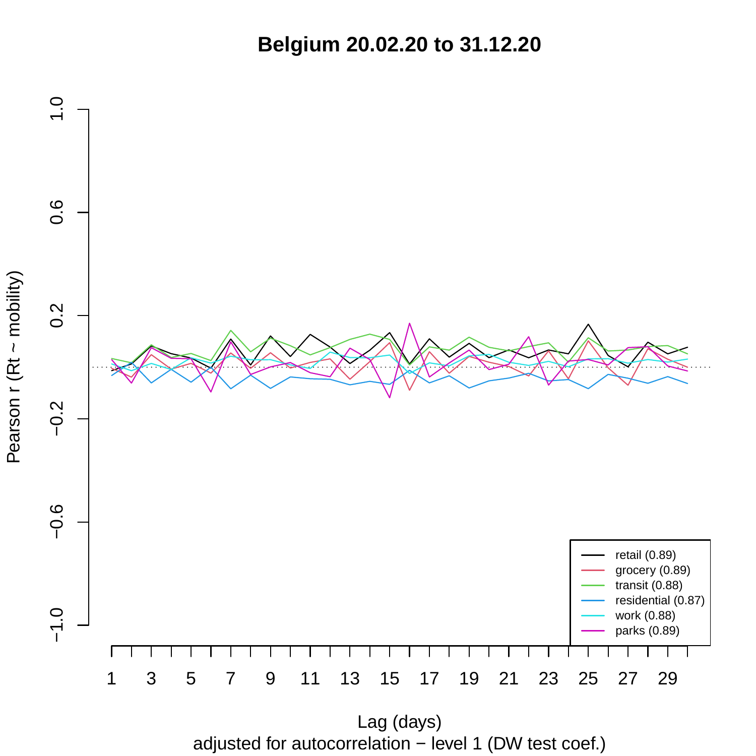# Belgium 20.02.20 to 31.12.20

Pearson r (Rt ~ mobility)

Lag (days)

adjusted for autocorrelation − level 1 (DW test coef.)

- retail (0.89)
- grocery (0.89)
- transit (0.88)
- residential (0.87)
- work (0.88)
- parks (0.89)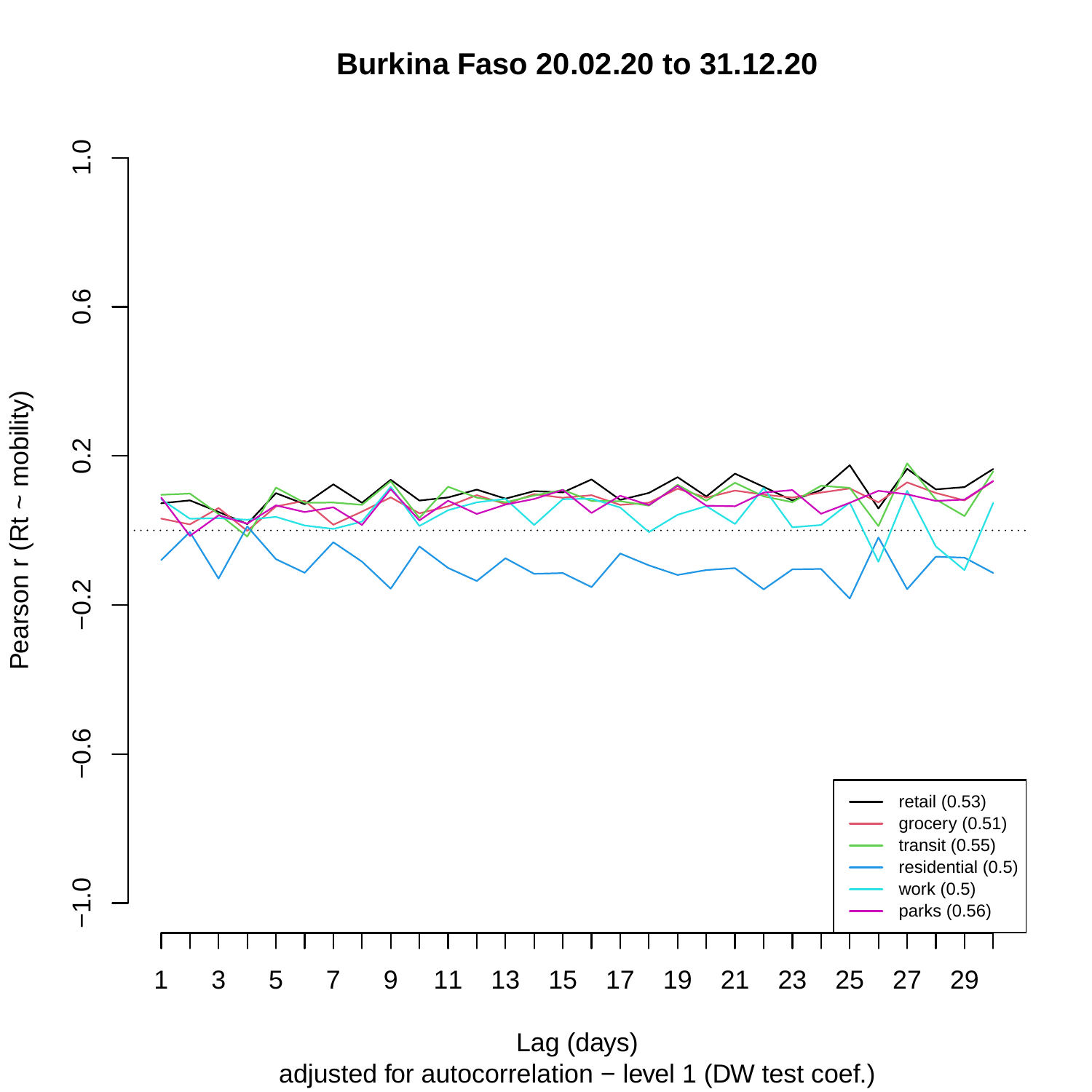# Burkina Faso 20.02.20 to 31.12.20

Pearson r (Rt ~ mobility)

Lag (days)

adjusted for autocorrelation − level 1 (DW test coef.)

- retail (0.53)
- grocery (0.51)
- transit (0.55)
- residential (0.5)
- work (0.5)
- parks (0.56)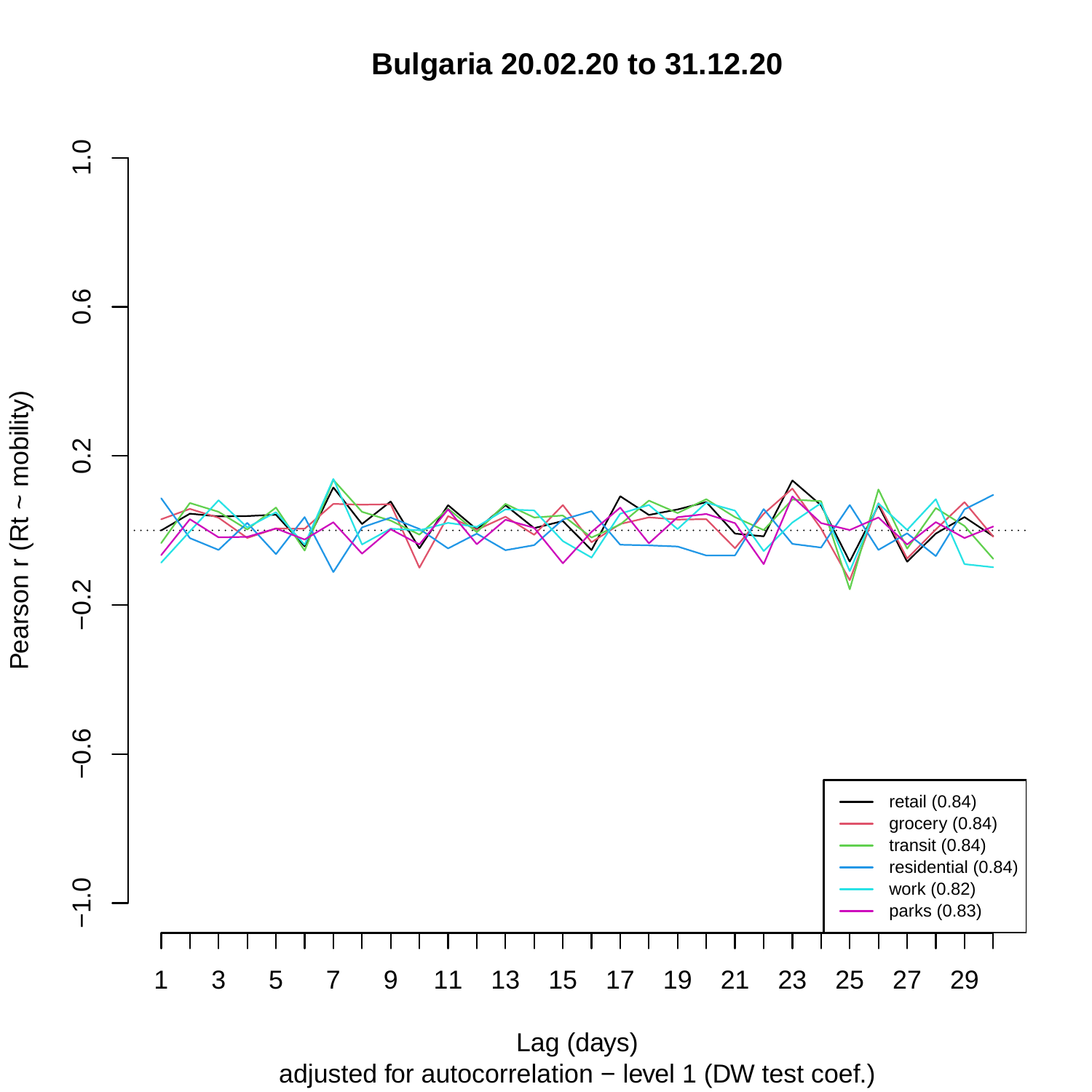# Bulgaria 20.02.20 to 31.12.20

Pearson r (Rt ~ mobility)

Lag (days)

adjusted for autocorrelation − level 1 (DW test coef.)

- retail (0.84)
- grocery (0.84)
- transit (0.84)
- residential (0.84)
- work (0.82)
- parks (0.83)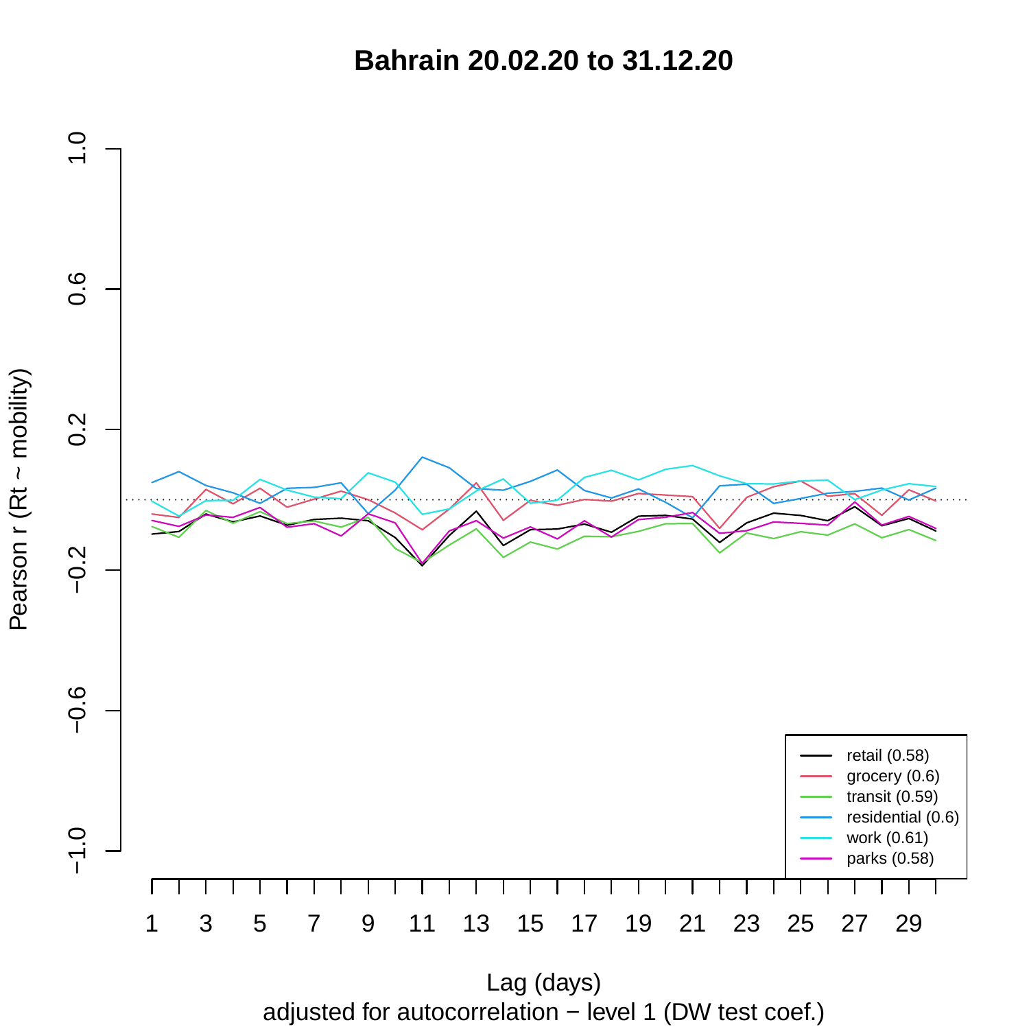# Bahrain 20.02.20 to 31.12.20

Pearson r (Rt ~ mobility)

1.0, 0.6, 0.2, −0.2, −0.6, −1.0

1, 3, 5, 7, 9, 11, 13, 15, 17, 19, 21, 23, 25, 27, 29

- retail (0.58)
- grocery (0.6)
- transit (0.59)
- residential (0.6)
- work (0.61)
- parks (0.58)

Lag (days)

adjusted for autocorrelation − level 1 (DW test coef.)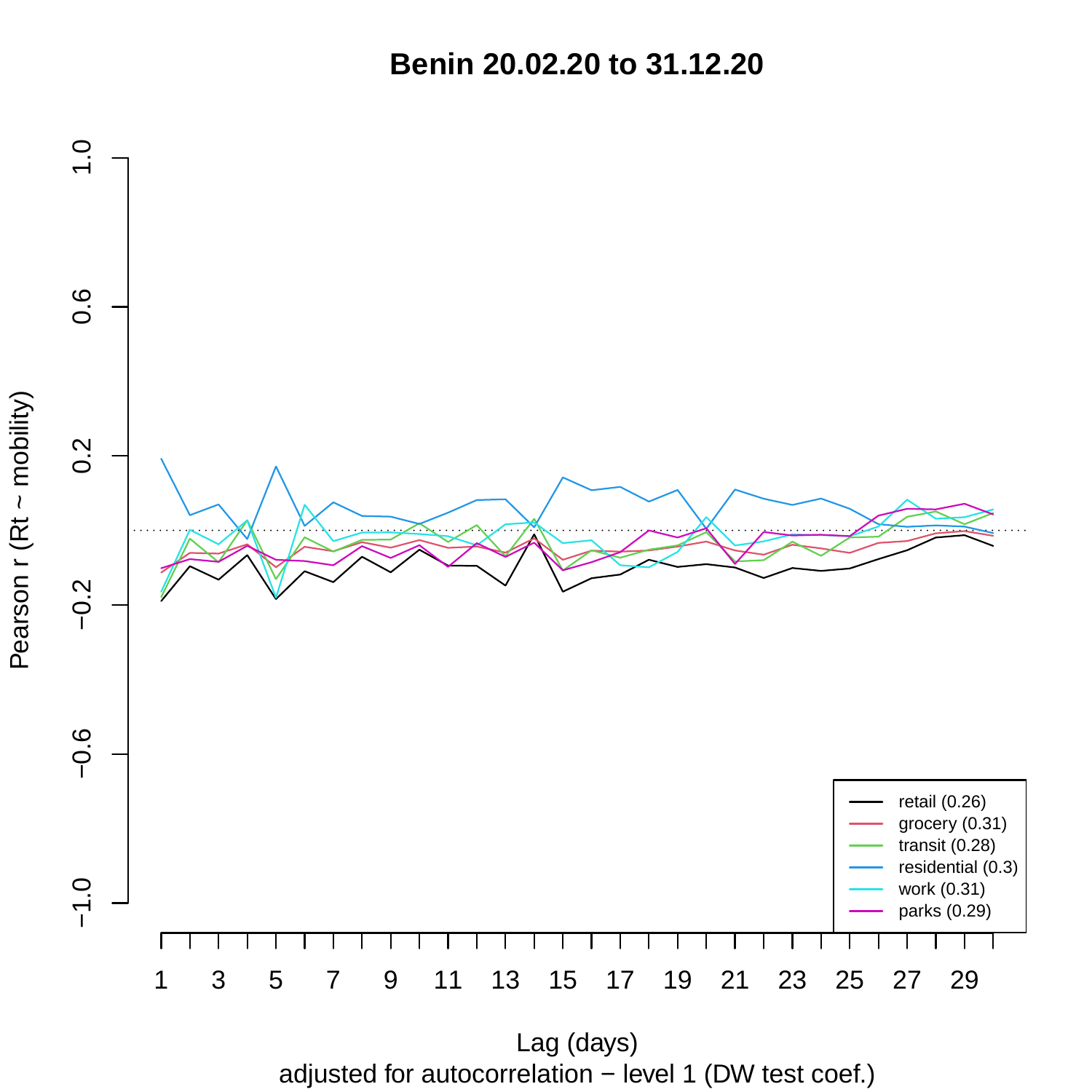# Benin 20.02.20 to 31.12.20

Pearson r (Rt ~ mobility)

1.0, 0.6, 0.2, −0.2, −0.6, −1.0

1, 3, 5, 7, 9, 11, 13, 15, 17, 19, 21, 23, 25, 27, 29

- retail (0.26)
- grocery (0.31)
- transit (0.28)
- residential (0.3)
- work (0.31)
- parks (0.29)

Lag (days)

adjusted for autocorrelation − level 1 (DW test coef.)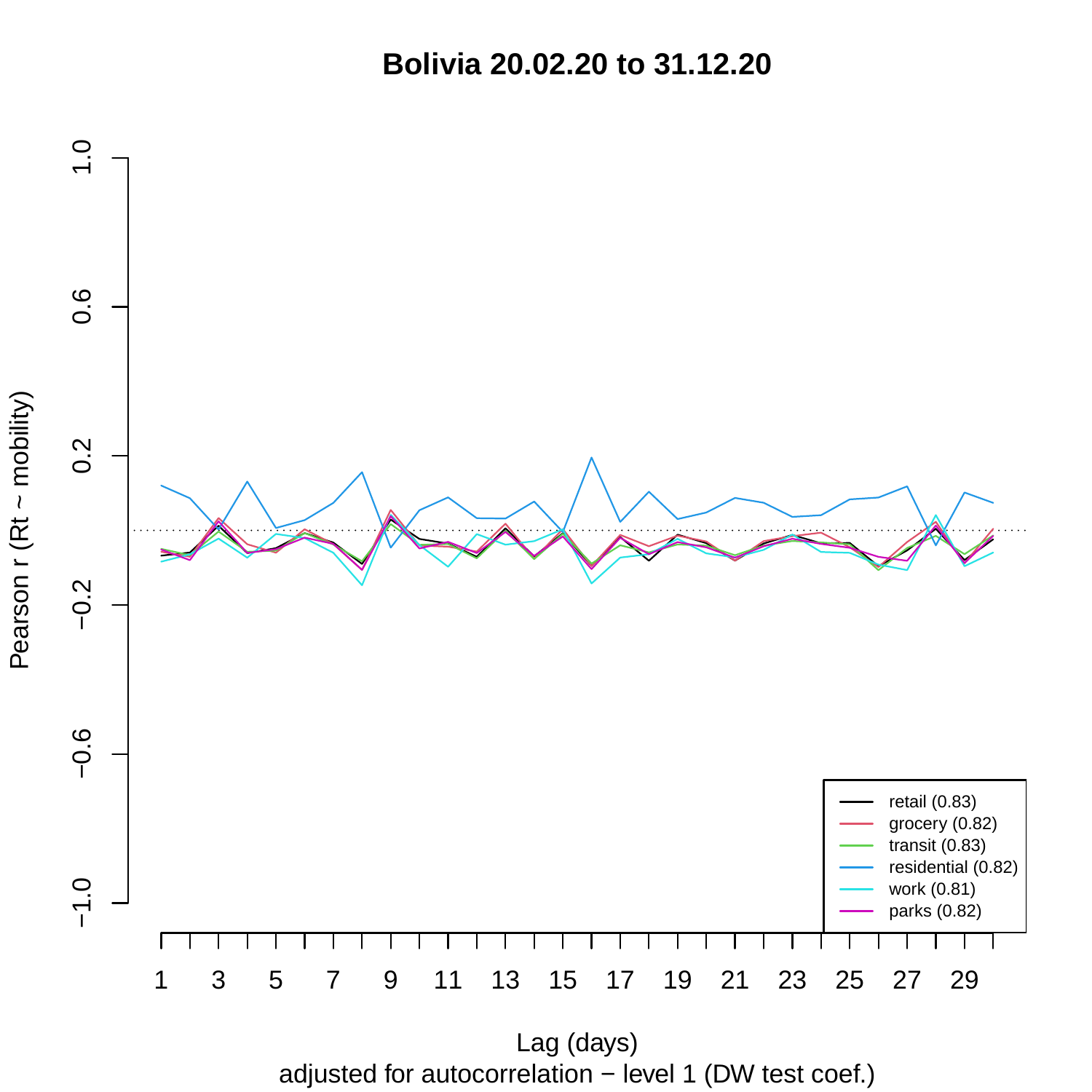# Bolivia 20.02.20 to 31.12.20

Pearson r (Rt ~ mobility)

1.0, 0.6, 0.2, −0.2, −0.6, −1.0

Lag (days): 1, 3, 5, 7, 9, 11, 13, 15, 17, 19, 21, 23, 25, 27, 29

adjusted for autocorrelation − level 1 (DW test coef.)

- retail (0.83)
- grocery (0.82)
- transit (0.83)
- residential (0.82)
- work (0.81)
- parks (0.82)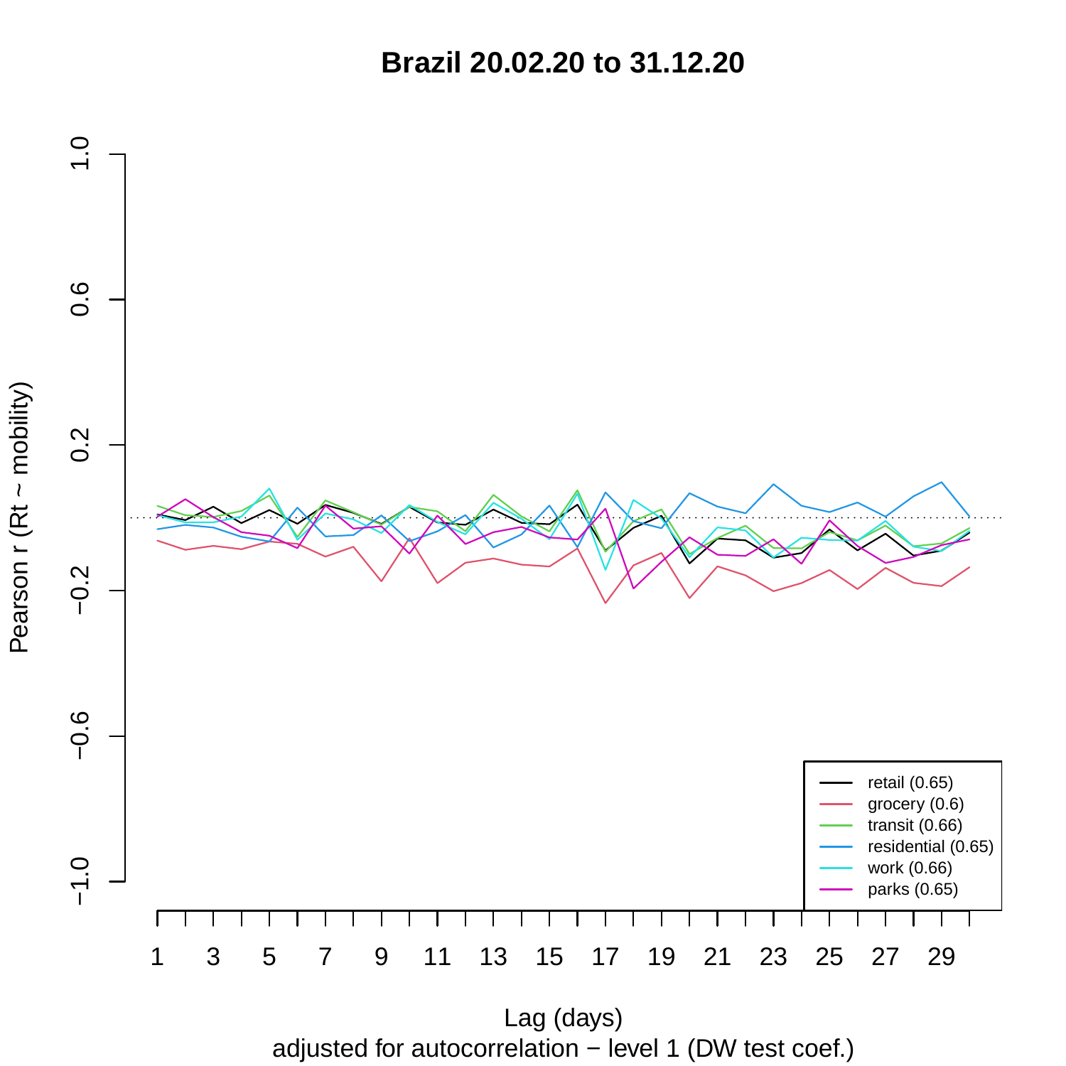# Brazil 20.02.20 to 31.12.20

Pearson r (Rt ~ mobility)

Lag (days)

adjusted for autocorrelation − level 1 (DW test coef.)

- retail (0.65)
- grocery (0.6)
- transit (0.66)
- residential (0.65)
- work (0.66)
- parks (0.65)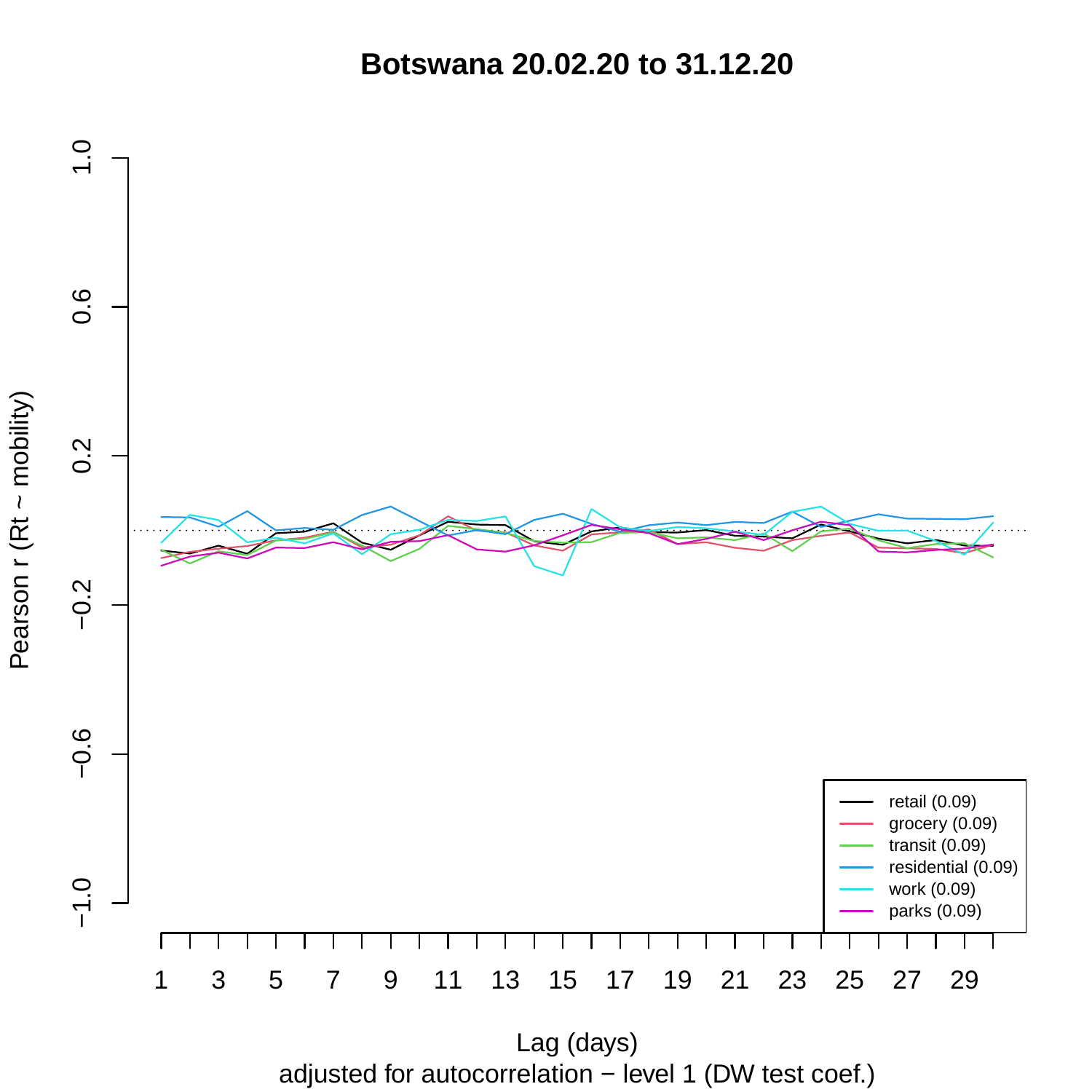# Botswana 20.02.20 to 31.12.20

Pearson r (Rt ~ mobility)

1.0
0.6
0.2
−0.2
−0.6
−1.0

retail (0.09)
grocery (0.09)
transit (0.09)
residential (0.09)
work (0.09)
parks (0.09)

1 3 5 7 9 11 13 15 17 19 21 23 25 27 29

Lag (days)
adjusted for autocorrelation − level 1 (DW test coef.)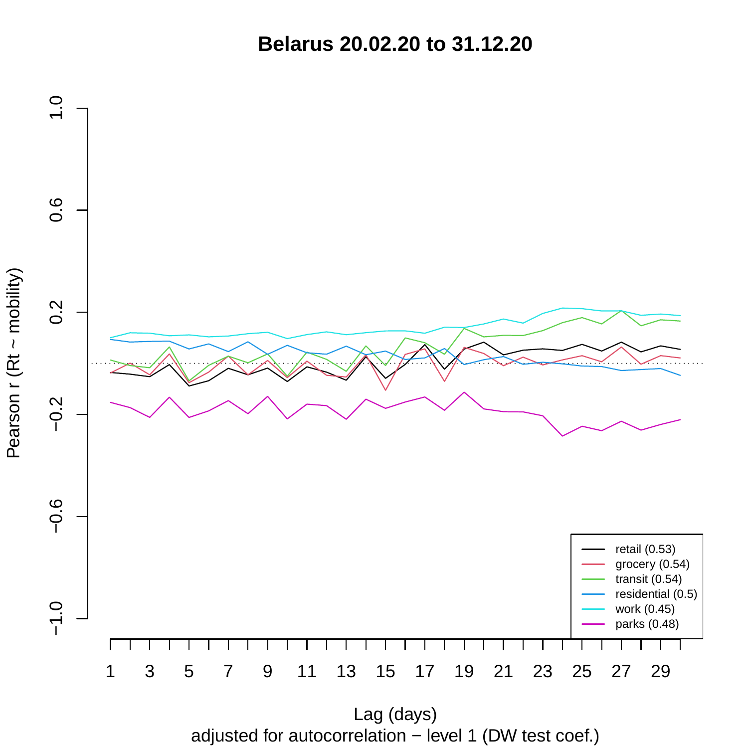# Belarus 20.02.20 to 31.12.20

Pearson r (Rt ~ mobility)

Lag (days)

adjusted for autocorrelation − level 1 (DW test coef.)

- retail (0.53)
- grocery (0.54)
- transit (0.54)
- residential (0.5)
- work (0.45)
- parks (0.48)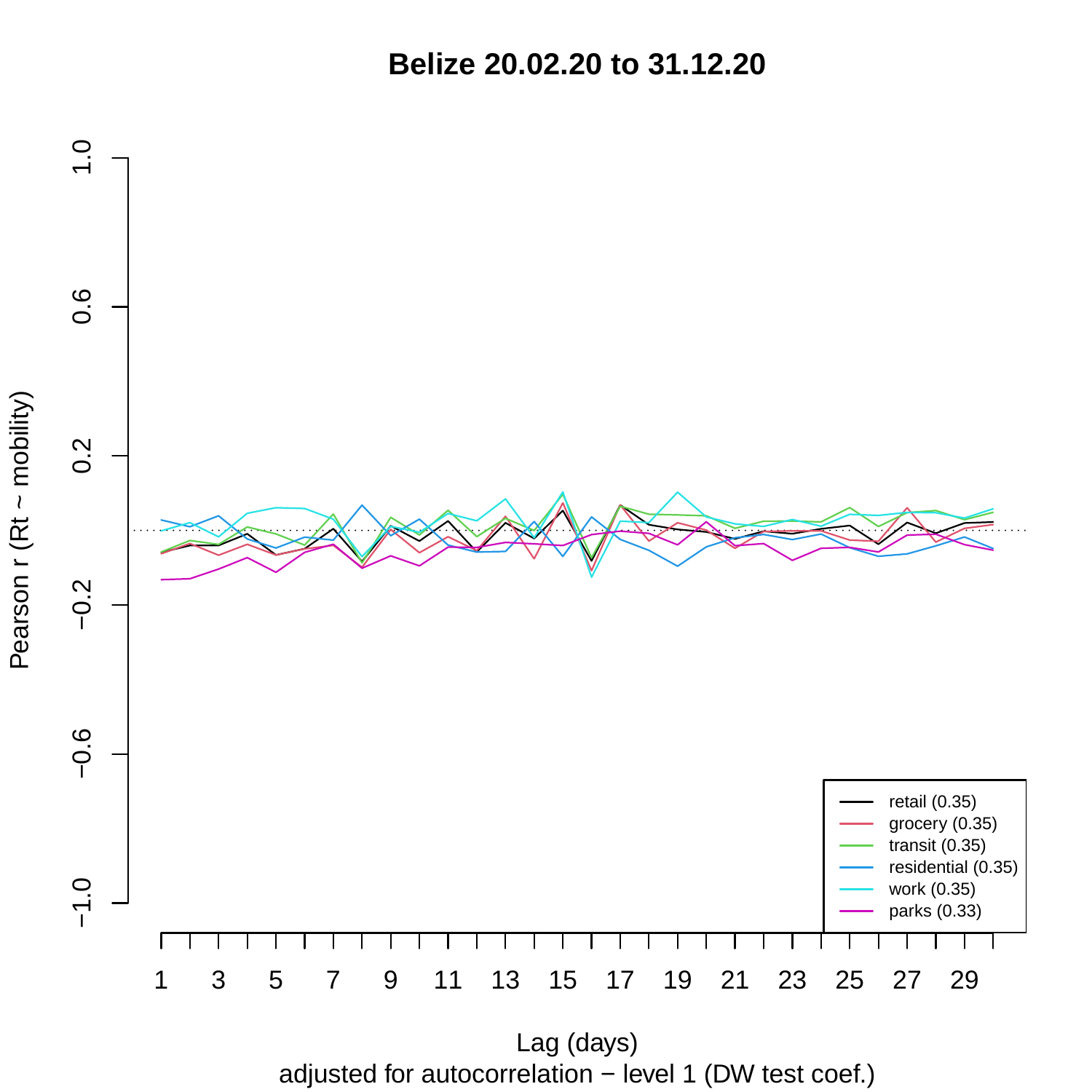# Belize 20.02.20 to 31.12.20

Pearson r (Rt ~ mobility)

Lag (days)

adjusted for autocorrelation − level 1 (DW test coef.)

- retail (0.35)
- grocery (0.35)
- transit (0.35)
- residential (0.35)
- work (0.35)
- parks (0.33)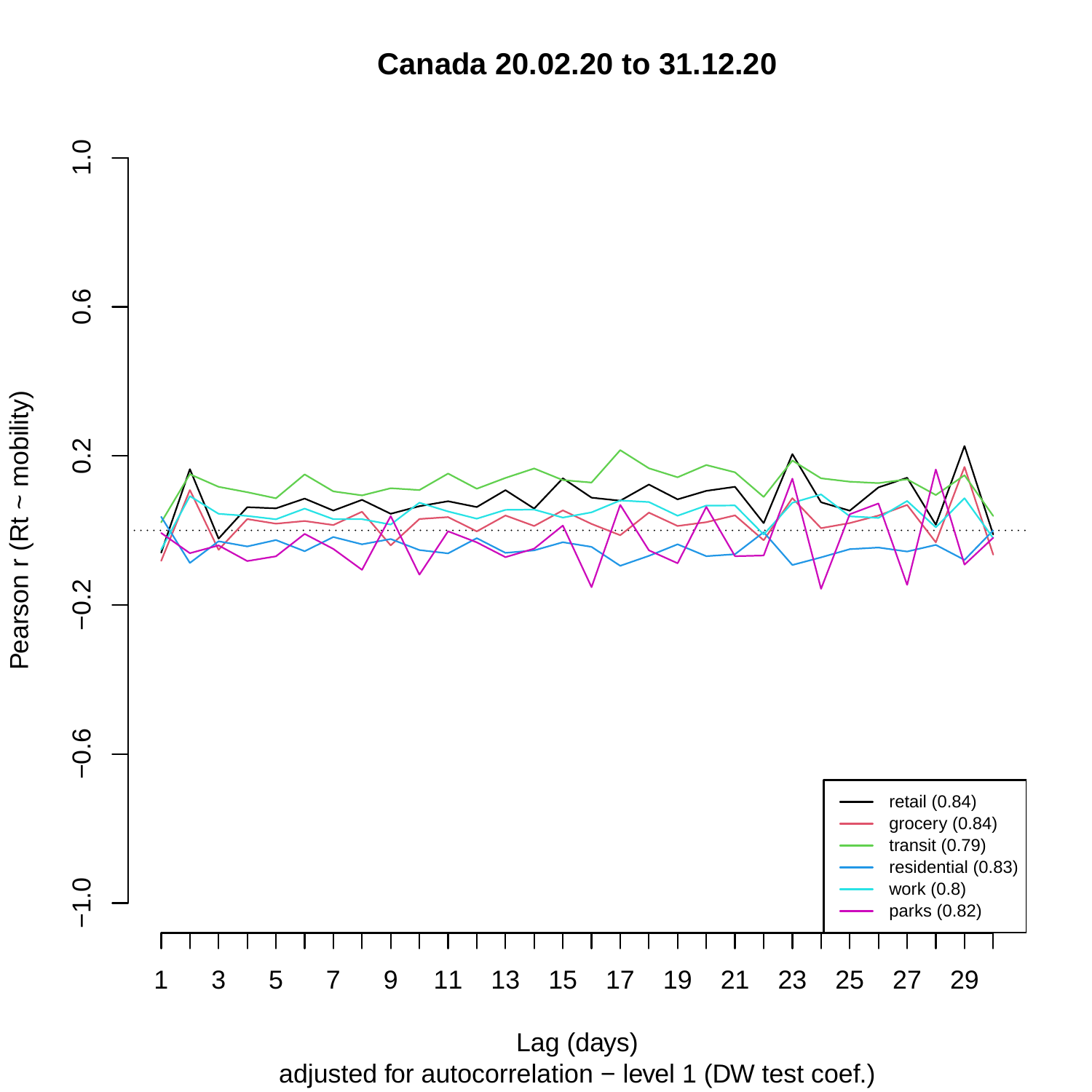# Canada 20.02.20 to 31.12.20

Pearson r (Rt ~ mobility)

Lag (days)

adjusted for autocorrelation − level 1 (DW test coef.)

- retail (0.84)
- grocery (0.84)
- transit (0.79)
- residential (0.83)
- work (0.8)
- parks (0.82)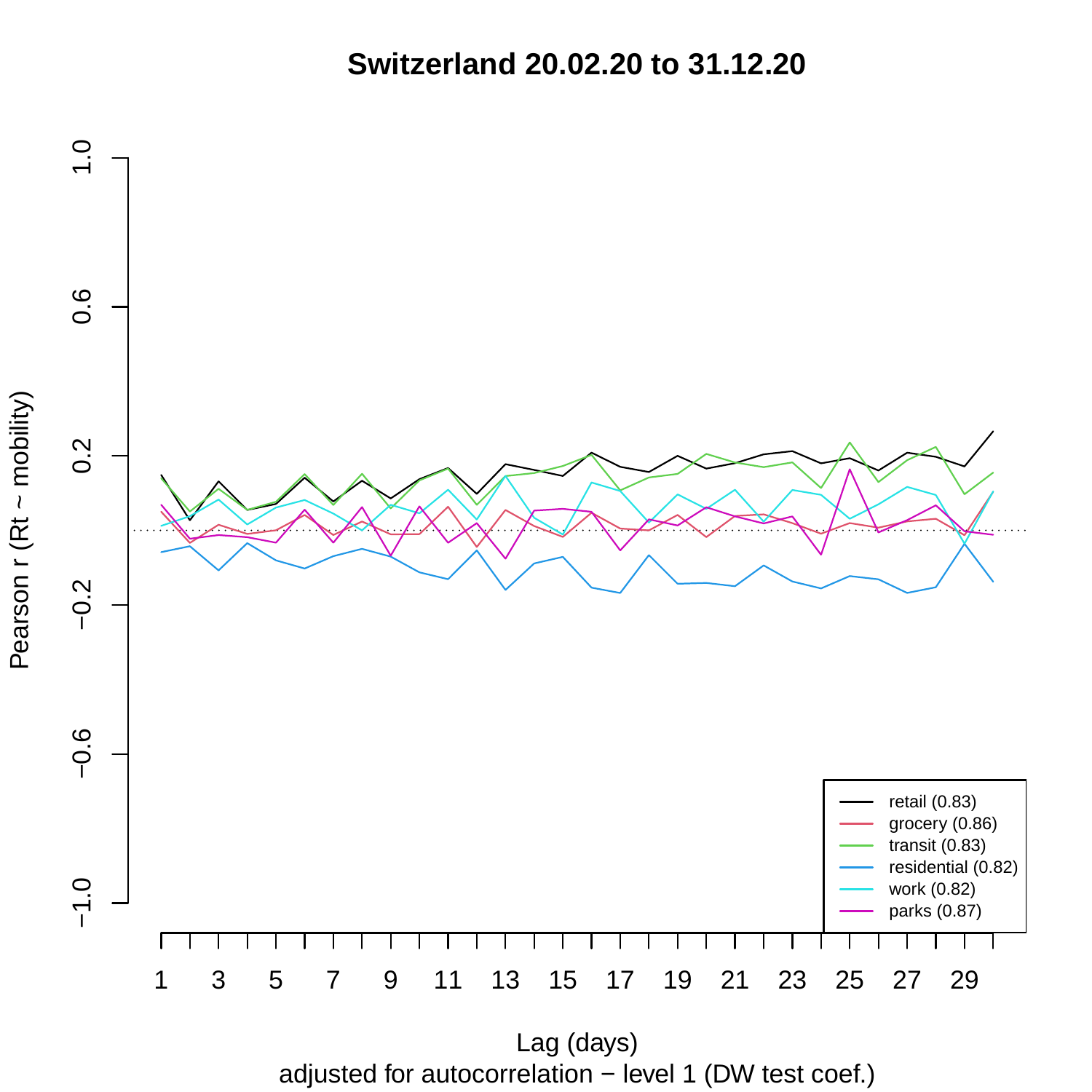# Switzerland 20.02.20 to 31.12.20

Pearson r (Rt ~ mobility)

1.0, 0.6, 0.2, −0.2, −0.6, −1.0

1, 3, 5, 7, 9, 11, 13, 15, 17, 19, 21, 23, 25, 27, 29

Lag (days)

adjusted for autocorrelation − level 1 (DW test coef.)

- retail (0.83)
- grocery (0.86)
- transit (0.83)
- residential (0.82)
- work (0.82)
- parks (0.87)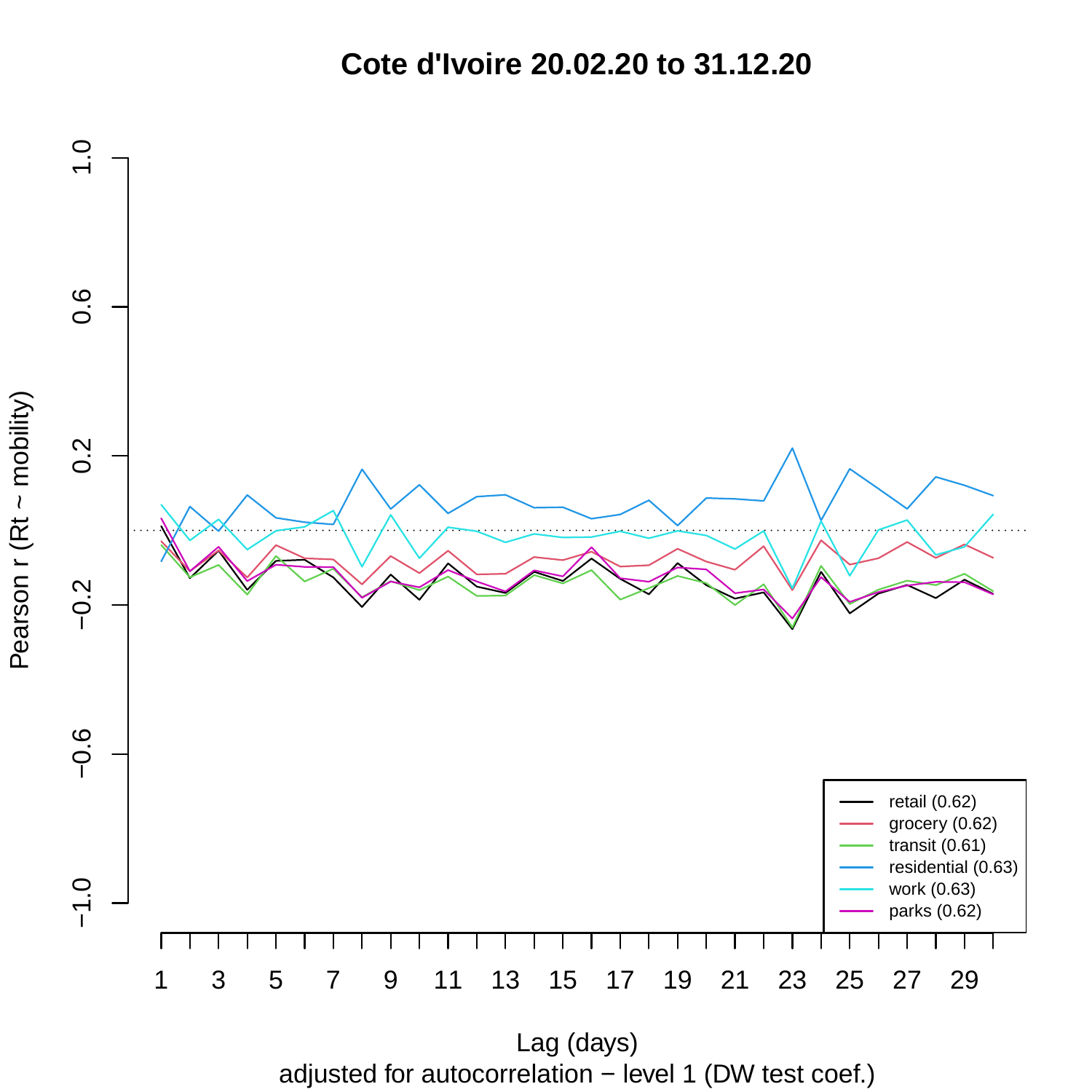# Cote d'Ivoire 20.02.20 to 31.12.20

Pearson r (Rt ~ mobility)

Lag (days)

adjusted for autocorrelation − level 1 (DW test coef.)

- retail (0.62)
- grocery (0.62)
- transit (0.61)
- residential (0.63)
- work (0.63)
- parks (0.62)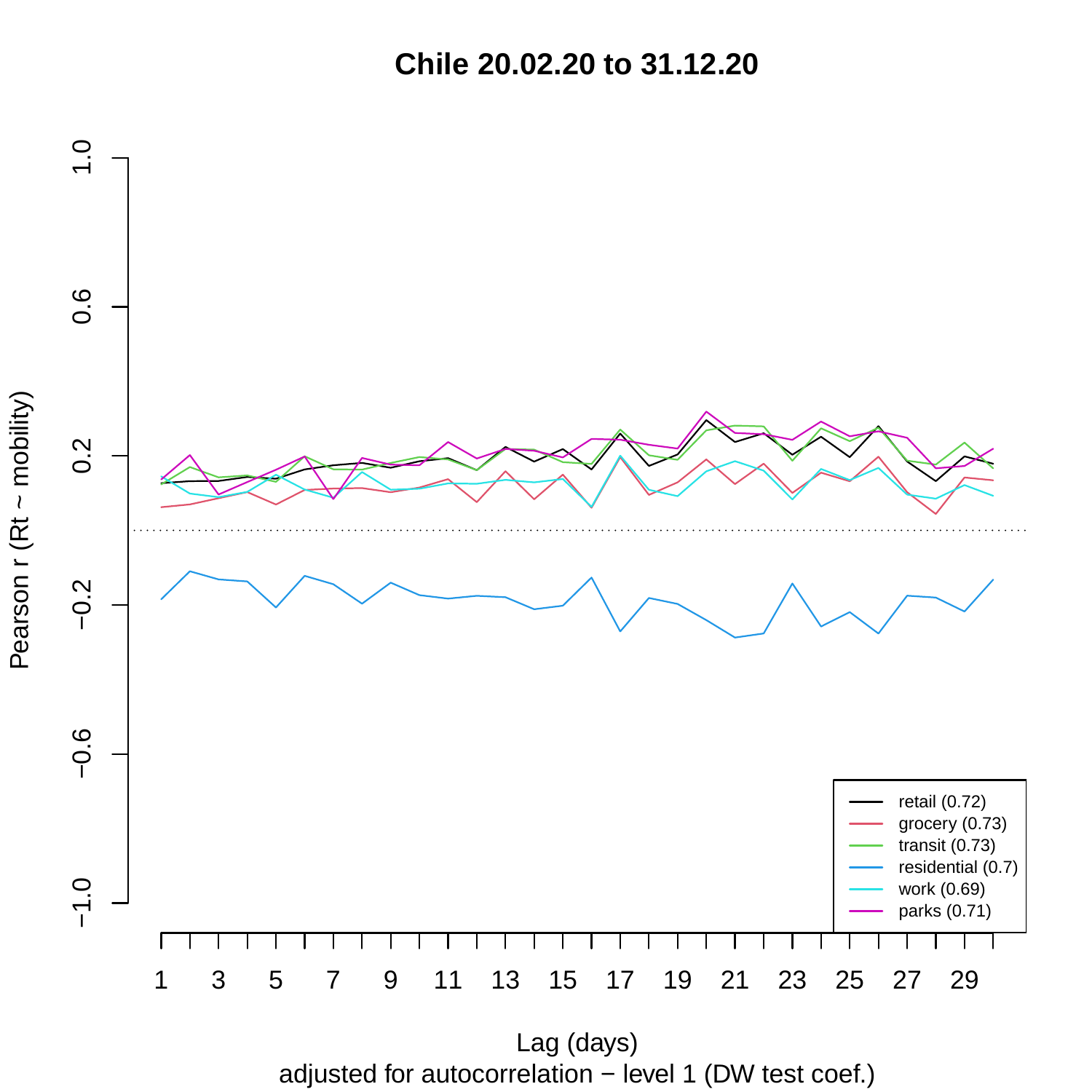# Chile 20.02.20 to 31.12.20

Pearson r (Rt ~ mobility)

Lag (days)

adjusted for autocorrelation − level 1 (DW test coef.)

- retail (0.72)
- grocery (0.73)
- transit (0.73)
- residential (0.7)
- work (0.69)
- parks (0.71)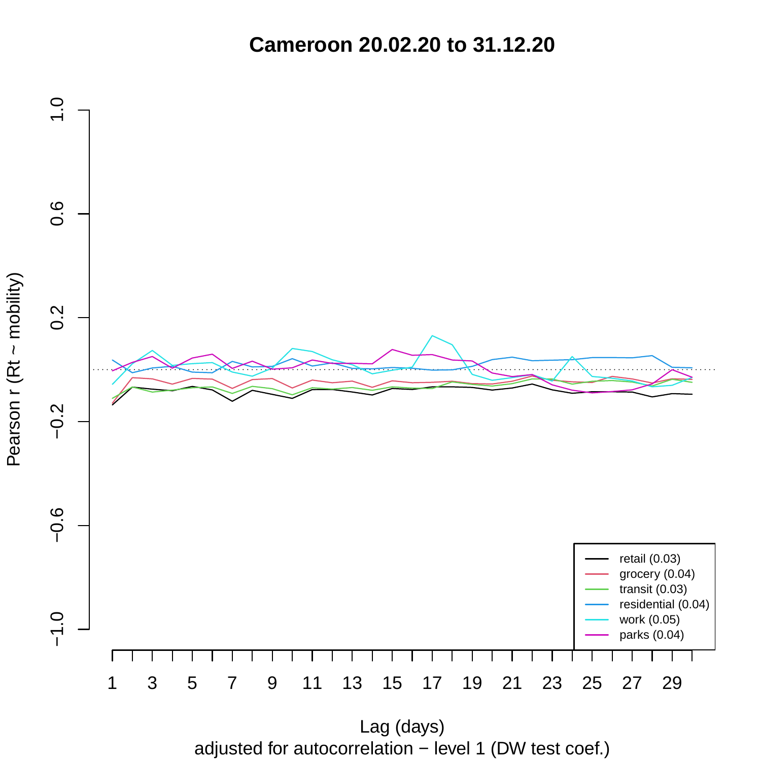# Cameroon 20.02.20 to 31.12.20

Pearson r (Rt ~ mobility)

Lag (days)

adjusted for autocorrelation − level 1 (DW test coef.)

- retail (0.03)
- grocery (0.04)
- transit (0.03)
- residential (0.04)
- work (0.05)
- parks (0.04)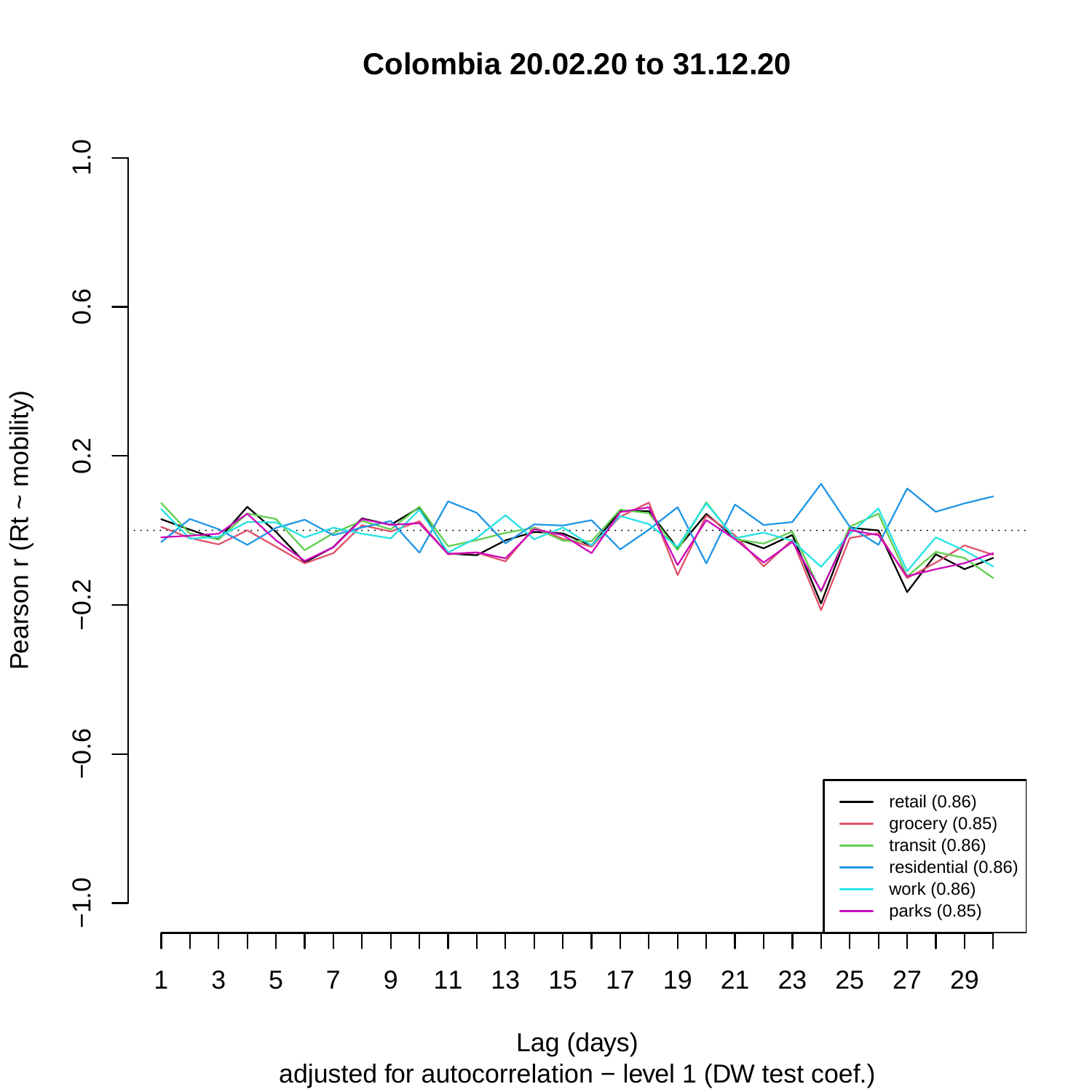# Colombia 20.02.20 to 31.12.20

Pearson r (Rt ~ mobility)

Lag (days)

adjusted for autocorrelation − level 1 (DW test coef.)

- retail (0.86)
- grocery (0.85)
- transit (0.86)
- residential (0.86)
- work (0.86)
- parks (0.85)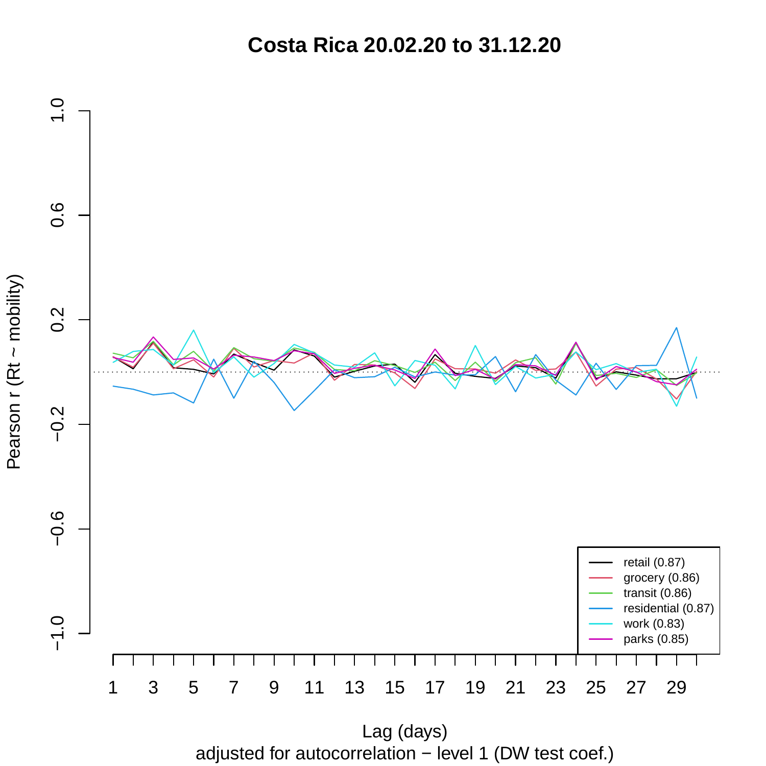# Costa Rica 20.02.20 to 31.12.20

Pearson r (Rt ~ mobility)

Lag (days)

adjusted for autocorrelation − level 1 (DW test coef.)

- retail (0.87)
- grocery (0.86)
- transit (0.86)
- residential (0.87)
- work (0.83)
- parks (0.85)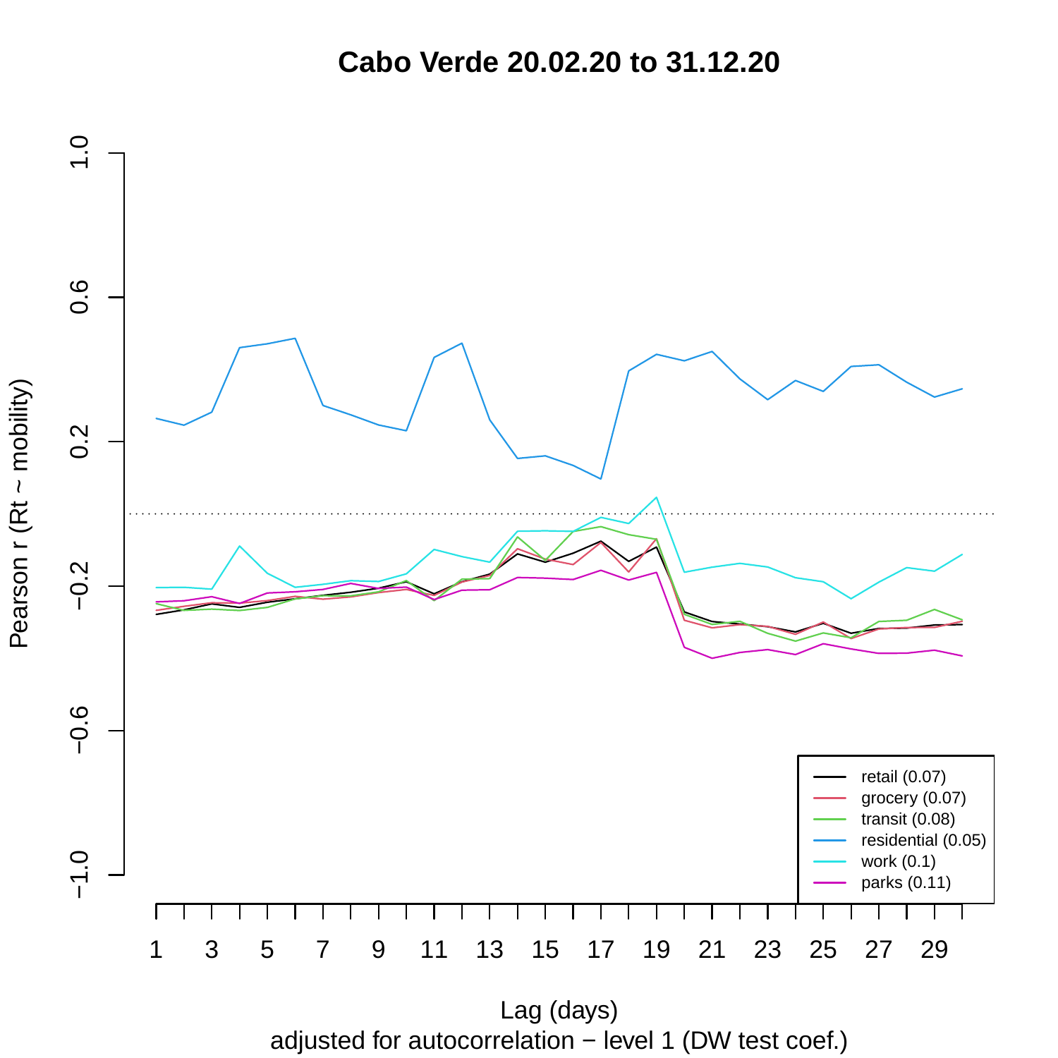# Cabo Verde 20.02.20 to 31.12.20

Pearson r (Rt ~ mobility)

Lag (days)

adjusted for autocorrelation − level 1 (DW test coef.)

- retail (0.07)
- grocery (0.07)
- transit (0.08)
- residential (0.05)
- work (0.1)
- parks (0.11)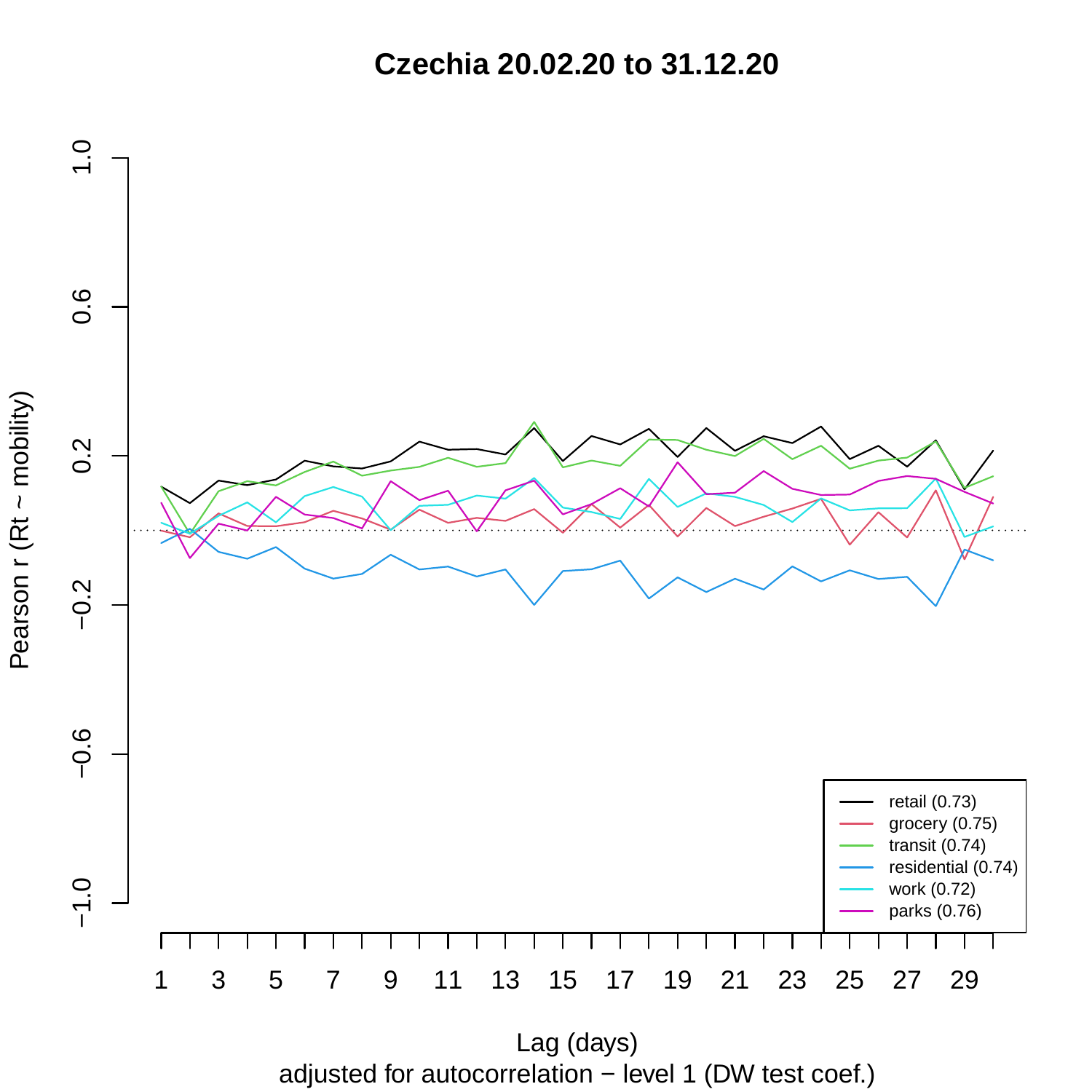# Czechia 20.02.20 to 31.12.20

Pearson r (Rt ~ mobility)

Lag (days)

adjusted for autocorrelation − level 1 (DW test coef.)

- retail (0.73)
- grocery (0.75)
- transit (0.74)
- residential (0.74)
- work (0.72)
- parks (0.76)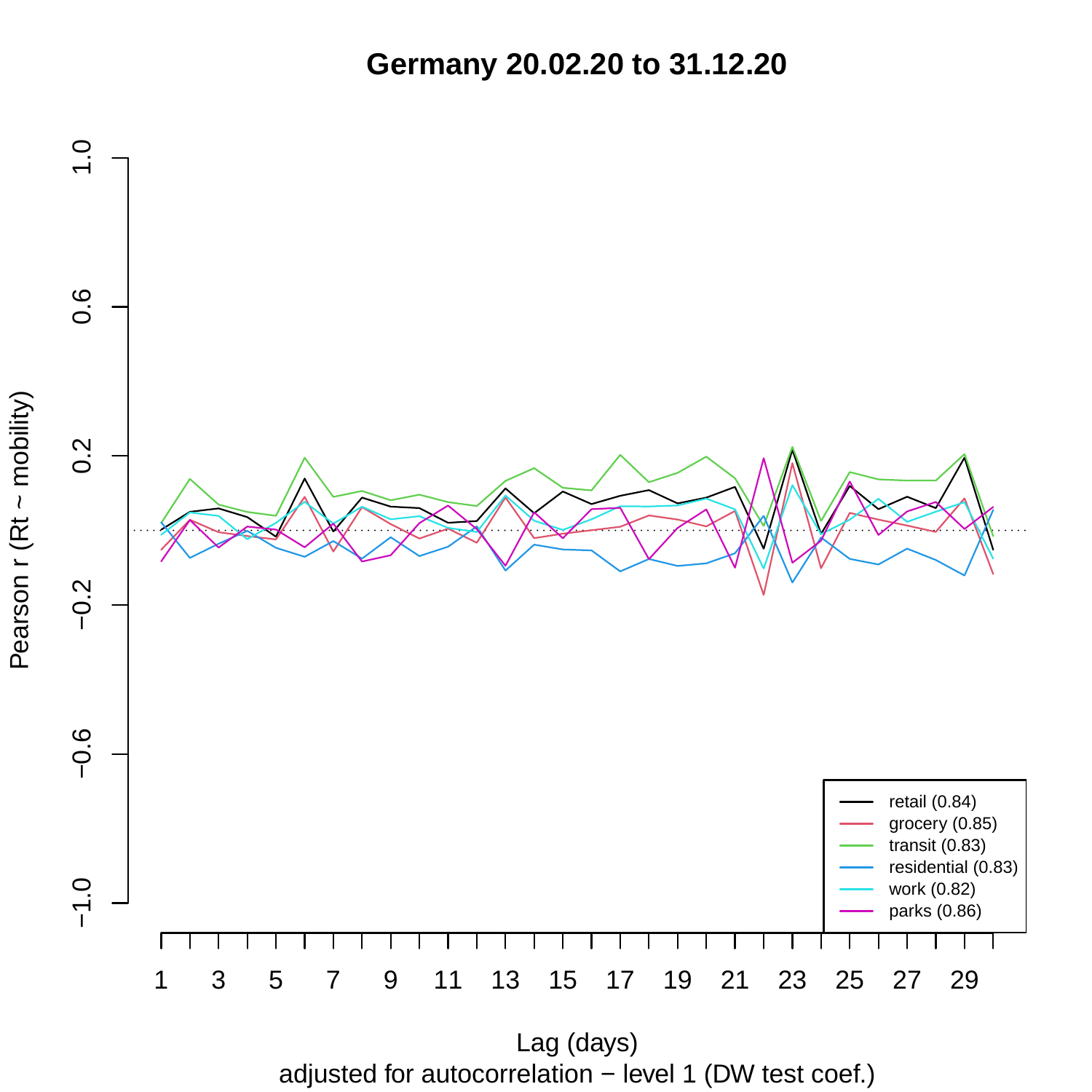# Germany 20.02.20 to 31.12.20

Pearson r (Rt ~ mobility)

Lag (days)

adjusted for autocorrelation − level 1 (DW test coef.)

- retail (0.84)
- grocery (0.85)
- transit (0.83)
- residential (0.83)
- work (0.82)
- parks (0.86)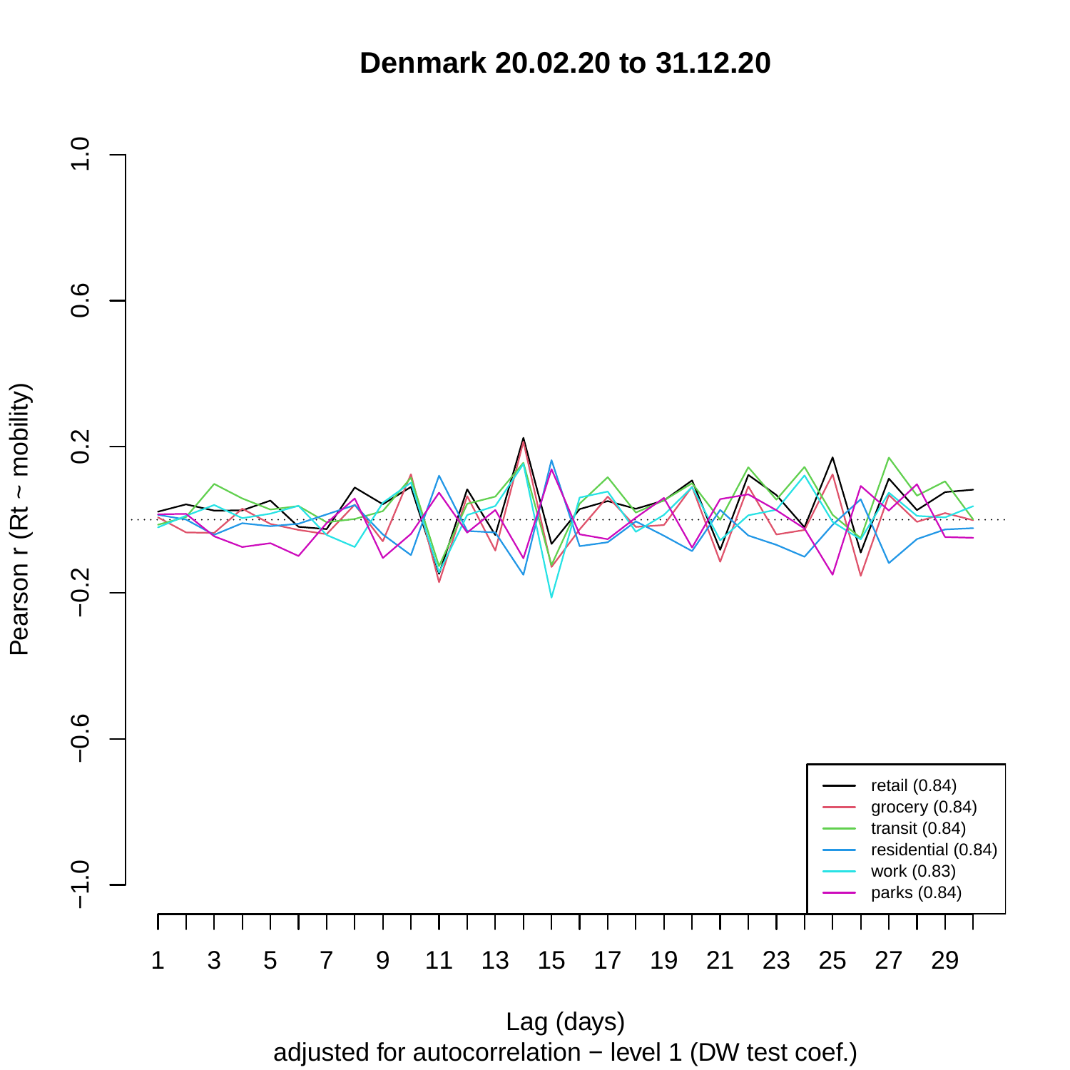# Denmark 20.02.20 to 31.12.20

Pearson r (Rt ~ mobility)

Lag (days)

adjusted for autocorrelation − level 1 (DW test coef.)

- retail (0.84)
- grocery (0.84)
- transit (0.84)
- residential (0.84)
- work (0.83)
- parks (0.84)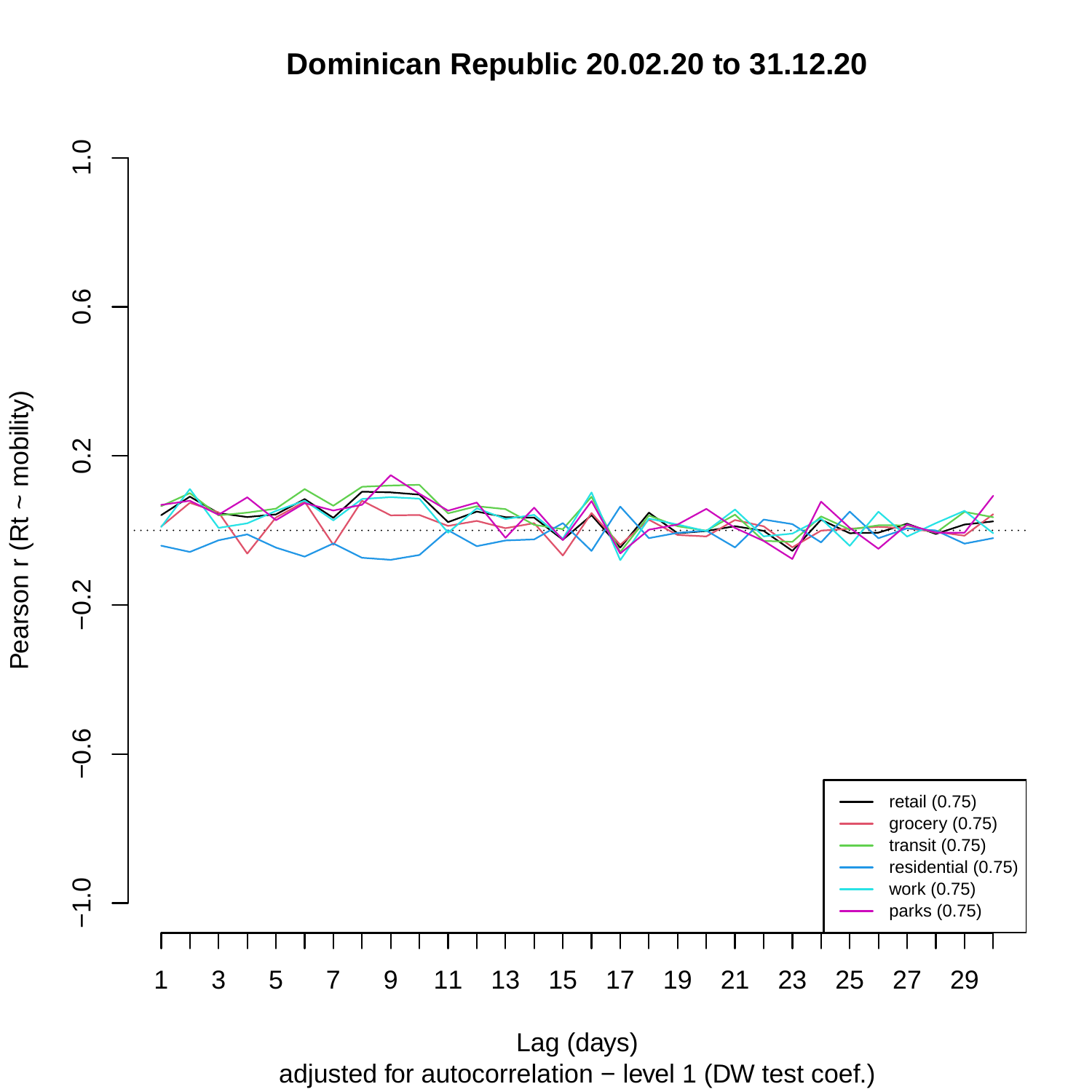# Dominican Republic 20.02.20 to 31.12.20

Pearson r (Rt ~ mobility)

Lag (days)

adjusted for autocorrelation − level 1 (DW test coef.)

- retail (0.75)
- grocery (0.75)
- transit (0.75)
- residential (0.75)
- work (0.75)
- parks (0.75)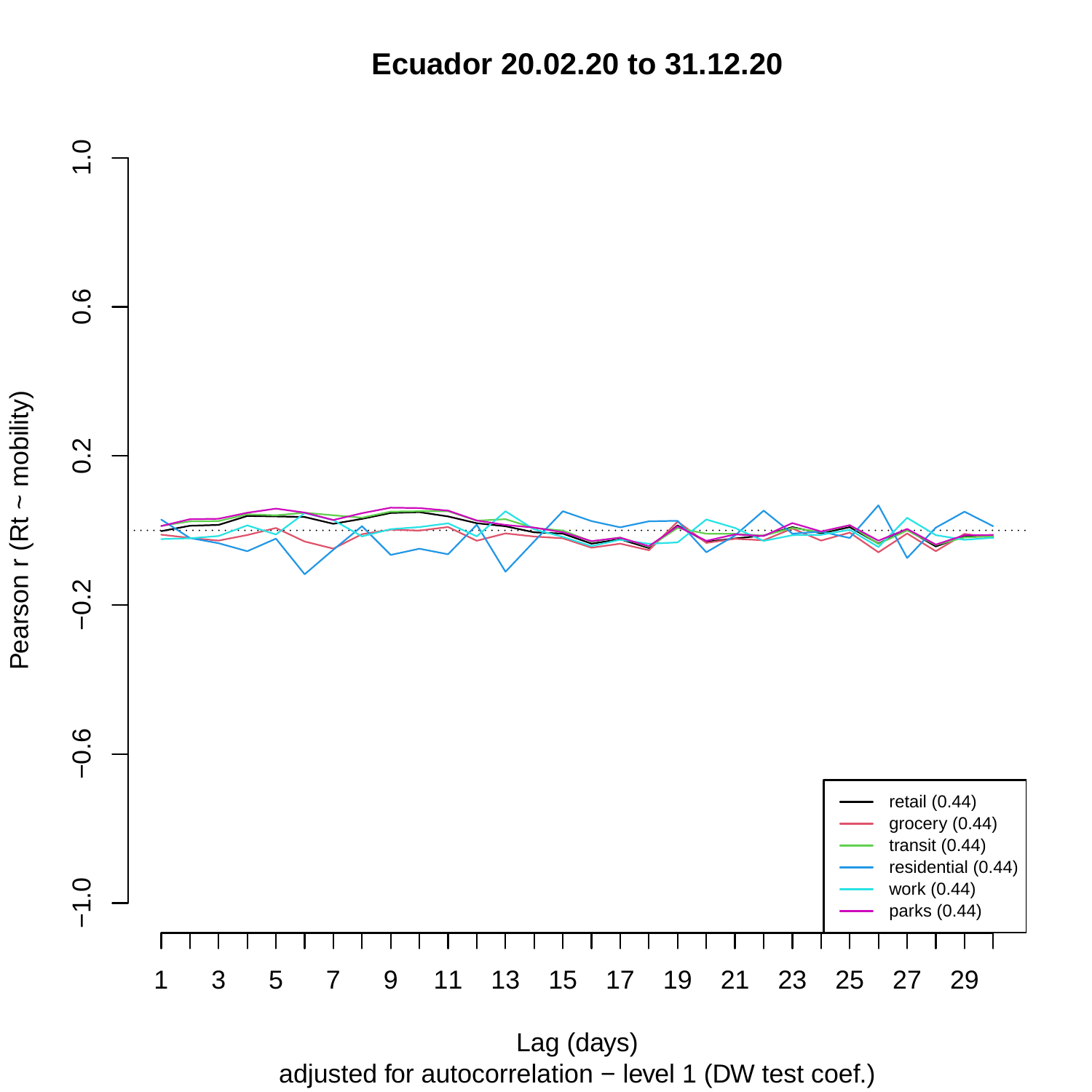# Ecuador 20.02.20 to 31.12.20

Pearson r (Rt ~ mobility)

Lag (days)

adjusted for autocorrelation − level 1 (DW test coef.)

- retail (0.44)
- grocery (0.44)
- transit (0.44)
- residential (0.44)
- work (0.44)
- parks (0.44)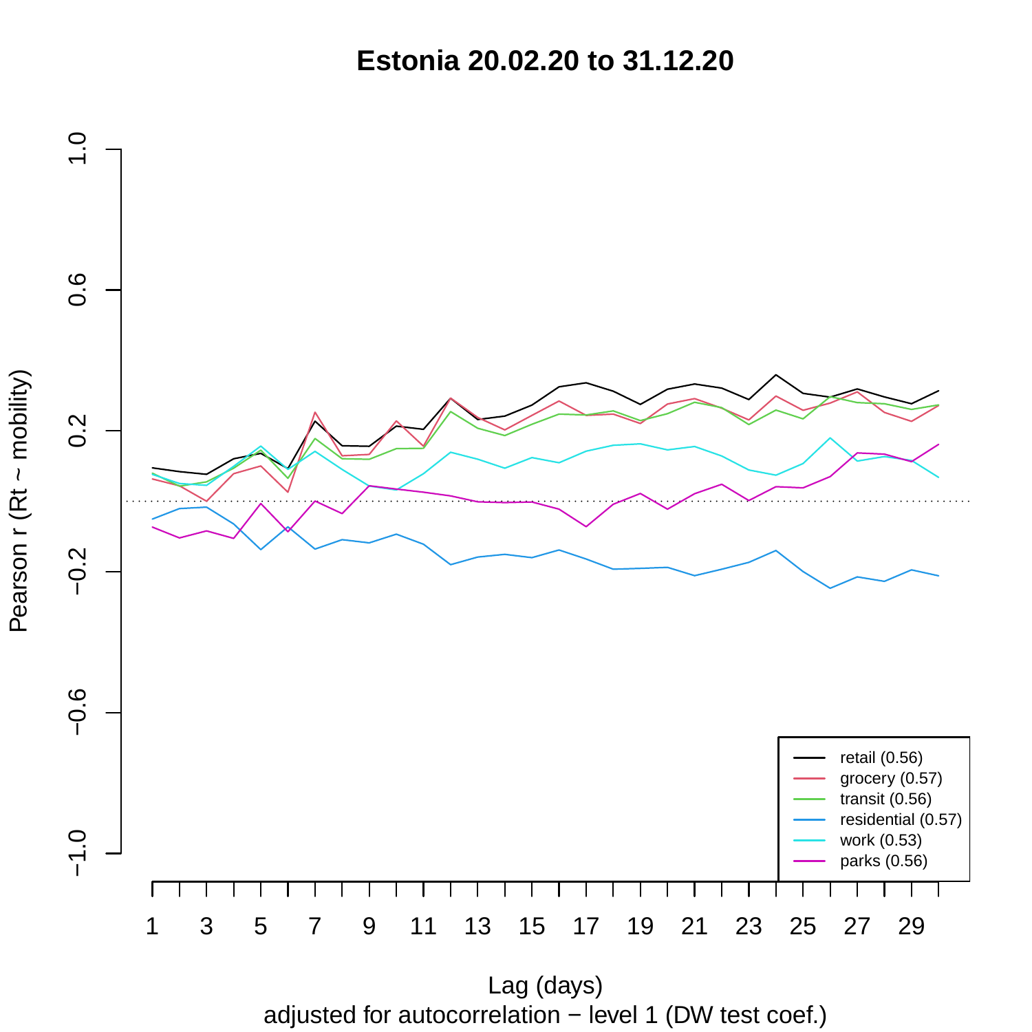# Estonia 20.02.20 to 31.12.20

Pearson r (Rt ~ mobility)

Lag (days)

adjusted for autocorrelation − level 1 (DW test coef.)

- retail (0.56)
- grocery (0.57)
- transit (0.56)
- residential (0.57)
- work (0.53)
- parks (0.56)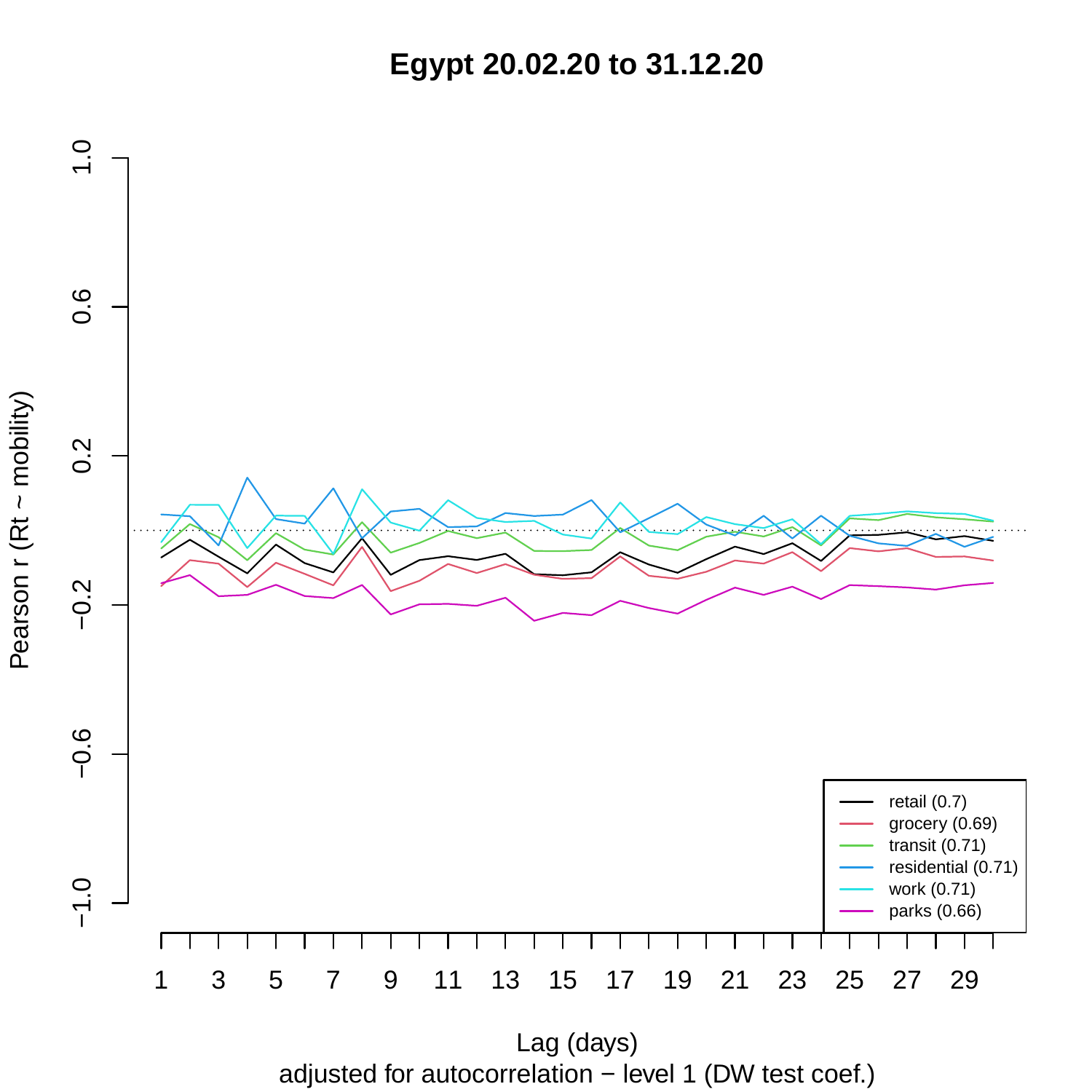# Egypt 20.02.20 to 31.12.20

Pearson r (Rt ~ mobility)

Lag (days)

adjusted for autocorrelation − level 1 (DW test coef.)

- retail (0.7)
- grocery (0.69)
- transit (0.71)
- residential (0.71)
- work (0.71)
- parks (0.66)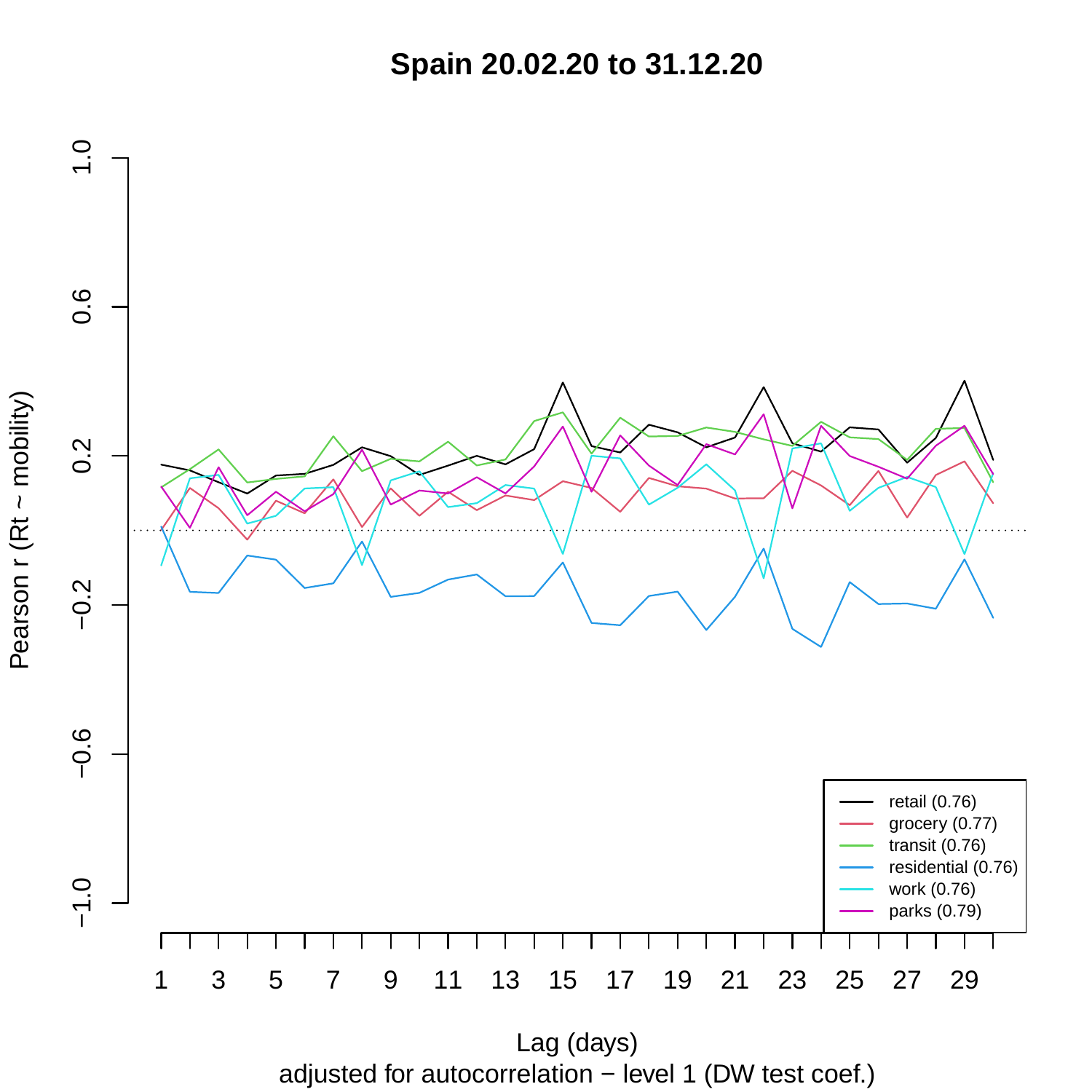# Spain 20.02.20 to 31.12.20

Pearson r (Rt ~ mobility)

Lag (days)

adjusted for autocorrelation − level 1 (DW test coef.)

- retail (0.76)
- grocery (0.77)
- transit (0.76)
- residential (0.76)
- work (0.76)
- parks (0.79)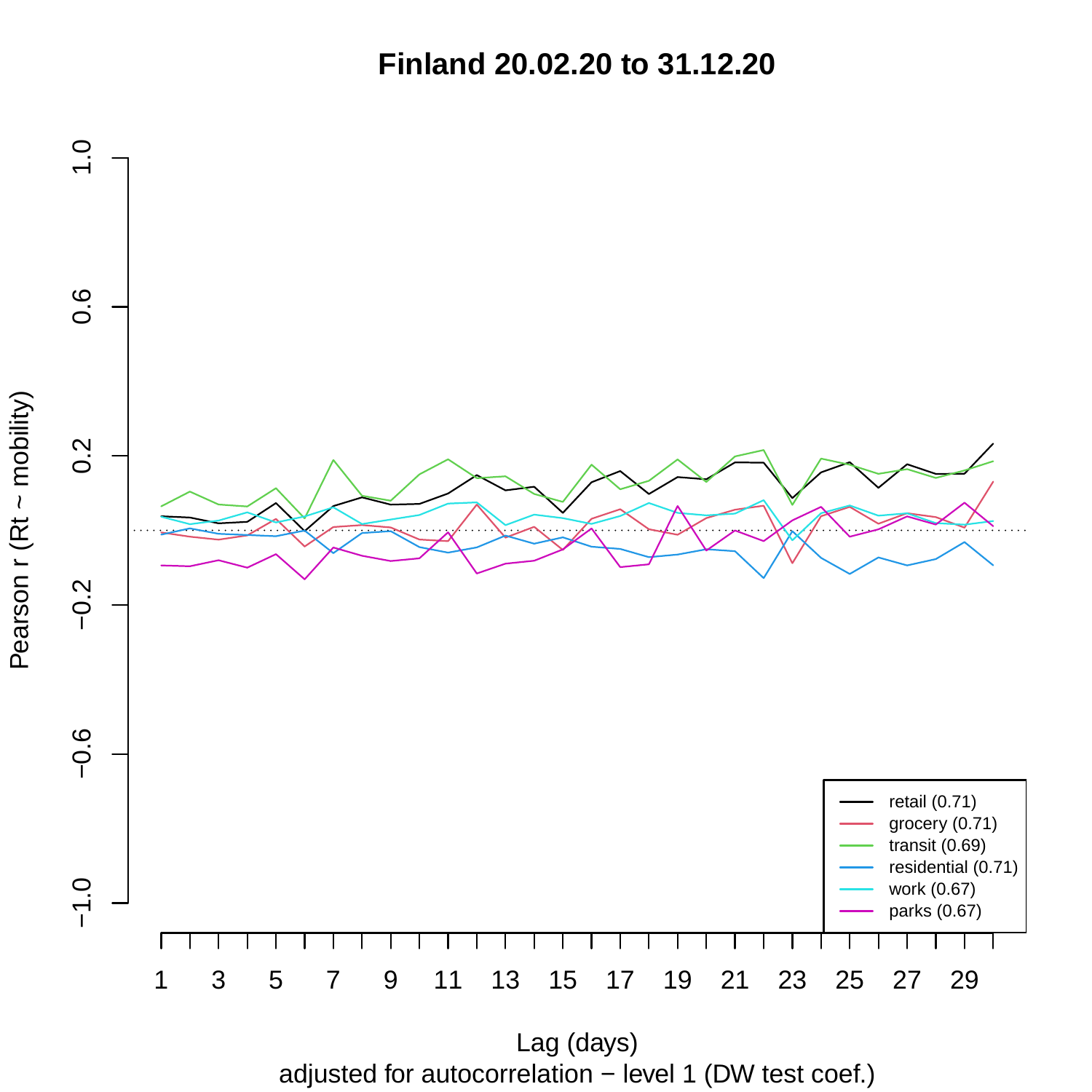# Finland 20.02.20 to 31.12.20

Pearson r (Rt ~ mobility)

Lag (days)

adjusted for autocorrelation − level 1 (DW test coef.)

- retail (0.71)
- grocery (0.71)
- transit (0.69)
- residential (0.71)
- work (0.67)
- parks (0.67)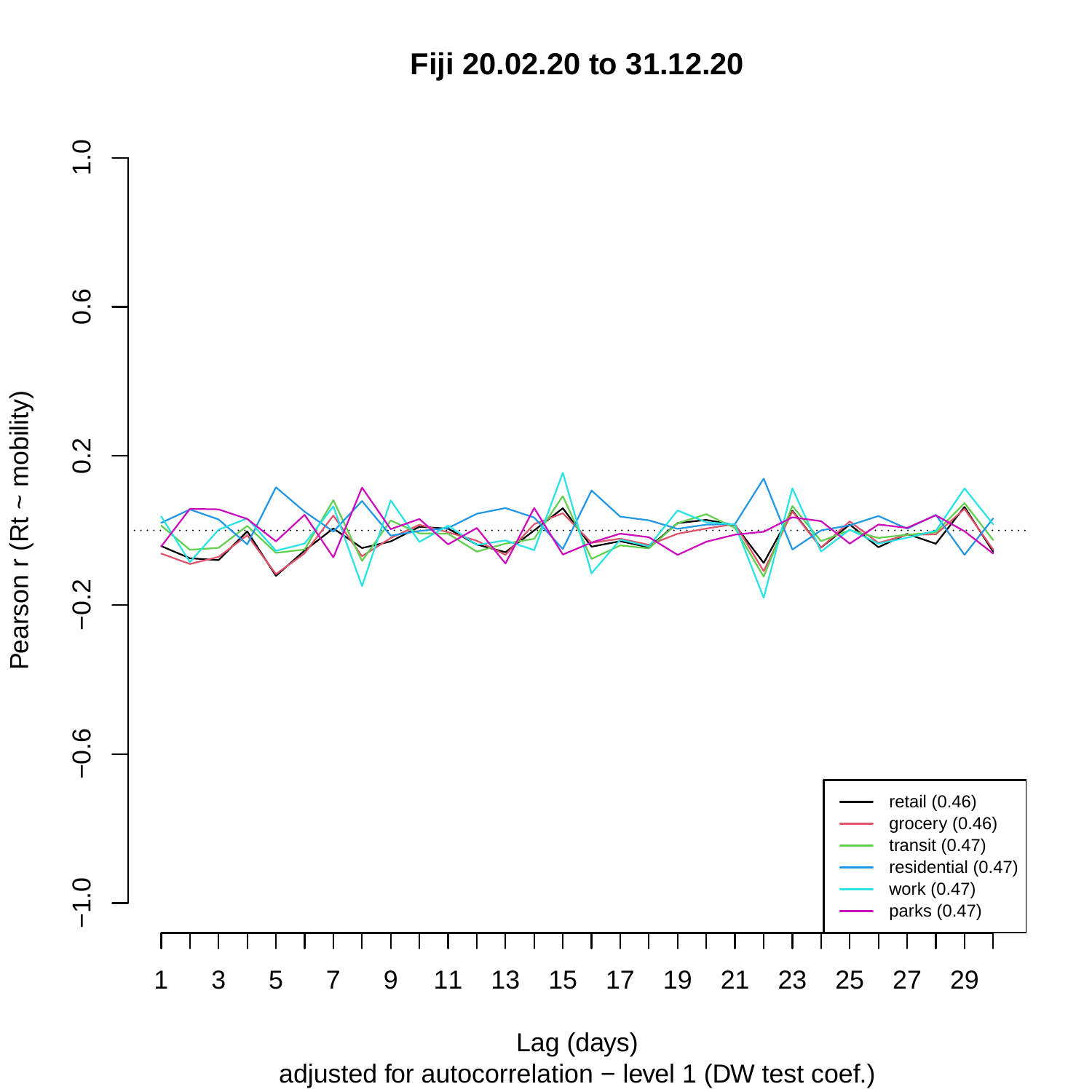# Fiji 20.02.20 to 31.12.20

Pearson r (Rt ~ mobility)

Lag (days)

adjusted for autocorrelation − level 1 (DW test coef.)

- retail (0.46)
- grocery (0.46)
- transit (0.47)
- residential (0.47)
- work (0.47)
- parks (0.47)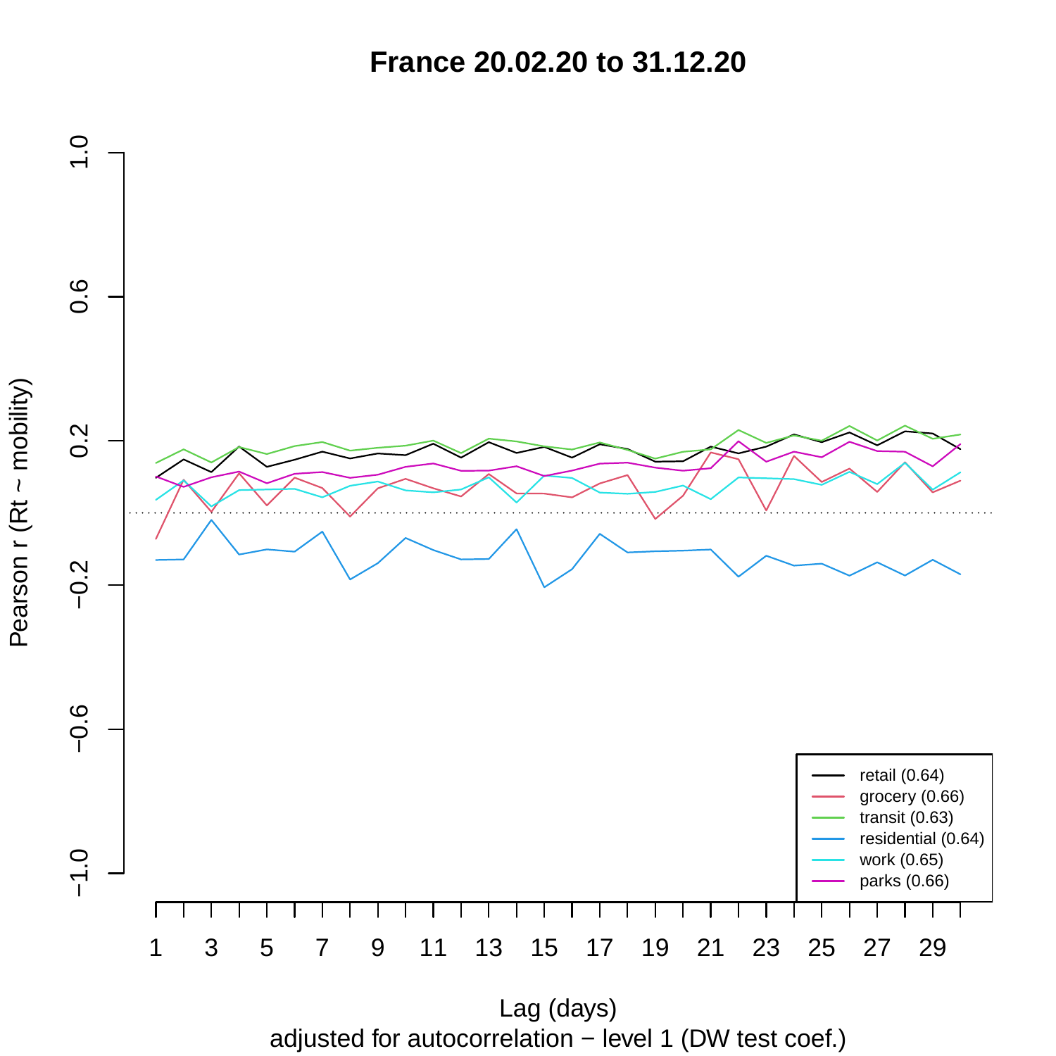# France 20.02.20 to 31.12.20

Pearson r (Rt ~ mobility)

Lag (days)

adjusted for autocorrelation − level 1 (DW test coef.)

- retail (0.64)
- grocery (0.66)
- transit (0.63)
- residential (0.64)
- work (0.65)
- parks (0.66)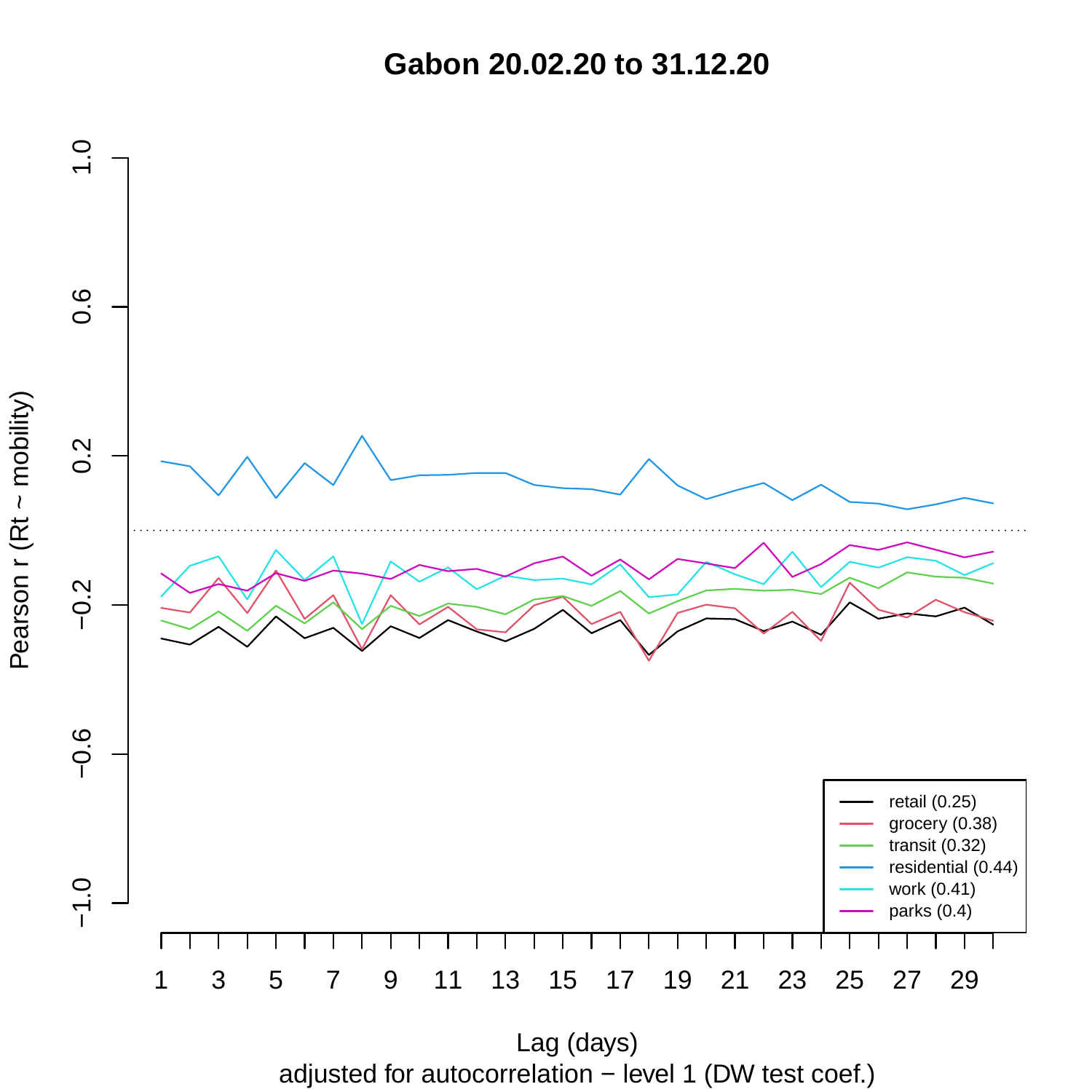# Gabon 20.02.20 to 31.12.20

Pearson r (Rt ~ mobility)

1.0
0.6
0.2
−0.2
−0.6
−1.0

retail (0.25)
grocery (0.38)
transit (0.32)
residential (0.44)
work (0.41)
parks (0.4)

1 3 5 7 9 11 13 15 17 19 21 23 25 27 29

Lag (days)

adjusted for autocorrelation − level 1 (DW test coef.)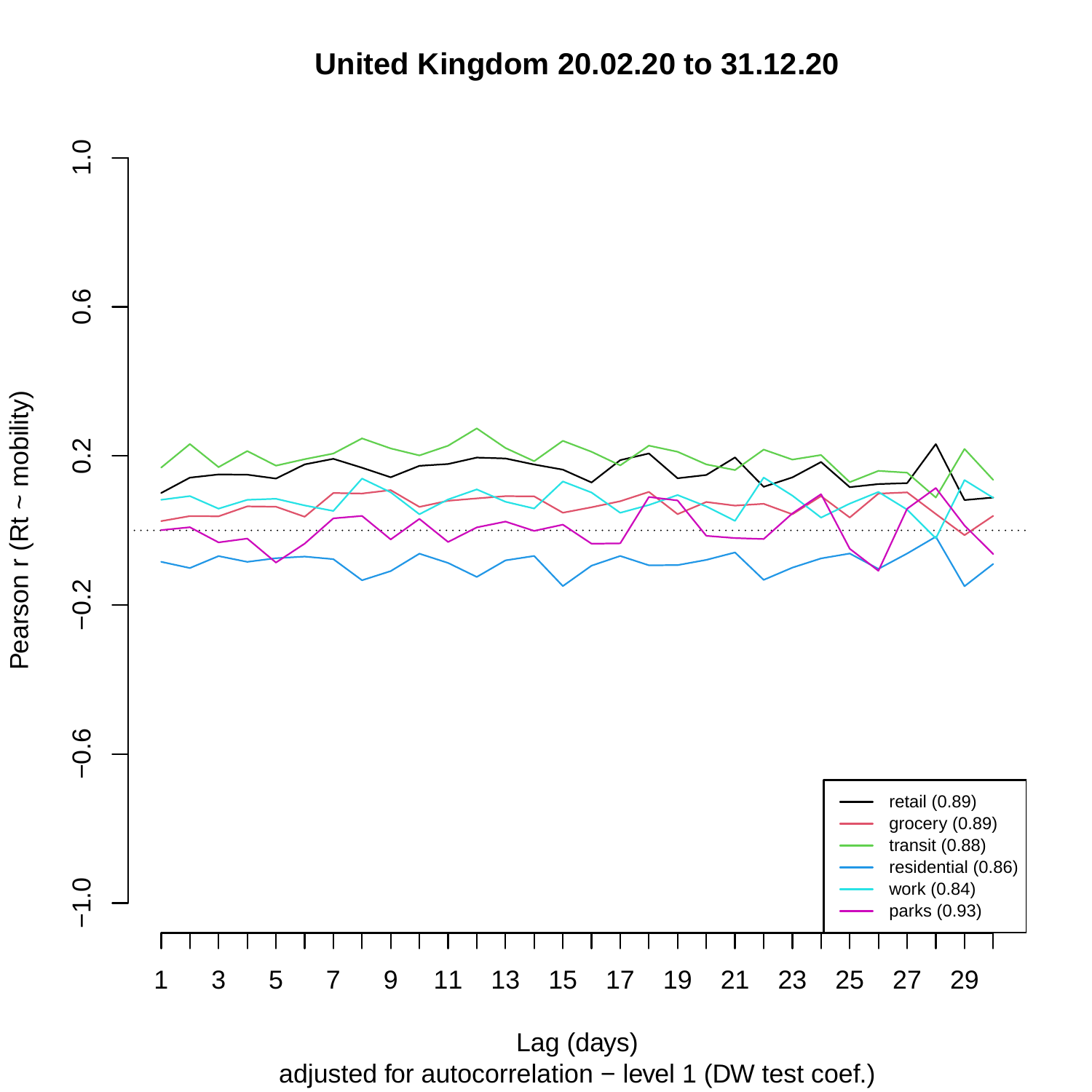# United Kingdom 20.02.20 to 31.12.20

Pearson r (Rt ~ mobility)

Lag (days)

adjusted for autocorrelation − level 1 (DW test coef.)

- retail (0.89)
- grocery (0.89)
- transit (0.88)
- residential (0.86)
- work (0.84)
- parks (0.93)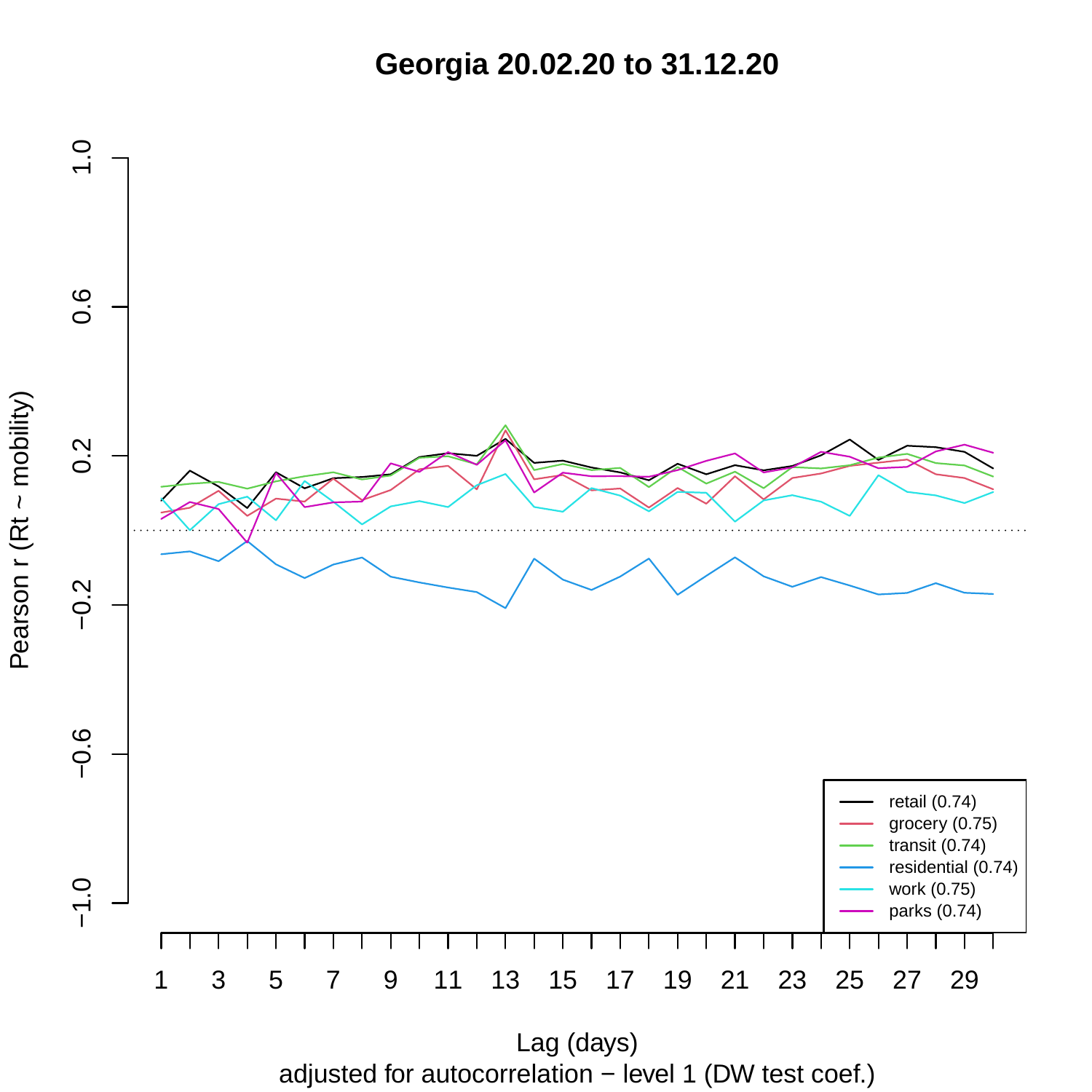# Georgia 20.02.20 to 31.12.20

Pearson r (Rt ~ mobility)

Lag (days)

adjusted for autocorrelation − level 1 (DW test coef.)

- retail (0.74)
- grocery (0.75)
- transit (0.74)
- residential (0.74)
- work (0.75)
- parks (0.74)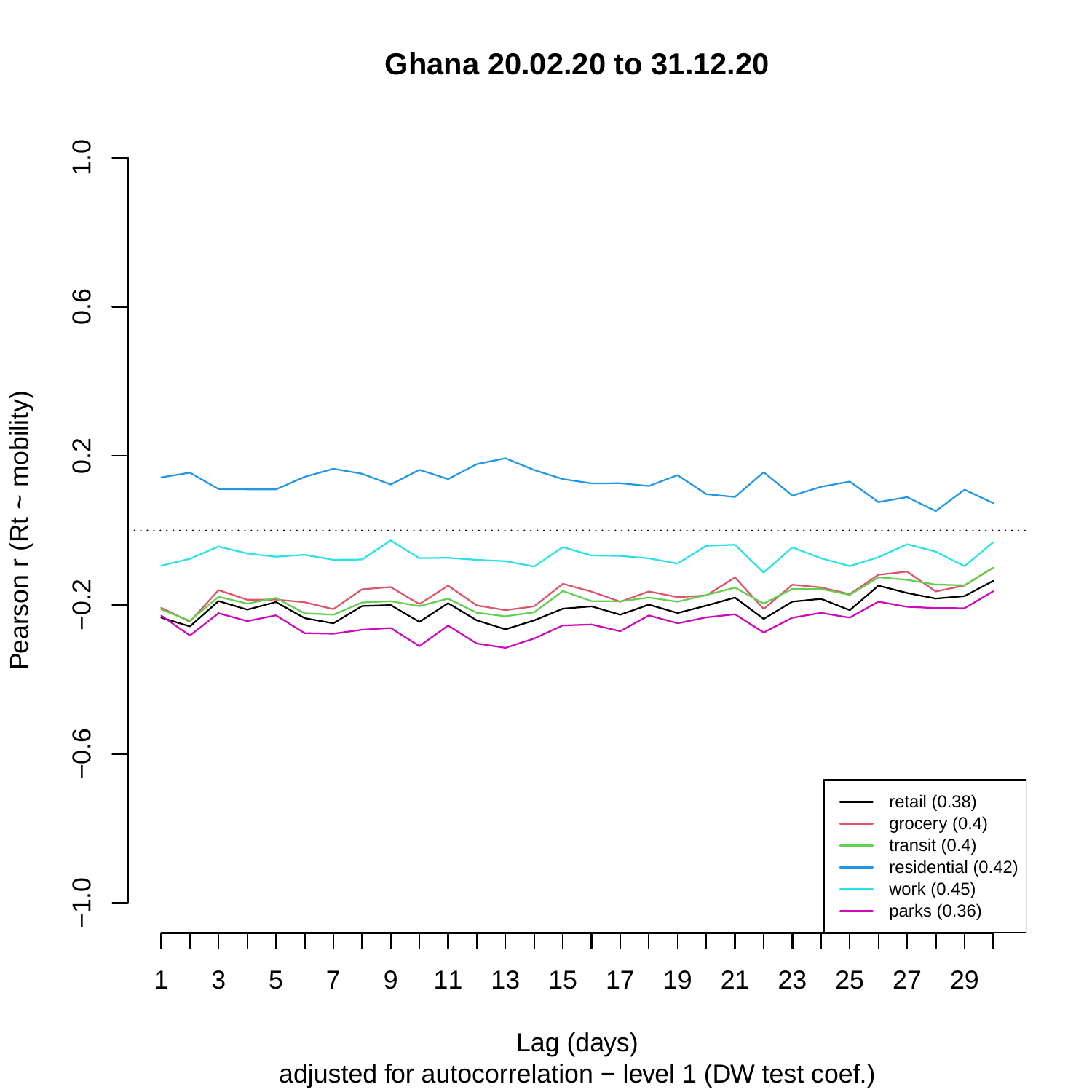# Ghana 20.02.20 to 31.12.20

Pearson r (Rt ~ mobility)

Lag (days)

adjusted for autocorrelation − level 1 (DW test coef.)

- retail (0.38)
- grocery (0.4)
- transit (0.4)
- residential (0.42)
- work (0.45)
- parks (0.36)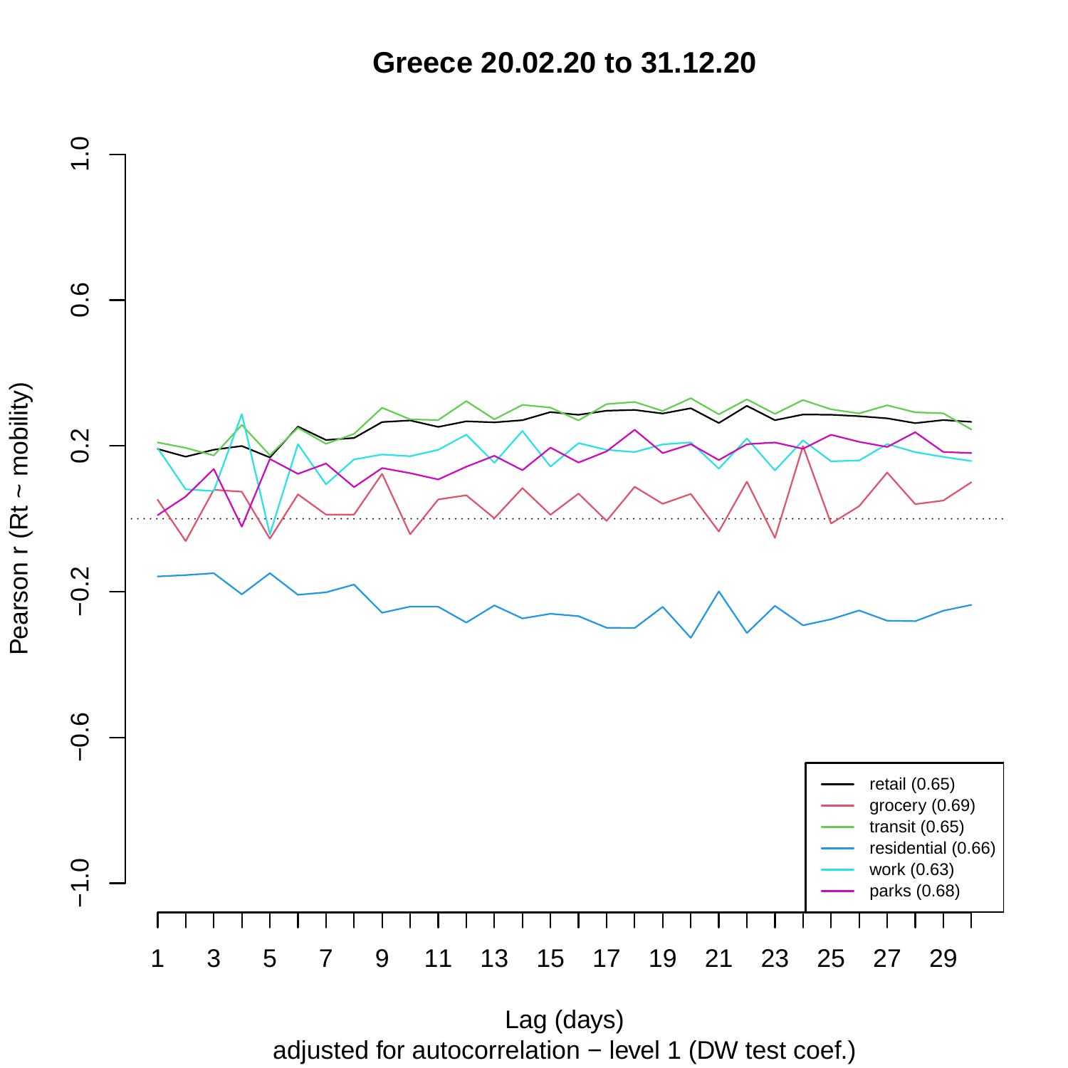# Greece 20.02.20 to 31.12.20

Pearson r (Rt ~ mobility)

Lag (days)

adjusted for autocorrelation − level 1 (DW test coef.)

- retail (0.65)
- grocery (0.69)
- transit (0.65)
- residential (0.66)
- work (0.63)
- parks (0.68)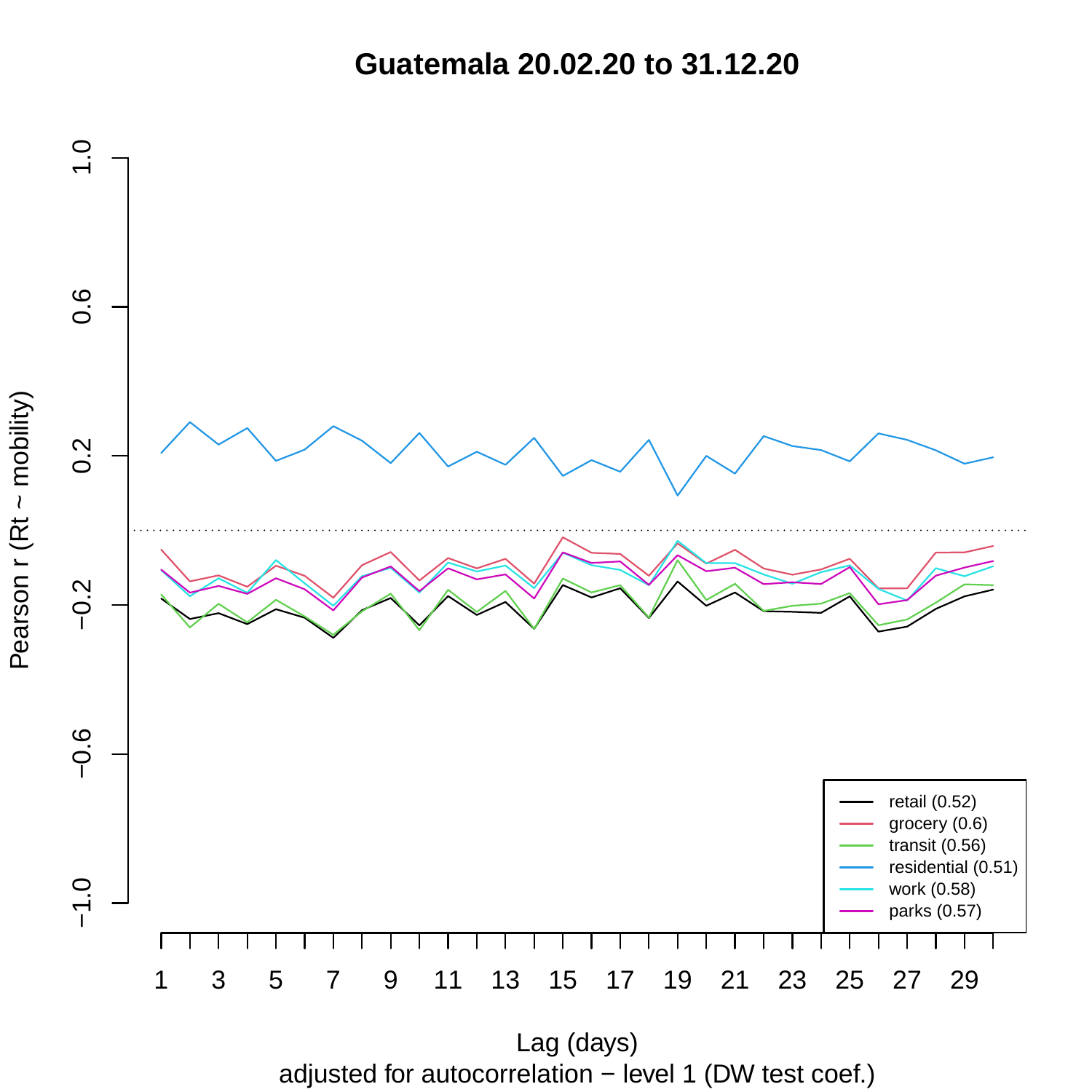# Guatemala 20.02.20 to 31.12.20

Pearson r (Rt ~ mobility)

Lag (days)

adjusted for autocorrelation − level 1 (DW test coef.)

- retail (0.52)
- grocery (0.6)
- transit (0.56)
- residential (0.51)
- work (0.58)
- parks (0.57)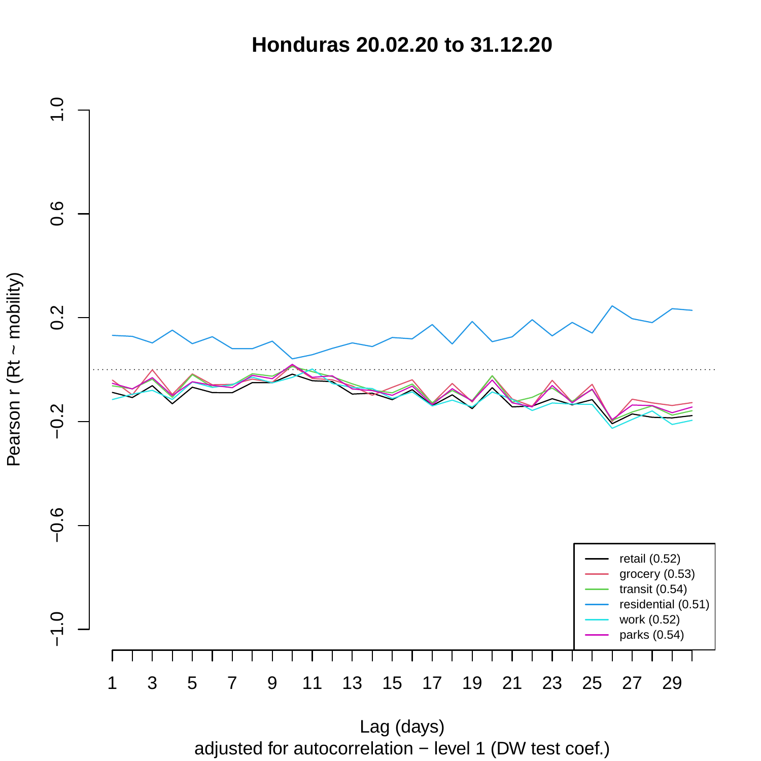# Honduras 20.02.20 to 31.12.20

Pearson r (Rt ~ mobility)

Lag (days)

adjusted for autocorrelation − level 1 (DW test coef.)

- retail (0.52)
- grocery (0.53)
- transit (0.54)
- residential (0.51)
- work (0.52)
- parks (0.54)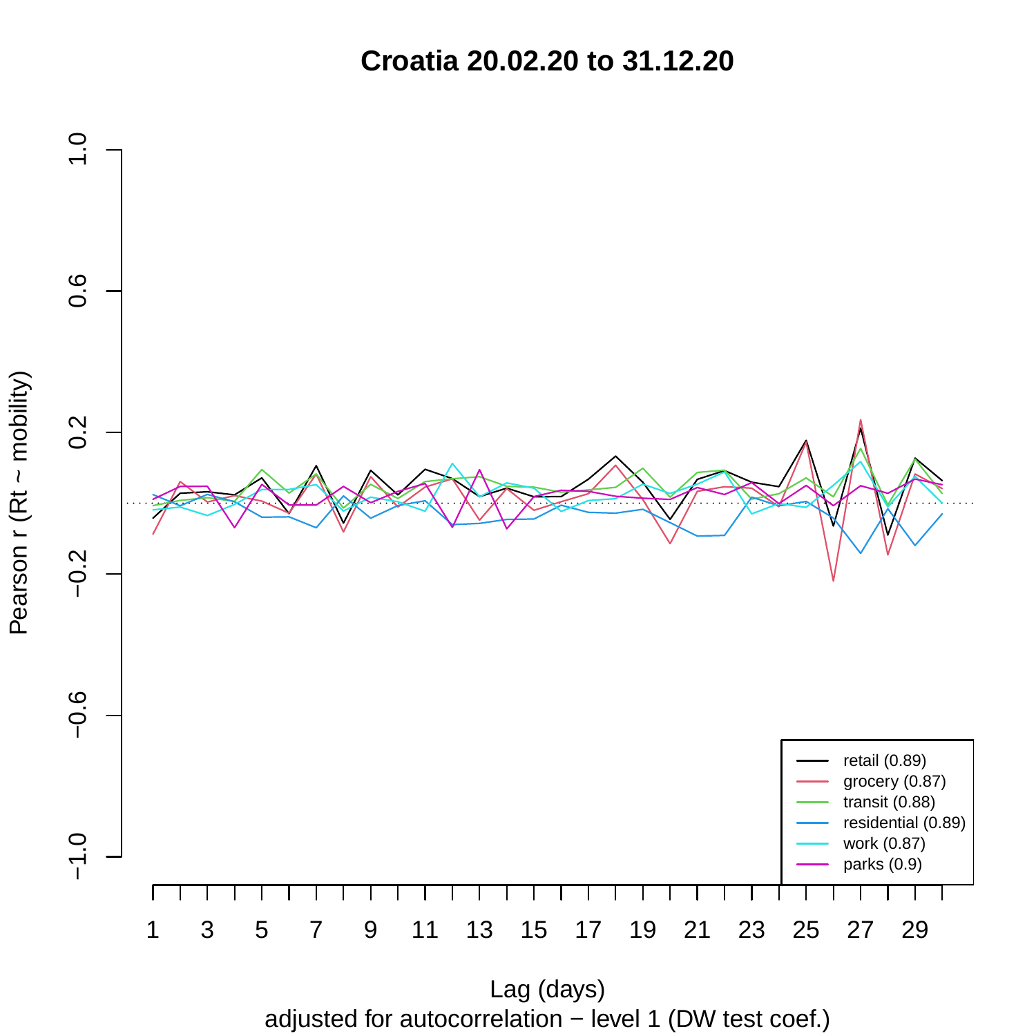# Croatia 20.02.20 to 31.12.20

Pearson r (Rt ~ mobility)

Lag (days)

adjusted for autocorrelation − level 1 (DW test coef.)

- retail (0.89)
- grocery (0.87)
- transit (0.88)
- residential (0.89)
- work (0.87)
- parks (0.9)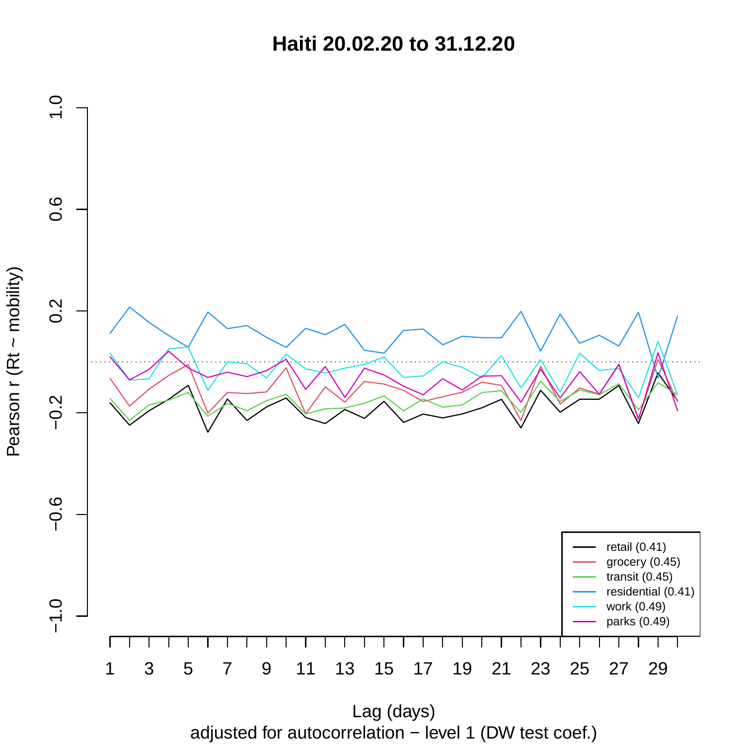# Haiti 20.02.20 to 31.12.20

Pearson r (Rt ~ mobility)

Lag (days)

adjusted for autocorrelation − level 1 (DW test coef.)

- retail (0.41)
- grocery (0.45)
- transit (0.45)
- residential (0.41)
- work (0.49)
- parks (0.49)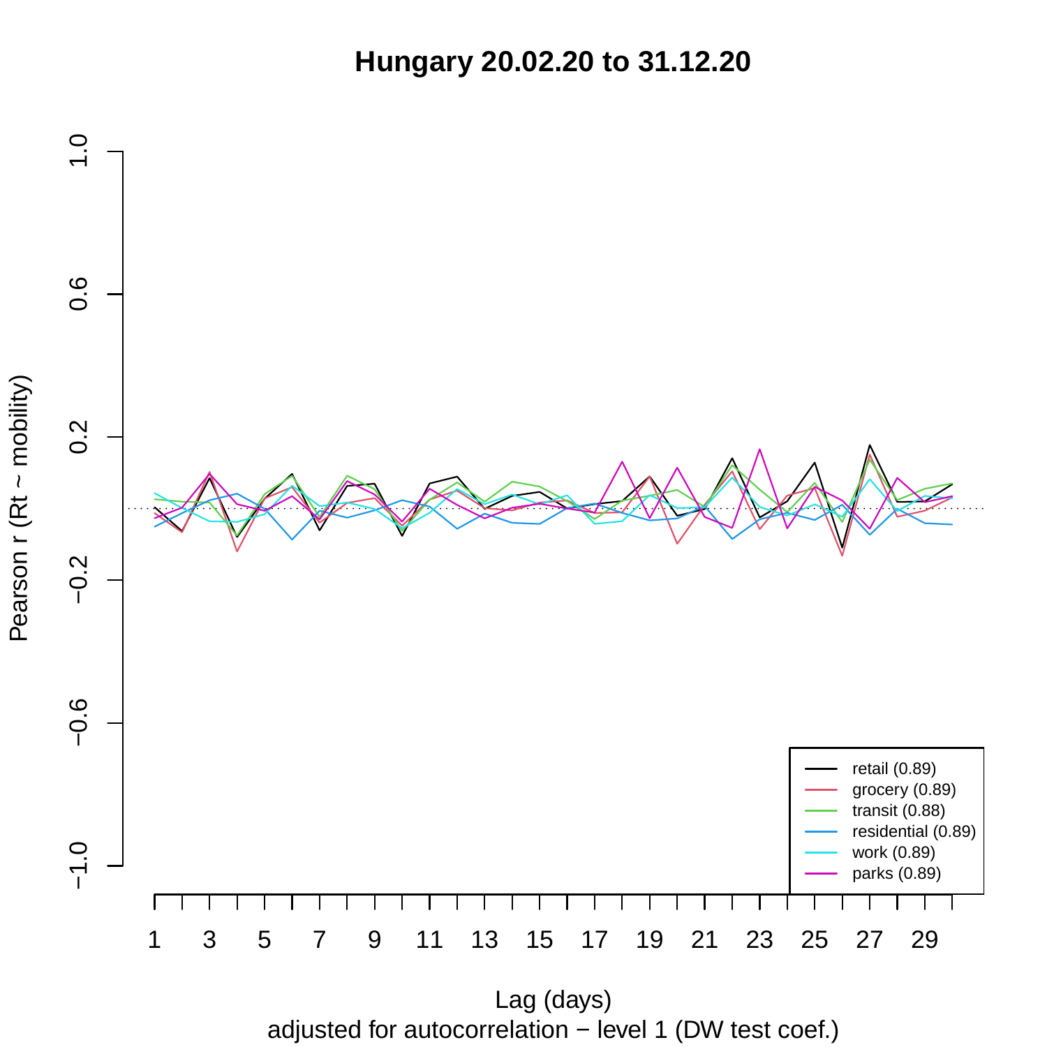# Hungary 20.02.20 to 31.12.20

Pearson r (Rt ~ mobility)

Lag (days)

adjusted for autocorrelation − level 1 (DW test coef.)

- retail (0.89)
- grocery (0.89)
- transit (0.88)
- residential (0.89)
- work (0.89)
- parks (0.89)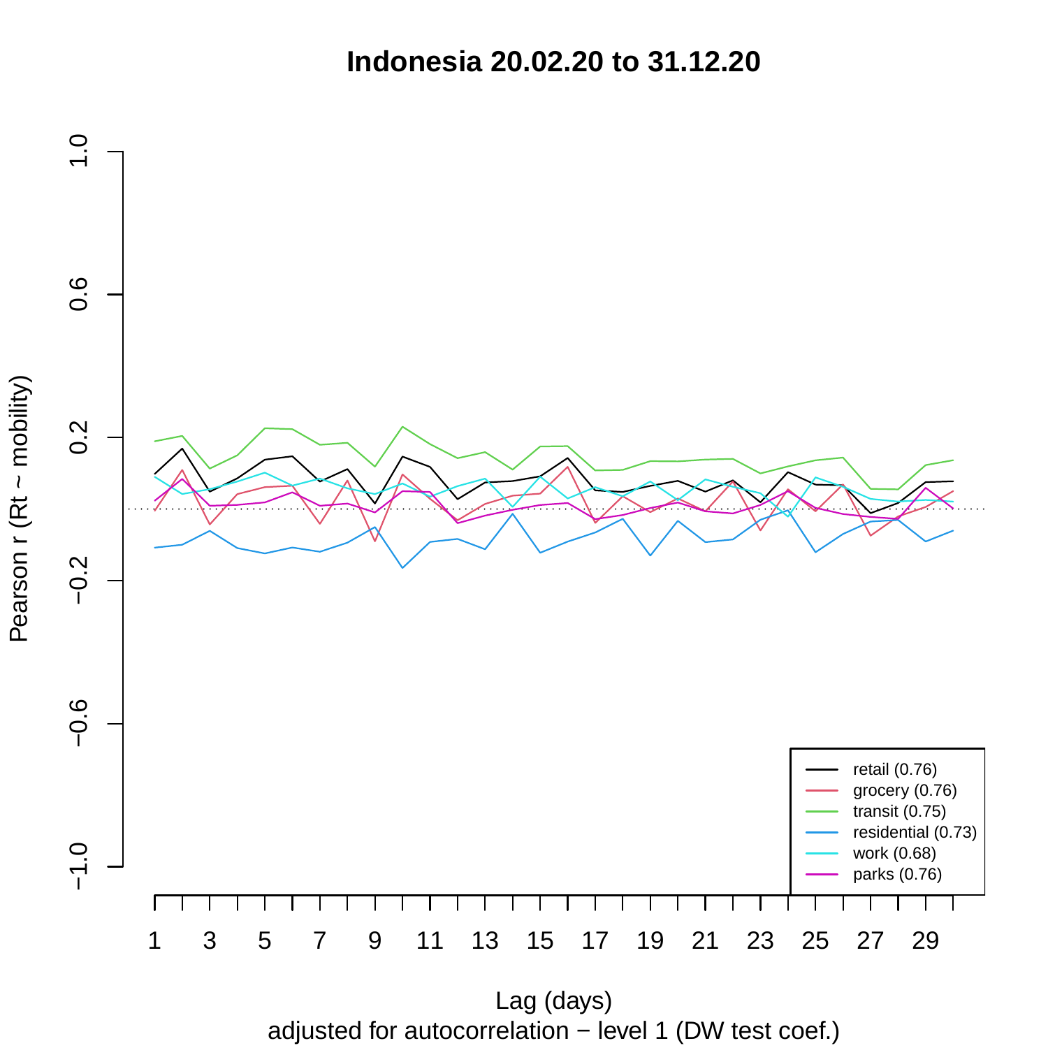# Indonesia 20.02.20 to 31.12.20

Pearson r (Rt ~ mobility)

Lag (days)

adjusted for autocorrelation − level 1 (DW test coef.)

- retail (0.76)
- grocery (0.76)
- transit (0.75)
- residential (0.73)
- work (0.68)
- parks (0.76)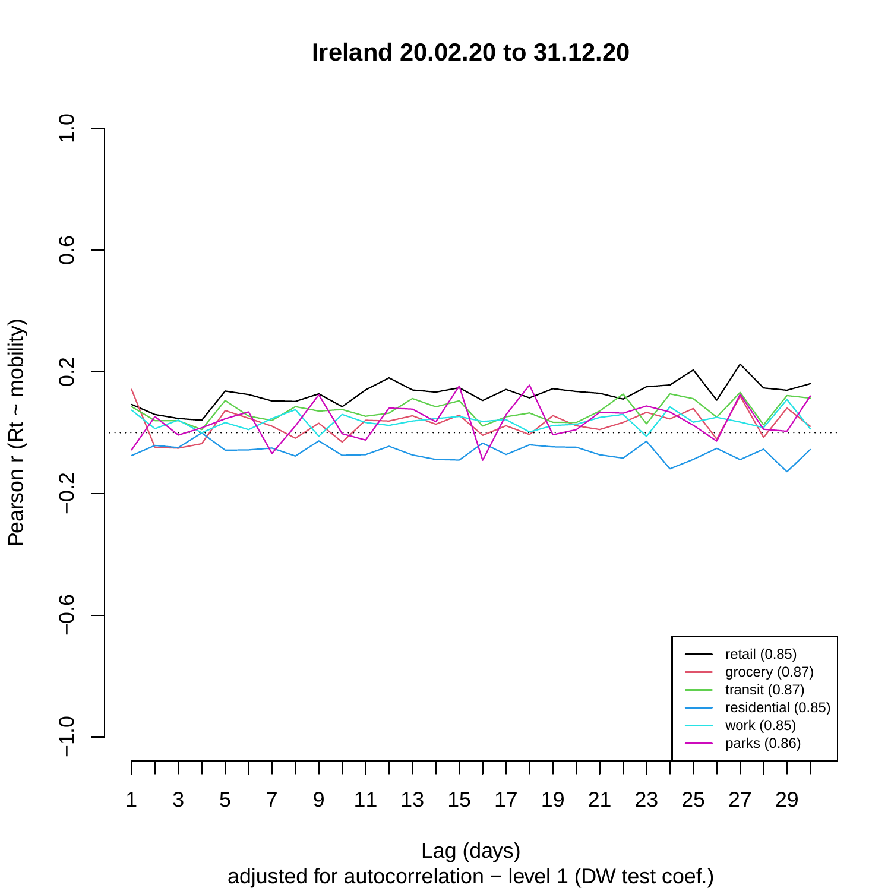# Ireland 20.02.20 to 31.12.20

Pearson r (Rt ~ mobility)

Lag (days)

adjusted for autocorrelation − level 1 (DW test coef.)

- retail (0.85)
- grocery (0.87)
- transit (0.87)
- residential (0.85)
- work (0.85)
- parks (0.86)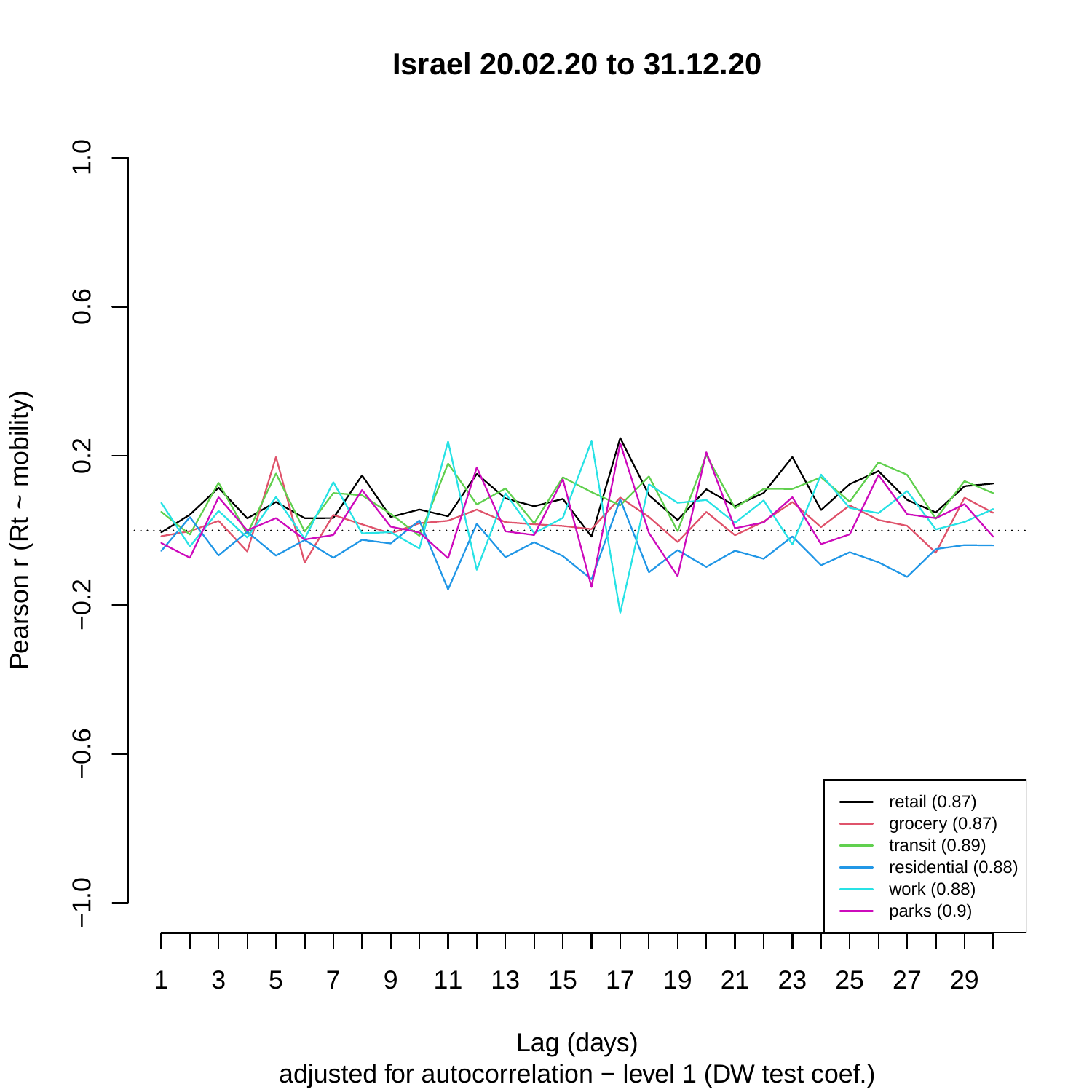# Israel 20.02.20 to 31.12.20

Pearson r (Rt ~ mobility)

Lag (days)

adjusted for autocorrelation − level 1 (DW test coef.)

- retail (0.87)
- grocery (0.87)
- transit (0.89)
- residential (0.88)
- work (0.88)
- parks (0.9)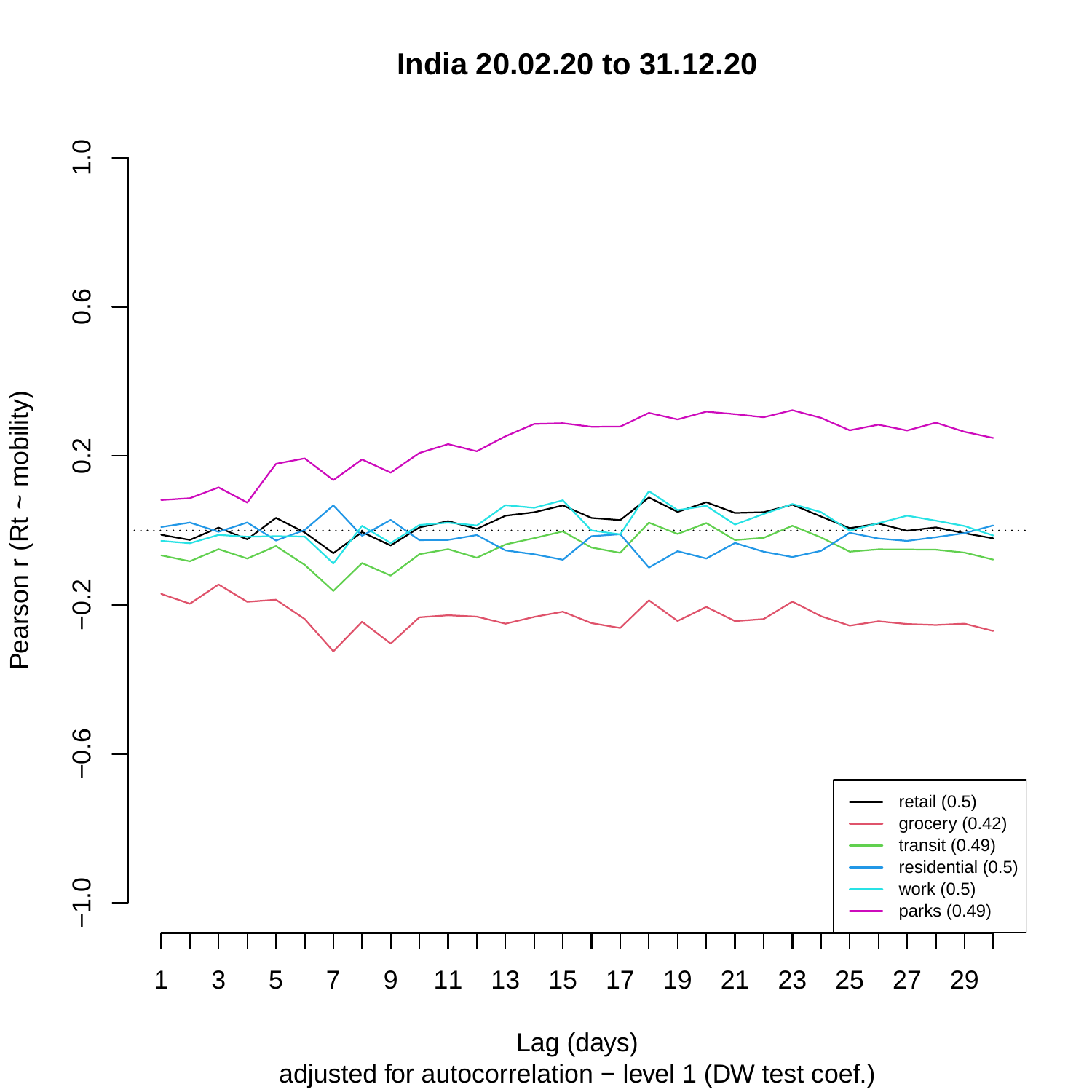# India 20.02.20 to 31.12.20

Pearson r (Rt ~ mobility)

Lag (days)

adjusted for autocorrelation − level 1 (DW test coef.)

- retail (0.5)
- grocery (0.42)
- transit (0.49)
- residential (0.5)
- work (0.5)
- parks (0.49)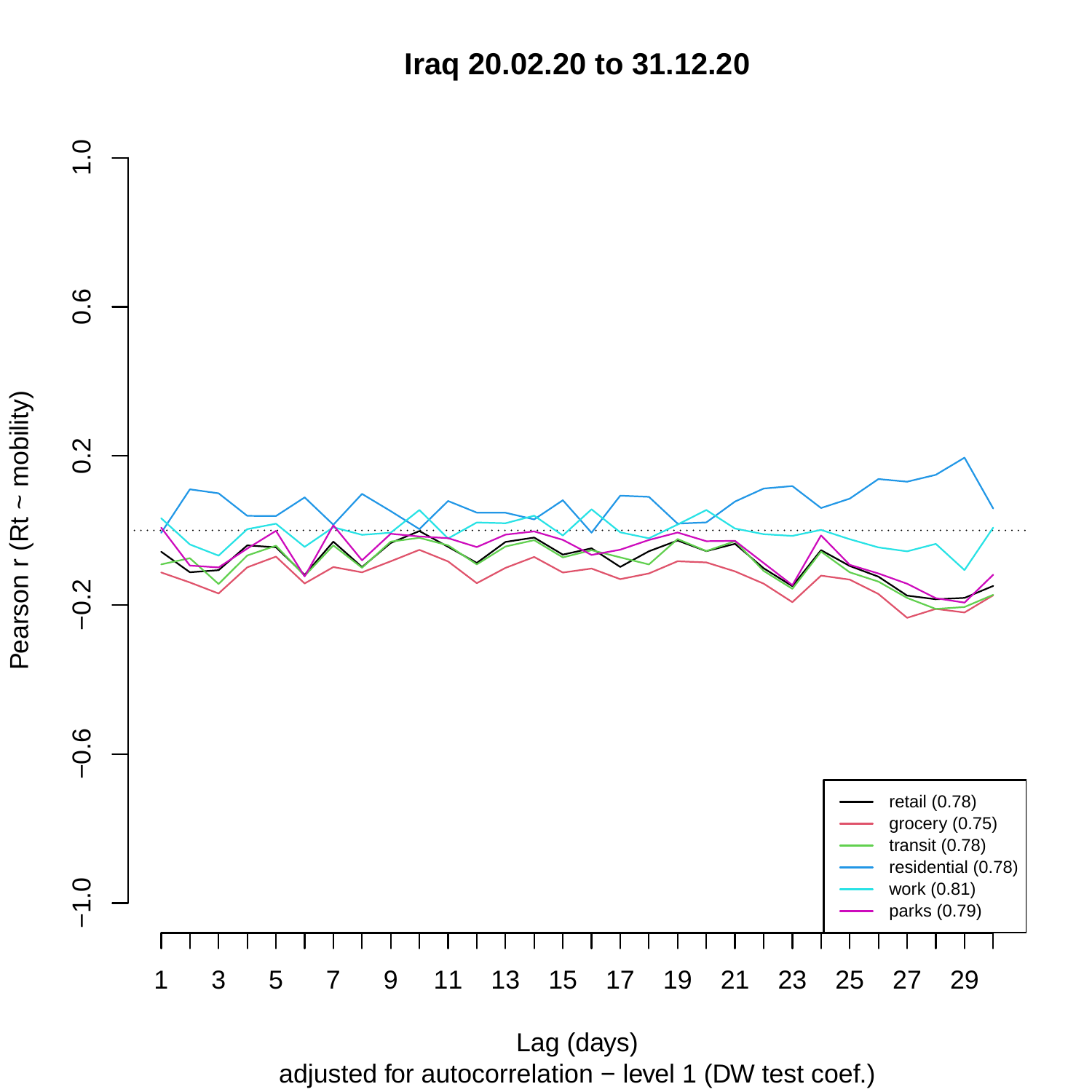# Iraq 20.02.20 to 31.12.20

Pearson r (Rt ~ mobility)

1.0
0.6
0.2
−0.2
−0.6
−1.0

1 3 5 7 9 11 13 15 17 19 21 23 25 27 29

Lag (days)

adjusted for autocorrelation − level 1 (DW test coef.)

- retail (0.78)
- grocery (0.75)
- transit (0.78)
- residential (0.78)
- work (0.81)
- parks (0.79)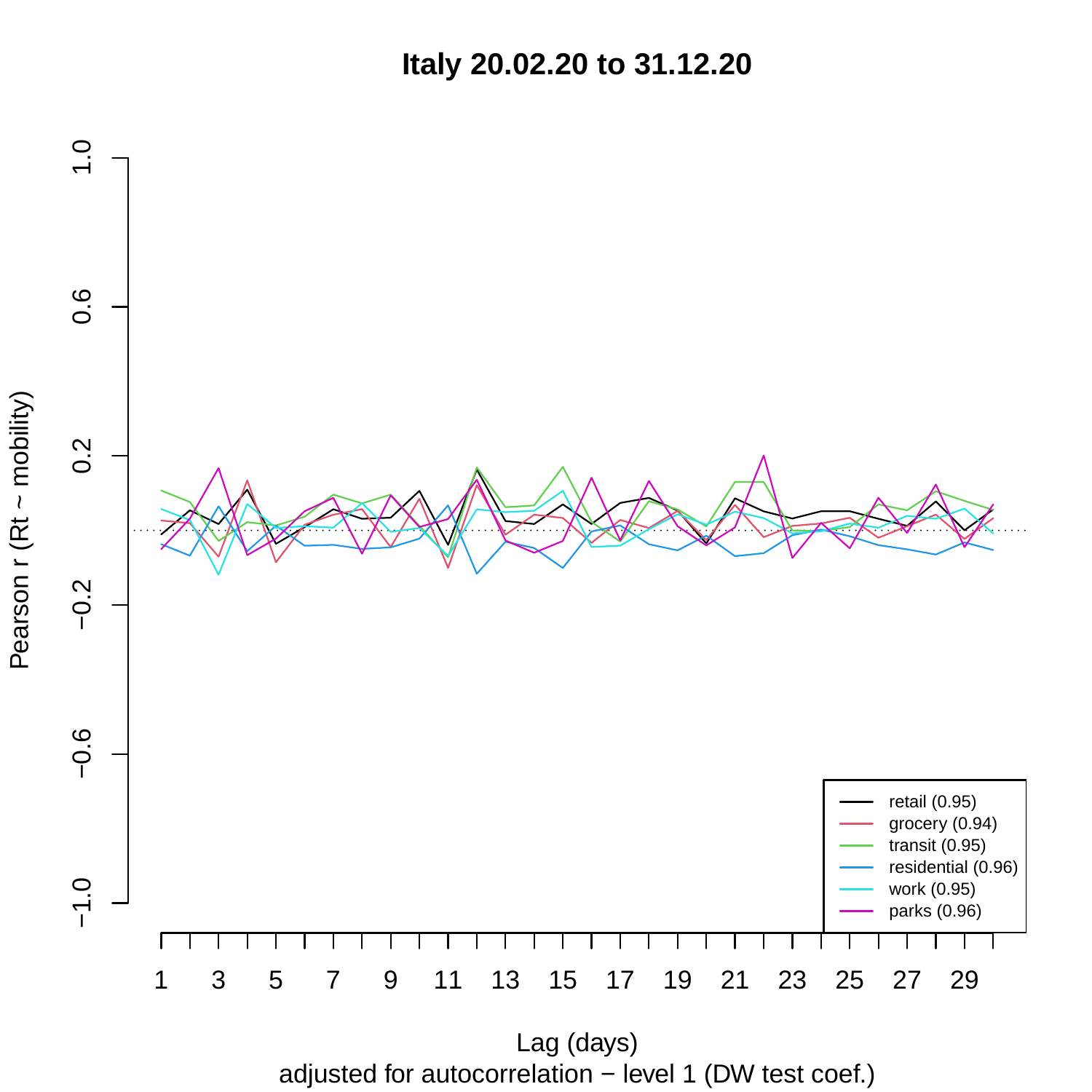# Italy 20.02.20 to 31.12.20

Pearson r (Rt ~ mobility)

Lag (days)

adjusted for autocorrelation − level 1 (DW test coef.)

- retail (0.95)
- grocery (0.94)
- transit (0.95)
- residential (0.96)
- work (0.95)
- parks (0.96)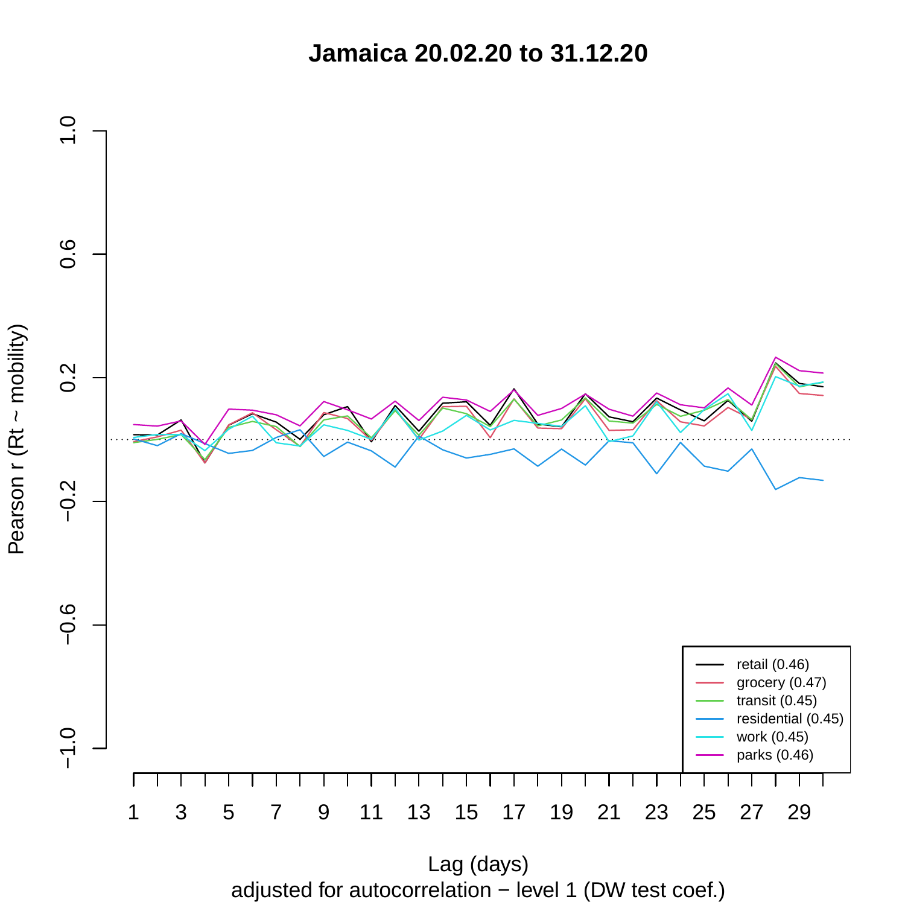# Jamaica 20.02.20 to 31.12.20

Pearson r (Rt ~ mobility)

Lag (days)

adjusted for autocorrelation − level 1 (DW test coef.)

- retail (0.46)
- grocery (0.47)
- transit (0.45)
- residential (0.45)
- work (0.45)
- parks (0.46)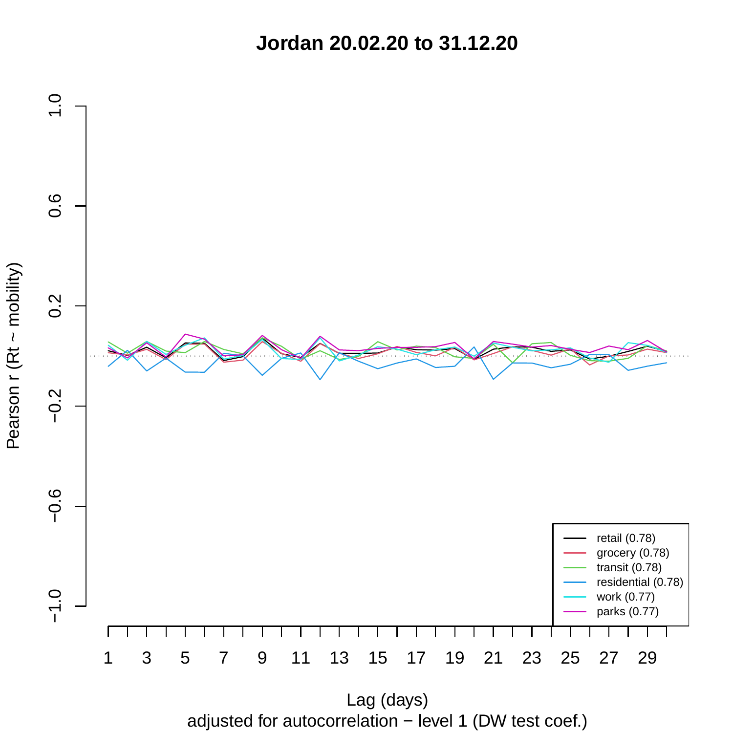# Jordan 20.02.20 to 31.12.20

Pearson r (Rt ~ mobility)

Lag (days)

adjusted for autocorrelation − level 1 (DW test coef.)

- retail (0.78)
- grocery (0.78)
- transit (0.78)
- residential (0.78)
- work (0.77)
- parks (0.77)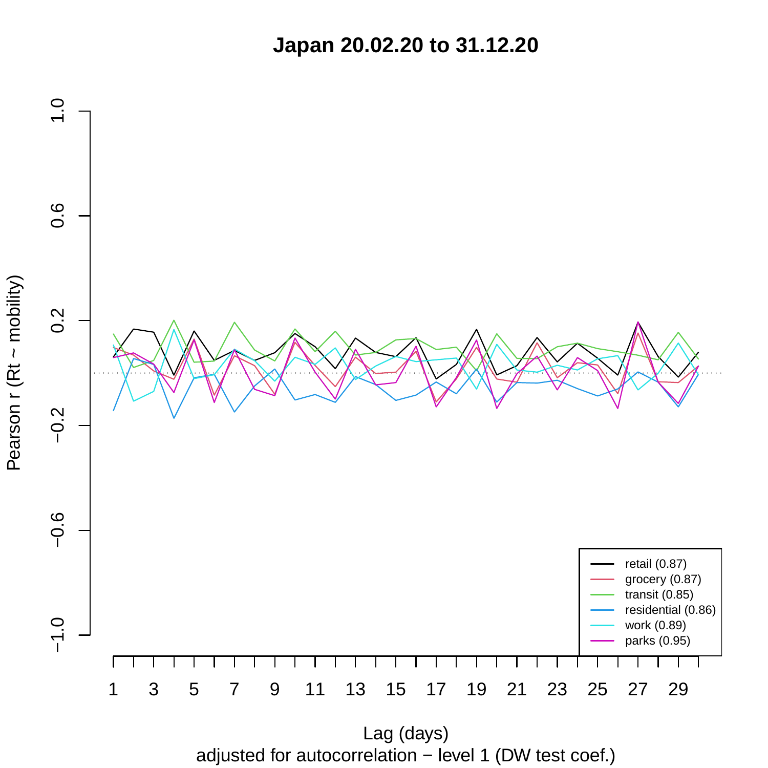# Japan 20.02.20 to 31.12.20

Pearson r (Rt ~ mobility)

Lag (days)

adjusted for autocorrelation − level 1 (DW test coef.)

| Legend |
|---|
| retail (0.87) |
| grocery (0.87) |
| transit (0.85) |
| residential (0.86) |
| work (0.89) |
| parks (0.95) |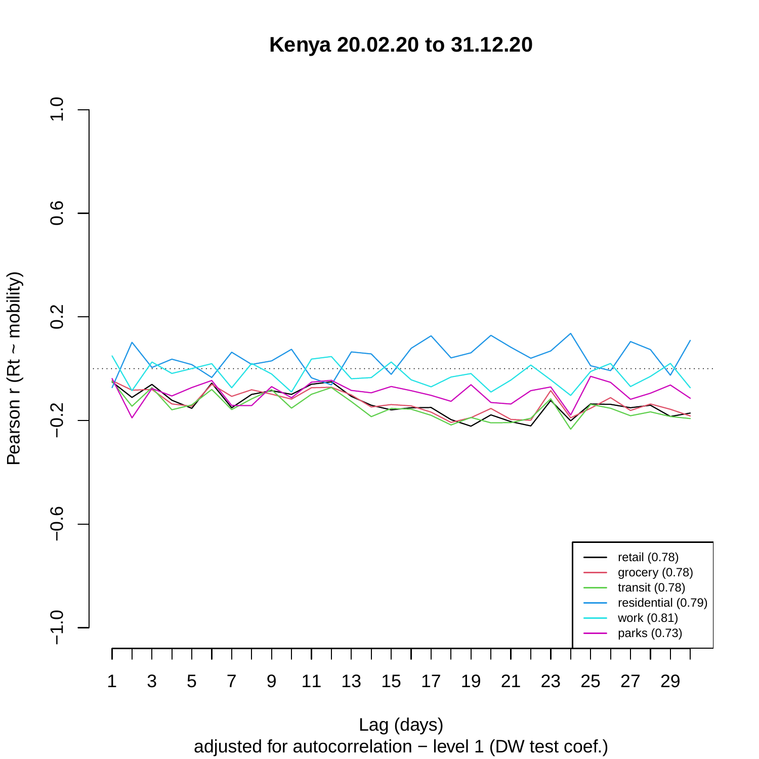# Kenya 20.02.20 to 31.12.20

Pearson r (Rt ~ mobility)

Lag (days)

adjusted for autocorrelation − level 1 (DW test coef.)

- retail (0.78)
- grocery (0.78)
- transit (0.78)
- residential (0.79)
- work (0.81)
- parks (0.73)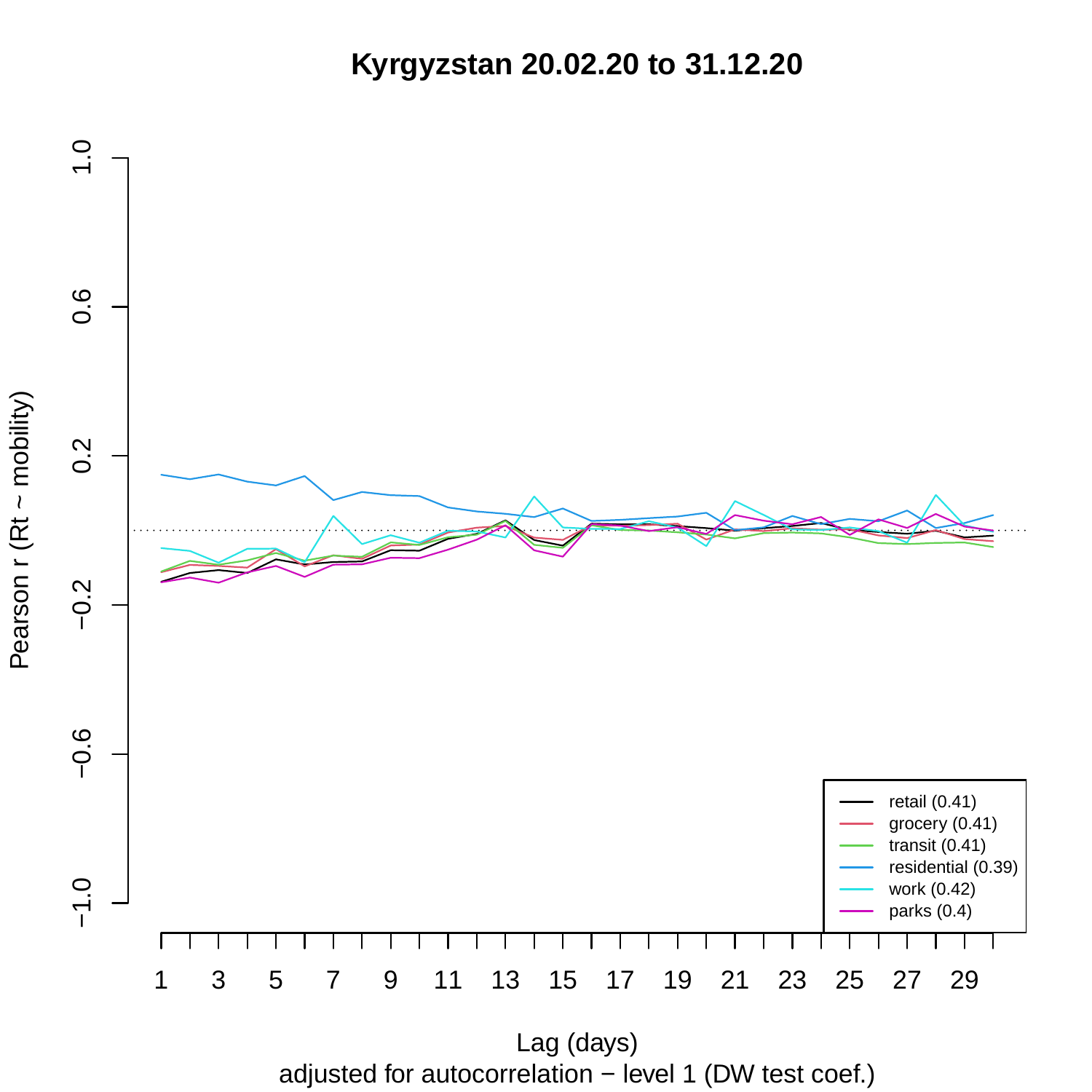# Kyrgyzstan 20.02.20 to 31.12.20

Pearson r (Rt ~ mobility)

Lag (days)

adjusted for autocorrelation − level 1 (DW test coef.)

- retail (0.41)
- grocery (0.41)
- transit (0.41)
- residential (0.39)
- work (0.42)
- parks (0.4)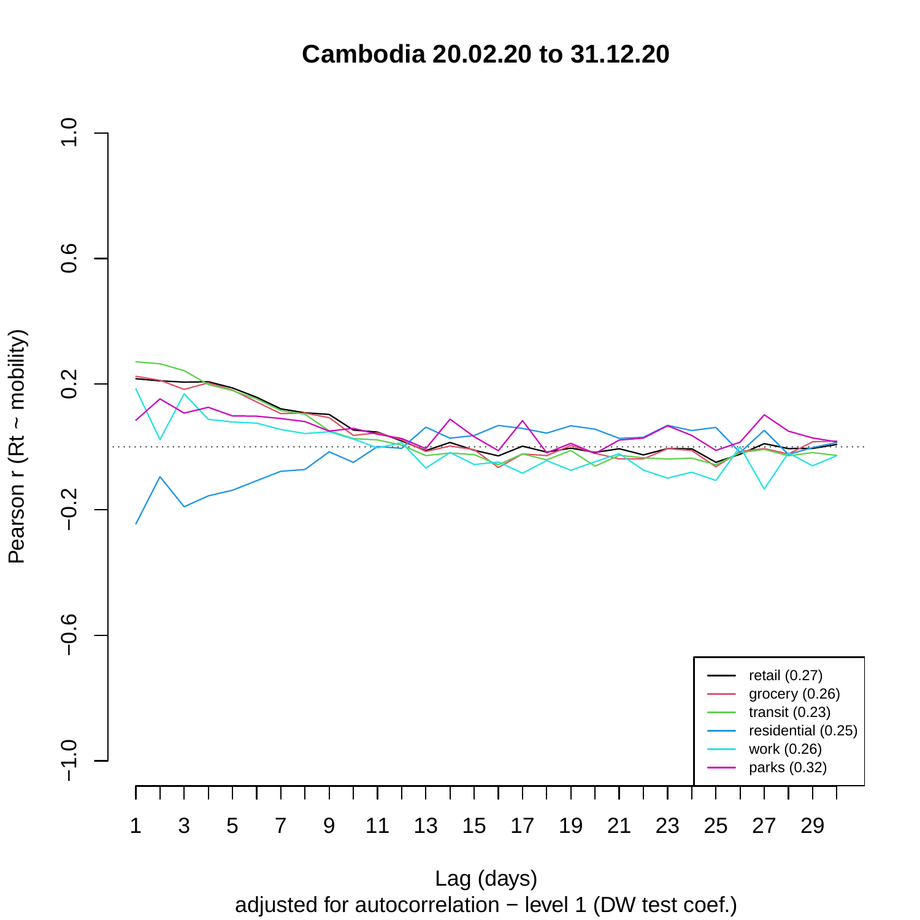# Cambodia 20.02.20 to 31.12.20

Pearson r (Rt ~ mobility)

Lag (days)

adjusted for autocorrelation − level 1 (DW test coef.)

- retail (0.27)
- grocery (0.26)
- transit (0.23)
- residential (0.25)
- work (0.26)
- parks (0.32)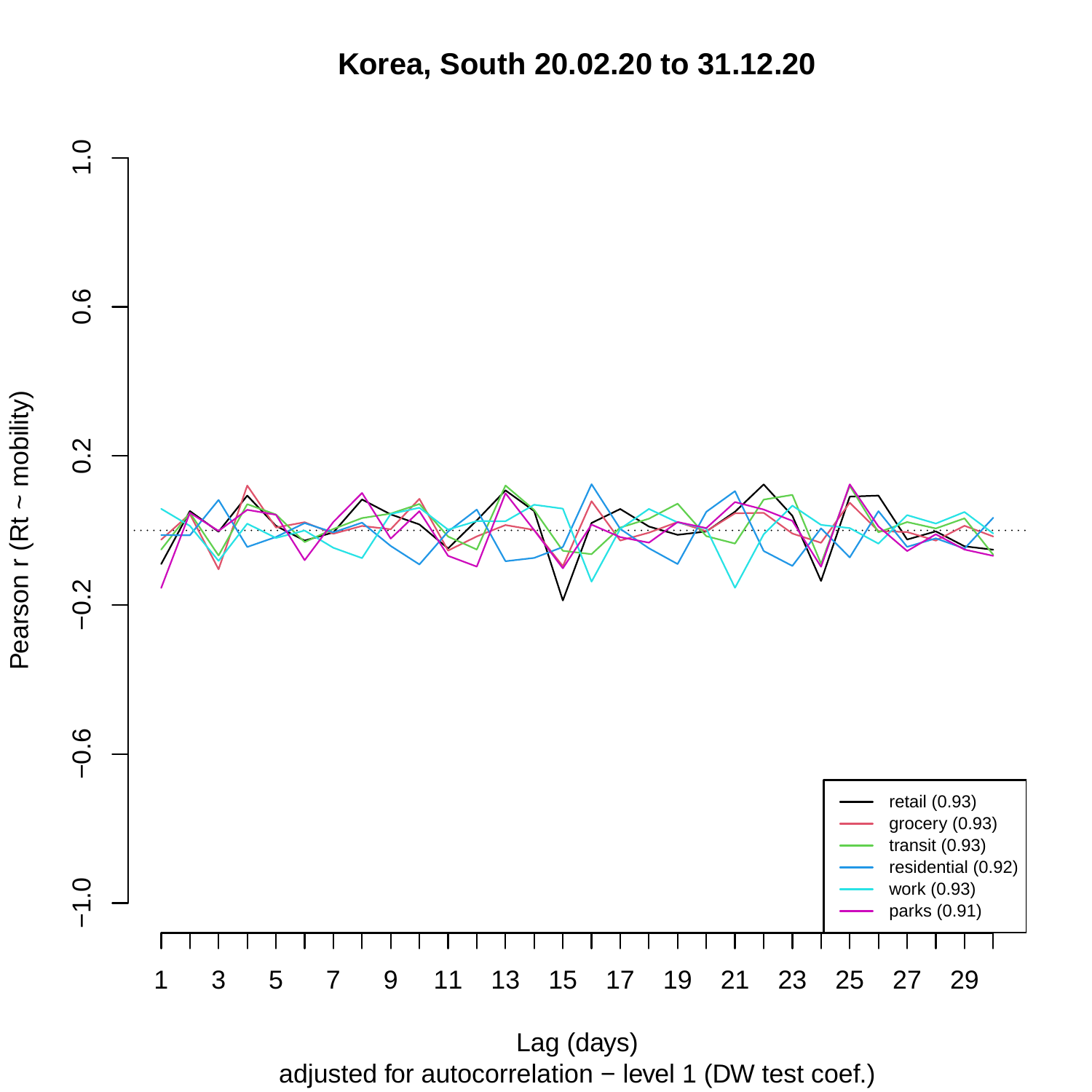# Korea, South 20.02.20 to 31.12.20

Pearson r (Rt ~ mobility)

Lag (days)

adjusted for autocorrelation − level 1 (DW test coef.)

- retail (0.93)
- grocery (0.93)
- transit (0.93)
- residential (0.92)
- work (0.93)
- parks (0.91)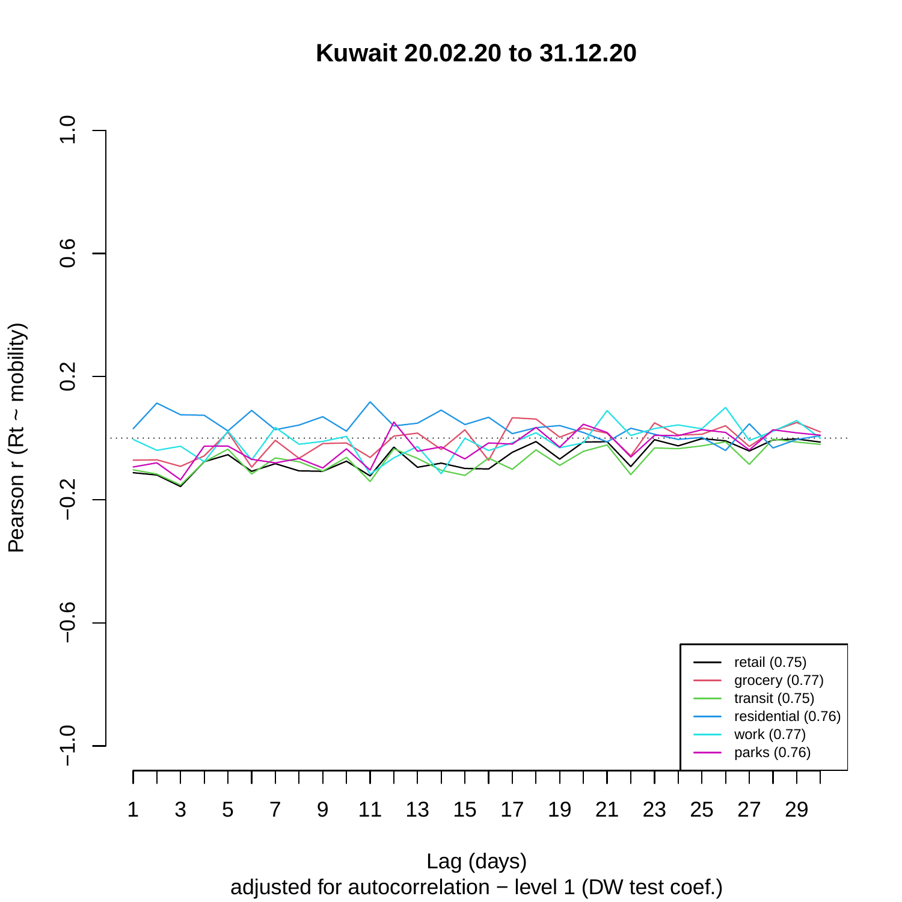# Kuwait 20.02.20 to 31.12.20

Pearson r (Rt ~ mobility)

Lag (days)

adjusted for autocorrelation − level 1 (DW test coef.)

- retail (0.75)
- grocery (0.77)
- transit (0.75)
- residential (0.76)
- work (0.77)
- parks (0.76)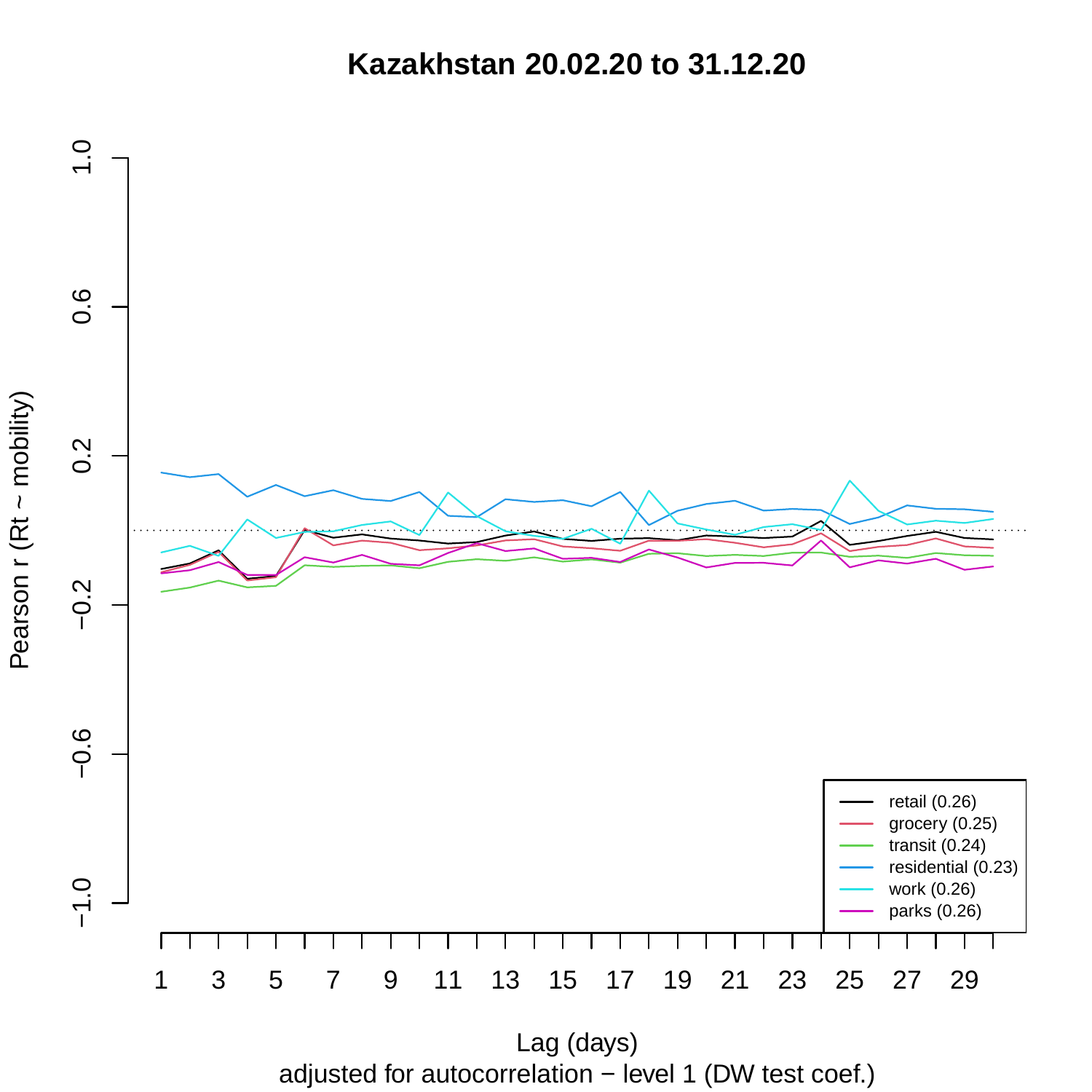# Kazakhstan 20.02.20 to 31.12.20

Pearson r (Rt ~ mobility)

Lag (days)

adjusted for autocorrelation − level 1 (DW test coef.)

- retail (0.26)
- grocery (0.25)
- transit (0.24)
- residential (0.23)
- work (0.26)
- parks (0.26)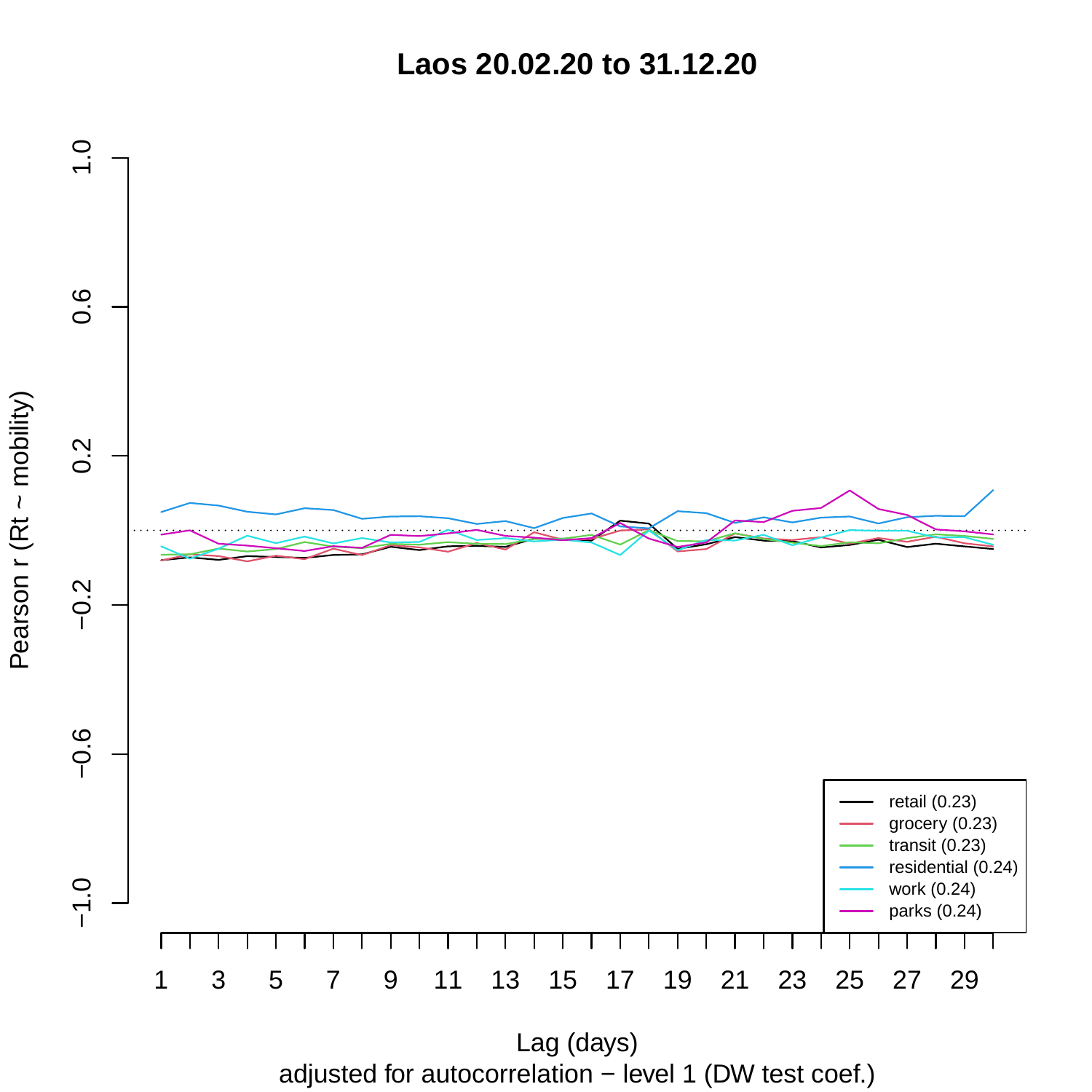# Laos 20.02.20 to 31.12.20

Pearson r (Rt ~ mobility)

Lag (days)

adjusted for autocorrelation − level 1 (DW test coef.)

- retail (0.23)
- grocery (0.23)
- transit (0.23)
- residential (0.24)
- work (0.24)
- parks (0.24)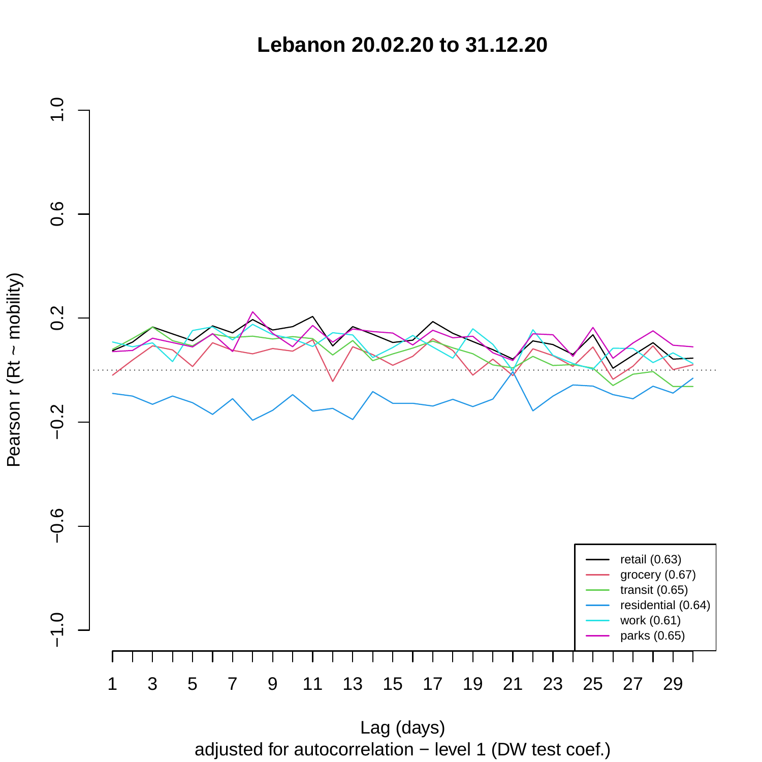# Lebanon 20.02.20 to 31.12.20

Pearson r (Rt ~ mobility)

Lag (days)

adjusted for autocorrelation − level 1 (DW test coef.)

- retail (0.63)
- grocery (0.67)
- transit (0.65)
- residential (0.64)
- work (0.61)
- parks (0.65)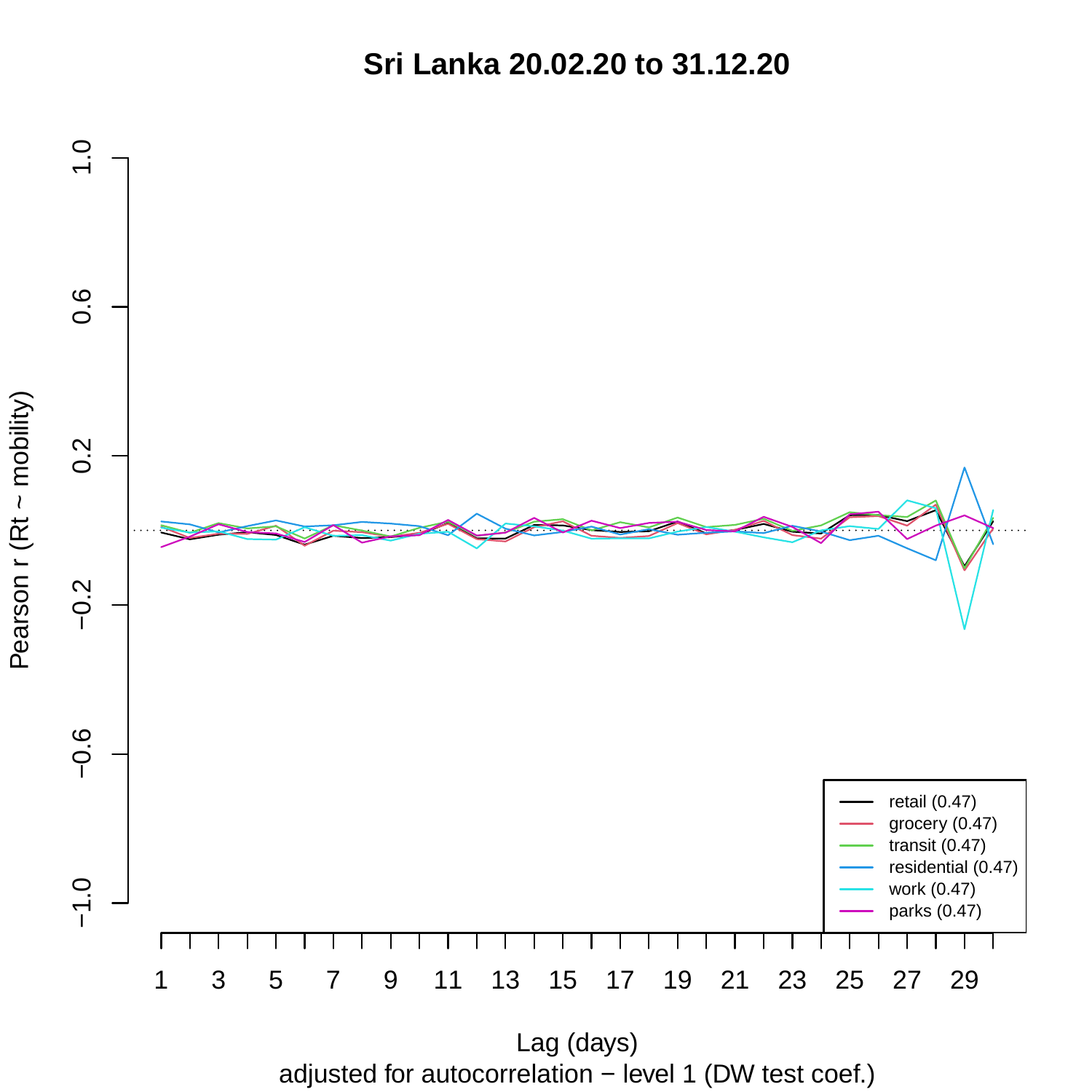# Sri Lanka 20.02.20 to 31.12.20

Pearson r (Rt ~ mobility)

Lag (days)

adjusted for autocorrelation − level 1 (DW test coef.)

- retail (0.47)
- grocery (0.47)
- transit (0.47)
- residential (0.47)
- work (0.47)
- parks (0.47)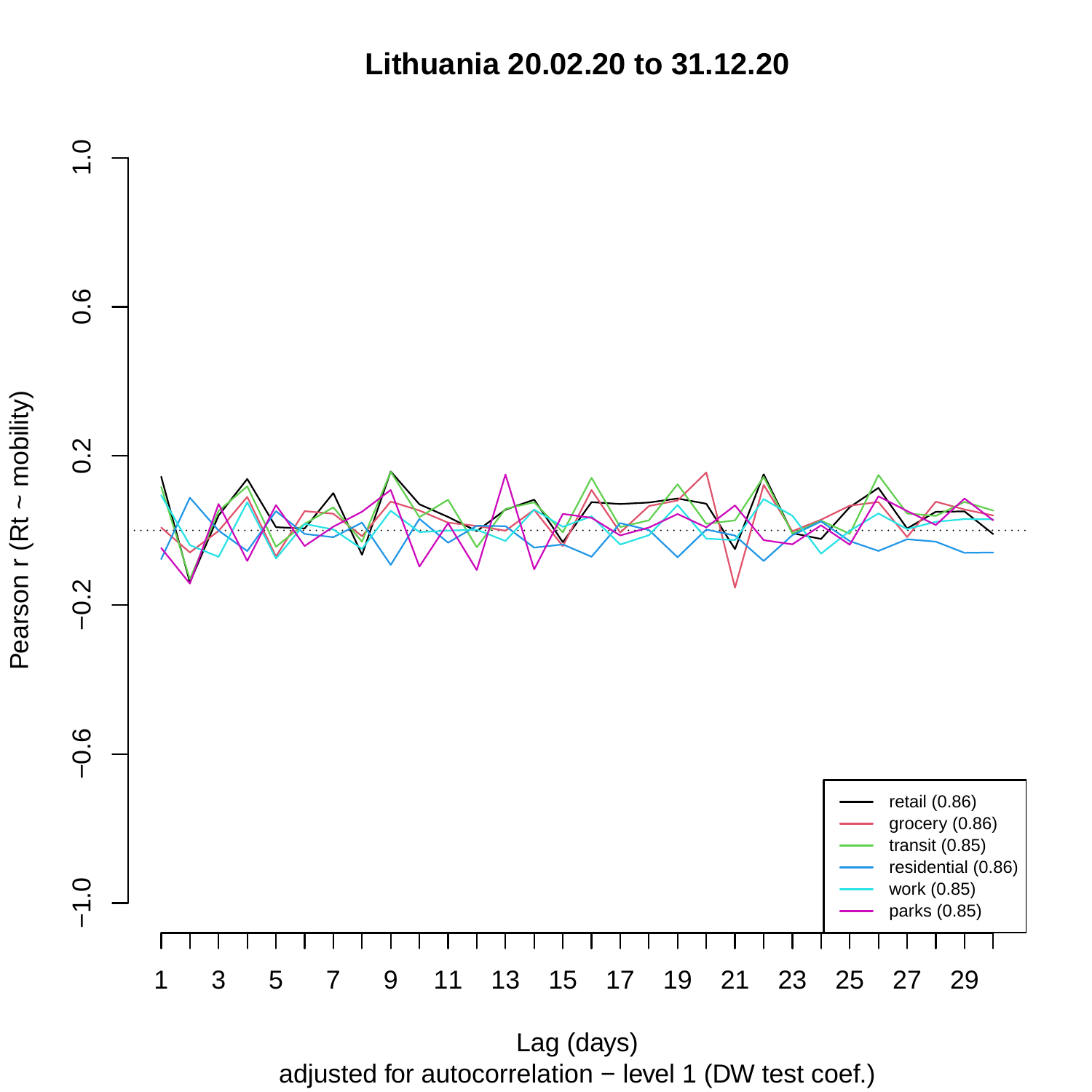# Lithuania 20.02.20 to 31.12.20

Pearson r (Rt ~ mobility)

Lag (days)

adjusted for autocorrelation − level 1 (DW test coef.)

- retail (0.86)
- grocery (0.86)
- transit (0.85)
- residential (0.86)
- work (0.85)
- parks (0.85)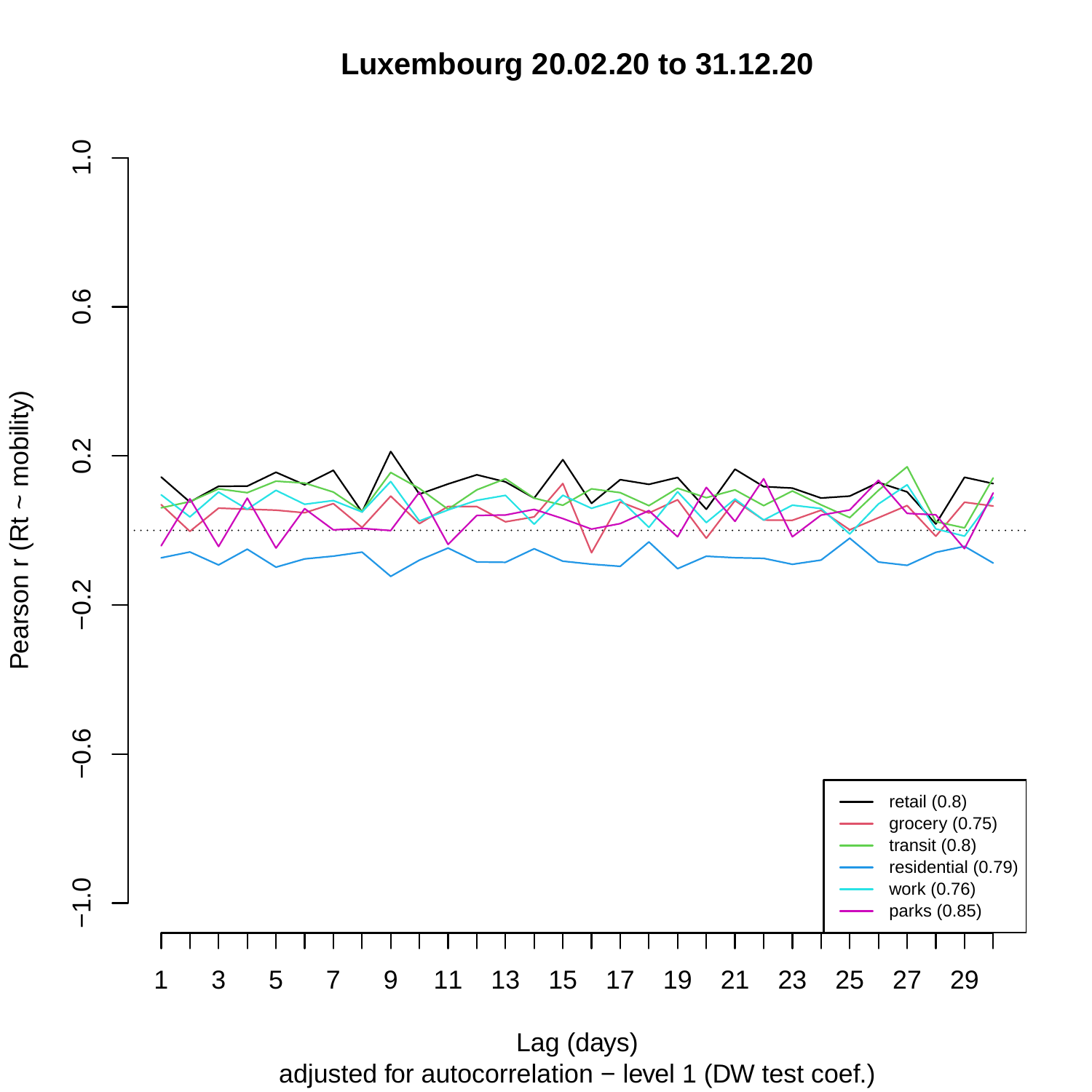# Luxembourg 20.02.20 to 31.12.20

Pearson r (Rt ~ mobility)

Lag (days)

adjusted for autocorrelation − level 1 (DW test coef.)

- retail (0.8)
- grocery (0.75)
- transit (0.8)
- residential (0.79)
- work (0.76)
- parks (0.85)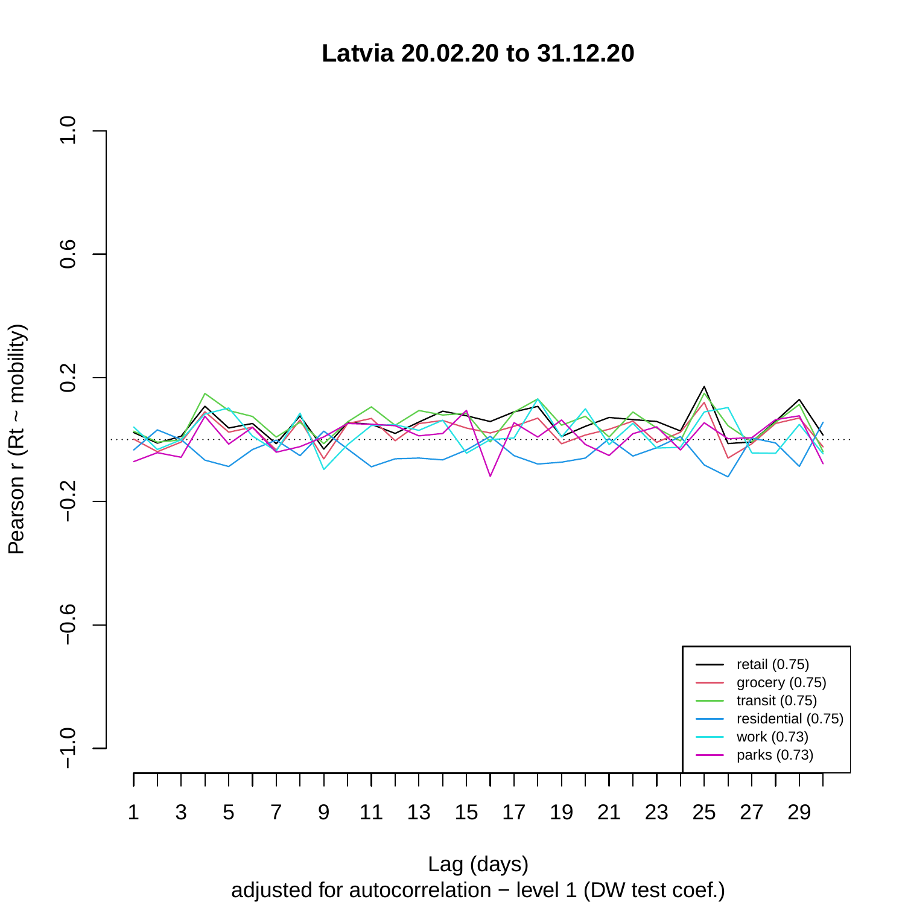# Latvia 20.02.20 to 31.12.20

Pearson r (Rt ~ mobility)

Lag (days)

adjusted for autocorrelation − level 1 (DW test coef.)

- retail (0.75)
- grocery (0.75)
- transit (0.75)
- residential (0.75)
- work (0.73)
- parks (0.73)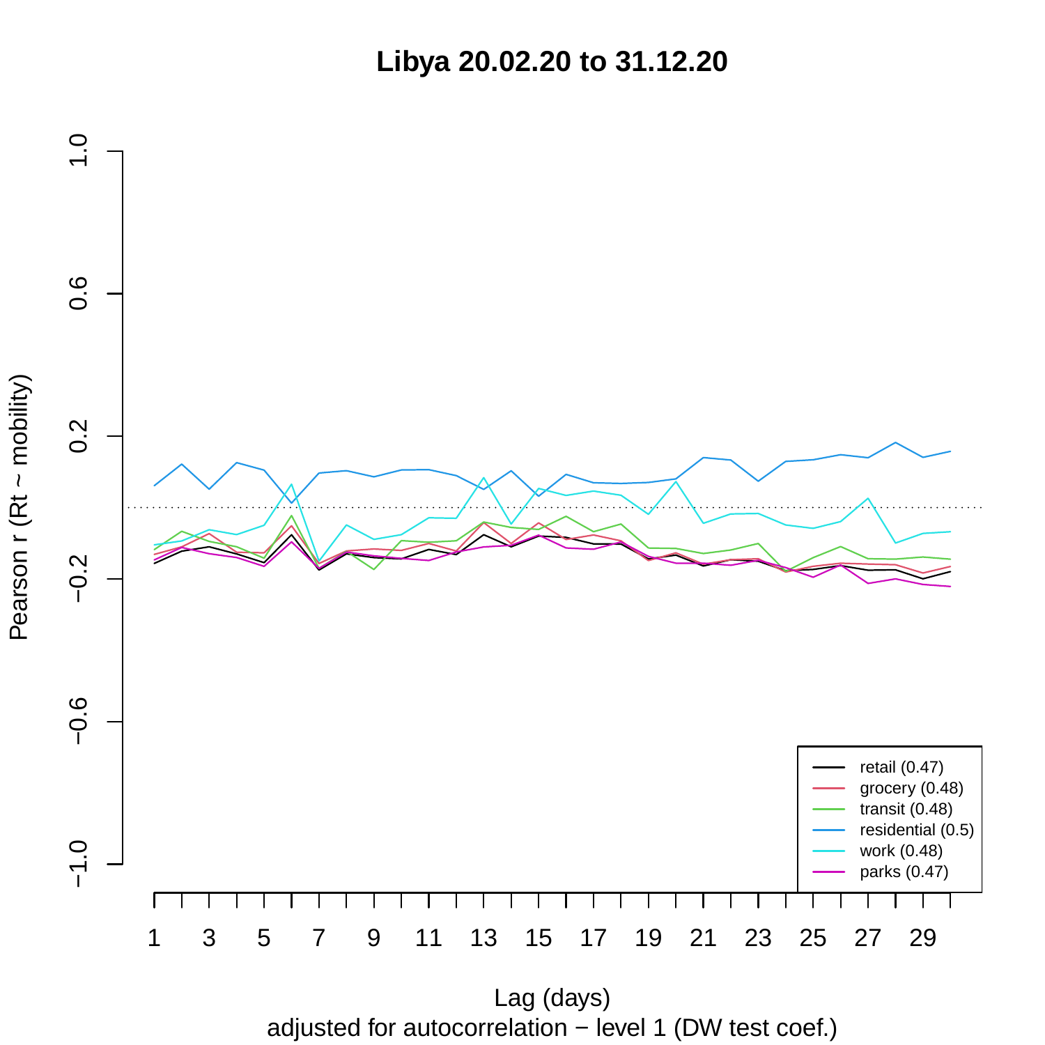# Libya 20.02.20 to 31.12.20

Pearson r (Rt ~ mobility)

Lag (days)

adjusted for autocorrelation − level 1 (DW test coef.)

- retail (0.47)
- grocery (0.48)
- transit (0.48)
- residential (0.5)
- work (0.48)
- parks (0.47)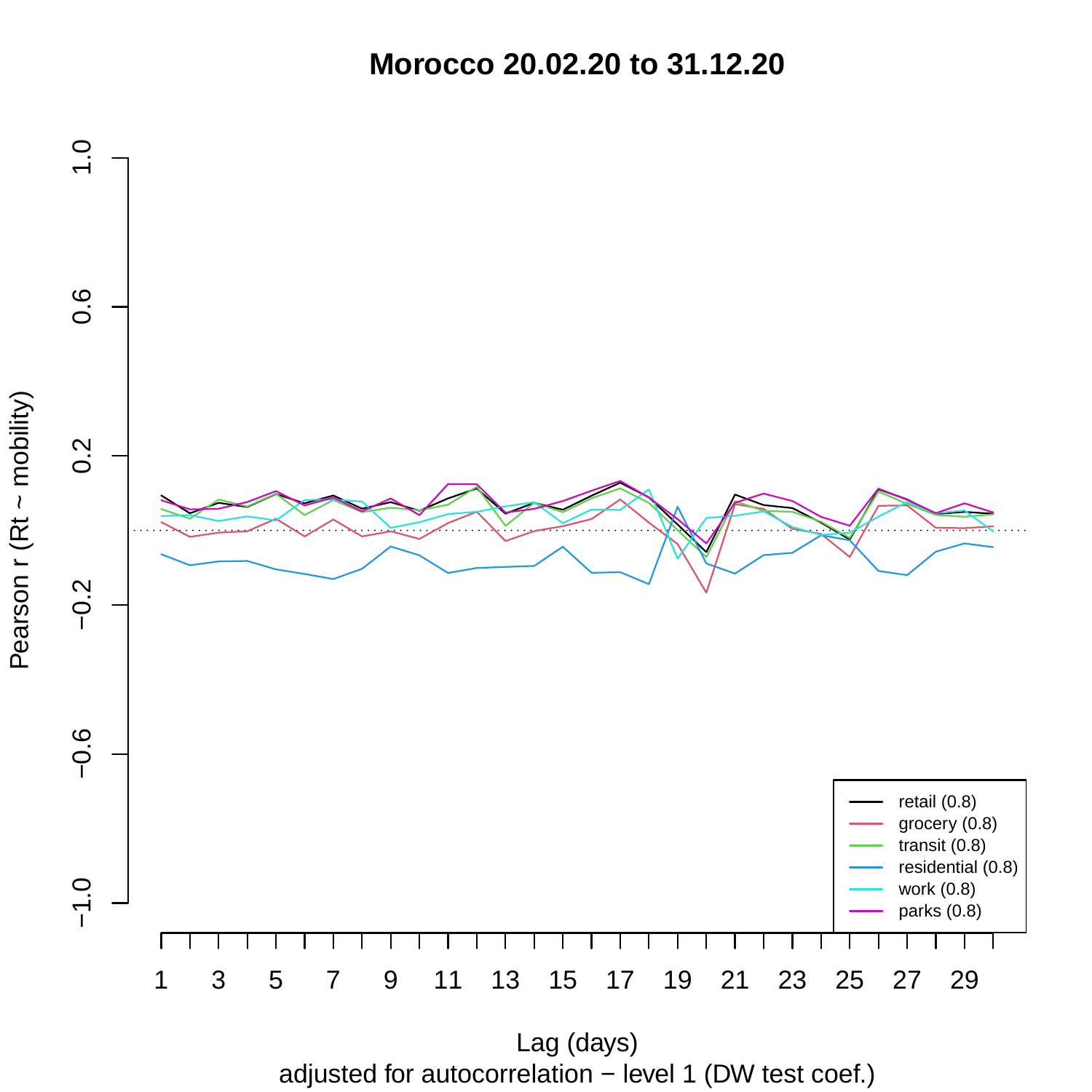# Morocco 20.02.20 to 31.12.20

Pearson r (Rt ~ mobility)

Lag (days)

adjusted for autocorrelation − level 1 (DW test coef.)

- retail (0.8)
- grocery (0.8)
- transit (0.8)
- residential (0.8)
- work (0.8)
- parks (0.8)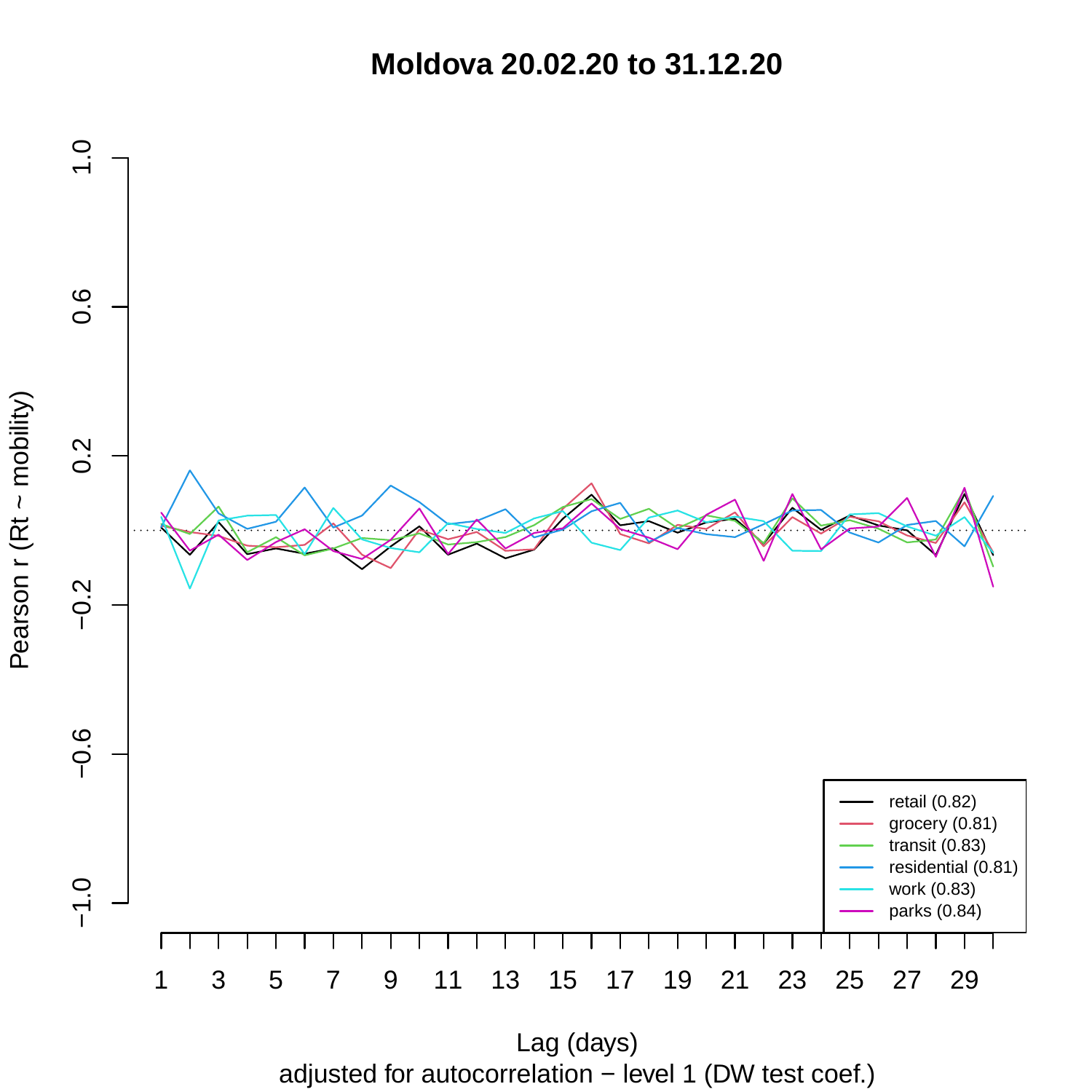# Moldova 20.02.20 to 31.12.20

Pearson r (Rt ~ mobility)

Lag (days)

adjusted for autocorrelation − level 1 (DW test coef.)

- retail (0.82)
- grocery (0.81)
- transit (0.83)
- residential (0.81)
- work (0.83)
- parks (0.84)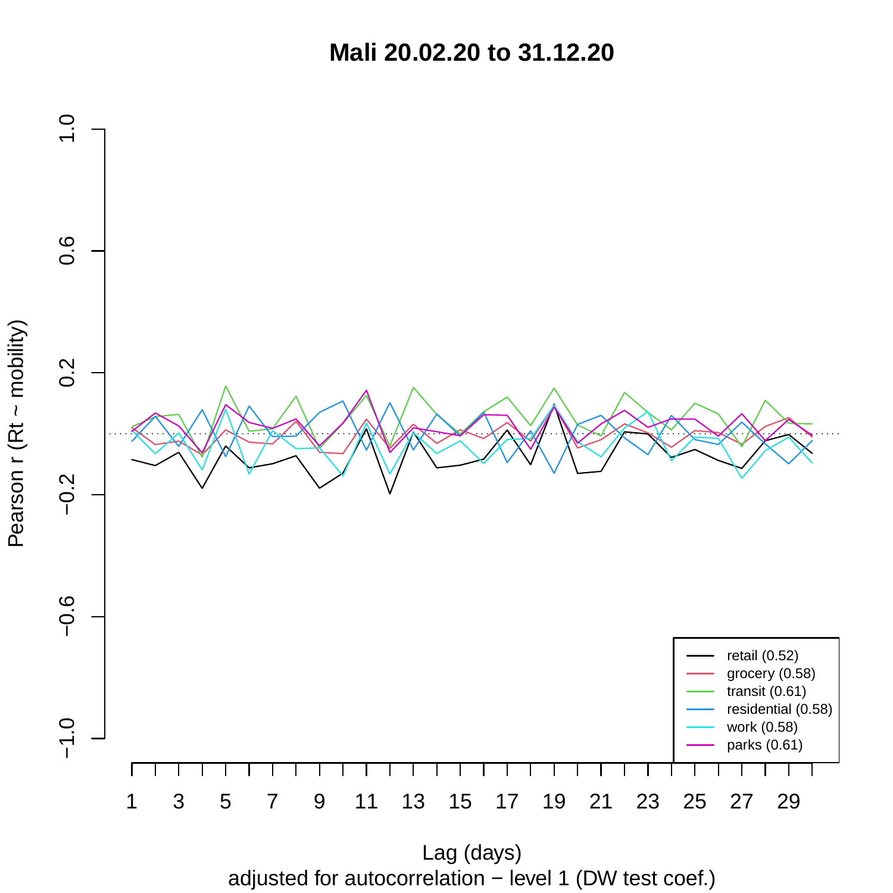# Mali 20.02.20 to 31.12.20

Pearson r (Rt ~ mobility)

Lag (days)

adjusted for autocorrelation − level 1 (DW test coef.)

- retail (0.52)
- grocery (0.58)
- transit (0.61)
- residential (0.58)
- work (0.58)
- parks (0.61)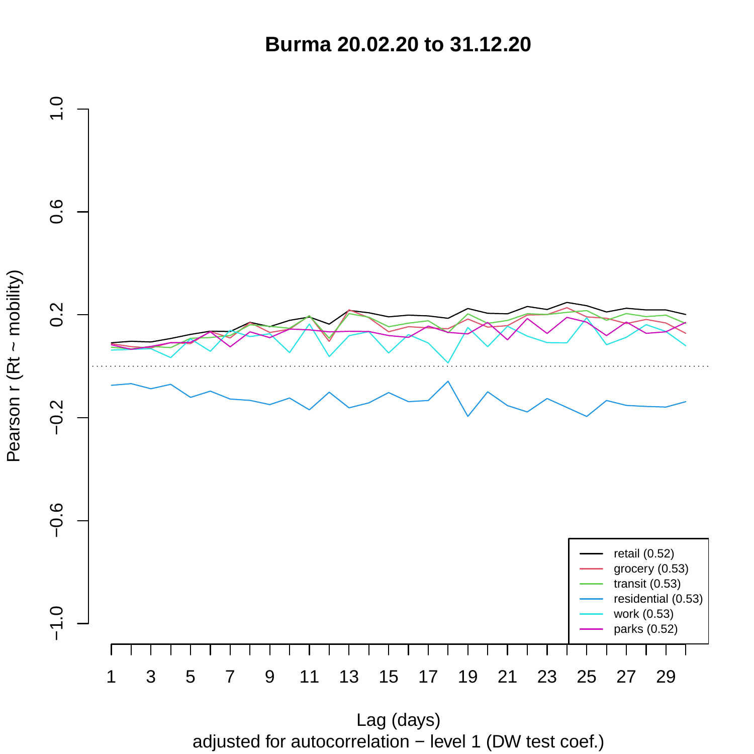# Burma 20.02.20 to 31.12.20

Pearson r (Rt ~ mobility)

Lag (days)

adjusted for autocorrelation − level 1 (DW test coef.)

- retail (0.52)
- grocery (0.53)
- transit (0.53)
- residential (0.53)
- work (0.53)
- parks (0.52)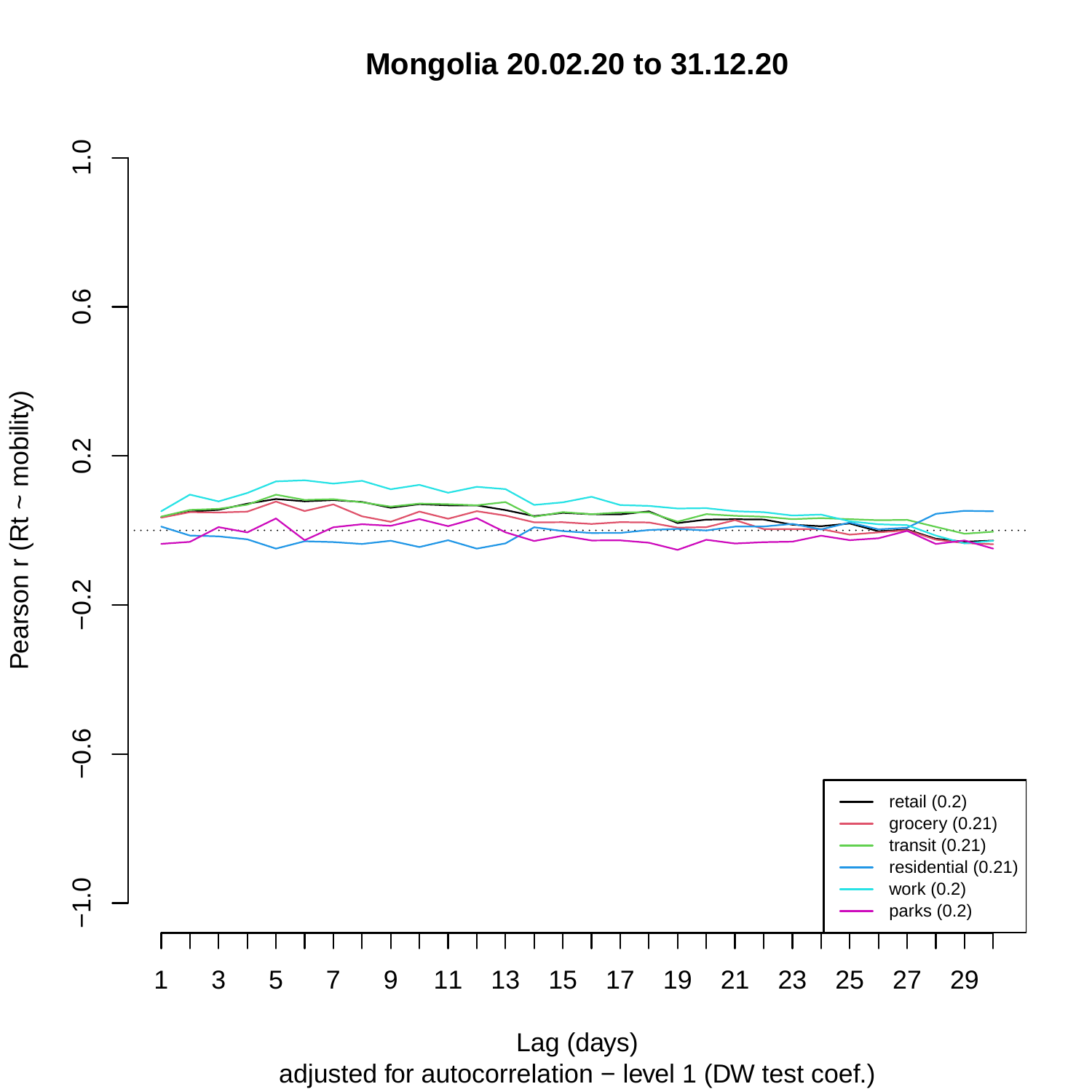# Mongolia 20.02.20 to 31.12.20

Pearson r (Rt ~ mobility)

Lag (days)

adjusted for autocorrelation − level 1 (DW test coef.)

- retail (0.2)
- grocery (0.21)
- transit (0.21)
- residential (0.21)
- work (0.2)
- parks (0.2)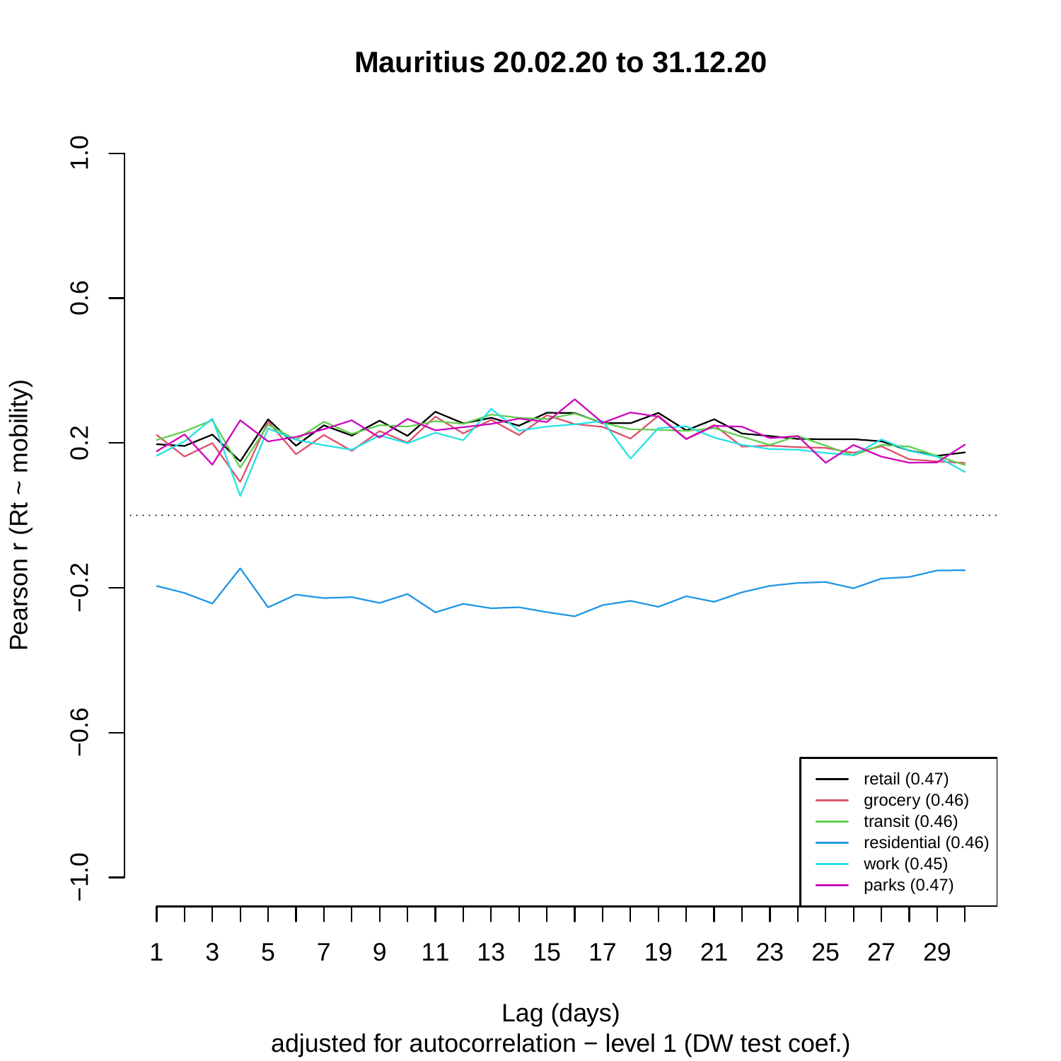# Mauritius 20.02.20 to 31.12.20

Pearson r (Rt ~ mobility)

Lag (days)

adjusted for autocorrelation − level 1 (DW test coef.)

- retail (0.47)
- grocery (0.46)
- transit (0.46)
- residential (0.46)
- work (0.45)
- parks (0.47)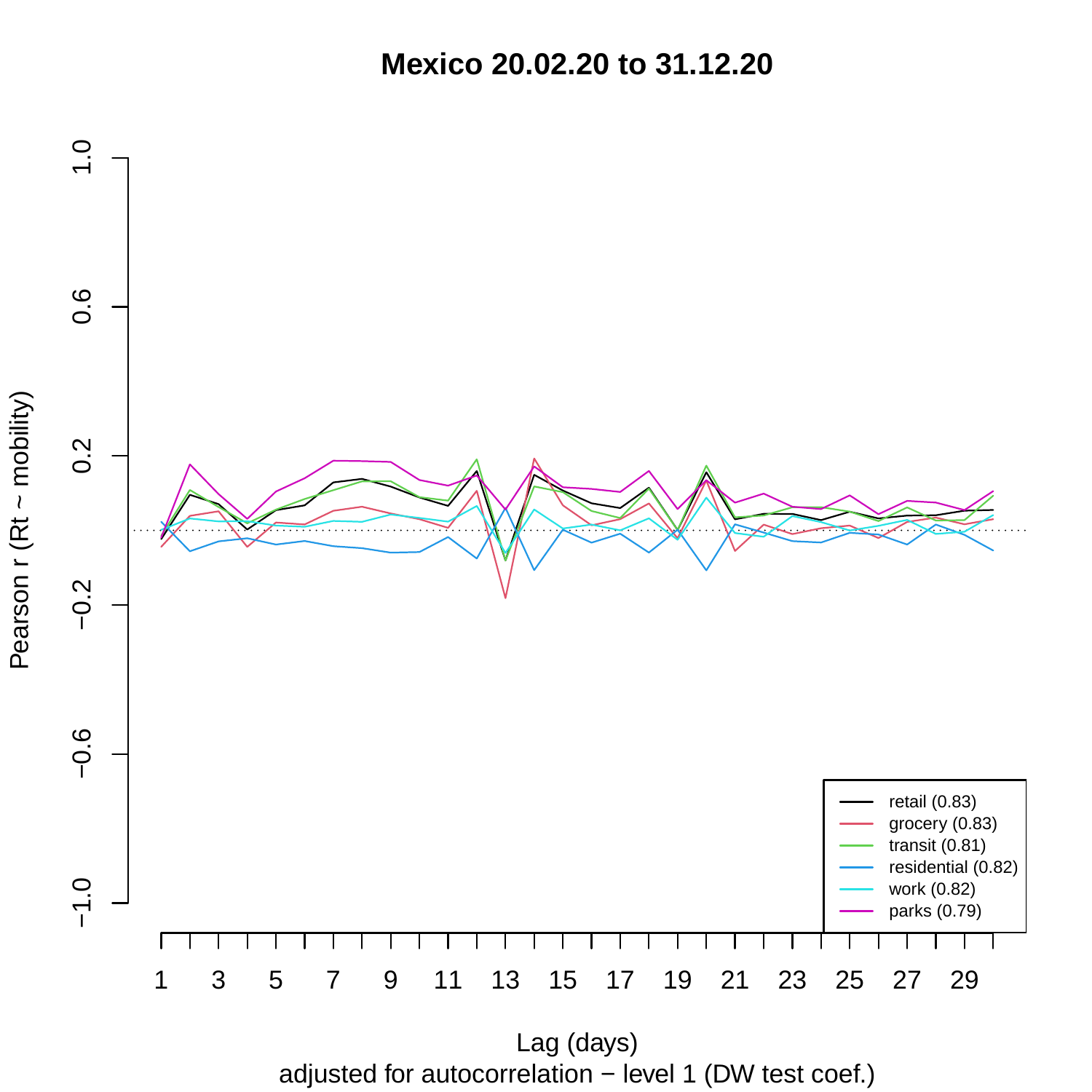# Mexico 20.02.20 to 31.12.20

Pearson r (Rt ~ mobility)

Lag (days)

adjusted for autocorrelation − level 1 (DW test coef.)

- retail (0.83)
- grocery (0.83)
- transit (0.81)
- residential (0.82)
- work (0.82)
- parks (0.79)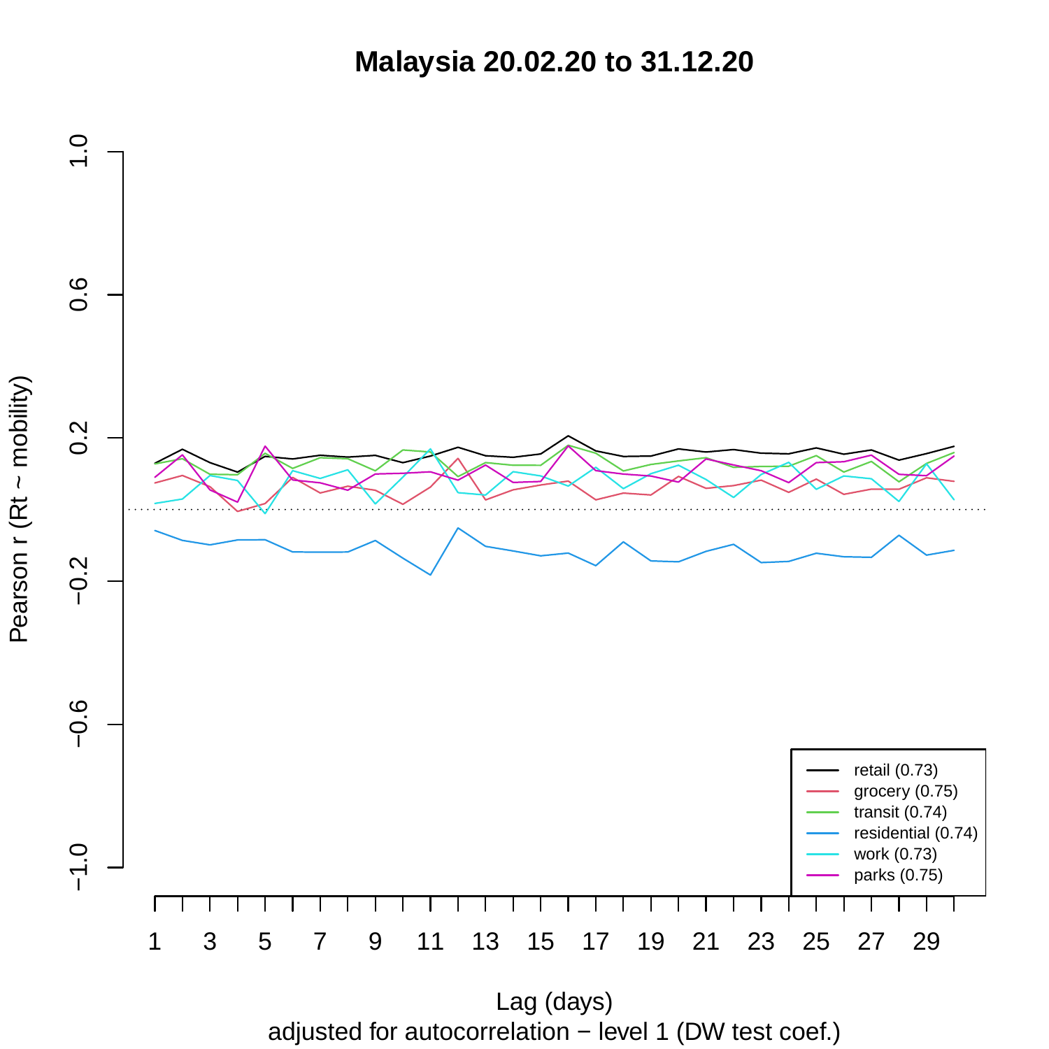# Malaysia 20.02.20 to 31.12.20

Pearson r (Rt ~ mobility)

Lag (days)

adjusted for autocorrelation − level 1 (DW test coef.)

- retail (0.73)
- grocery (0.75)
- transit (0.74)
- residential (0.74)
- work (0.73)
- parks (0.75)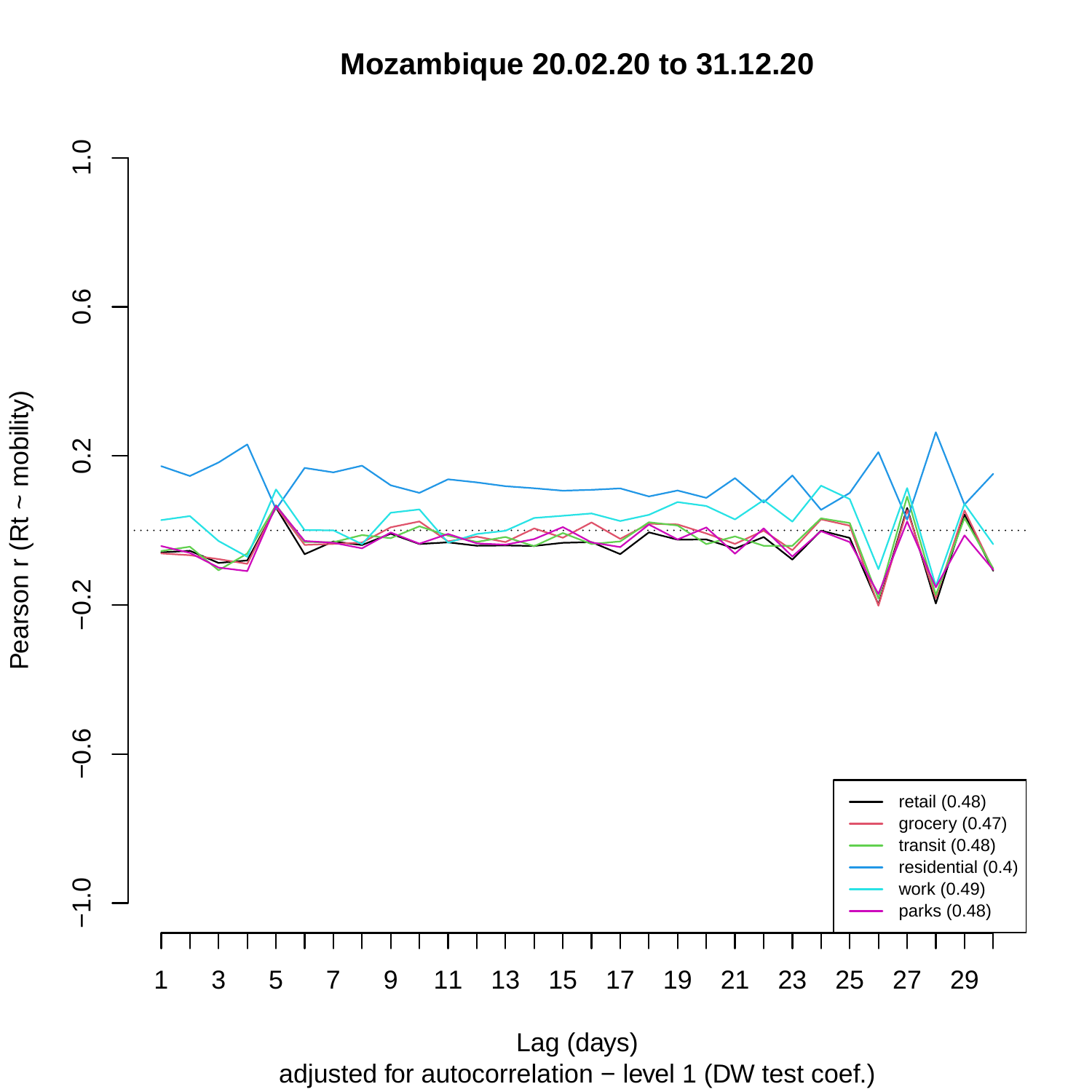# Mozambique 20.02.20 to 31.12.20

Pearson r (Rt ~ mobility)

Lag (days)

adjusted for autocorrelation − level 1 (DW test coef.)

- retail (0.48)
- grocery (0.47)
- transit (0.48)
- residential (0.4)
- work (0.49)
- parks (0.48)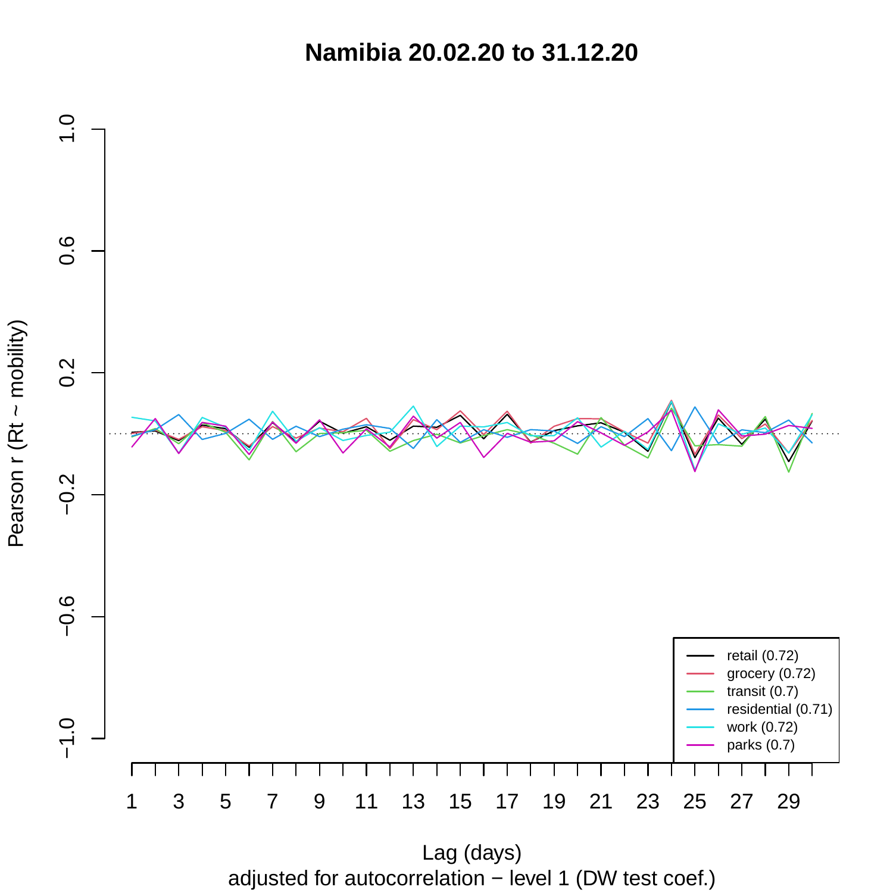# Namibia 20.02.20 to 31.12.20

Pearson r (Rt ~ mobility)

Lag (days)

adjusted for autocorrelation − level 1 (DW test coef.)

- retail (0.72)
- grocery (0.72)
- transit (0.7)
- residential (0.71)
- work (0.72)
- parks (0.7)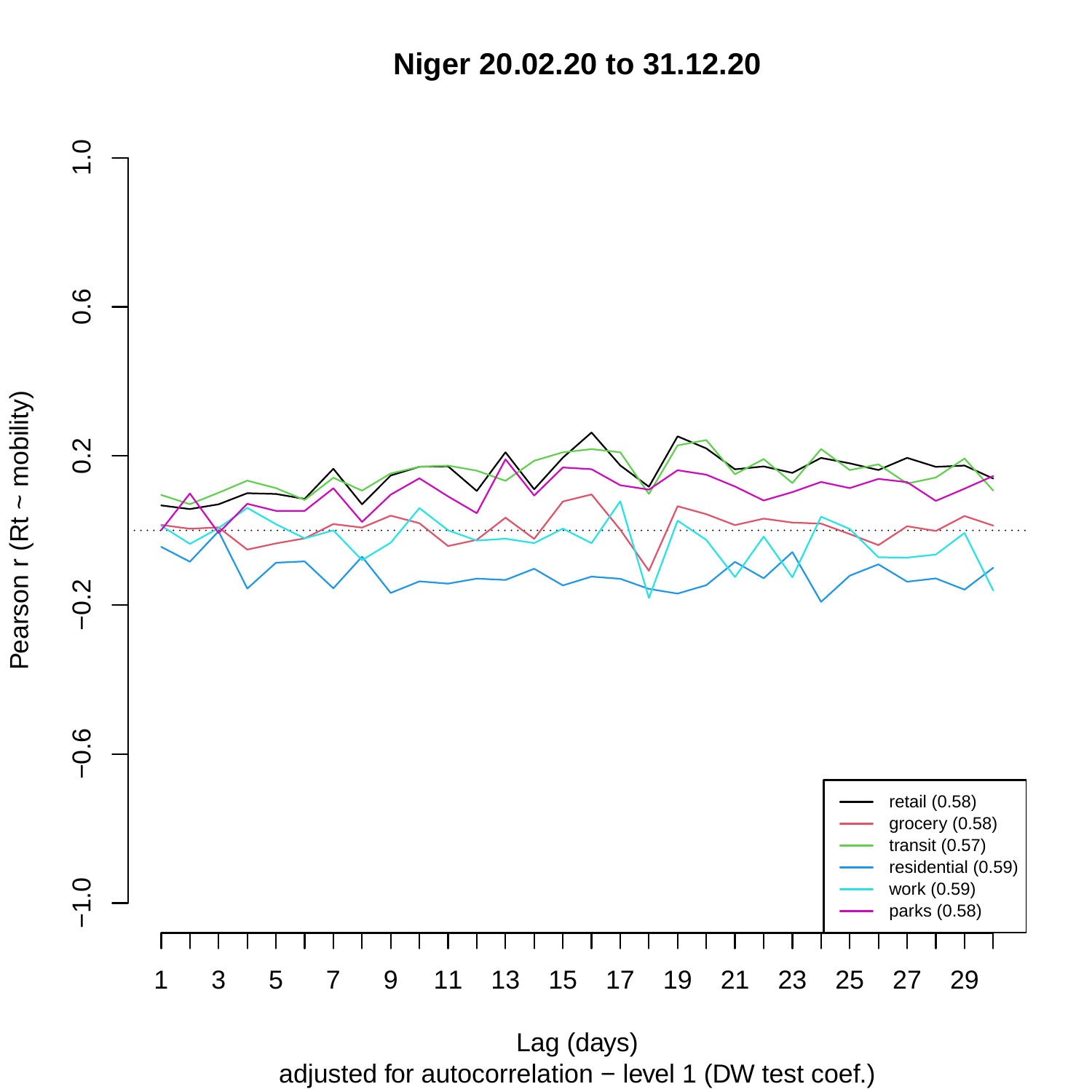# Niger 20.02.20 to 31.12.20

Pearson r (Rt ~ mobility)

Lag (days)

adjusted for autocorrelation − level 1 (DW test coef.)

- retail (0.58)
- grocery (0.58)
- transit (0.57)
- residential (0.59)
- work (0.59)
- parks (0.58)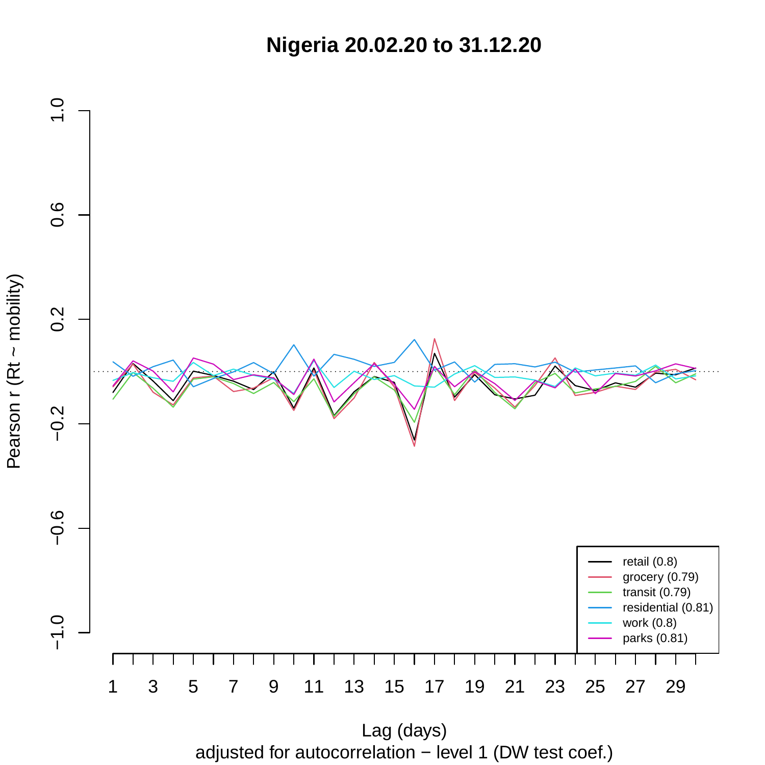# Nigeria 20.02.20 to 31.12.20

Pearson r (Rt ~ mobility)

Lag (days)

adjusted for autocorrelation − level 1 (DW test coef.)

- retail (0.8)
- grocery (0.79)
- transit (0.79)
- residential (0.81)
- work (0.8)
- parks (0.81)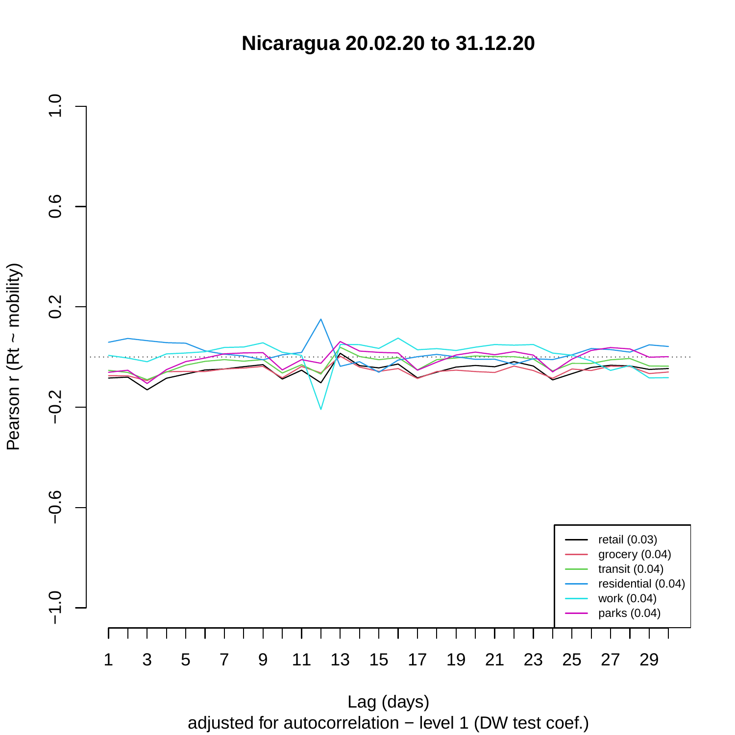# Nicaragua 20.02.20 to 31.12.20

Pearson r (Rt ~ mobility)

Lag (days)

adjusted for autocorrelation − level 1 (DW test coef.)

- retail (0.03)
- grocery (0.04)
- transit (0.04)
- residential (0.04)
- work (0.04)
- parks (0.04)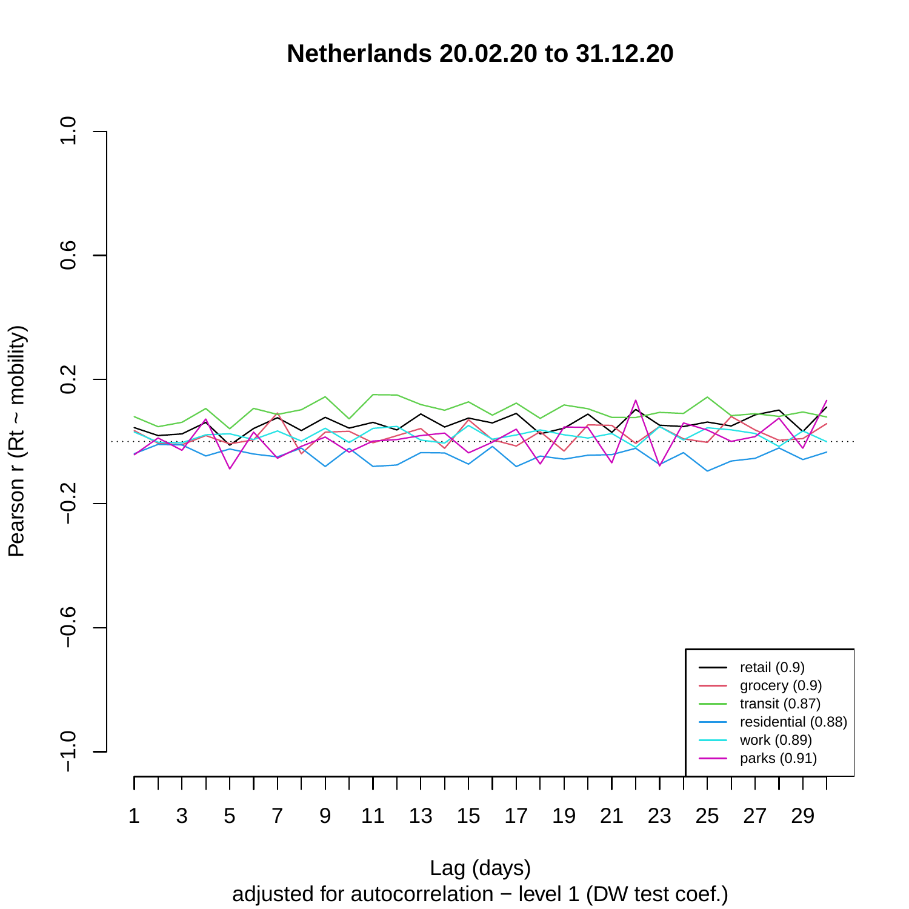# Netherlands 20.02.20 to 31.12.20

Pearson r (Rt ~ mobility)

Lag (days)

adjusted for autocorrelation − level 1 (DW test coef.)

- retail (0.9)
- grocery (0.9)
- transit (0.87)
- residential (0.88)
- work (0.89)
- parks (0.91)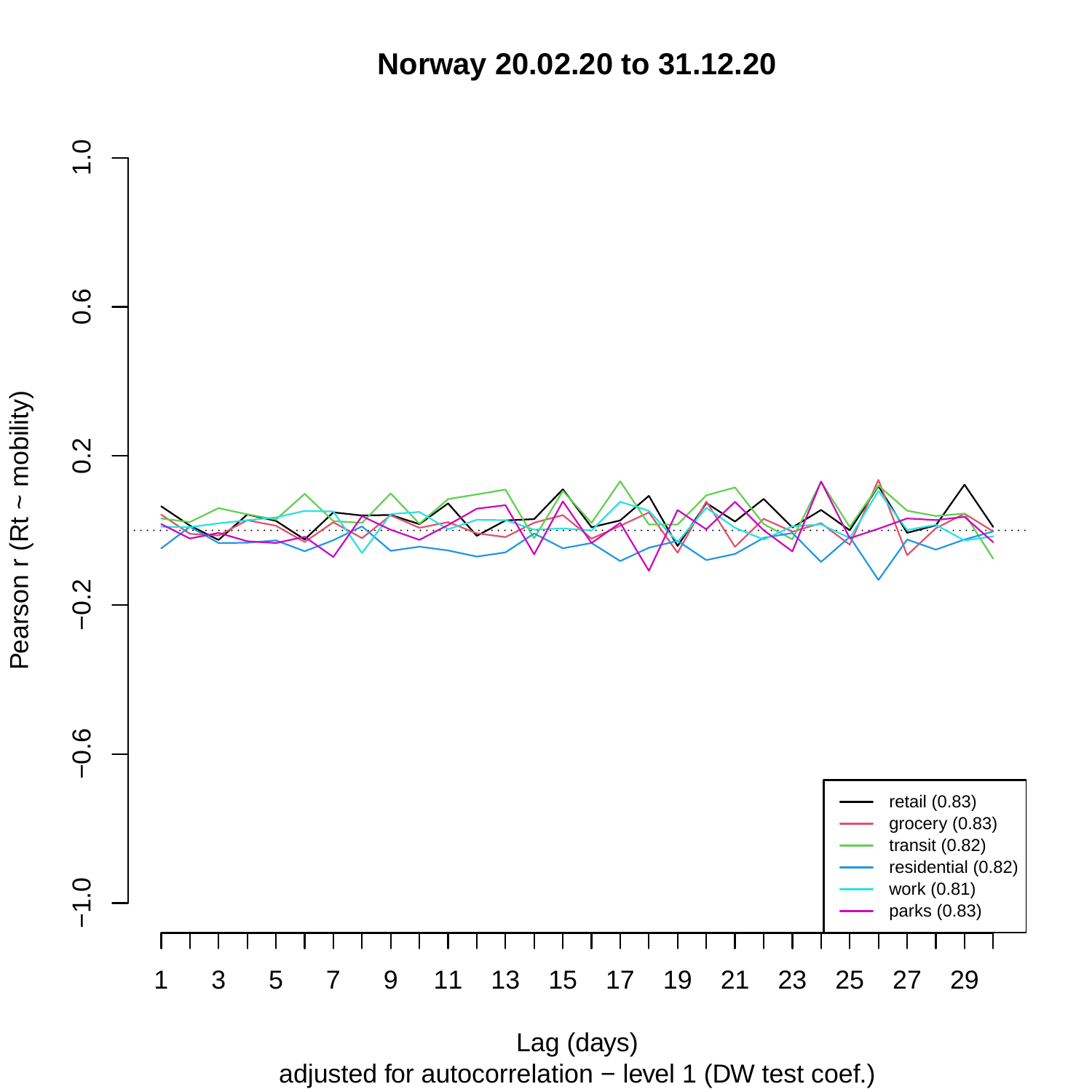**Norway 20.02.20 to 31.12.20**

Pearson r (Rt ~ mobility)

Lag (days)

adjusted for autocorrelation − level 1 (DW test coef.)

- retail (0.83)
- grocery (0.83)
- transit (0.82)
- residential (0.82)
- work (0.81)
- parks (0.83)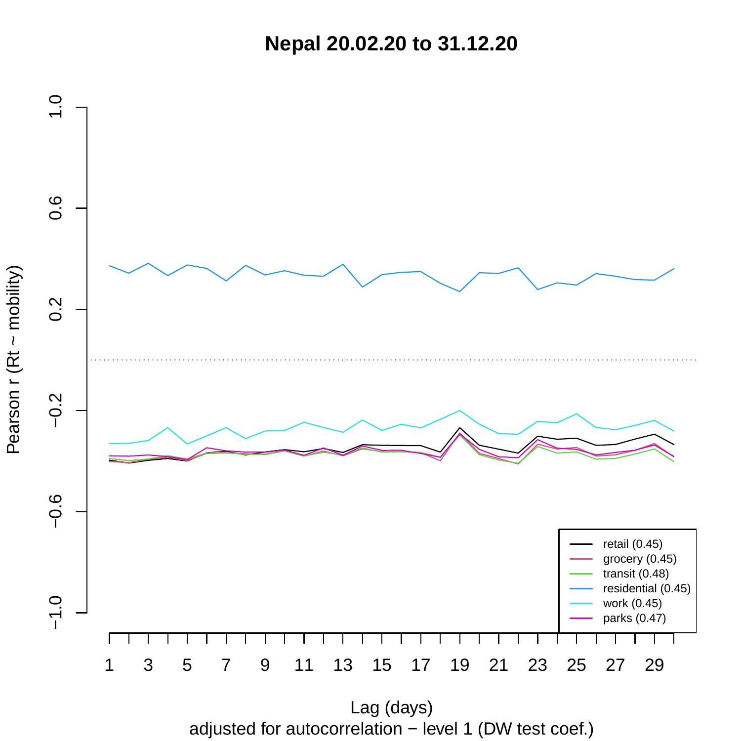# Nepal 20.02.20 to 31.12.20

Pearson r (Rt ~ mobility)

Lag (days)

adjusted for autocorrelation − level 1 (DW test coef.)

- retail (0.45)
- grocery (0.45)
- transit (0.48)
- residential (0.45)
- work (0.45)
- parks (0.47)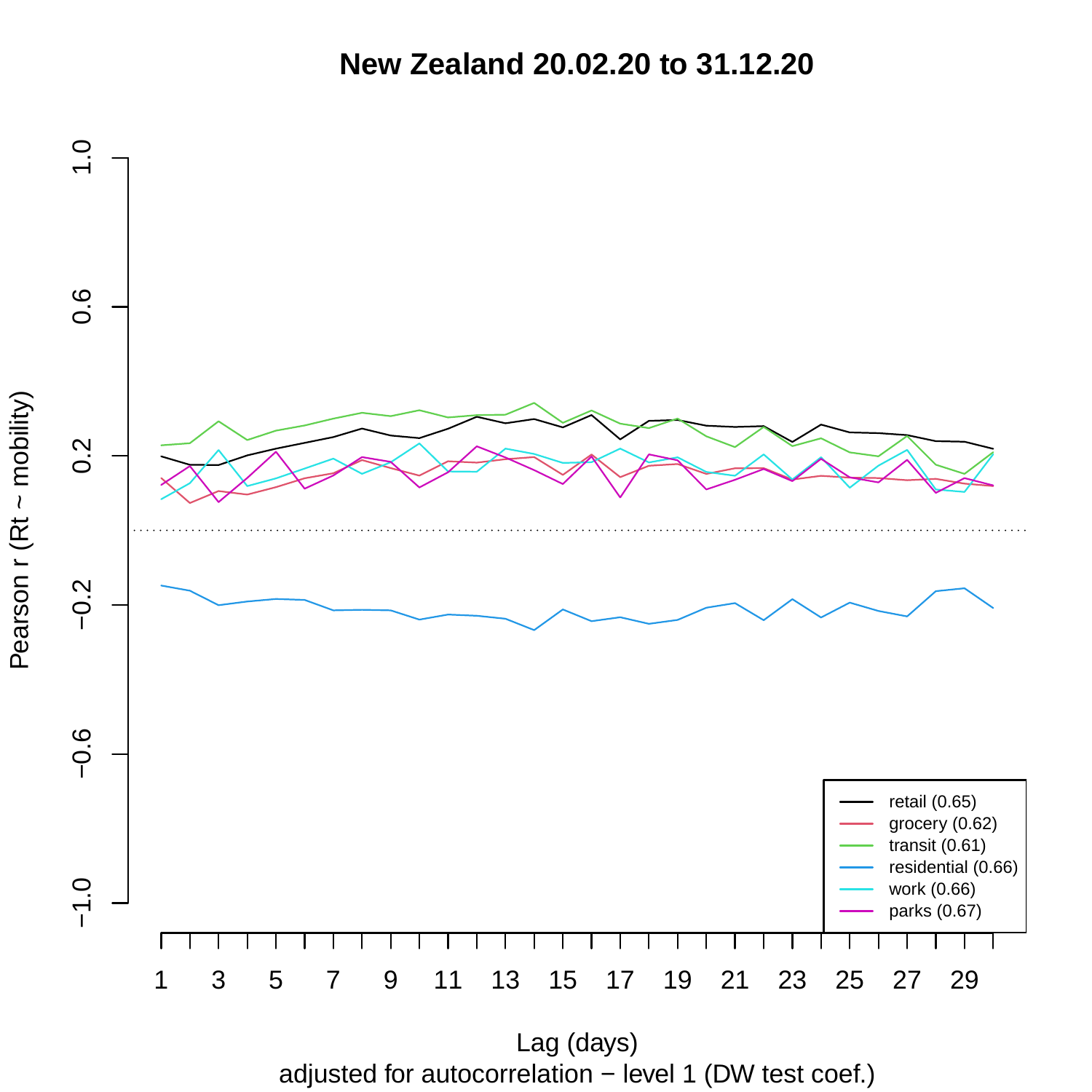# New Zealand 20.02.20 to 31.12.20

Pearson r (Rt ~ mobility)

Lag (days)

adjusted for autocorrelation − level 1 (DW test coef.)

- retail (0.65)
- grocery (0.62)
- transit (0.61)
- residential (0.66)
- work (0.66)
- parks (0.67)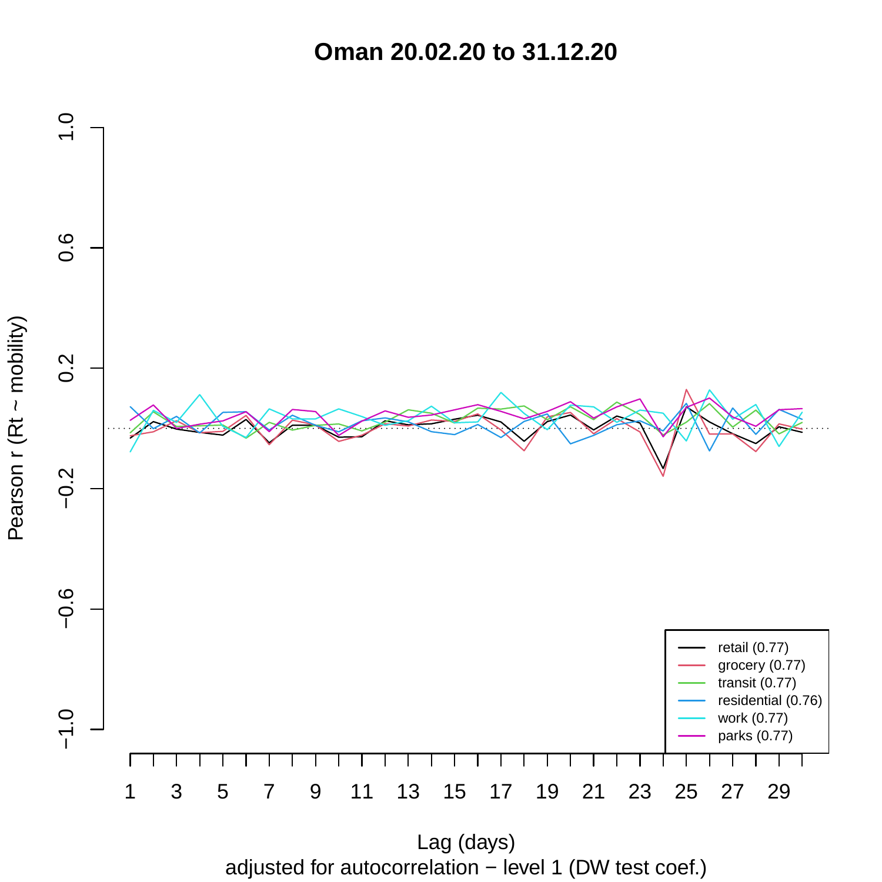# Oman 20.02.20 to 31.12.20

Pearson r (Rt ~ mobility)

Lag (days)

adjusted for autocorrelation − level 1 (DW test coef.)

- retail (0.77)
- grocery (0.77)
- transit (0.77)
- residential (0.76)
- work (0.77)
- parks (0.77)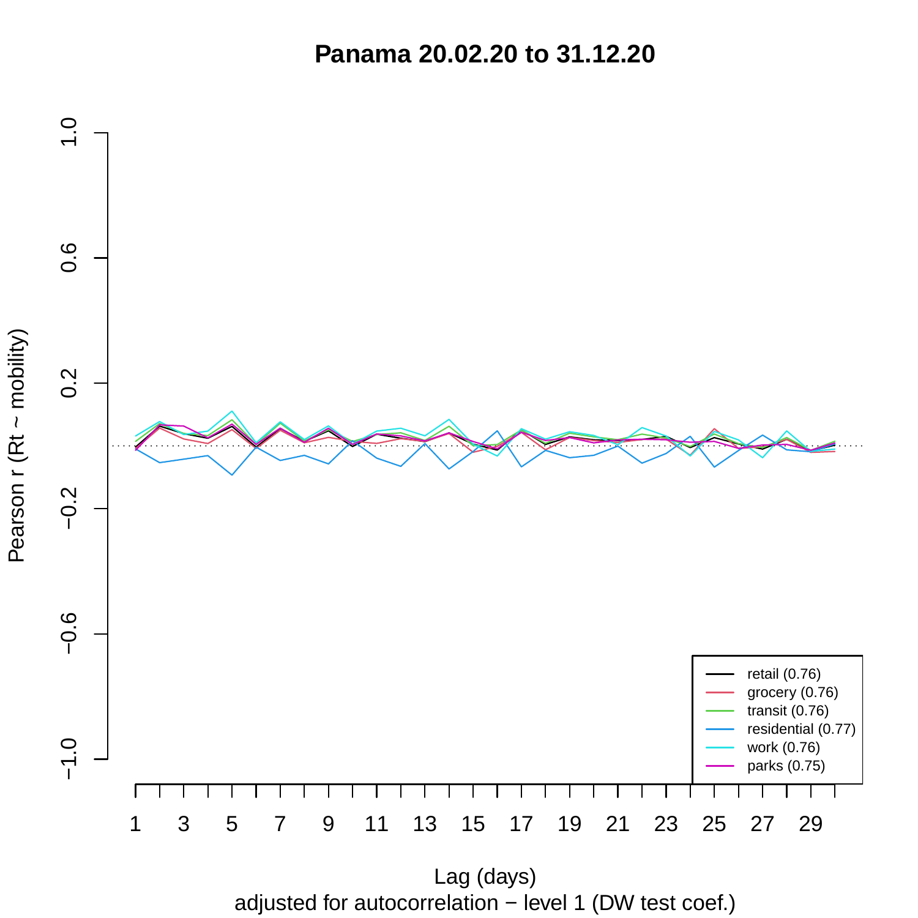# Panama 20.02.20 to 31.12.20

Pearson r (Rt ~ mobility)

Lag (days)

adjusted for autocorrelation − level 1 (DW test coef.)

- retail (0.76)
- grocery (0.76)
- transit (0.76)
- residential (0.77)
- work (0.76)
- parks (0.75)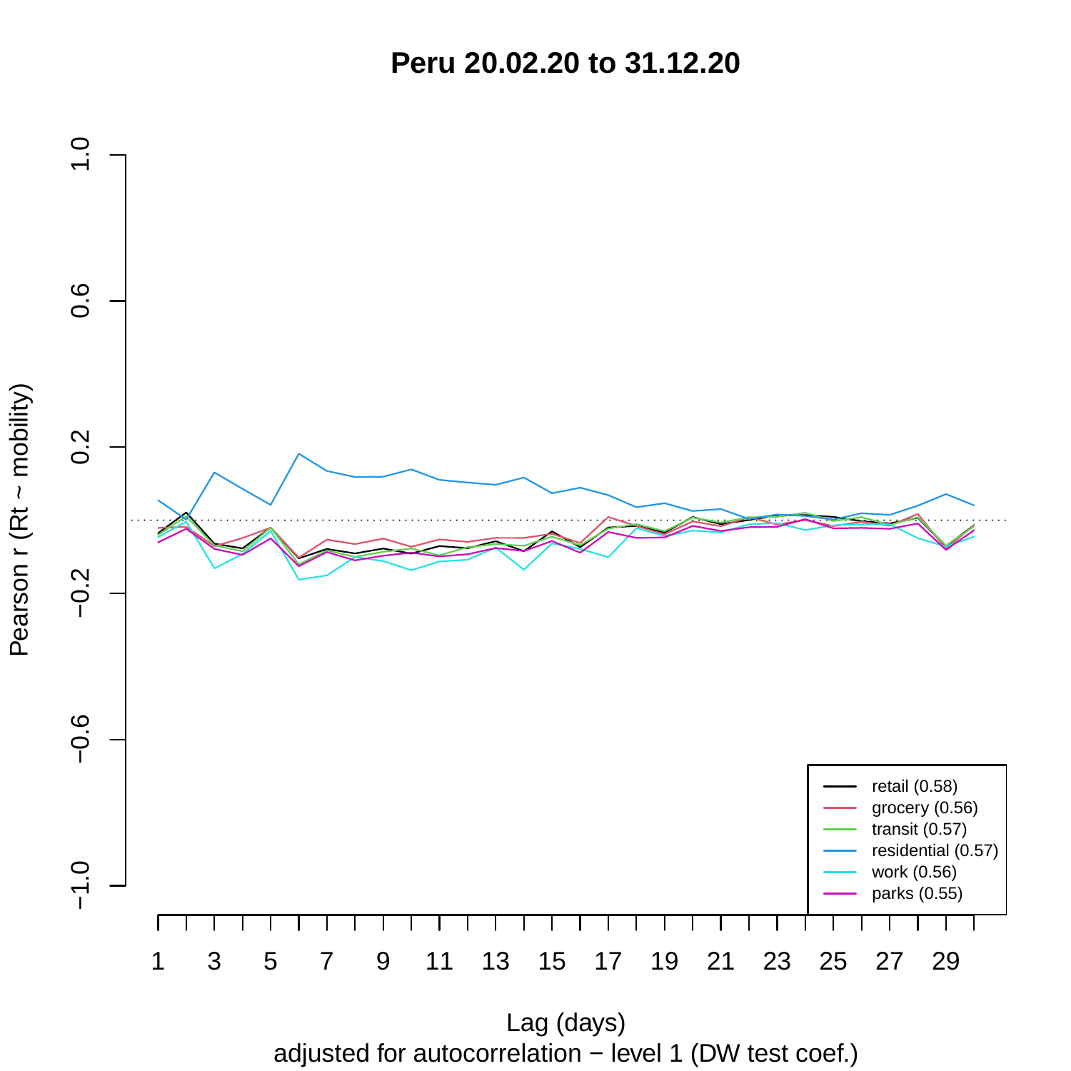# Peru 20.02.20 to 31.12.20

Pearson r (Rt ~ mobility)

Lag (days)

adjusted for autocorrelation − level 1 (DW test coef.)

- retail (0.58)
- grocery (0.56)
- transit (0.57)
- residential (0.57)
- work (0.56)
- parks (0.55)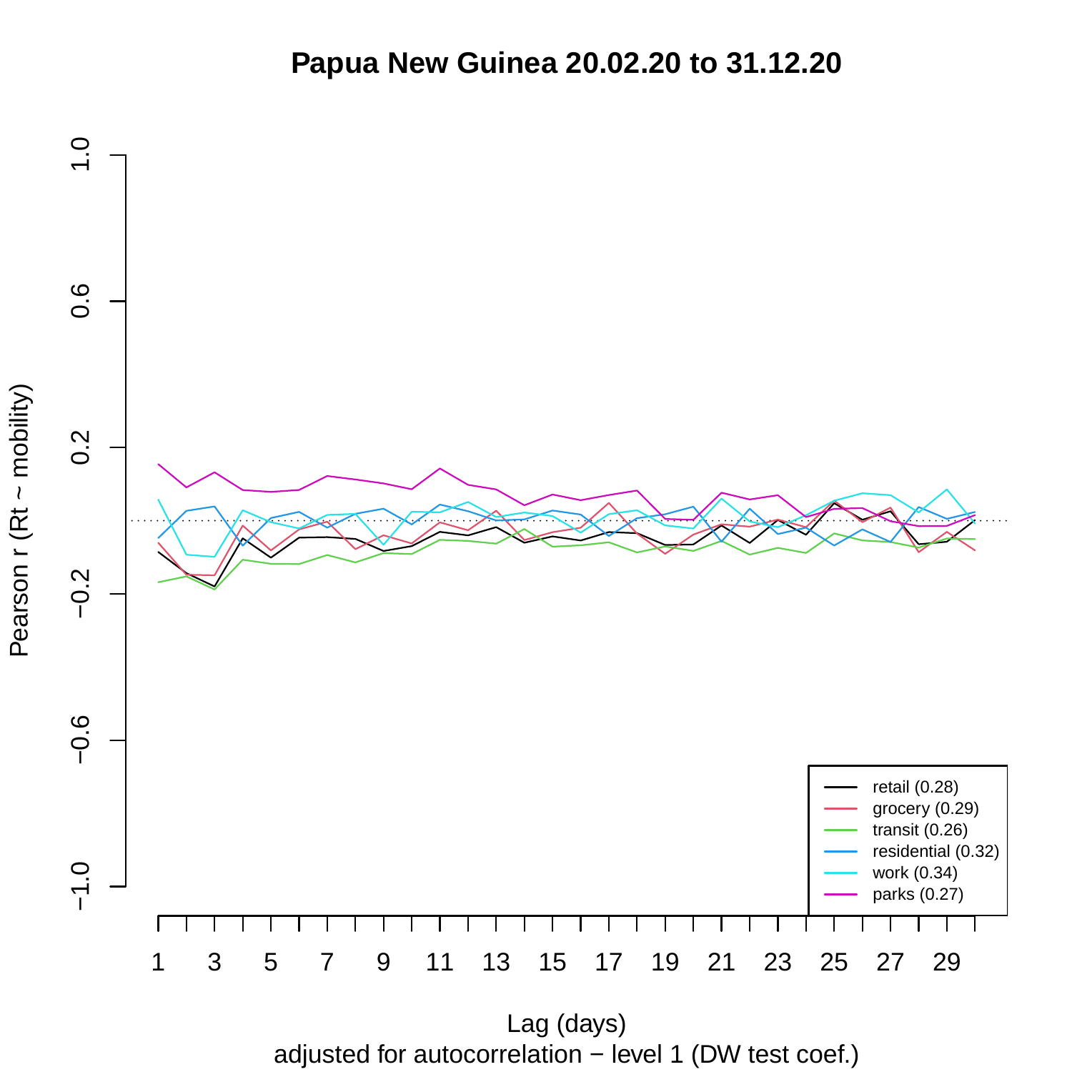# Papua New Guinea 20.02.20 to 31.12.20

Pearson r (Rt ~ mobility)

Lag (days)

adjusted for autocorrelation − level 1 (DW test coef.)

- retail (0.28)
- grocery (0.29)
- transit (0.26)
- residential (0.32)
- work (0.34)
- parks (0.27)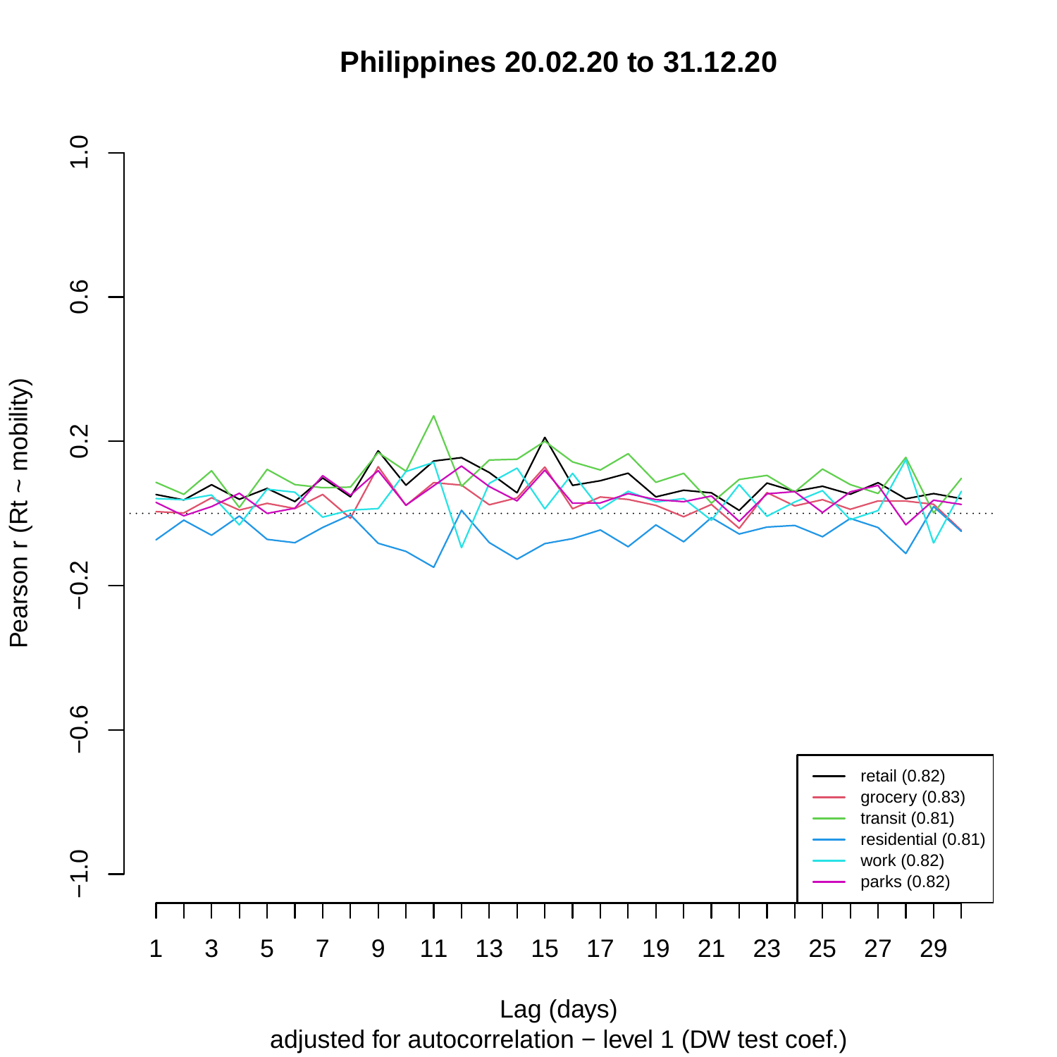# Philippines 20.02.20 to 31.12.20

Pearson r (Rt ~ mobility)

Lag (days)

adjusted for autocorrelation − level 1 (DW test coef.)

- retail (0.82)
- grocery (0.83)
- transit (0.81)
- residential (0.81)
- work (0.82)
- parks (0.82)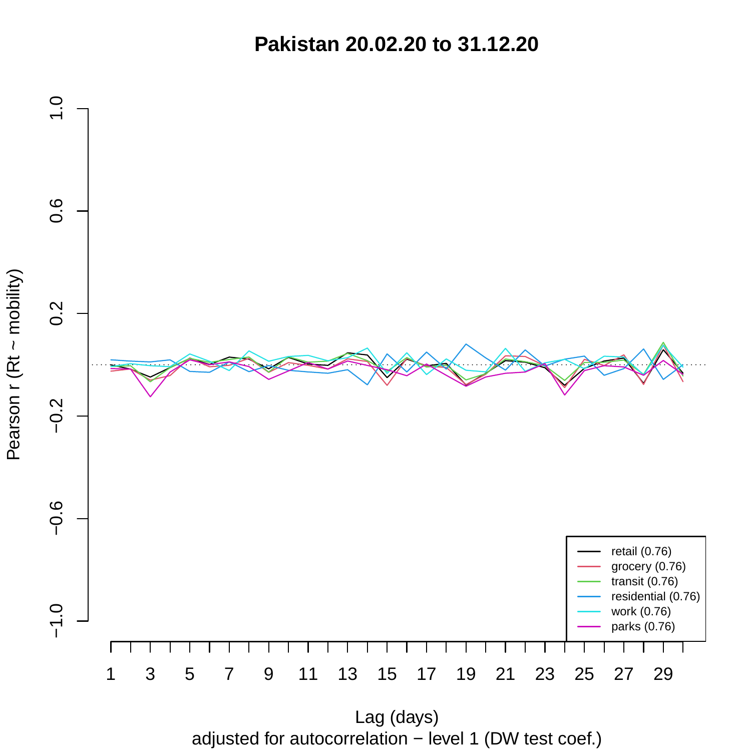# Pakistan 20.02.20 to 31.12.20

Pearson r (Rt ~ mobility)

Lag (days)

adjusted for autocorrelation − level 1 (DW test coef.)

- retail (0.76)
- grocery (0.76)
- transit (0.76)
- residential (0.76)
- work (0.76)
- parks (0.76)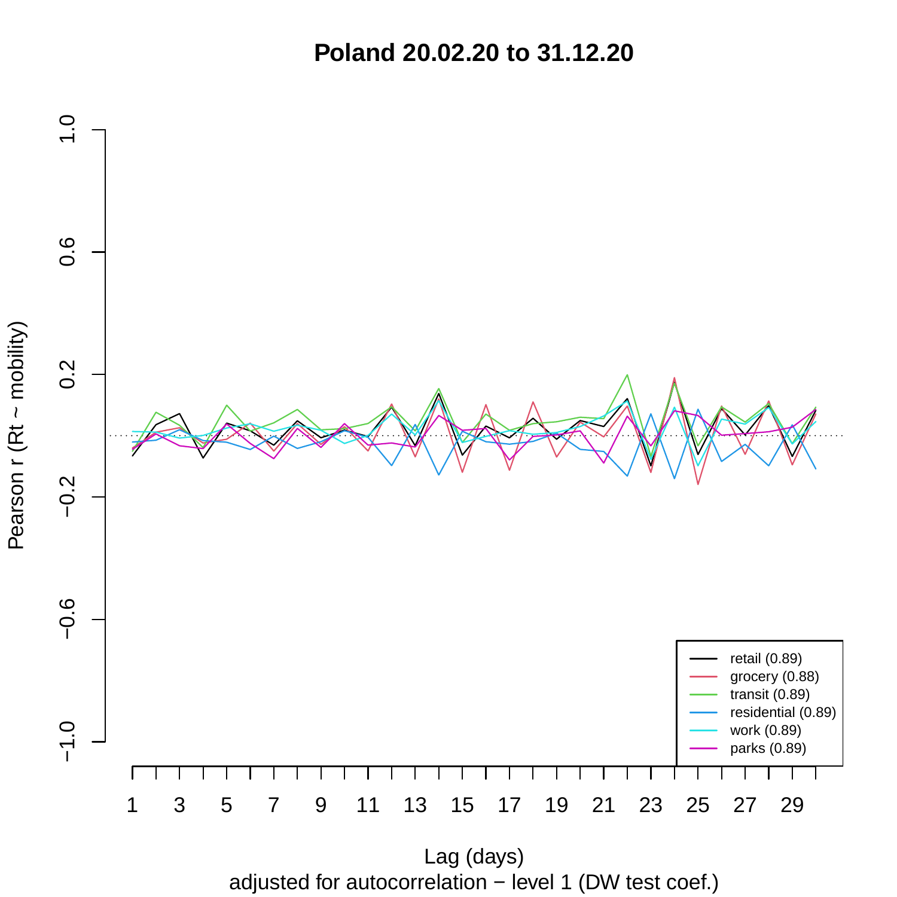# Poland 20.02.20 to 31.12.20

Pearson r (Rt ~ mobility)

Lag (days)

adjusted for autocorrelation − level 1 (DW test coef.)

- retail (0.89)
- grocery (0.88)
- transit (0.89)
- residential (0.89)
- work (0.89)
- parks (0.89)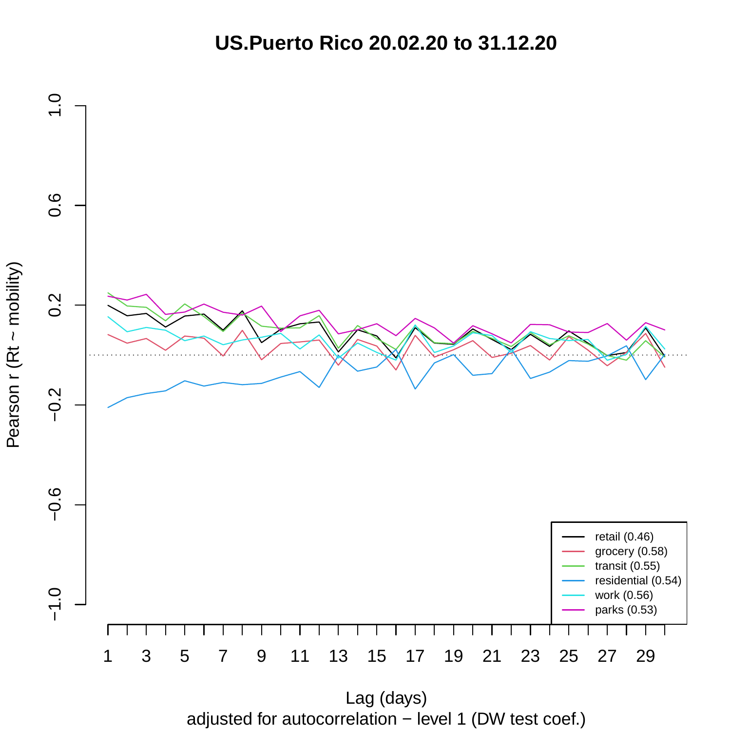# US.Puerto Rico 20.02.20 to 31.12.20

Pearson r (Rt ~ mobility)

Lag (days)

adjusted for autocorrelation − level 1 (DW test coef.)

- retail (0.46)
- grocery (0.58)
- transit (0.55)
- residential (0.54)
- work (0.56)
- parks (0.53)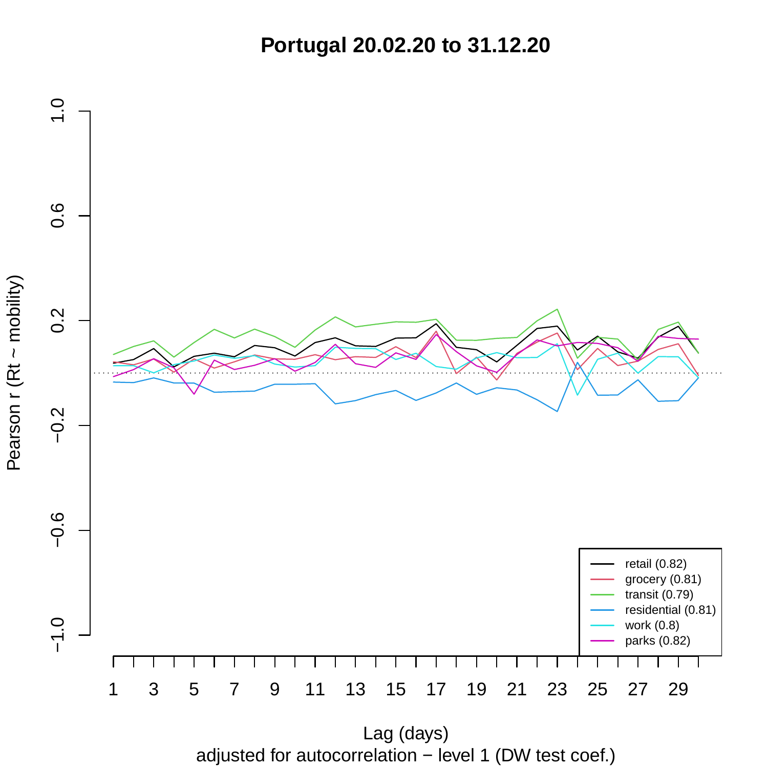# Portugal 20.02.20 to 31.12.20

Pearson r (Rt ~ mobility)

Lag (days)

adjusted for autocorrelation − level 1 (DW test coef.)

- retail (0.82)
- grocery (0.81)
- transit (0.79)
- residential (0.81)
- work (0.8)
- parks (0.82)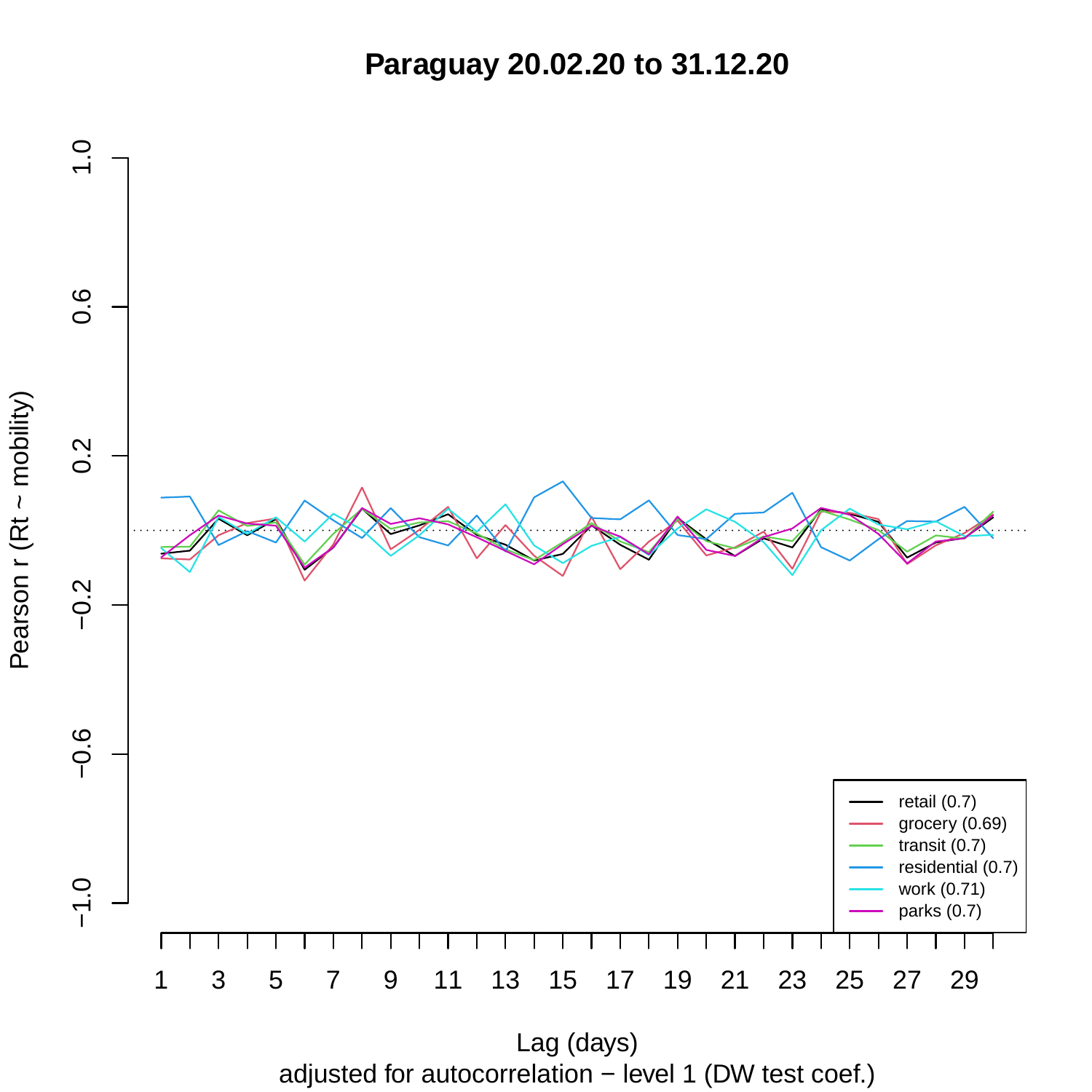# Paraguay 20.02.20 to 31.12.20

Pearson r (Rt ~ mobility)

Lag (days)

adjusted for autocorrelation − level 1 (DW test coef.)

- retail (0.7)
- grocery (0.69)
- transit (0.7)
- residential (0.7)
- work (0.71)
- parks (0.7)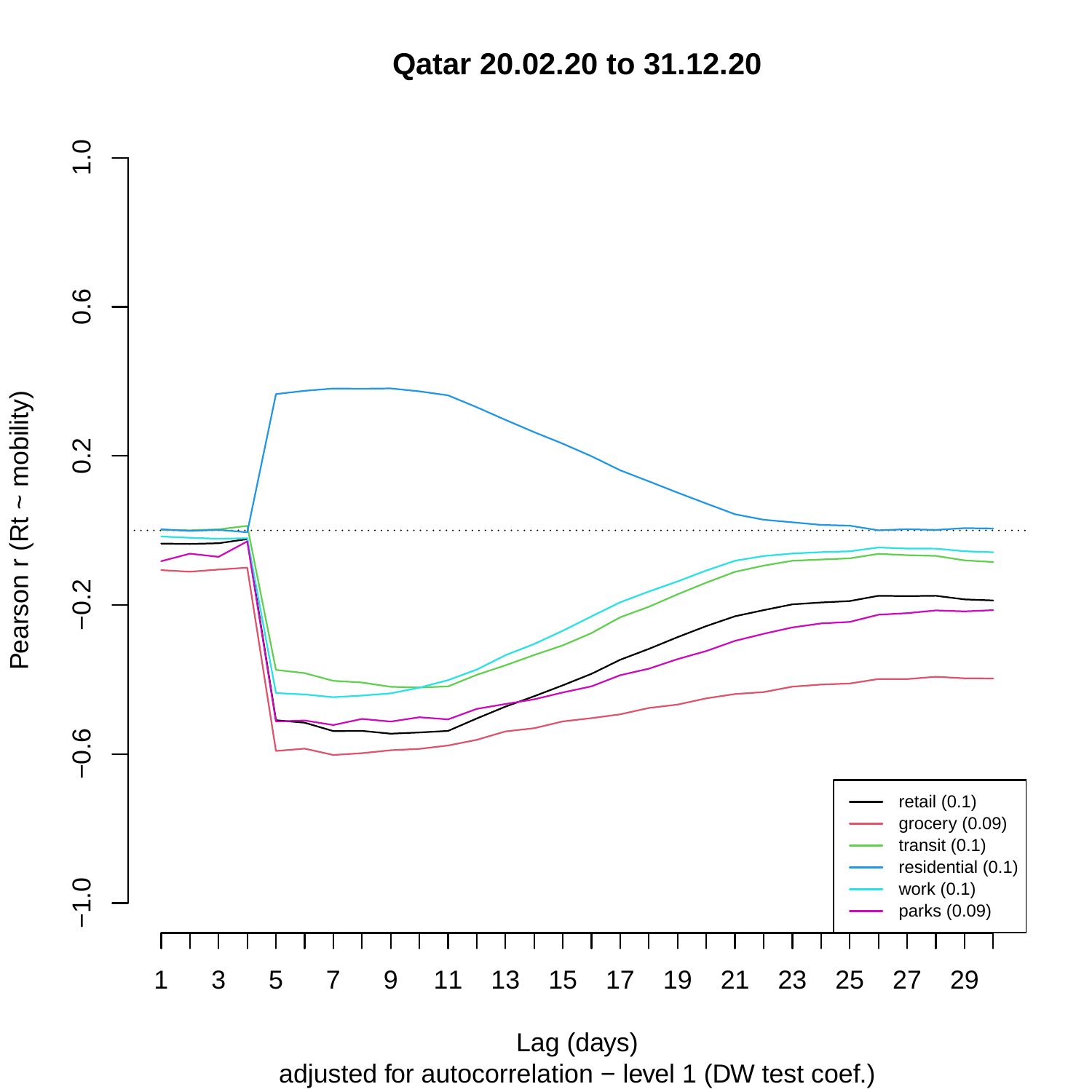# Qatar 20.02.20 to 31.12.20

Pearson r (Rt ~ mobility)

Lag (days)

adjusted for autocorrelation − level 1 (DW test coef.)

| Legend |
|---|
| retail (0.1) |
| grocery (0.09) |
| transit (0.1) |
| residential (0.1) |
| work (0.1) |
| parks (0.09) |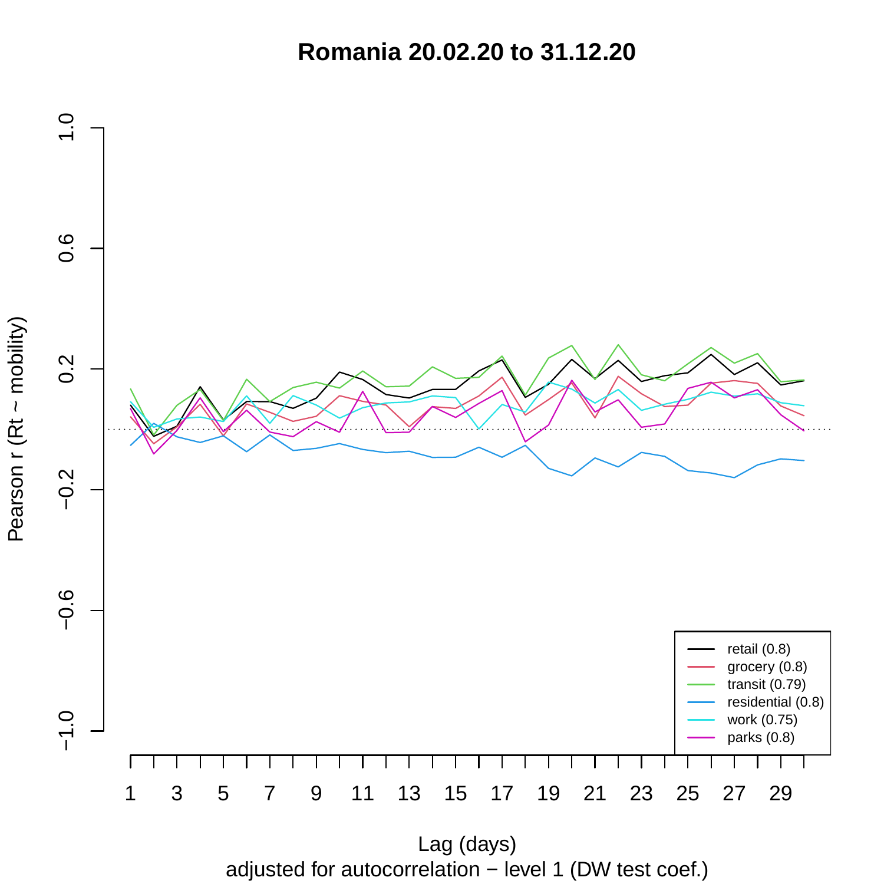# Romania 20.02.20 to 31.12.20

Pearson r (Rt ~ mobility)

Lag (days)

adjusted for autocorrelation − level 1 (DW test coef.)

- retail (0.8)
- grocery (0.8)
- transit (0.79)
- residential (0.8)
- work (0.75)
- parks (0.8)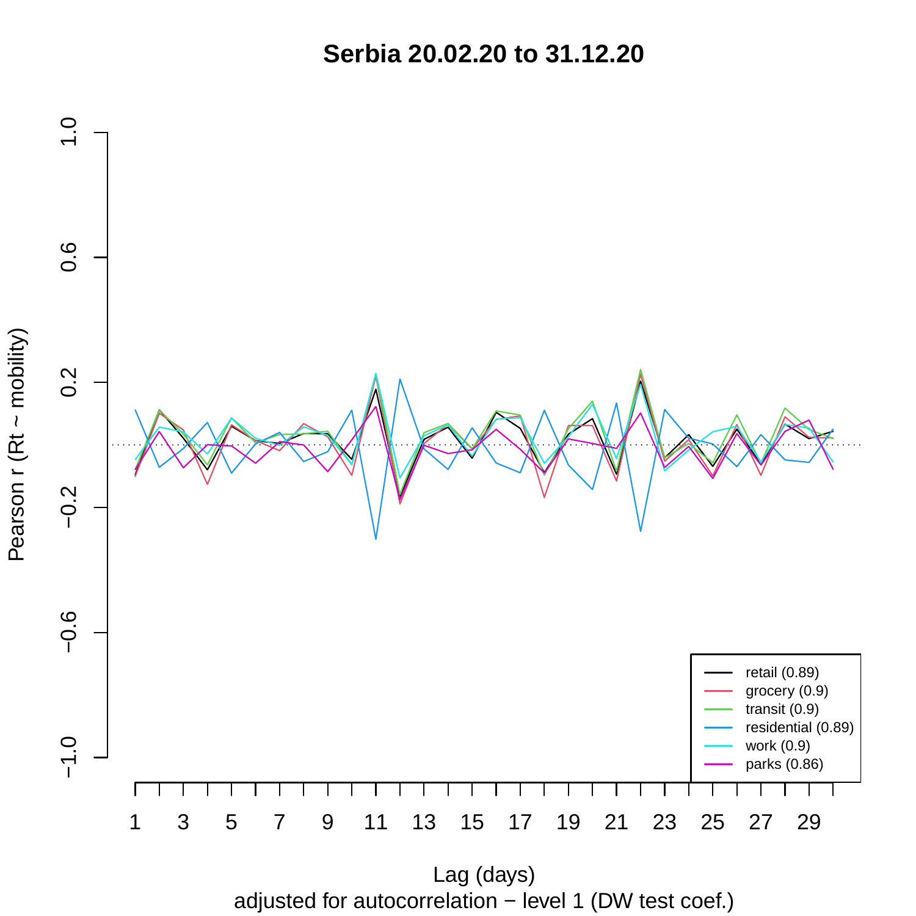# Serbia 20.02.20 to 31.12.20

Pearson r (Rt ~ mobility)

Lag (days)

adjusted for autocorrelation − level 1 (DW test coef.)

- retail (0.89)
- grocery (0.9)
- transit (0.9)
- residential (0.89)
- work (0.9)
- parks (0.86)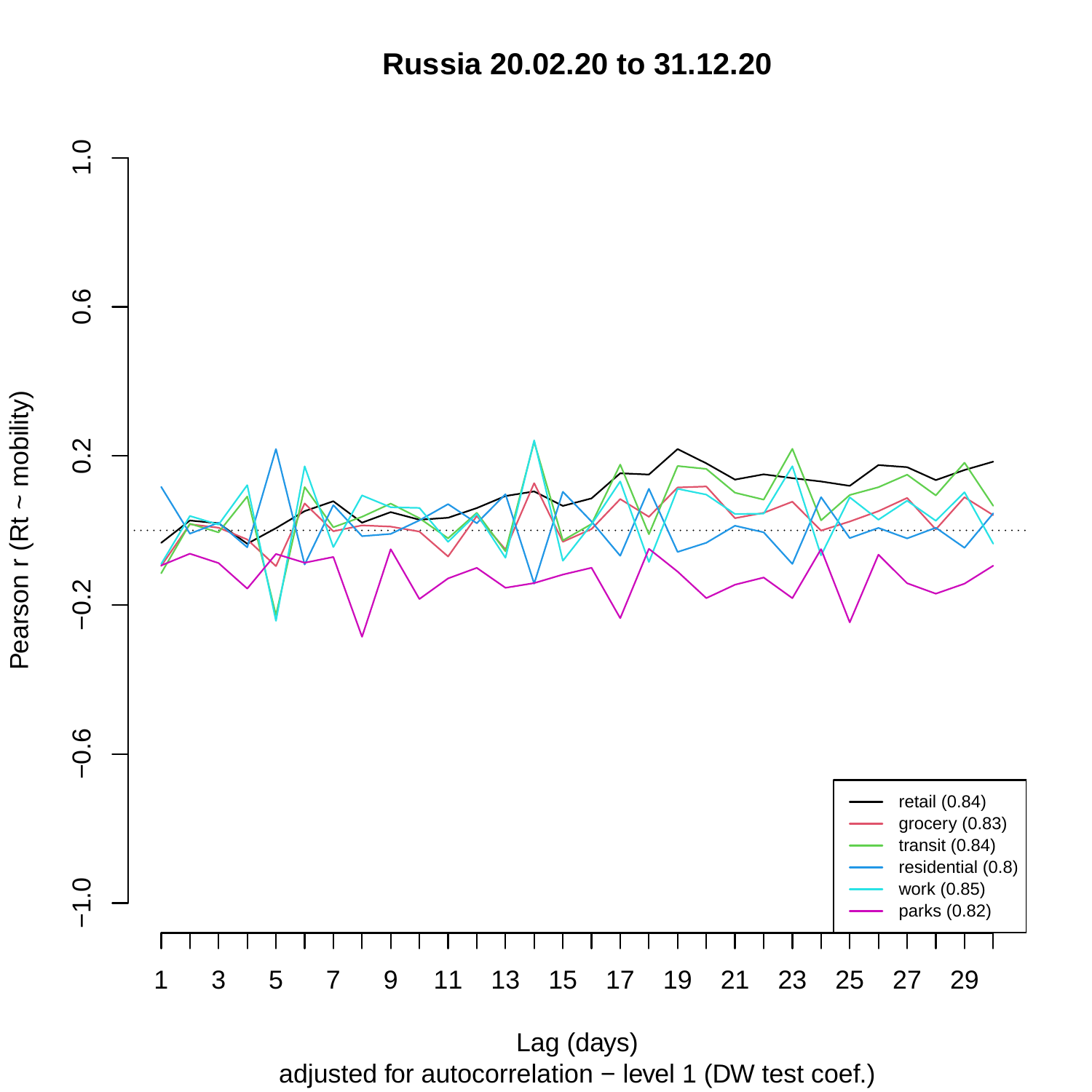# Russia 20.02.20 to 31.12.20

Pearson r (Rt ~ mobility)

Lag (days)

adjusted for autocorrelation − level 1 (DW test coef.)

- retail (0.84)
- grocery (0.83)
- transit (0.84)
- residential (0.8)
- work (0.85)
- parks (0.82)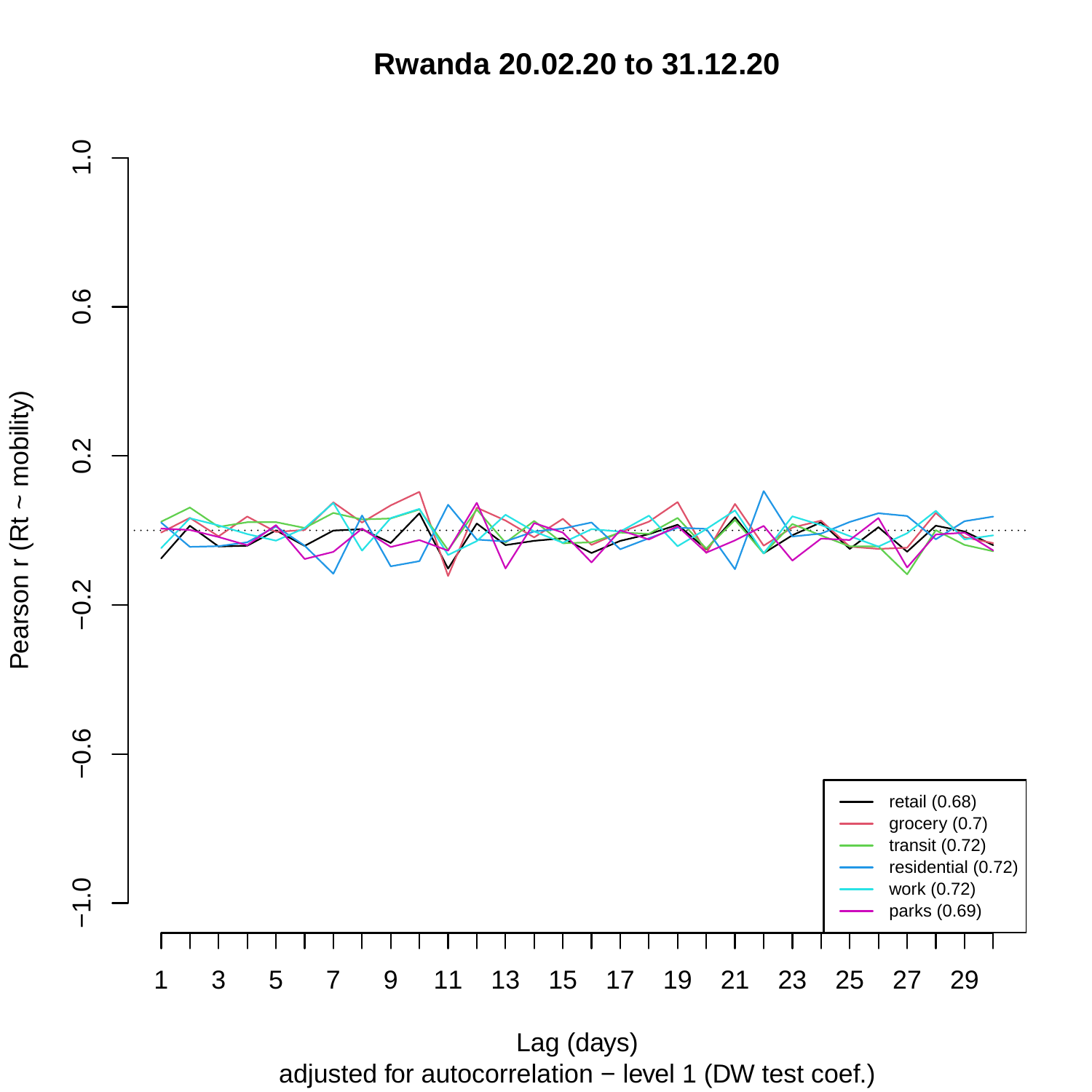# Rwanda 20.02.20 to 31.12.20

Pearson r (Rt ~ mobility)

Lag (days)

adjusted for autocorrelation − level 1 (DW test coef.)

- retail (0.68)
- grocery (0.7)
- transit (0.72)
- residential (0.72)
- work (0.72)
- parks (0.69)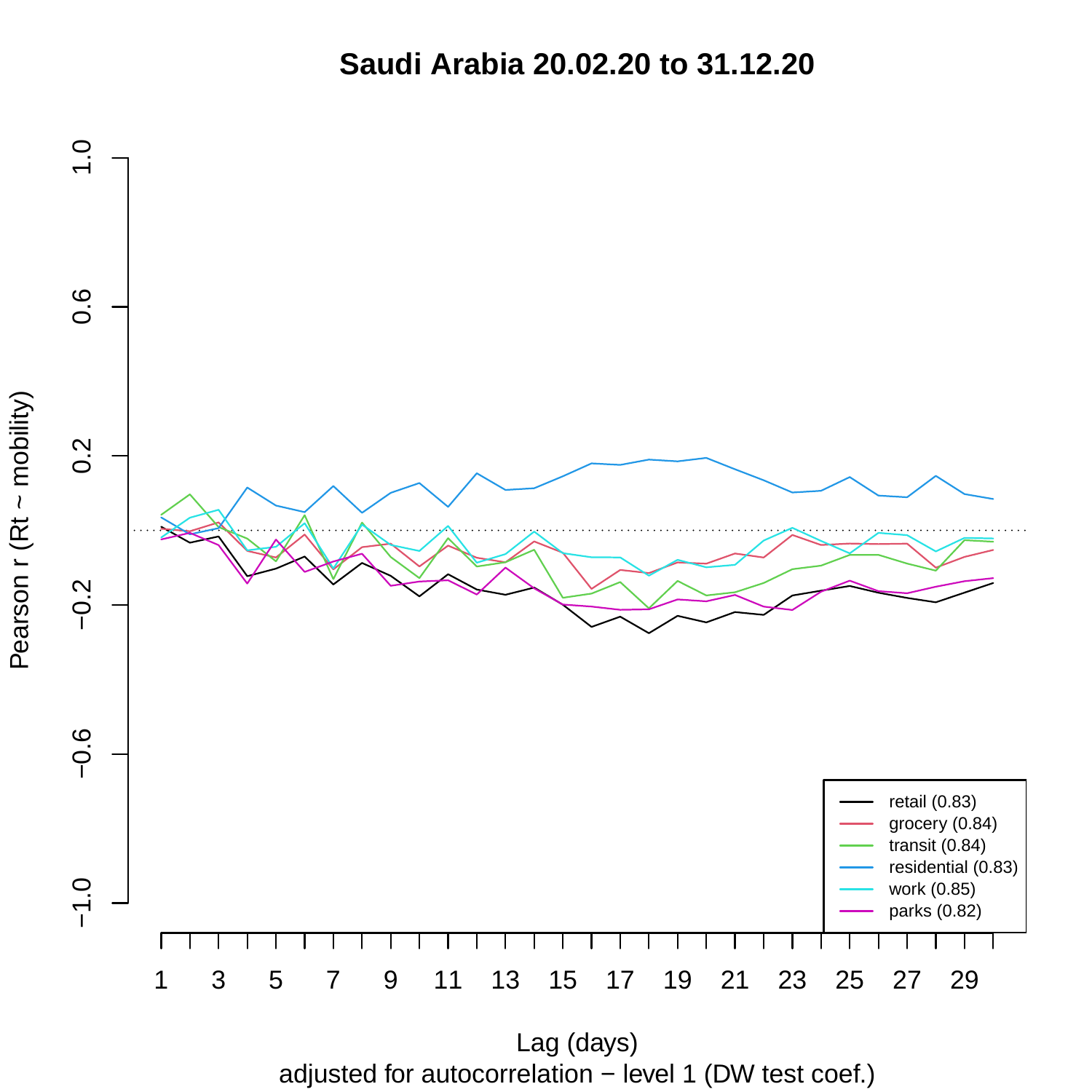# Saudi Arabia 20.02.20 to 31.12.20

Pearson r (Rt ~ mobility)

Lag (days)

adjusted for autocorrelation − level 1 (DW test coef.)

- retail (0.83)
- grocery (0.84)
- transit (0.84)
- residential (0.83)
- work (0.85)
- parks (0.82)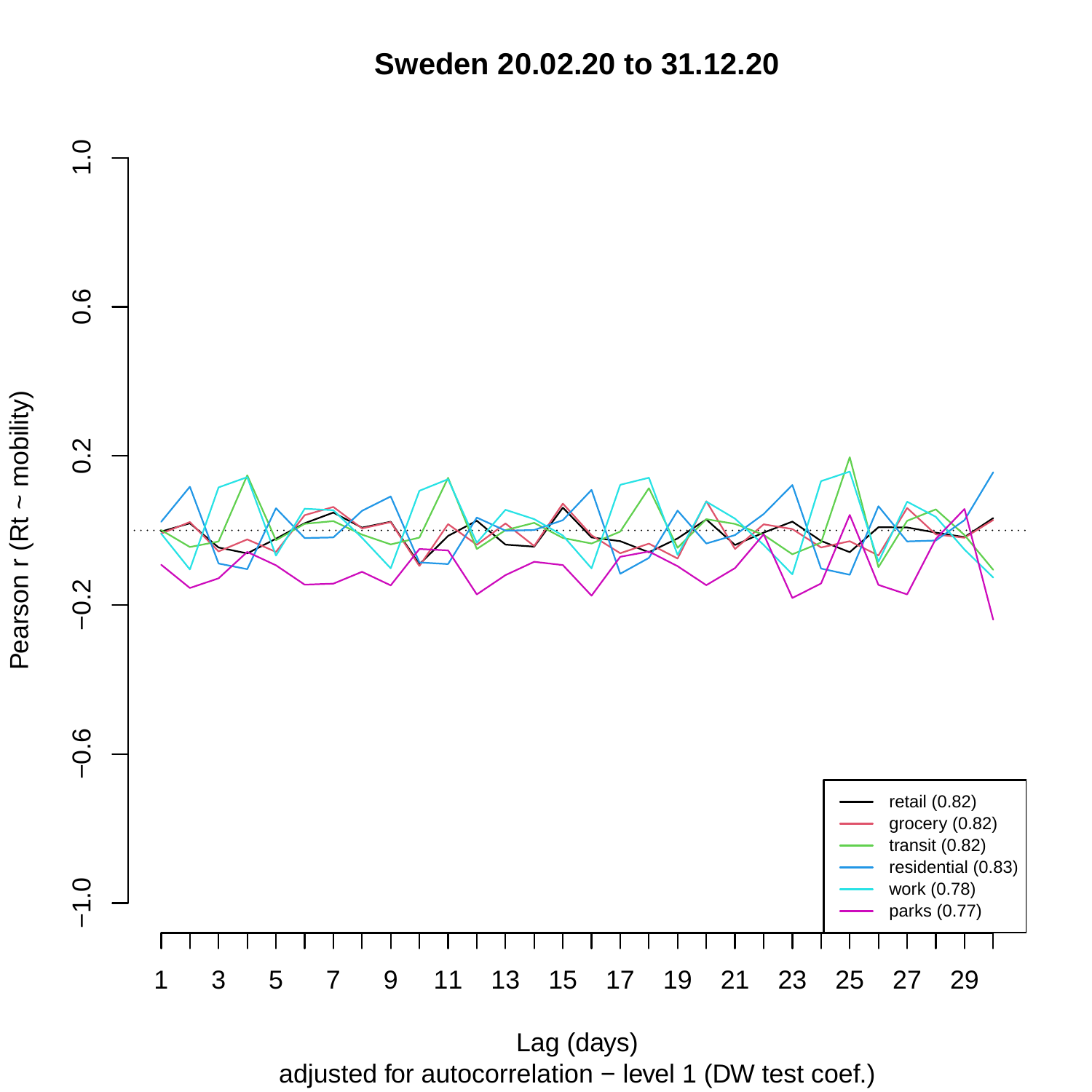# Sweden 20.02.20 to 31.12.20

Pearson r (Rt ~ mobility)

Lag (days)

adjusted for autocorrelation − level 1 (DW test coef.)

- retail (0.82)
- grocery (0.82)
- transit (0.82)
- residential (0.83)
- work (0.78)
- parks (0.77)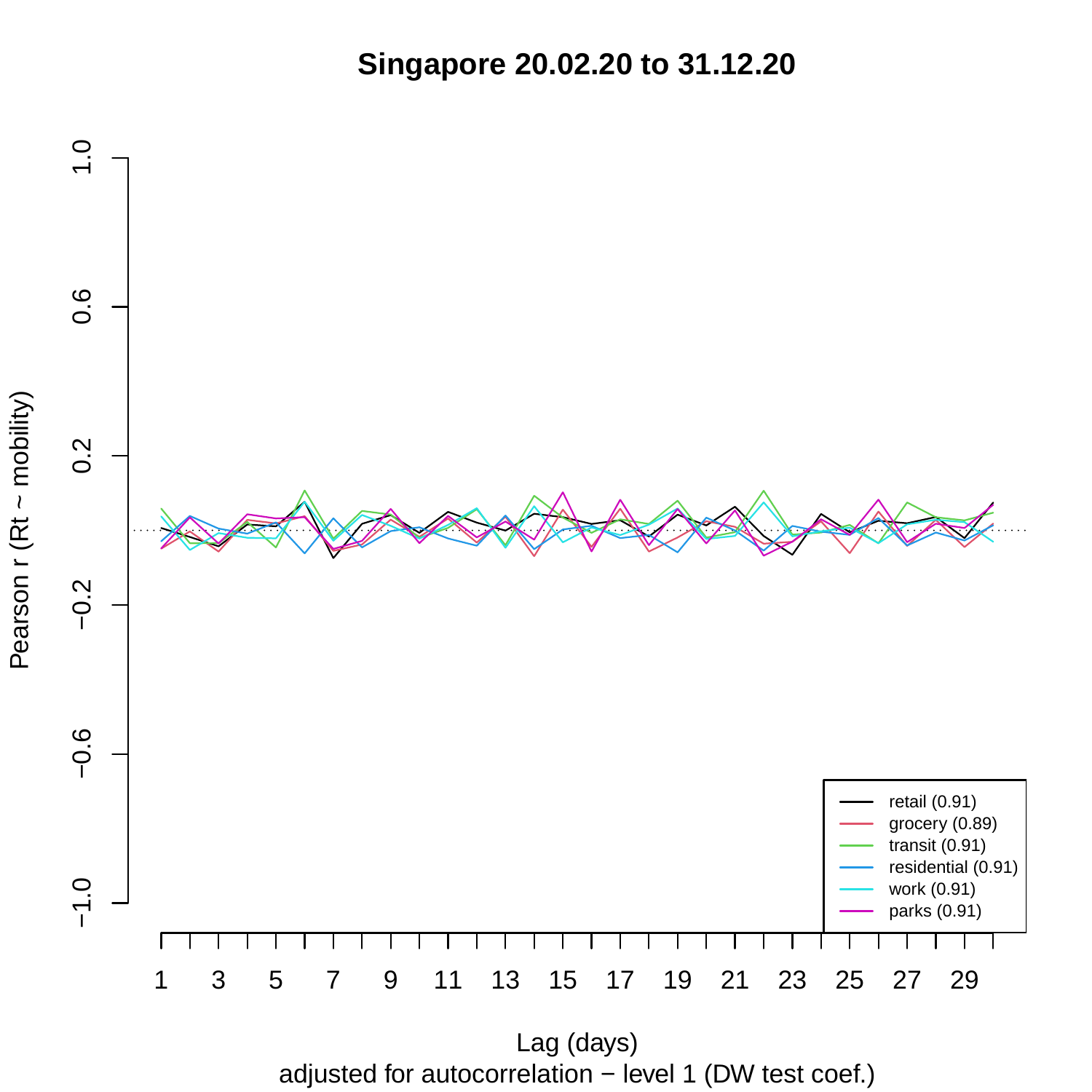# Singapore 20.02.20 to 31.12.20

Pearson r (Rt ~ mobility)

Lag (days)

adjusted for autocorrelation − level 1 (DW test coef.)

- retail (0.91)
- grocery (0.89)
- transit (0.91)
- residential (0.91)
- work (0.91)
- parks (0.91)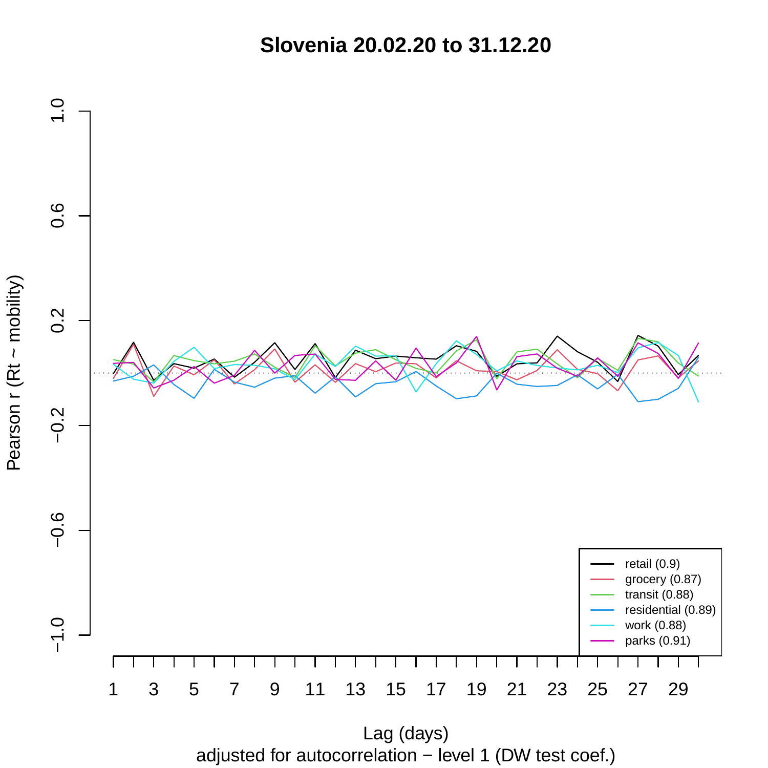# Slovenia 20.02.20 to 31.12.20

Pearson r (Rt ~ mobility)

Lag (days)

adjusted for autocorrelation − level 1 (DW test coef.)

- retail (0.9)
- grocery (0.87)
- transit (0.88)
- residential (0.89)
- work (0.88)
- parks (0.91)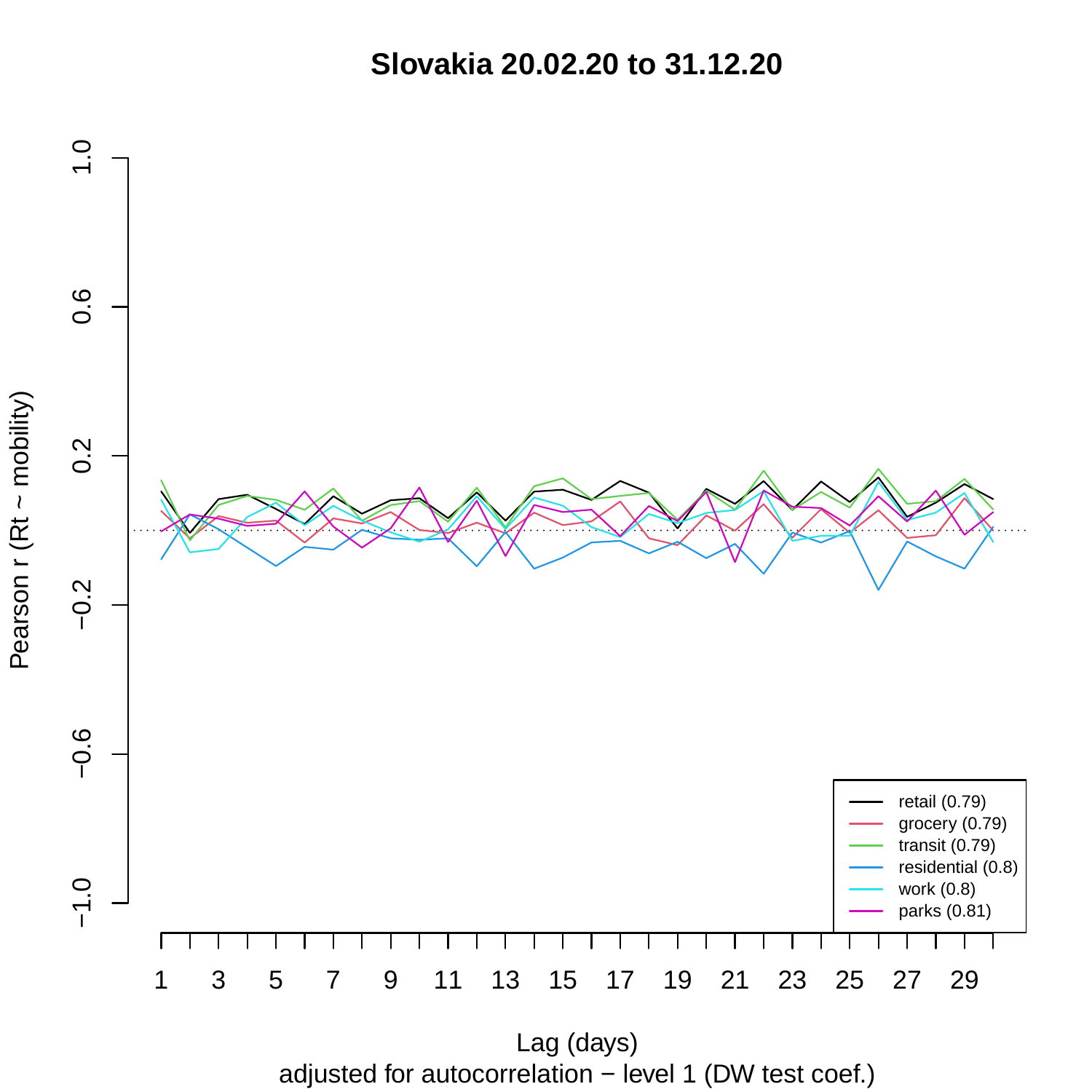# Slovakia 20.02.20 to 31.12.20

Pearson r (Rt ~ mobility)

Lag (days)

adjusted for autocorrelation − level 1 (DW test coef.)

- retail (0.79)
- grocery (0.79)
- transit (0.79)
- residential (0.8)
- work (0.8)
- parks (0.81)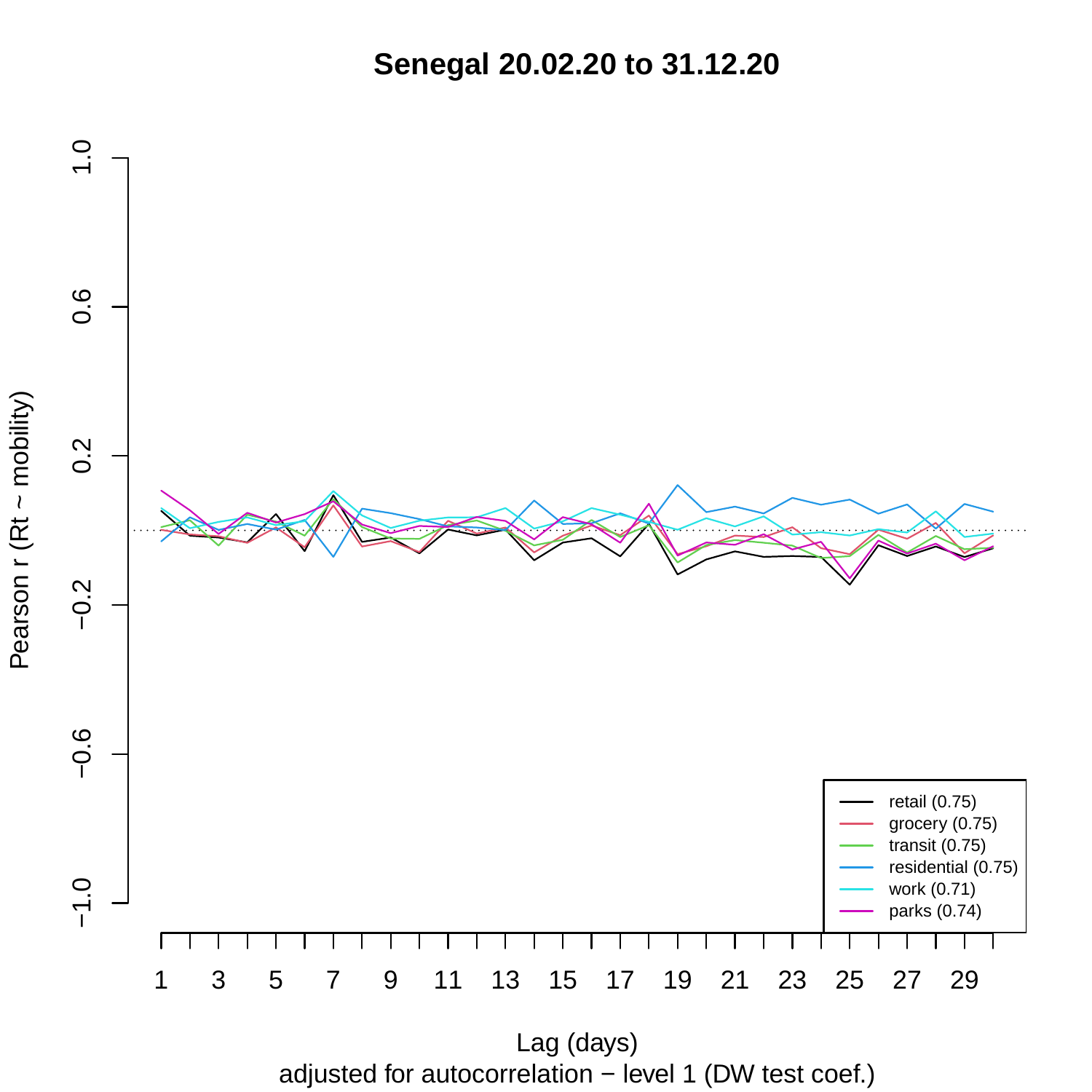# Senegal 20.02.20 to 31.12.20

Pearson r (Rt ~ mobility)

1.0
0.6
0.2
−0.2
−0.6
−1.0

- retail (0.75)
- grocery (0.75)
- transit (0.75)
- residential (0.75)
- work (0.71)
- parks (0.74)

1 3 5 7 9 11 13 15 17 19 21 23 25 27 29

Lag (days)
adjusted for autocorrelation − level 1 (DW test coef.)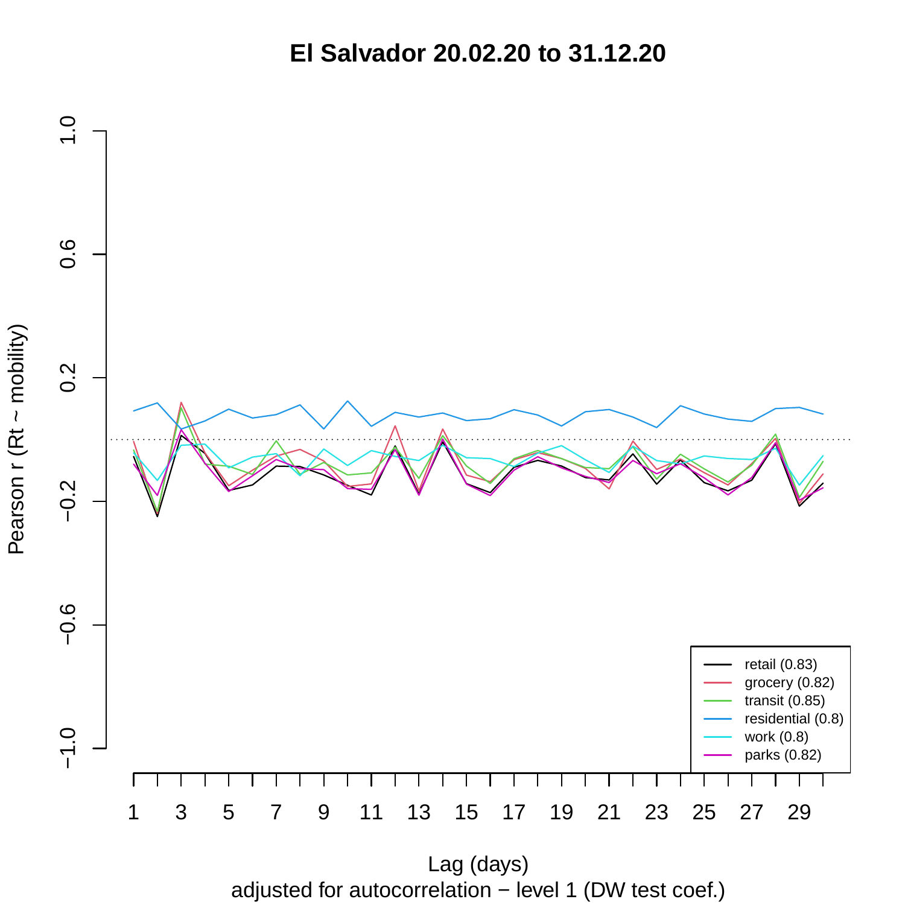# El Salvador 20.02.20 to 31.12.20

Pearson r (Rt ~ mobility)

Lag (days)

adjusted for autocorrelation − level 1 (DW test coef.)

- retail (0.83)
- grocery (0.82)
- transit (0.85)
- residential (0.8)
- work (0.8)
- parks (0.82)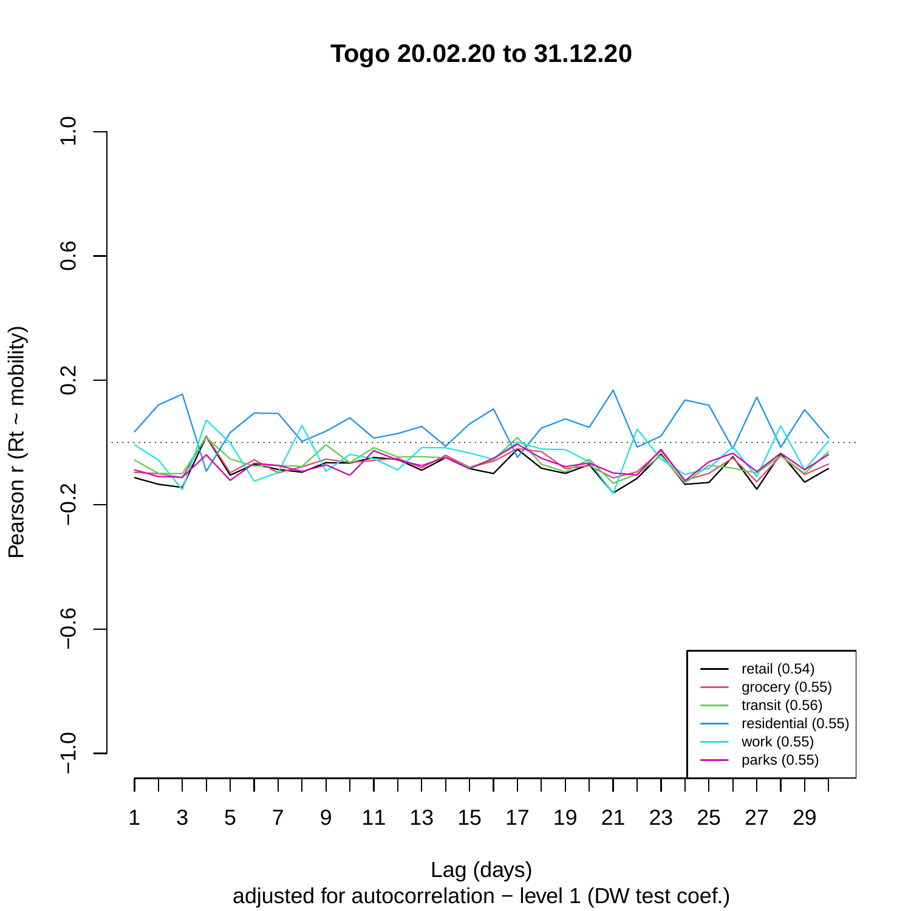# Togo 20.02.20 to 31.12.20

Pearson r (Rt ~ mobility)

Lag (days)

adjusted for autocorrelation − level 1 (DW test coef.)

- retail (0.54)
- grocery (0.55)
- transit (0.56)
- residential (0.55)
- work (0.55)
- parks (0.55)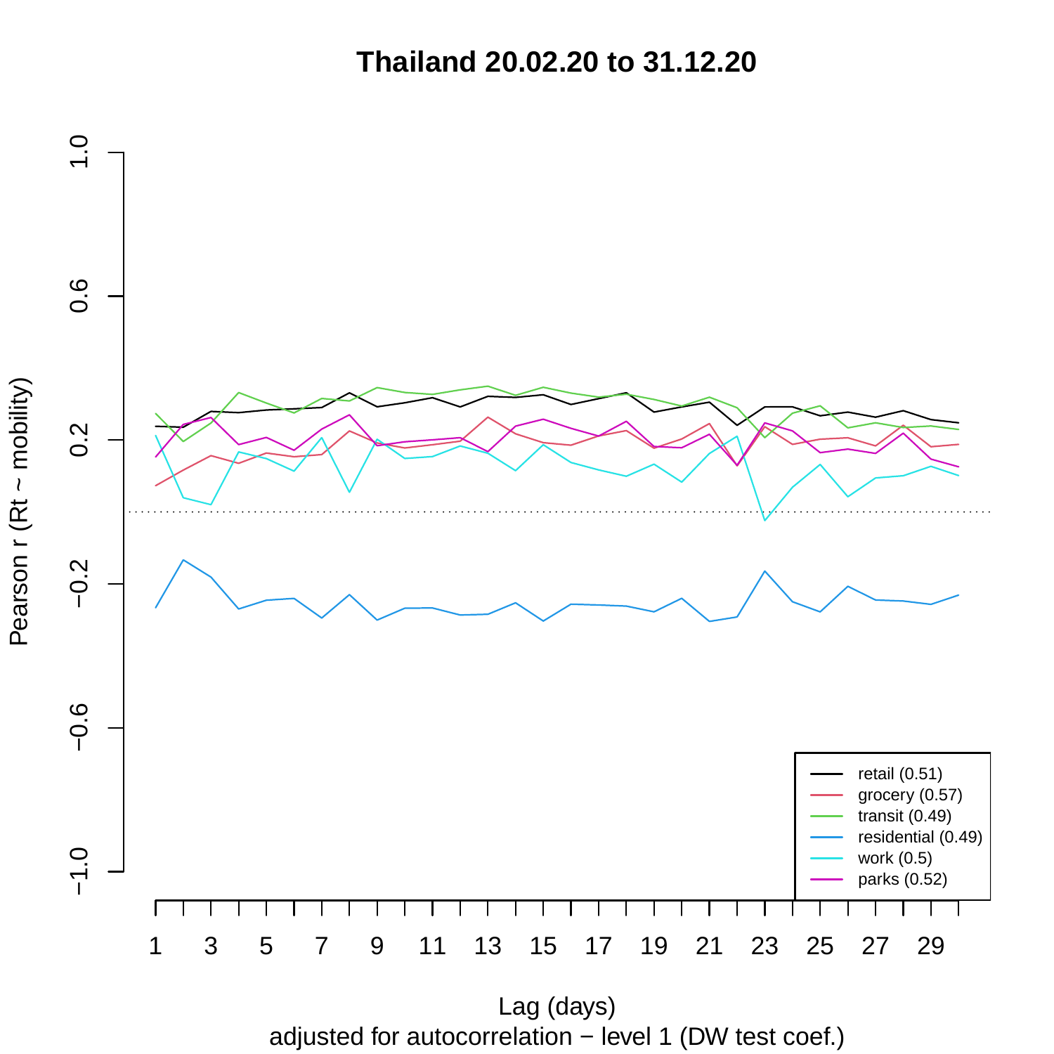# Thailand 20.02.20 to 31.12.20

Pearson r (Rt ~ mobility)

Lag (days)

adjusted for autocorrelation − level 1 (DW test coef.)

- retail (0.51)
- grocery (0.57)
- transit (0.49)
- residential (0.49)
- work (0.5)
- parks (0.52)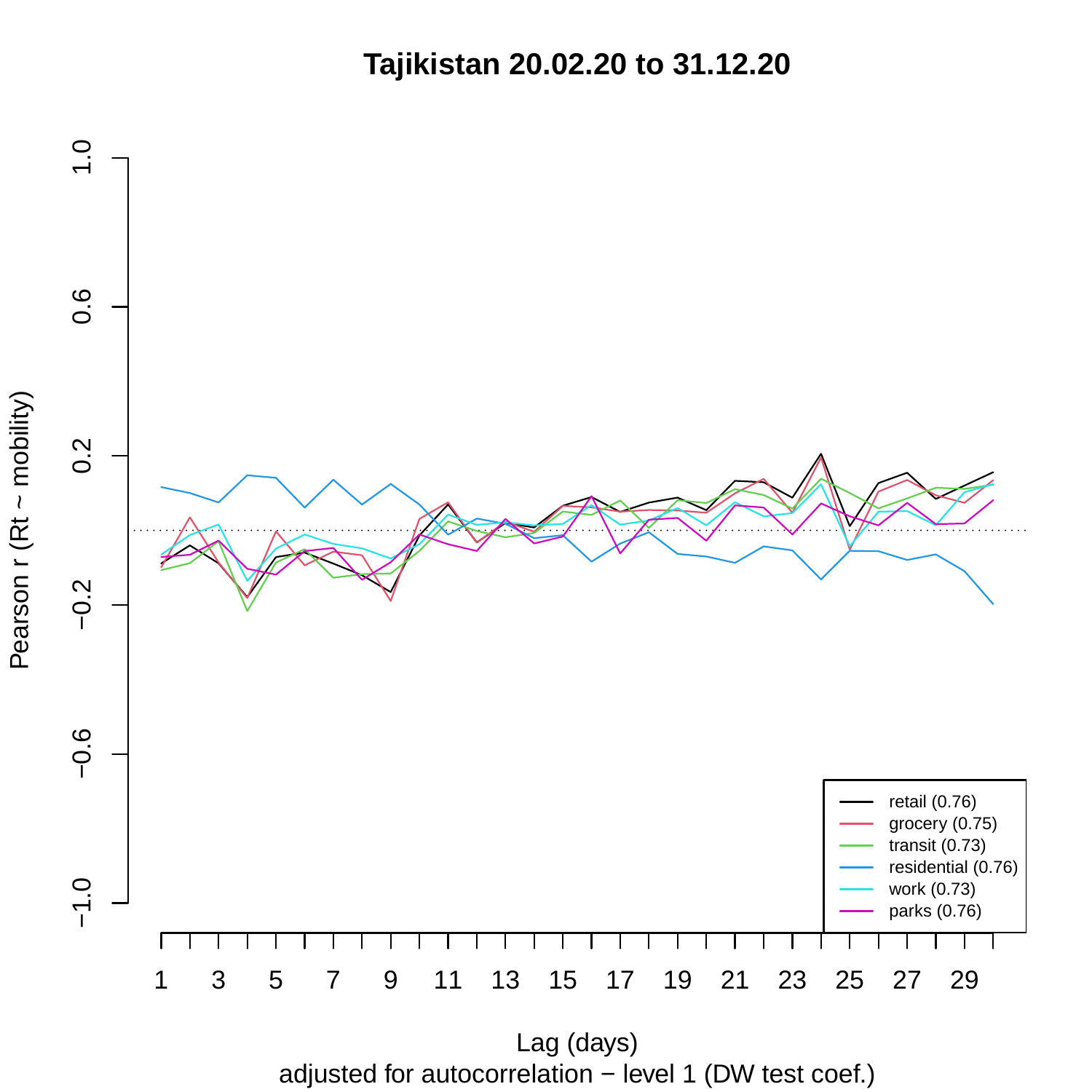# Tajikistan 20.02.20 to 31.12.20

Pearson r (Rt ~ mobility)

Lag (days)

adjusted for autocorrelation − level 1 (DW test coef.)

| Legend |
|---|
| retail (0.76) |
| grocery (0.75) |
| transit (0.73) |
| residential (0.76) |
| work (0.73) |
| parks (0.76) |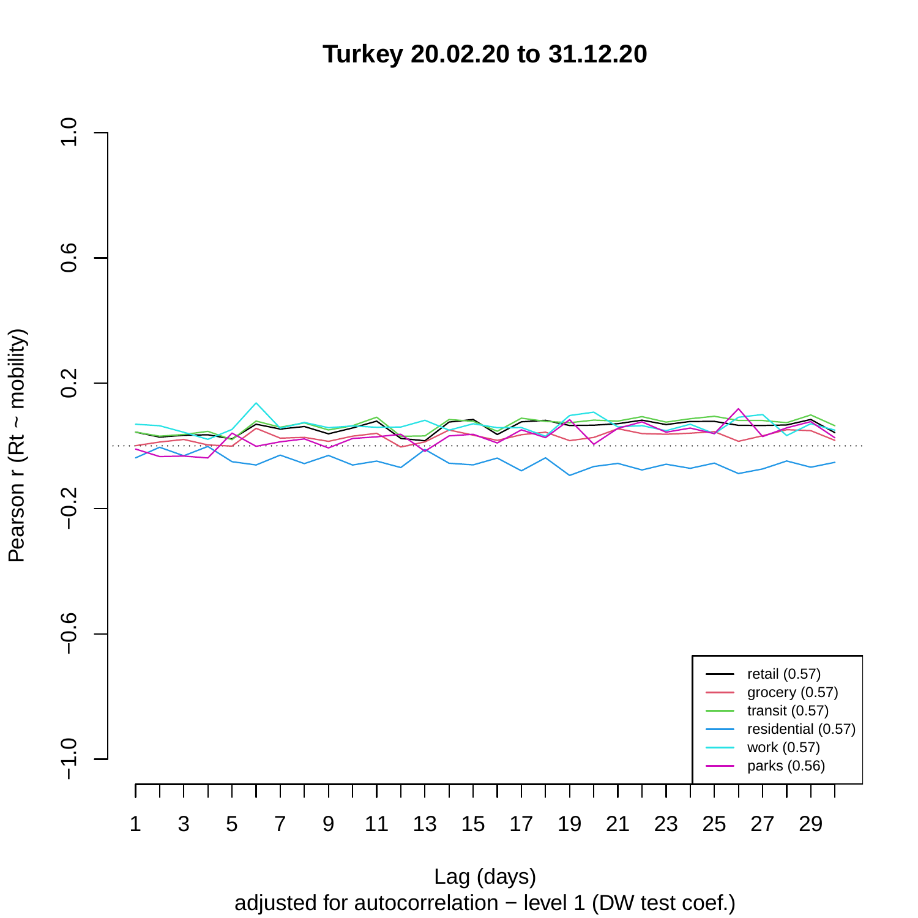# Turkey 20.02.20 to 31.12.20

Pearson r (Rt ~ mobility)

Lag (days)

adjusted for autocorrelation − level 1 (DW test coef.)

- retail (0.57)
- grocery (0.57)
- transit (0.57)
- residential (0.57)
- work (0.57)
- parks (0.56)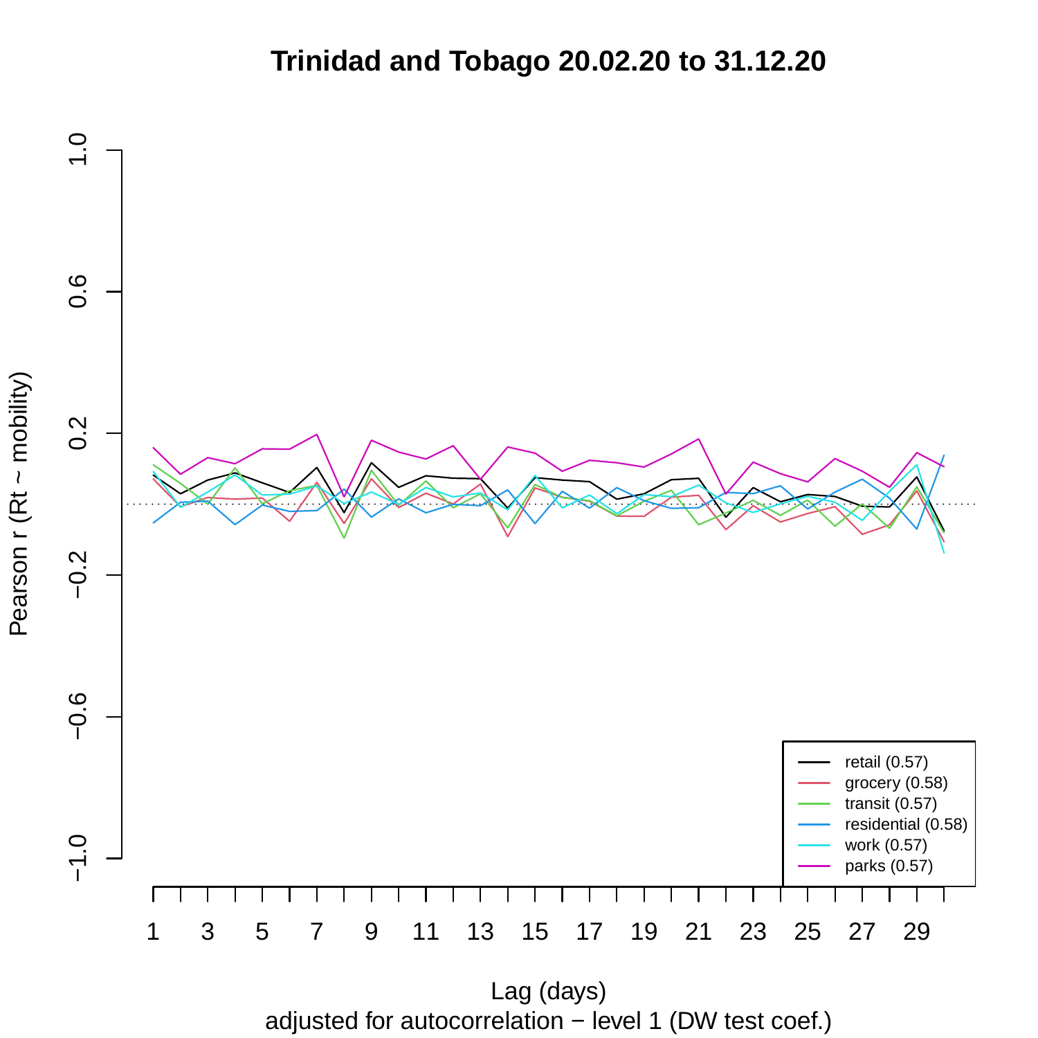# Trinidad and Tobago 20.02.20 to 31.12.20

Pearson r (Rt ~ mobility)

1.0

0.6

0.2

−0.2

−0.6

−1.0

1 3 5 7 9 11 13 15 17 19 21 23 25 27 29

Lag (days)

adjusted for autocorrelation − level 1 (DW test coef.)

- retail (0.57)
- grocery (0.58)
- transit (0.57)
- residential (0.58)
- work (0.57)
- parks (0.57)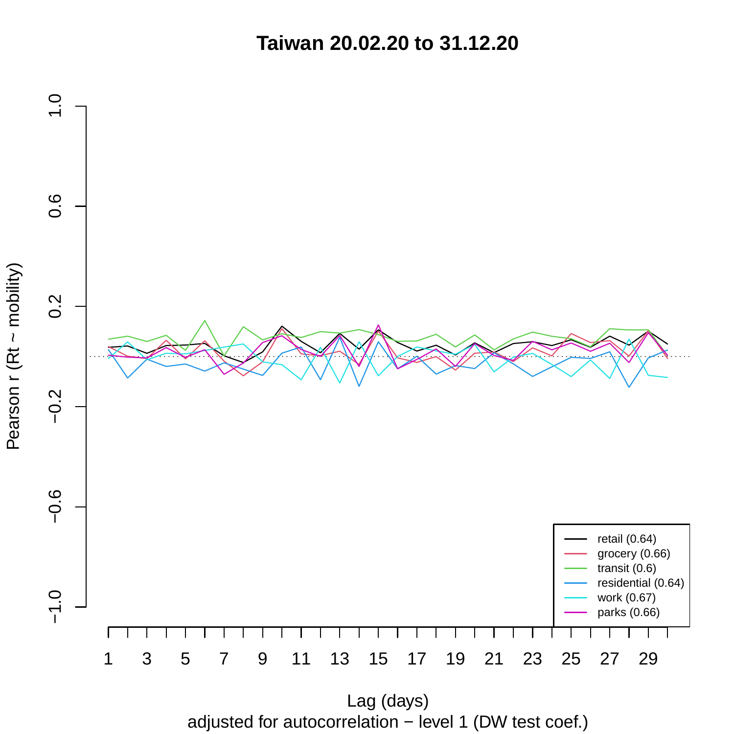# Taiwan 20.02.20 to 31.12.20

Pearson r (Rt ~ mobility)

Lag (days)

adjusted for autocorrelation − level 1 (DW test coef.)

- retail (0.64)
- grocery (0.66)
- transit (0.6)
- residential (0.64)
- work (0.67)
- parks (0.66)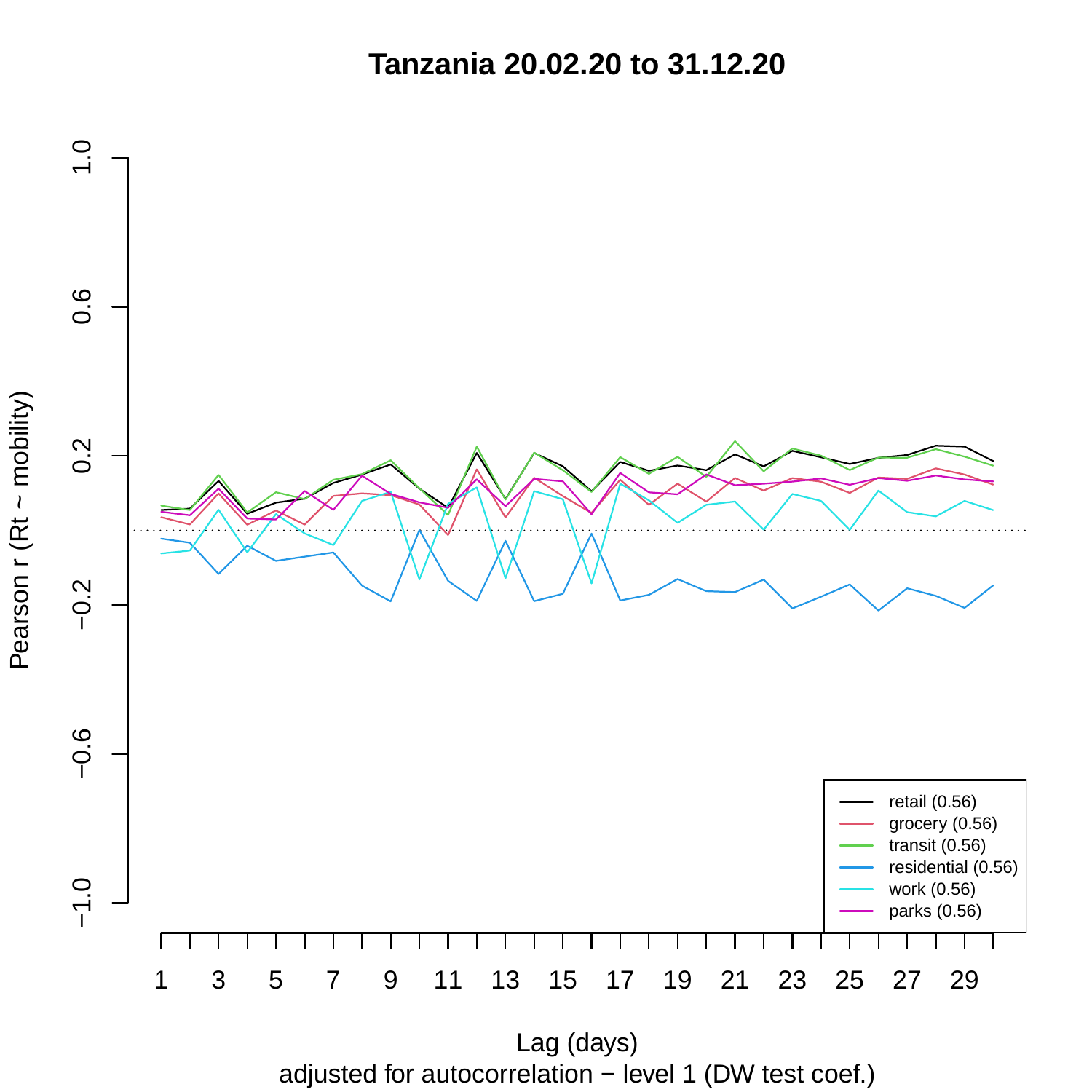# Tanzania 20.02.20 to 31.12.20

Pearson r (Rt ~ mobility)

Lag (days)

adjusted for autocorrelation − level 1 (DW test coef.)

- retail (0.56)
- grocery (0.56)
- transit (0.56)
- residential (0.56)
- work (0.56)
- parks (0.56)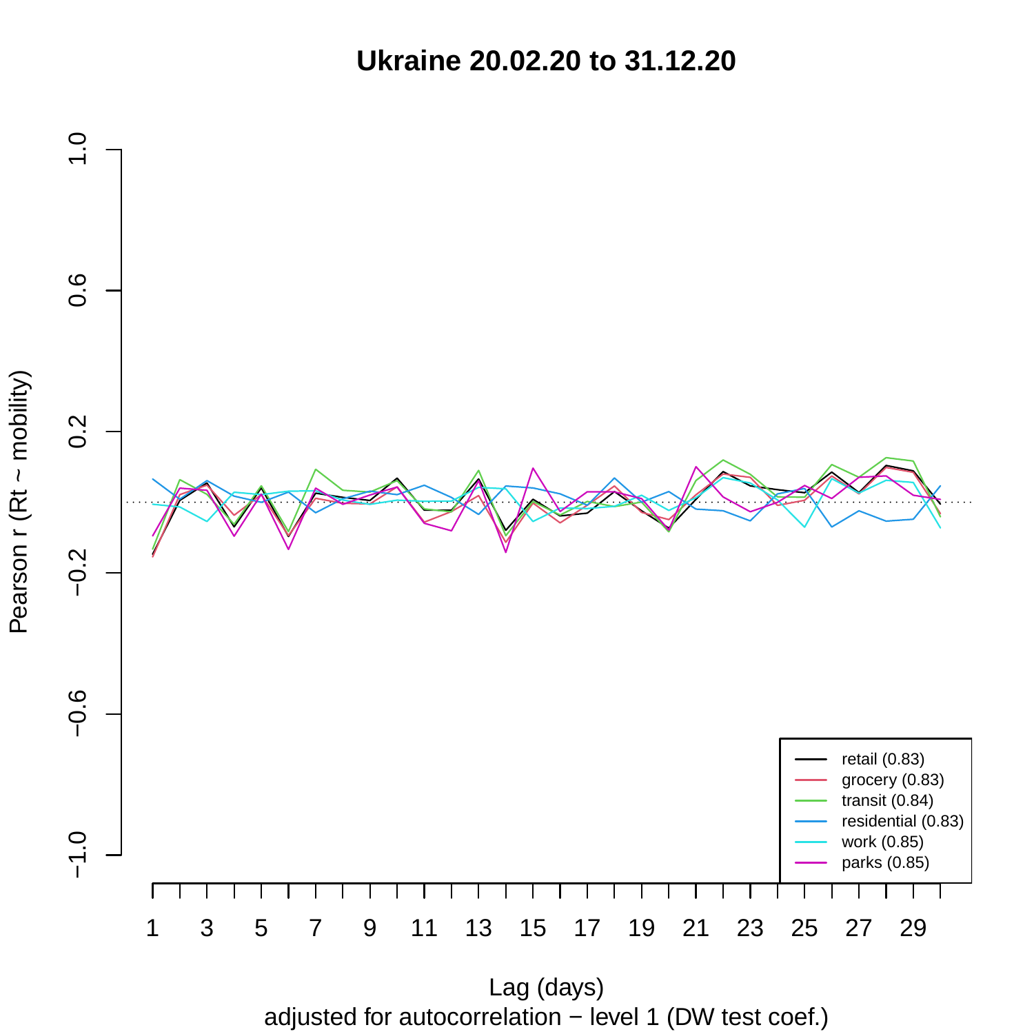# Ukraine 20.02.20 to 31.12.20

Pearson r (Rt ~ mobility)

Lag (days)

adjusted for autocorrelation − level 1 (DW test coef.)

- retail (0.83)
- grocery (0.83)
- transit (0.84)
- residential (0.83)
- work (0.85)
- parks (0.85)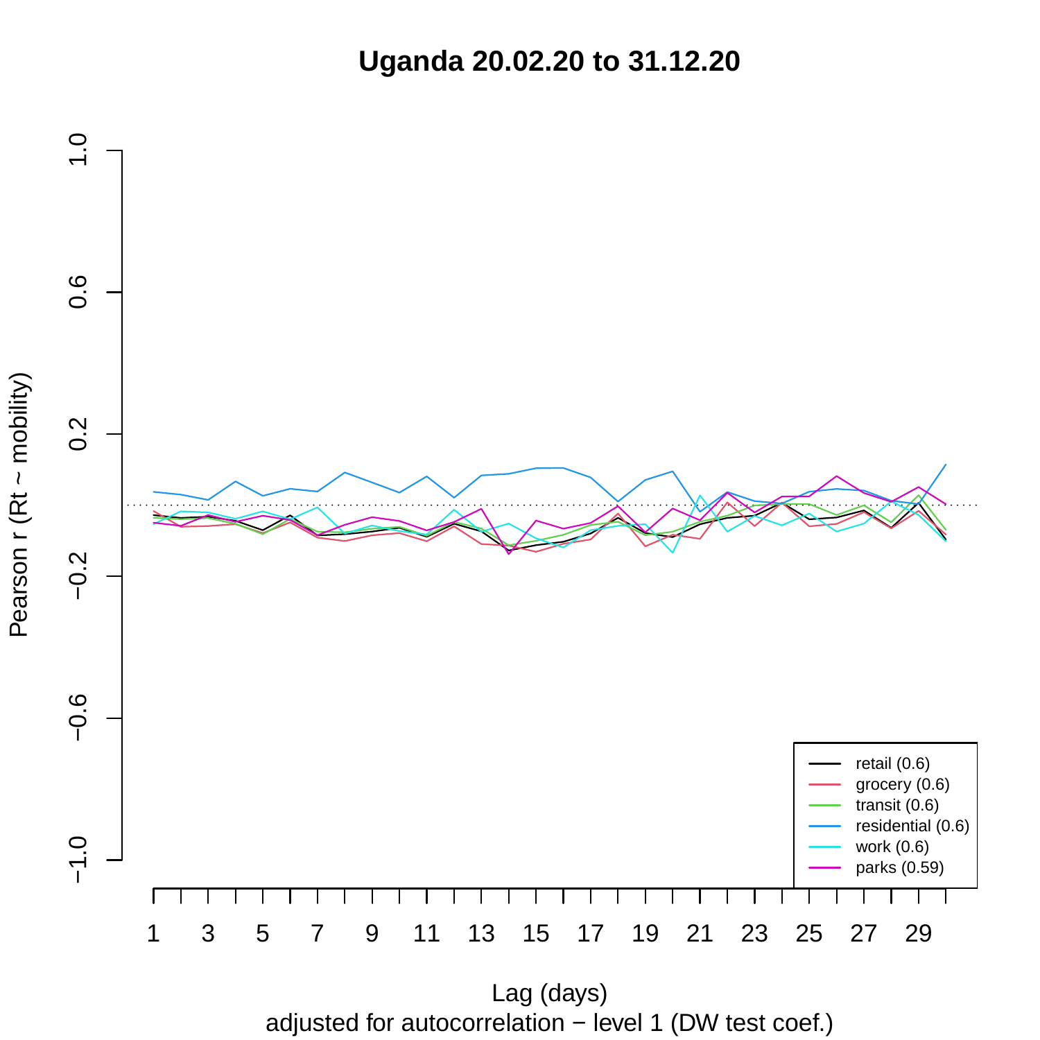# Uganda 20.02.20 to 31.12.20

Pearson r (Rt ~ mobility)

Lag (days)

adjusted for autocorrelation − level 1 (DW test coef.)

- retail (0.6)
- grocery (0.6)
- transit (0.6)
- residential (0.6)
- work (0.6)
- parks (0.59)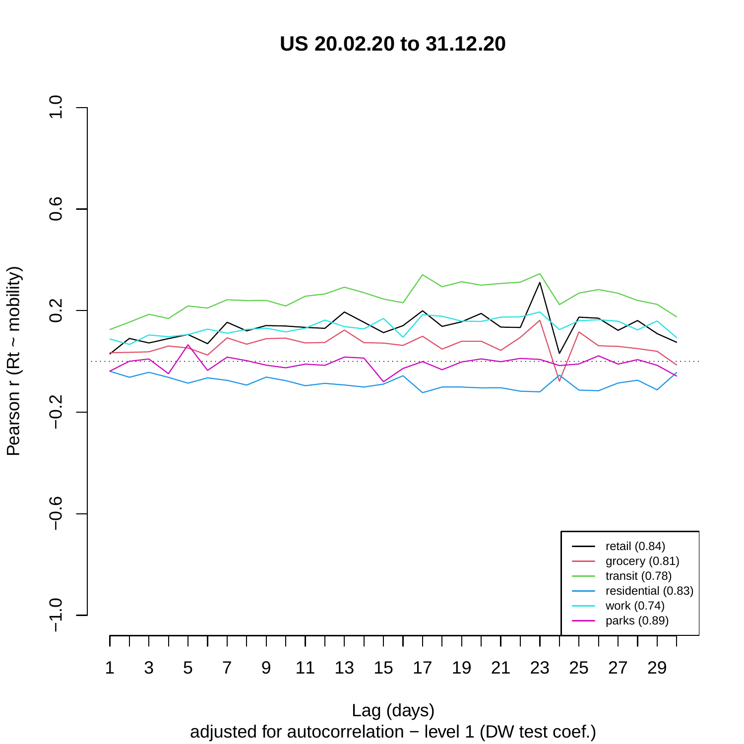# US 20.02.20 to 31.12.20

Pearson r (Rt ~ mobility)

Lag (days)

adjusted for autocorrelation − level 1 (DW test coef.)

- retail (0.84)
- grocery (0.81)
- transit (0.78)
- residential (0.83)
- work (0.74)
- parks (0.89)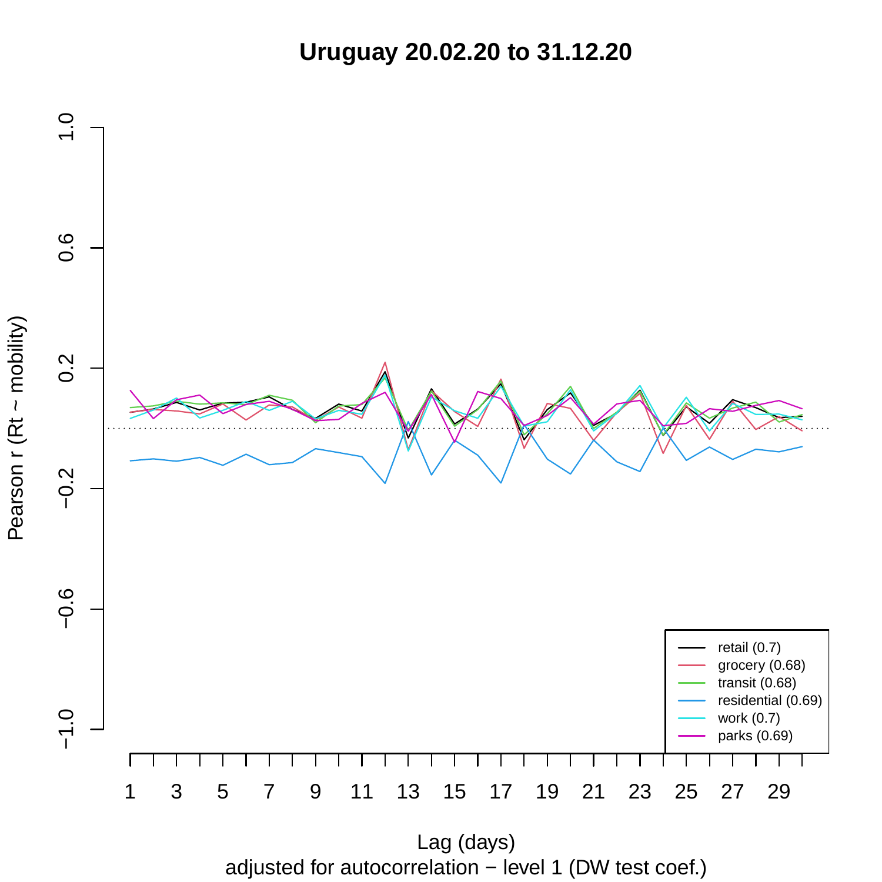# Uruguay 20.02.20 to 31.12.20

Pearson r (Rt ~ mobility)

Lag (days)

adjusted for autocorrelation − level 1 (DW test coef.)

- retail (0.7)
- grocery (0.68)
- transit (0.68)
- residential (0.69)
- work (0.7)
- parks (0.69)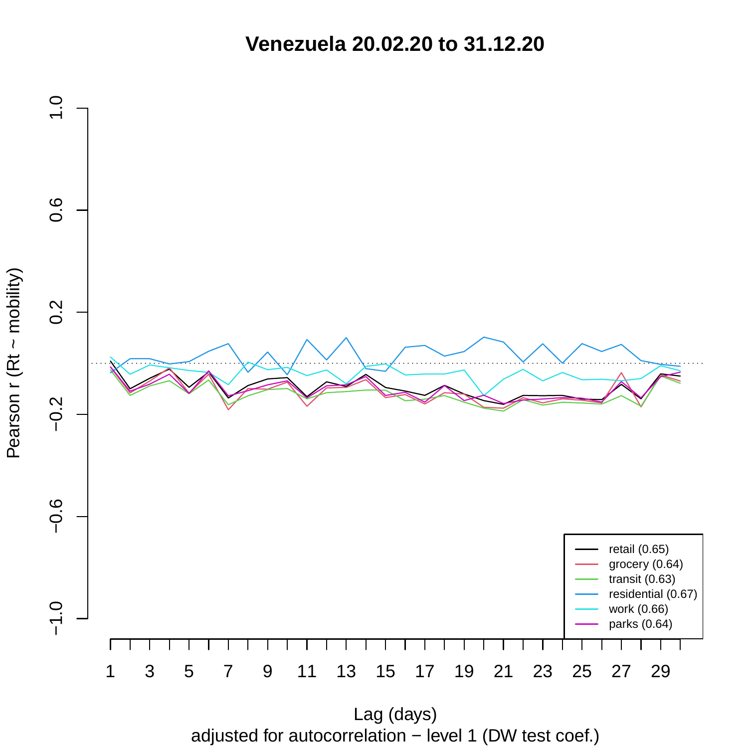# Venezuela 20.02.20 to 31.12.20

Pearson r (Rt ~ mobility)

Lag (days)

adjusted for autocorrelation − level 1 (DW test coef.)

- retail (0.65)
- grocery (0.64)
- transit (0.63)
- residential (0.67)
- work (0.66)
- parks (0.64)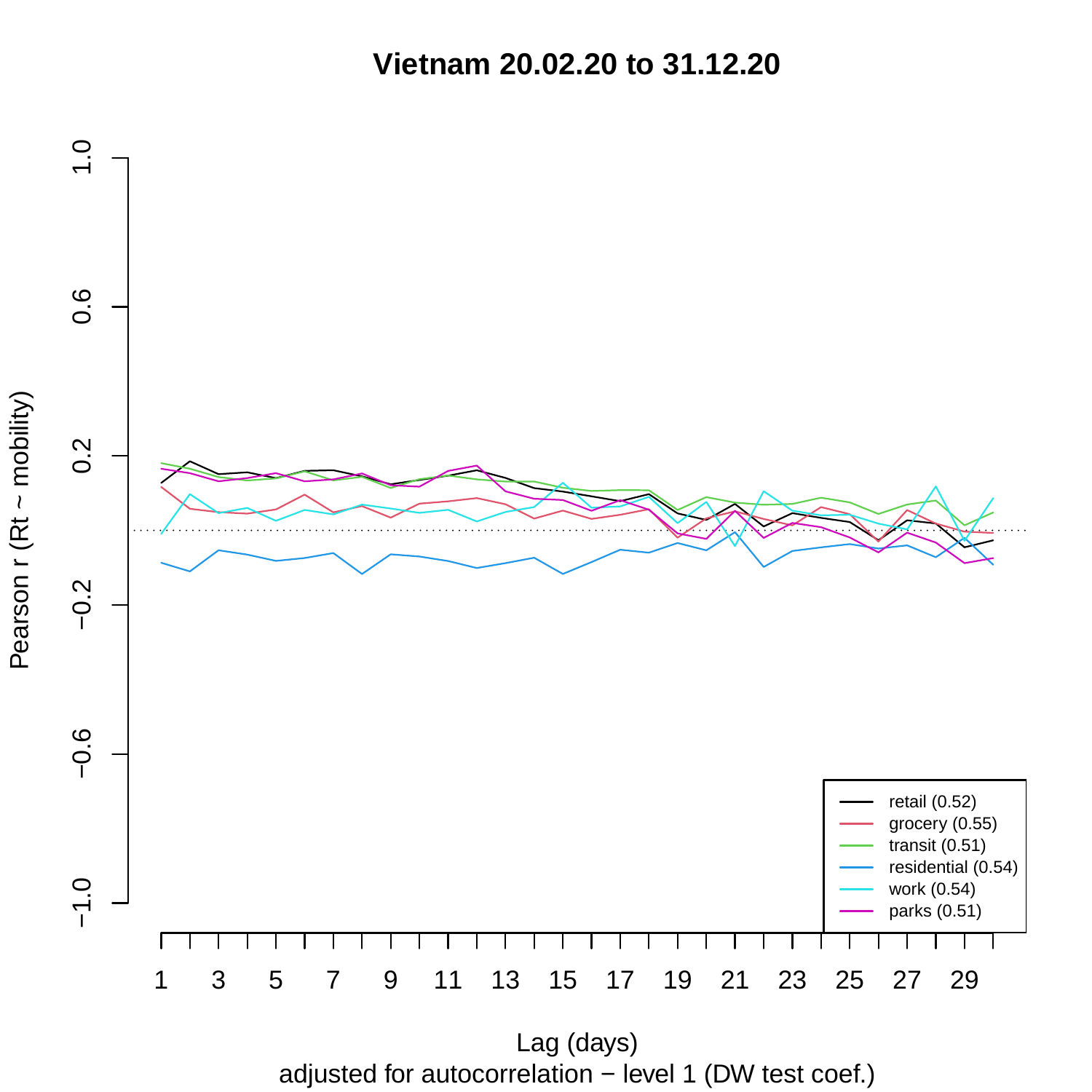# Vietnam 20.02.20 to 31.12.20

Pearson r (Rt ~ mobility)

Lag (days)

adjusted for autocorrelation − level 1 (DW test coef.)

- retail (0.52)
- grocery (0.55)
- transit (0.51)
- residential (0.54)
- work (0.54)
- parks (0.51)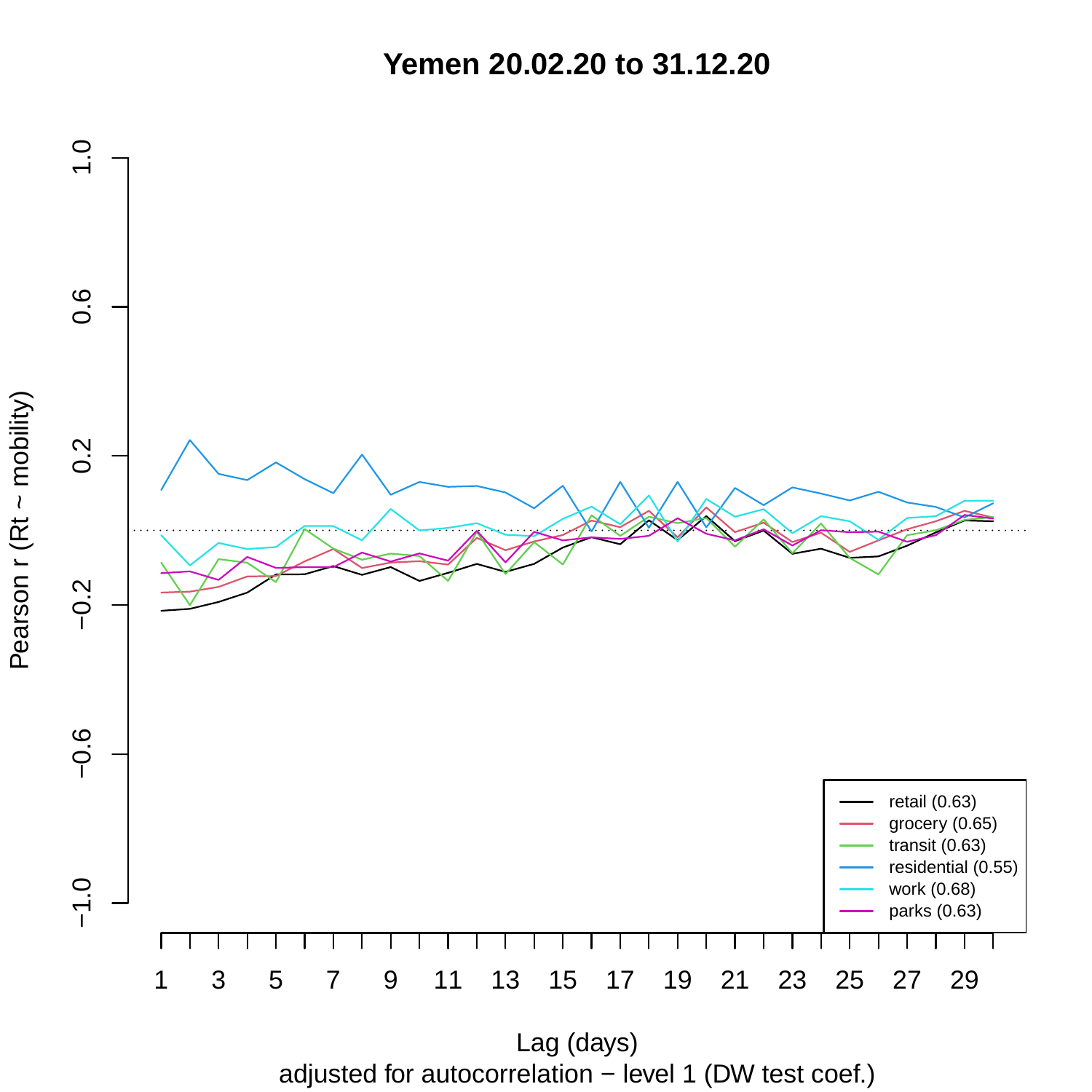# Yemen 20.02.20 to 31.12.20

Pearson r (Rt ~ mobility)

Lag (days)

adjusted for autocorrelation − level 1 (DW test coef.)

- retail (0.63)
- grocery (0.65)
- transit (0.63)
- residential (0.55)
- work (0.68)
- parks (0.63)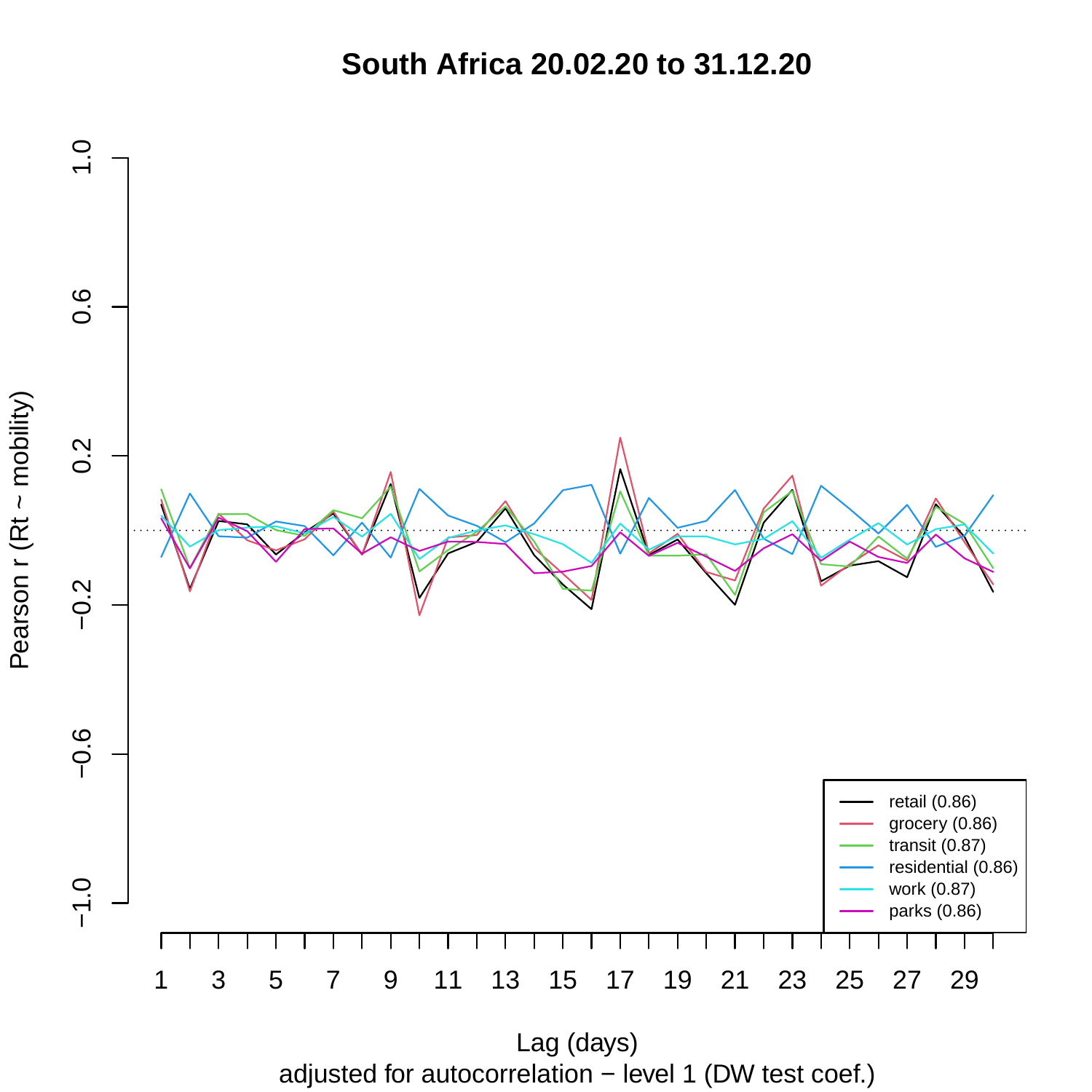# South Africa 20.02.20 to 31.12.20

Pearson r (Rt ~ mobility)

Lag (days)

adjusted for autocorrelation − level 1 (DW test coef.)

- retail (0.86)
- grocery (0.86)
- transit (0.87)
- residential (0.86)
- work (0.87)
- parks (0.86)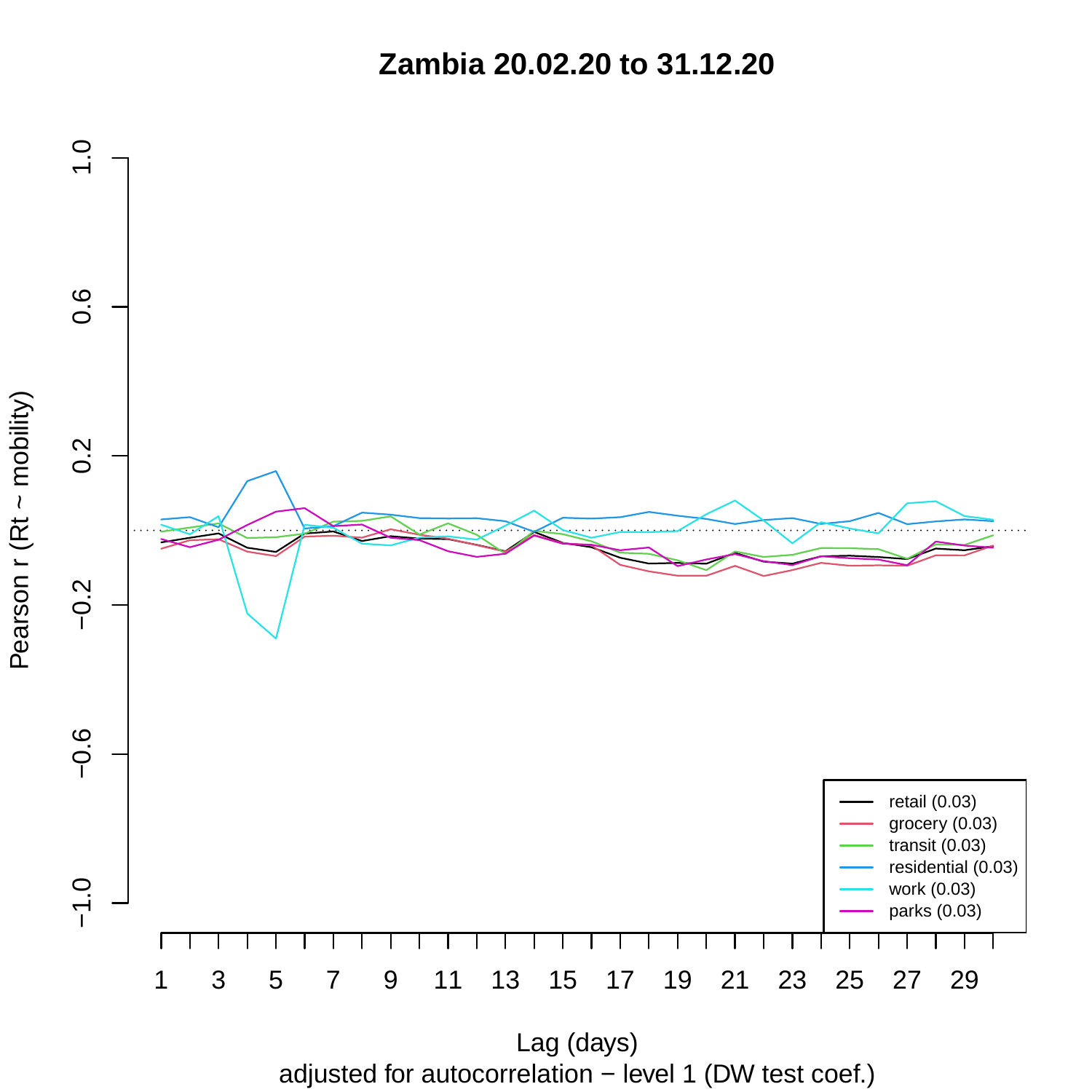# Zambia 20.02.20 to 31.12.20

Pearson r (Rt ~ mobility)

Lag (days)

adjusted for autocorrelation − level 1 (DW test coef.)

- retail (0.03)
- grocery (0.03)
- transit (0.03)
- residential (0.03)
- work (0.03)
- parks (0.03)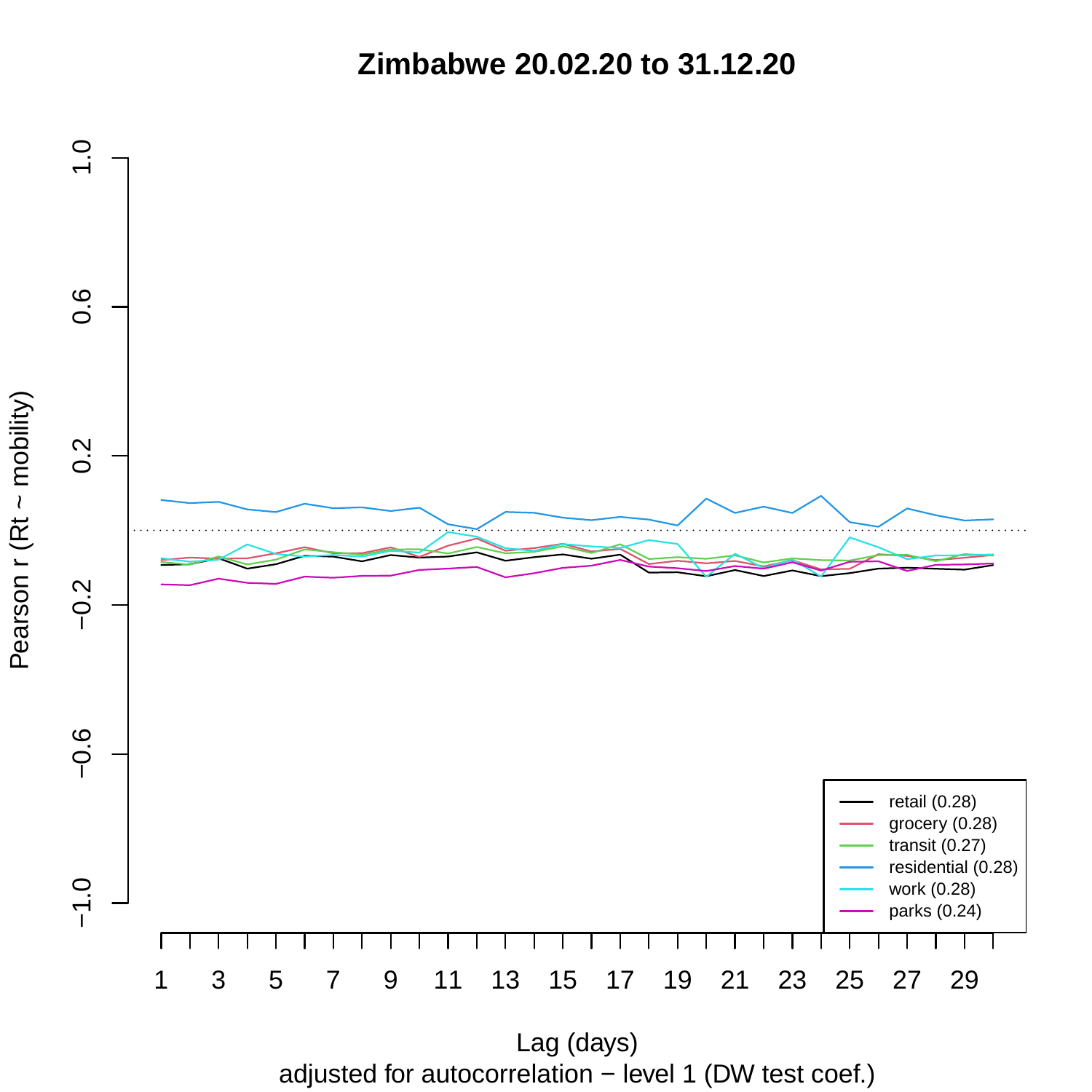# Zimbabwe 20.02.20 to 31.12.20

Pearson r (Rt ~ mobility)

Lag (days)

adjusted for autocorrelation − level 1 (DW test coef.)

- retail (0.28)
- grocery (0.28)
- transit (0.27)
- residential (0.28)
- work (0.28)
- parks (0.24)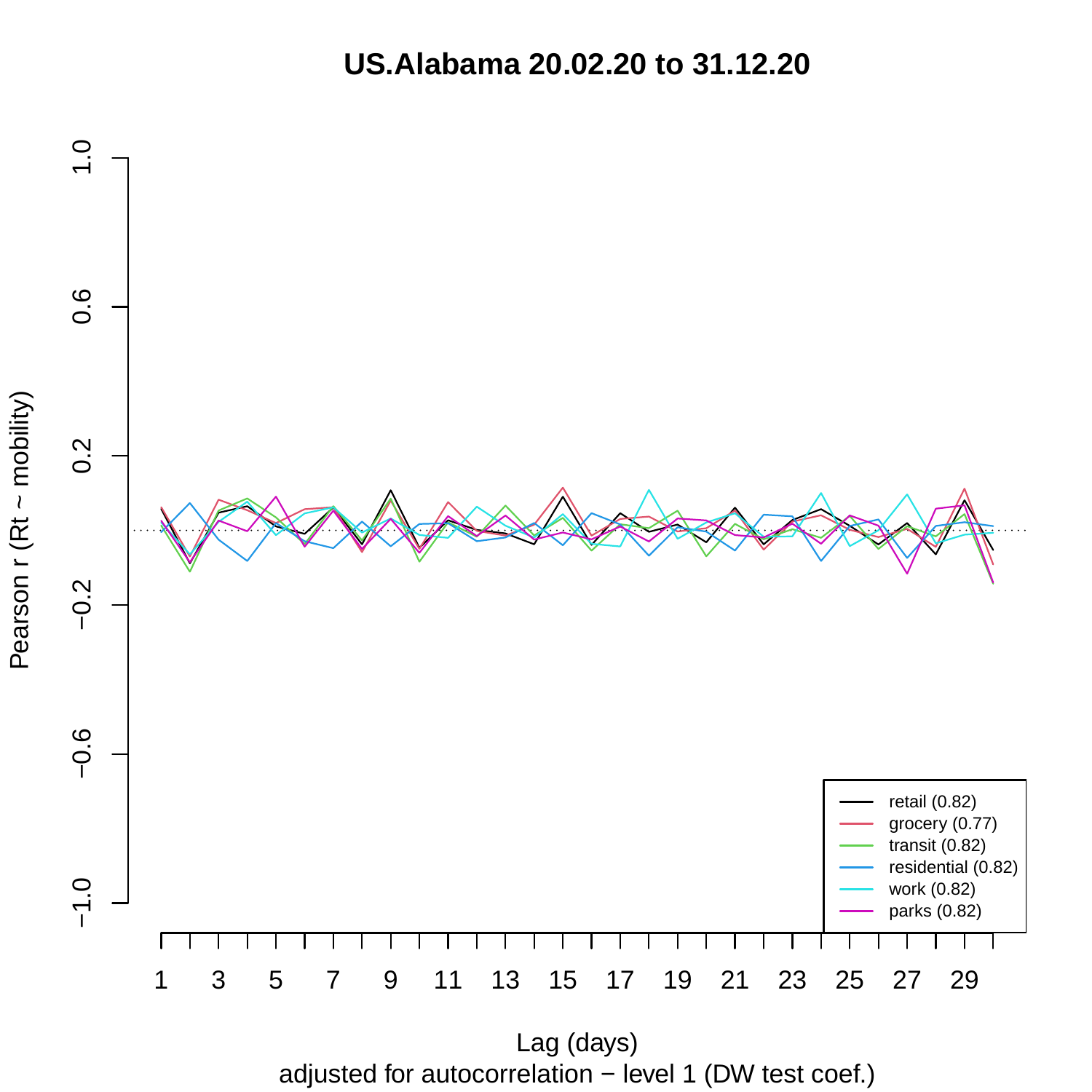# US.Alabama 20.02.20 to 31.12.20

Pearson r (Rt ~ mobility)

Lag (days)

adjusted for autocorrelation − level 1 (DW test coef.)

- retail (0.82)
- grocery (0.77)
- transit (0.82)
- residential (0.82)
- work (0.82)
- parks (0.82)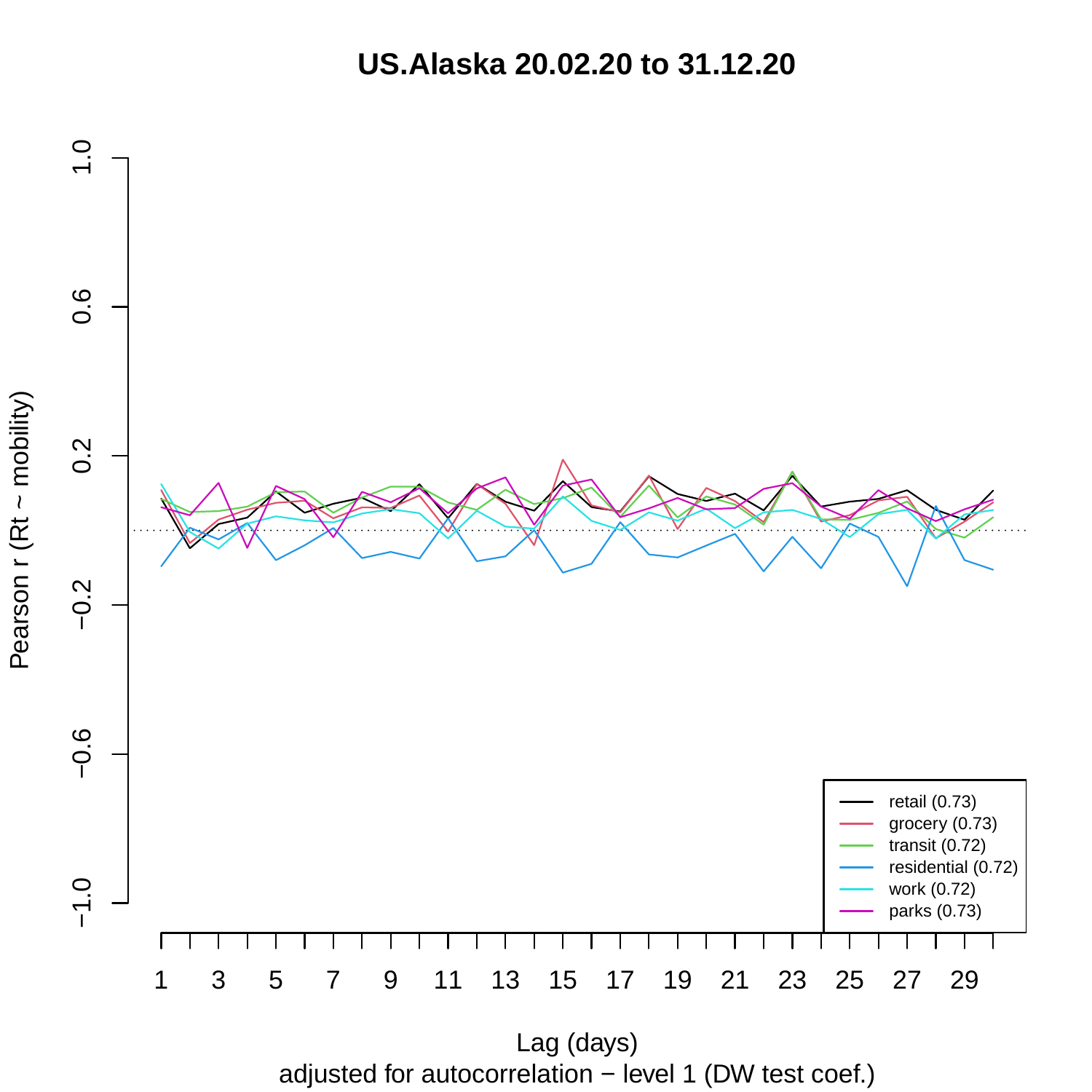# US.Alaska 20.02.20 to 31.12.20

Pearson r (Rt ~ mobility)

Lag (days)

adjusted for autocorrelation − level 1 (DW test coef.)

- retail (0.73)
- grocery (0.73)
- transit (0.72)
- residential (0.72)
- work (0.72)
- parks (0.73)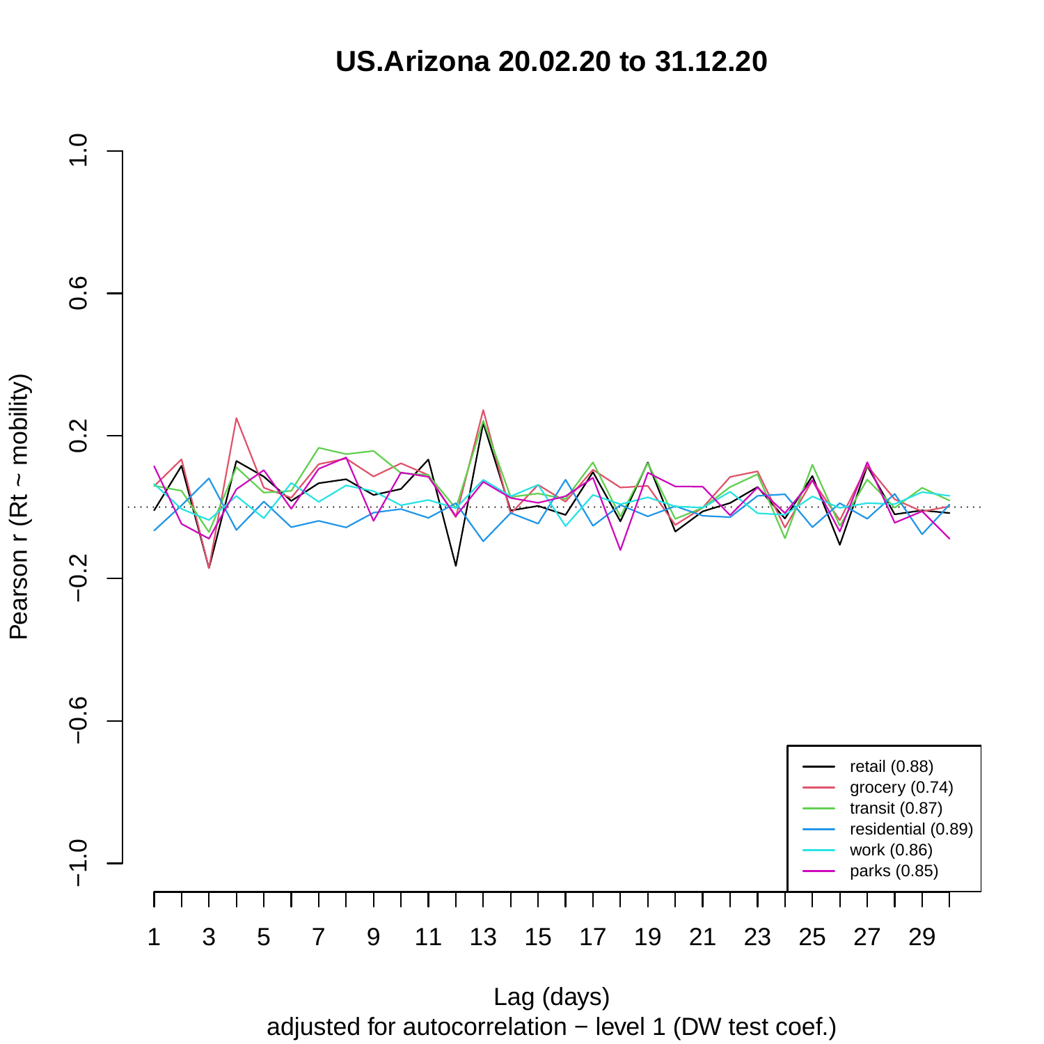# US.Arizona 20.02.20 to 31.12.20

Pearson r (Rt ~ mobility)

Lag (days)

adjusted for autocorrelation − level 1 (DW test coef.)

- retail (0.88)
- grocery (0.74)
- transit (0.87)
- residential (0.89)
- work (0.86)
- parks (0.85)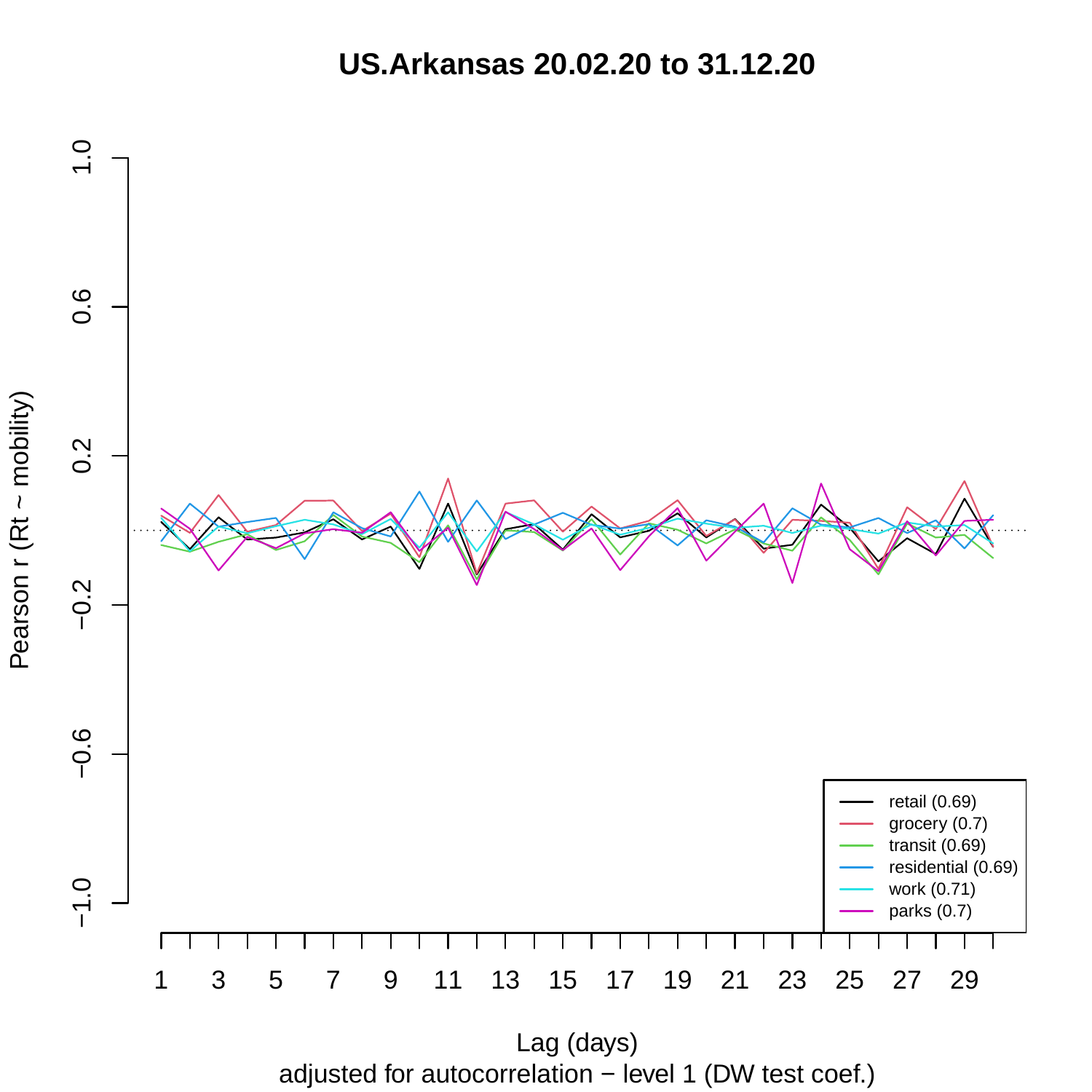# US.Arkansas 20.02.20 to 31.12.20

Pearson r (Rt ~ mobility)

Lag (days)

adjusted for autocorrelation − level 1 (DW test coef.)

- retail (0.69)
- grocery (0.7)
- transit (0.69)
- residential (0.69)
- work (0.71)
- parks (0.7)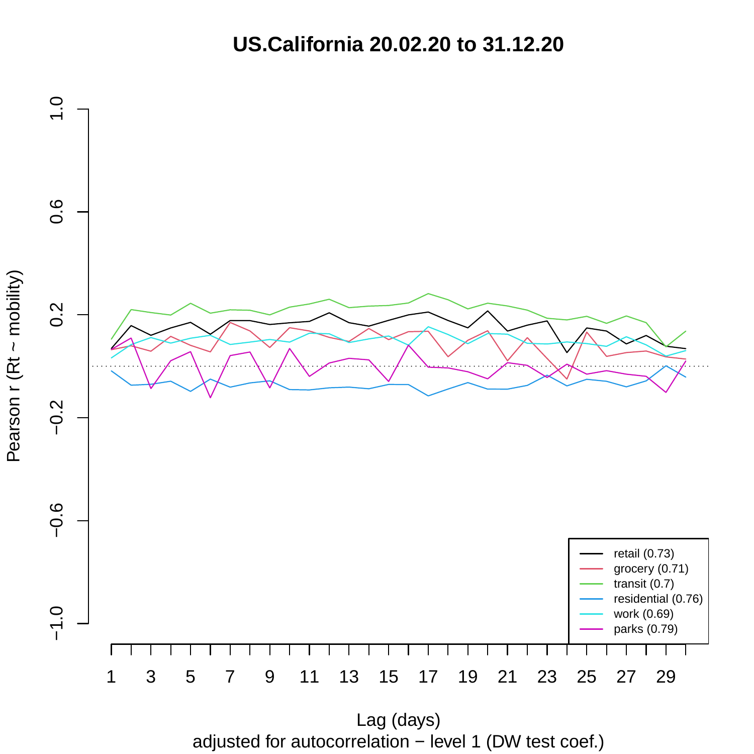# US.California 20.02.20 to 31.12.20

Pearson r (Rt ~ mobility)

Lag (days)

adjusted for autocorrelation − level 1 (DW test coef.)

- retail (0.73)
- grocery (0.71)
- transit (0.7)
- residential (0.76)
- work (0.69)
- parks (0.79)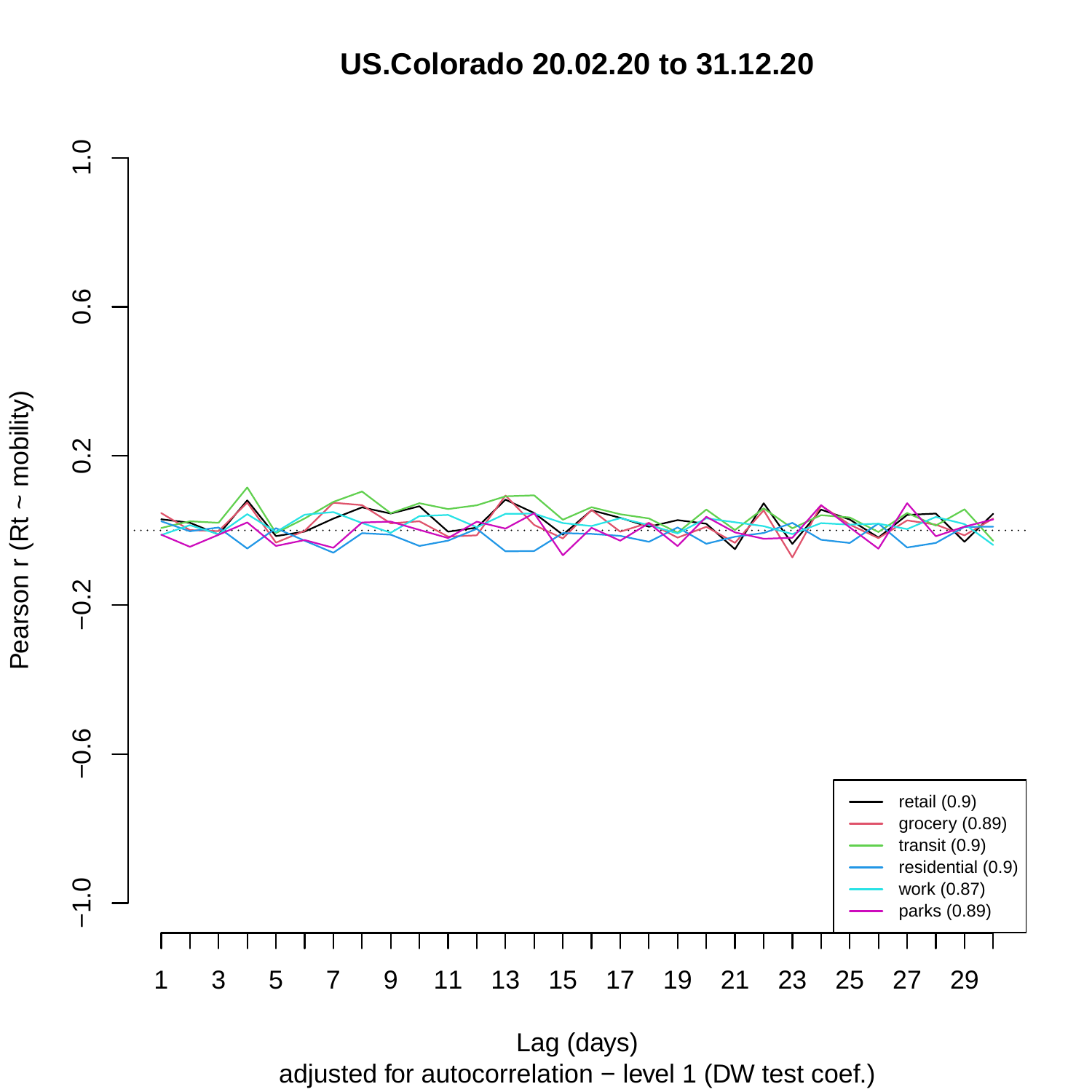# US.Colorado 20.02.20 to 31.12.20

Pearson r (Rt ~ mobility)

Lag (days)

adjusted for autocorrelation − level 1 (DW test coef.)

- retail (0.9)
- grocery (0.89)
- transit (0.9)
- residential (0.9)
- work (0.87)
- parks (0.89)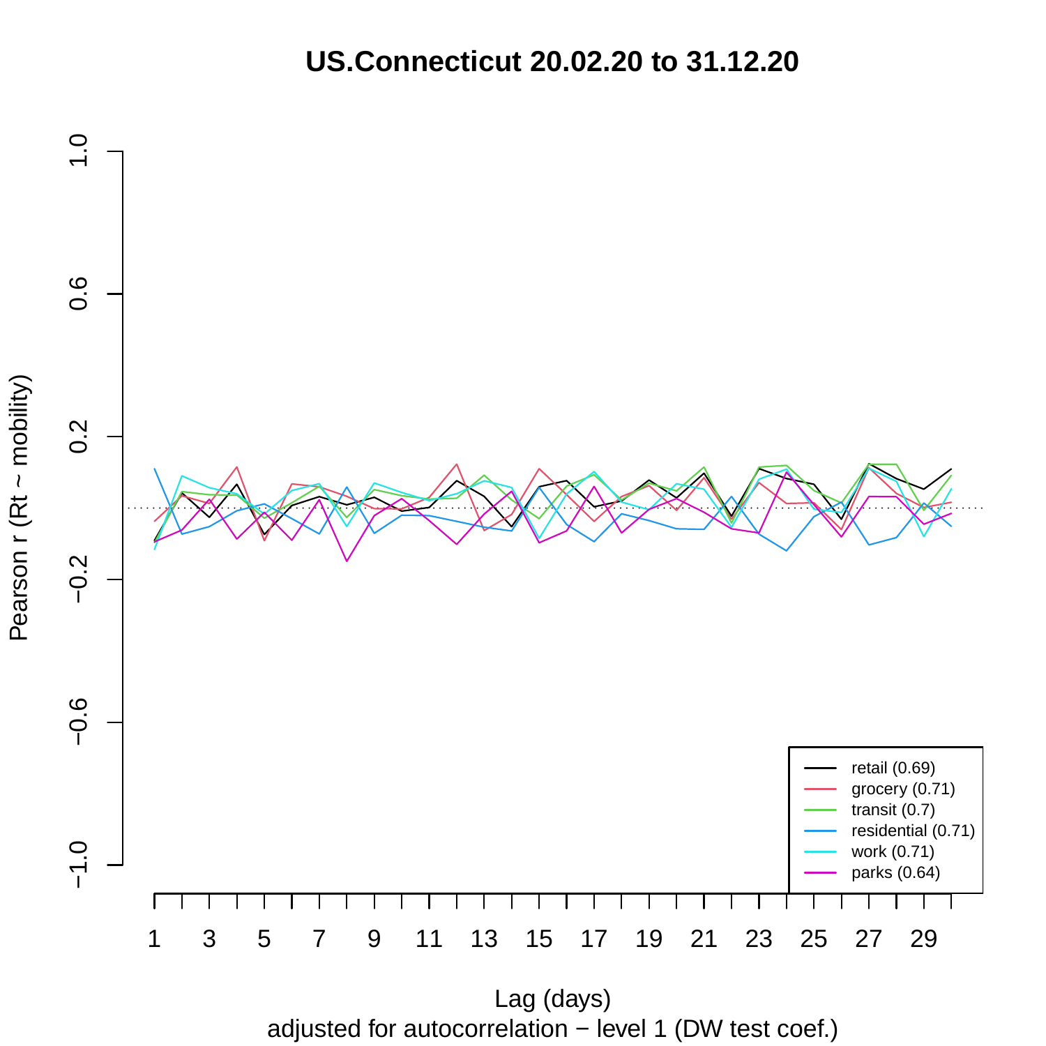# US.Connecticut 20.02.20 to 31.12.20

Pearson r (Rt ~ mobility)

Lag (days)

adjusted for autocorrelation − level 1 (DW test coef.)

- retail (0.69)
- grocery (0.71)
- transit (0.7)
- residential (0.71)
- work (0.71)
- parks (0.64)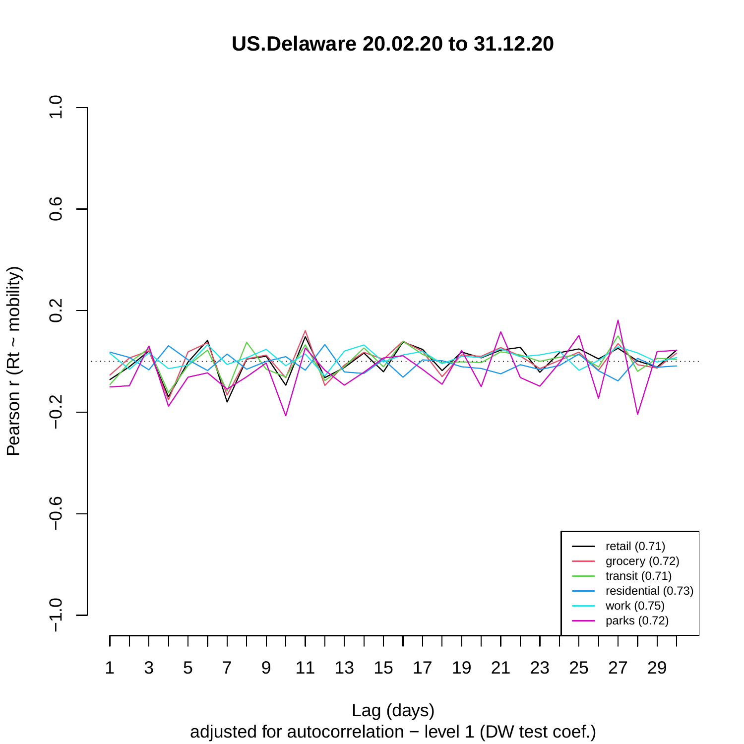# US.Delaware 20.02.20 to 31.12.20

Pearson r (Rt ~ mobility)

Lag (days)

adjusted for autocorrelation − level 1 (DW test coef.)

- retail (0.71)
- grocery (0.72)
- transit (0.71)
- residential (0.73)
- work (0.75)
- parks (0.72)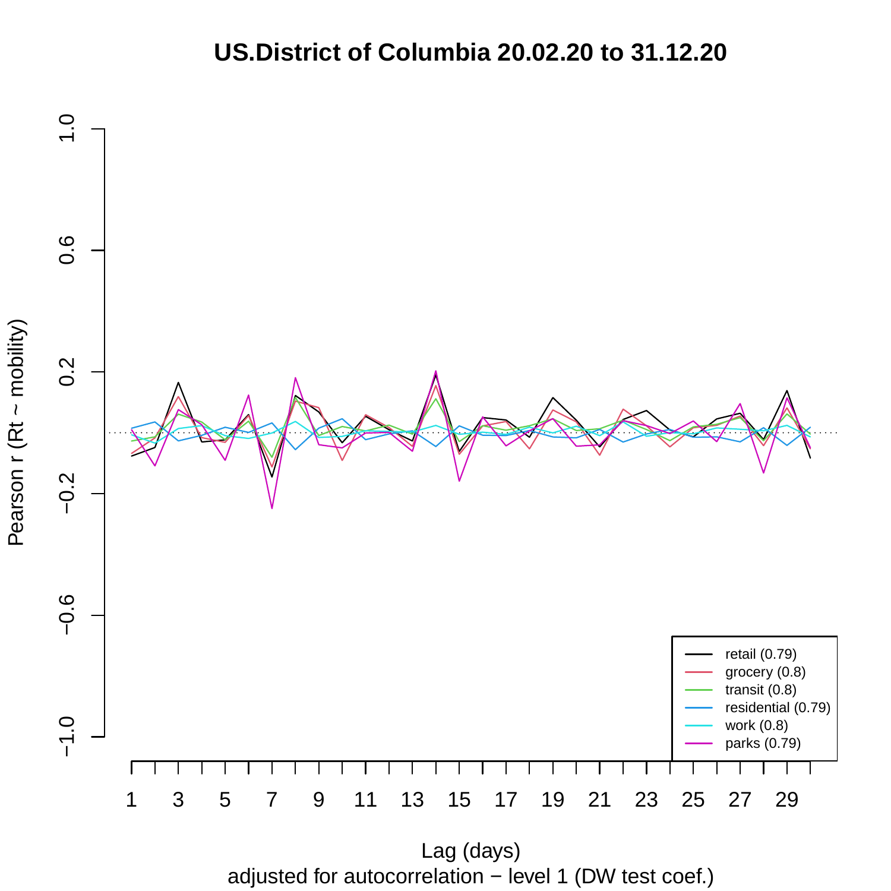# US.District of Columbia 20.02.20 to 31.12.20

Pearson r (Rt ~ mobility)

Lag (days)

adjusted for autocorrelation − level 1 (DW test coef.)

- retail (0.79)
- grocery (0.8)
- transit (0.8)
- residential (0.79)
- work (0.8)
- parks (0.79)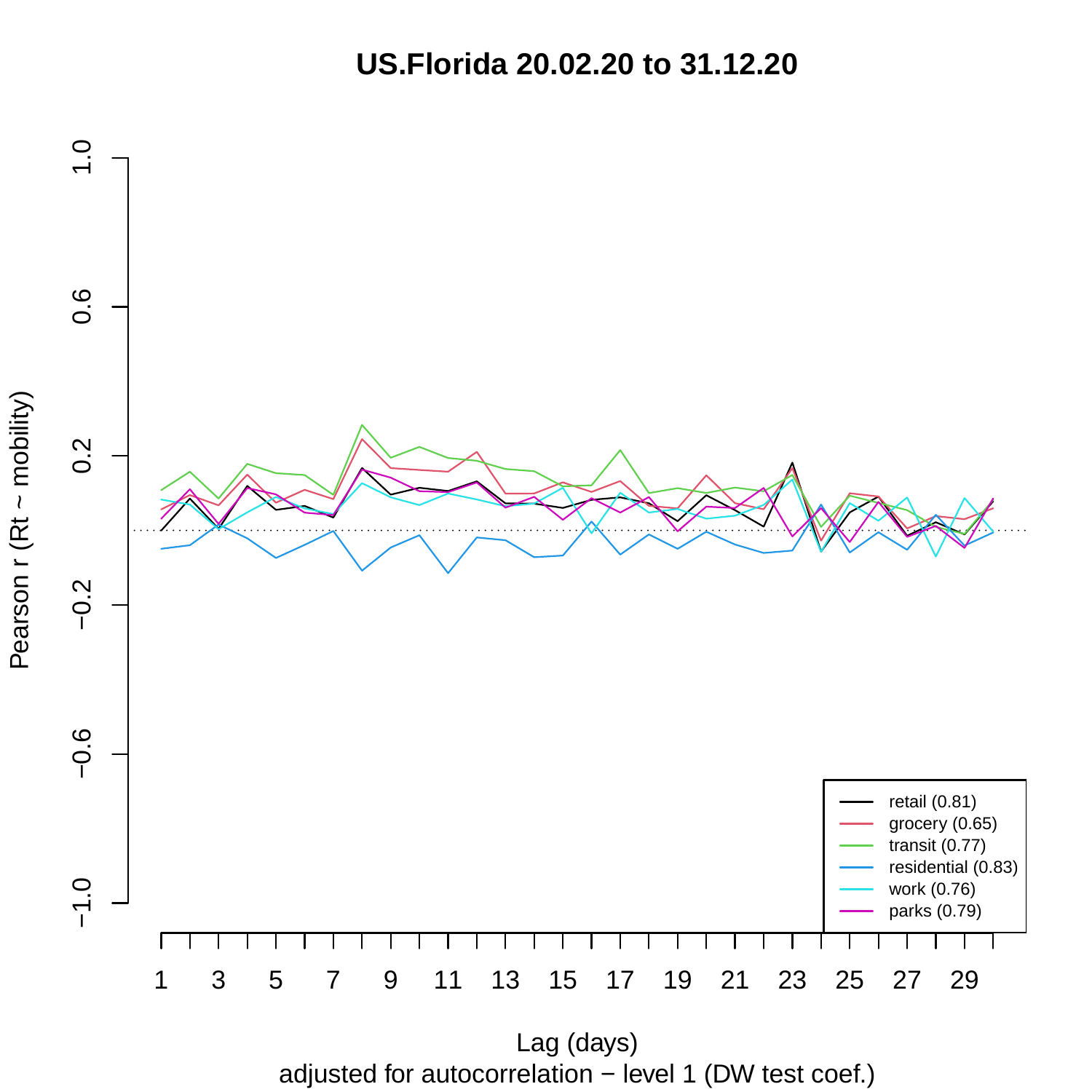# US.Florida 20.02.20 to 31.12.20

Pearson r (Rt ~ mobility)

Lag (days)

adjusted for autocorrelation − level 1 (DW test coef.)

- retail (0.81)
- grocery (0.65)
- transit (0.77)
- residential (0.83)
- work (0.76)
- parks (0.79)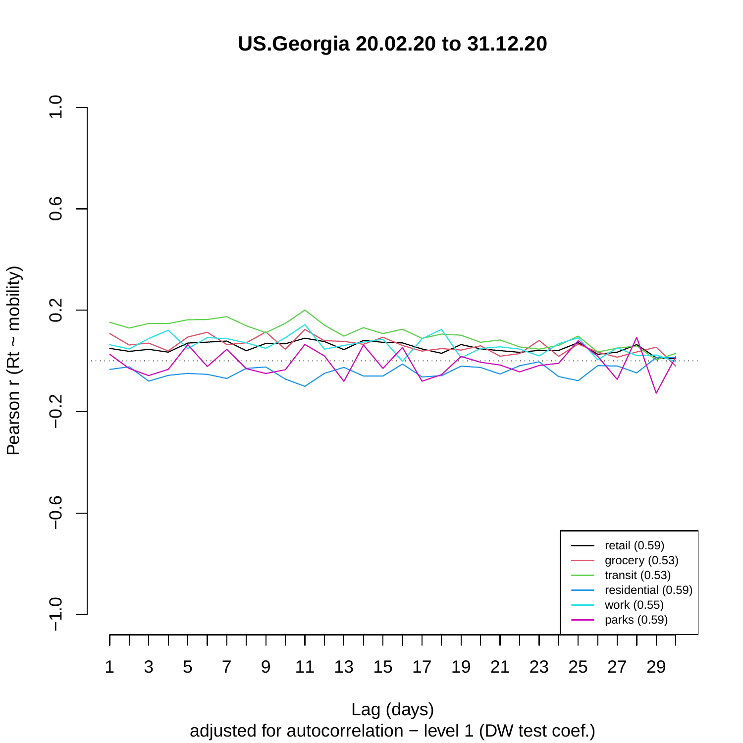# US.Georgia 20.02.20 to 31.12.20

Pearson r (Rt ~ mobility)

Lag (days)

adjusted for autocorrelation − level 1 (DW test coef.)

- retail (0.59)
- grocery (0.53)
- transit (0.53)
- residential (0.59)
- work (0.55)
- parks (0.59)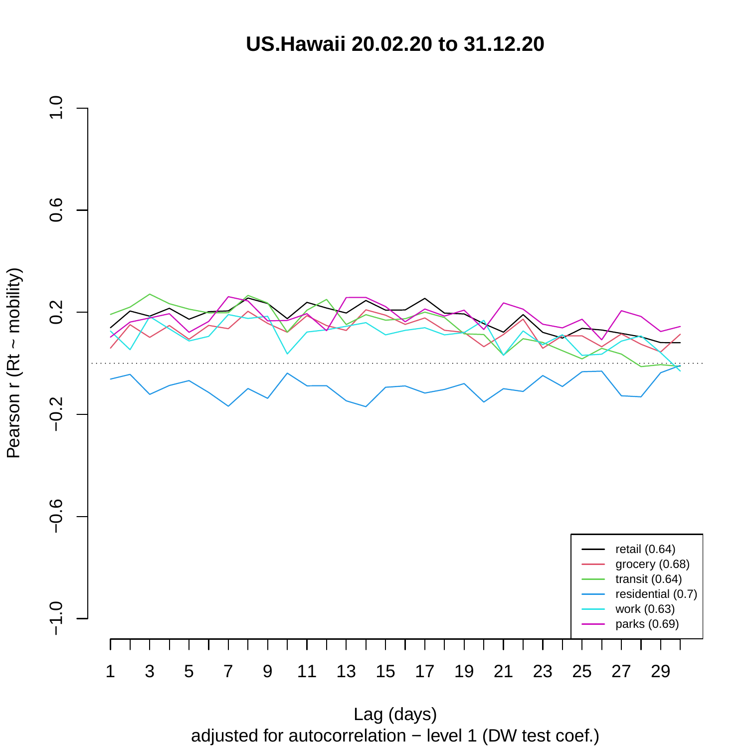# US.Hawaii 20.02.20 to 31.12.20

Pearson r (Rt ~ mobility)

Lag (days)

adjusted for autocorrelation − level 1 (DW test coef.)

- retail (0.64)
- grocery (0.68)
- transit (0.64)
- residential (0.7)
- work (0.63)
- parks (0.69)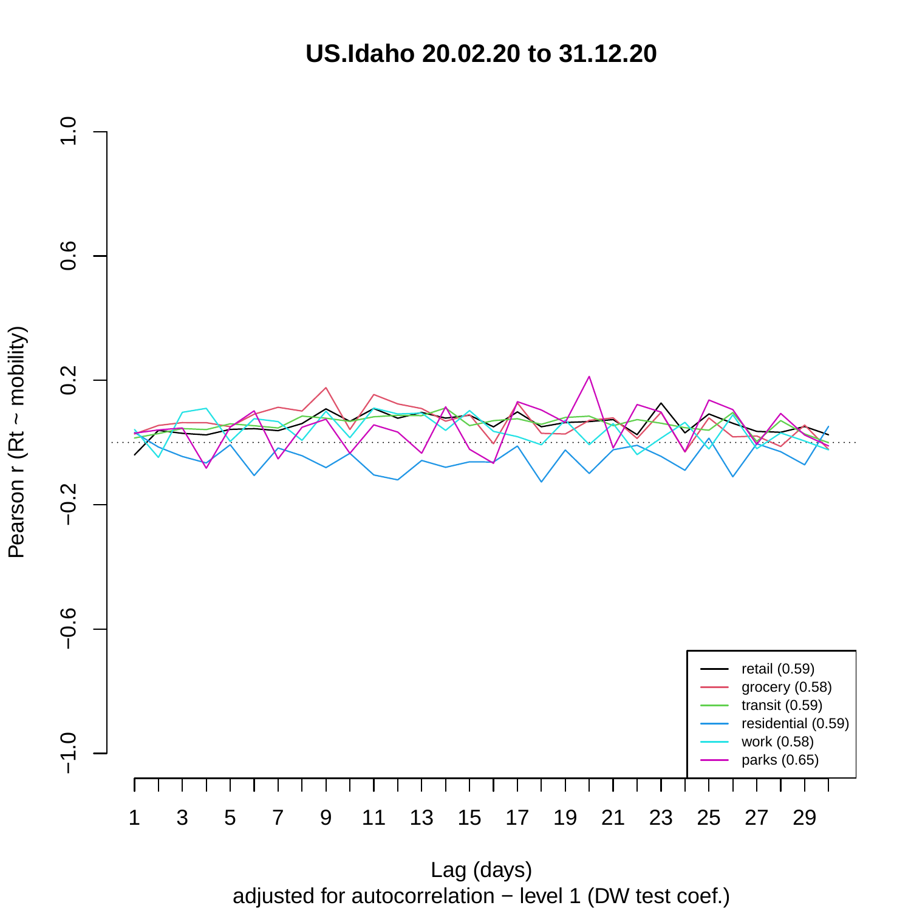# US.Idaho 20.02.20 to 31.12.20

Pearson r (Rt ~ mobility)

Lag (days)

adjusted for autocorrelation − level 1 (DW test coef.)

- retail (0.59)
- grocery (0.58)
- transit (0.59)
- residential (0.59)
- work (0.58)
- parks (0.65)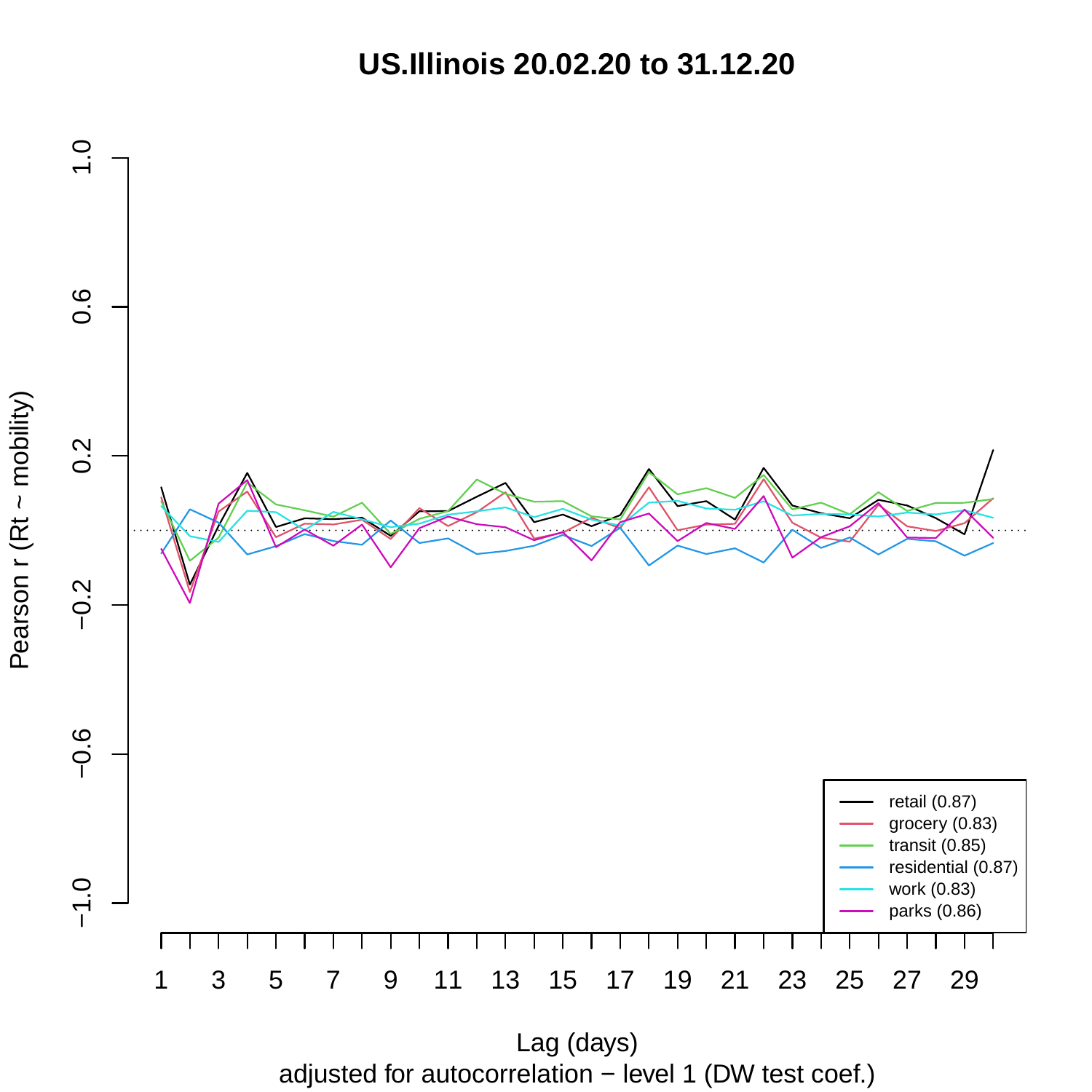# US.Illinois 20.02.20 to 31.12.20

Pearson r (Rt ~ mobility)

Lag (days)

adjusted for autocorrelation − level 1 (DW test coef.)

- retail (0.87)
- grocery (0.83)
- transit (0.85)
- residential (0.87)
- work (0.83)
- parks (0.86)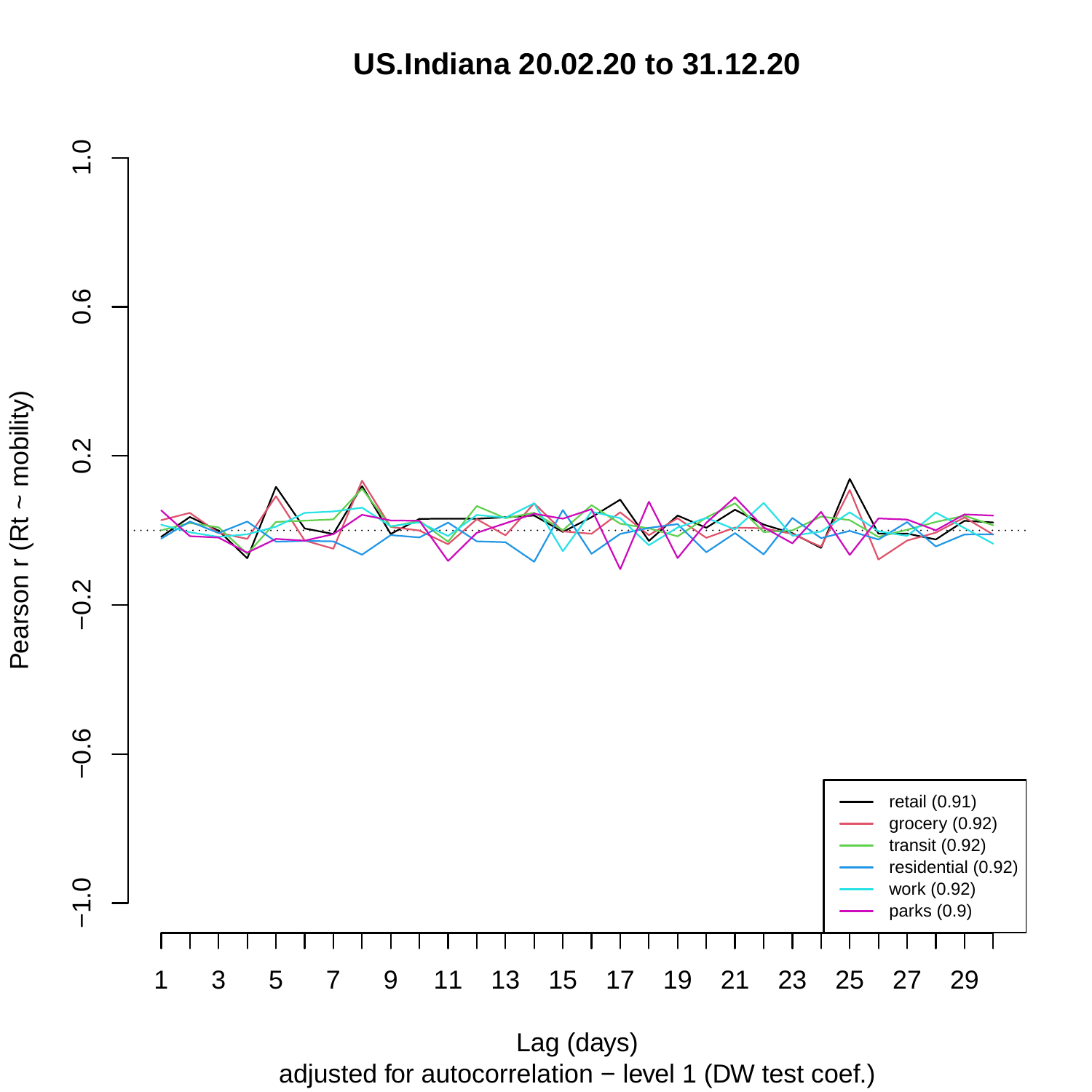# US.Indiana 20.02.20 to 31.12.20

Pearson r (Rt ~ mobility)

Lag (days)

adjusted for autocorrelation − level 1 (DW test coef.)

- retail (0.91)
- grocery (0.92)
- transit (0.92)
- residential (0.92)
- work (0.92)
- parks (0.9)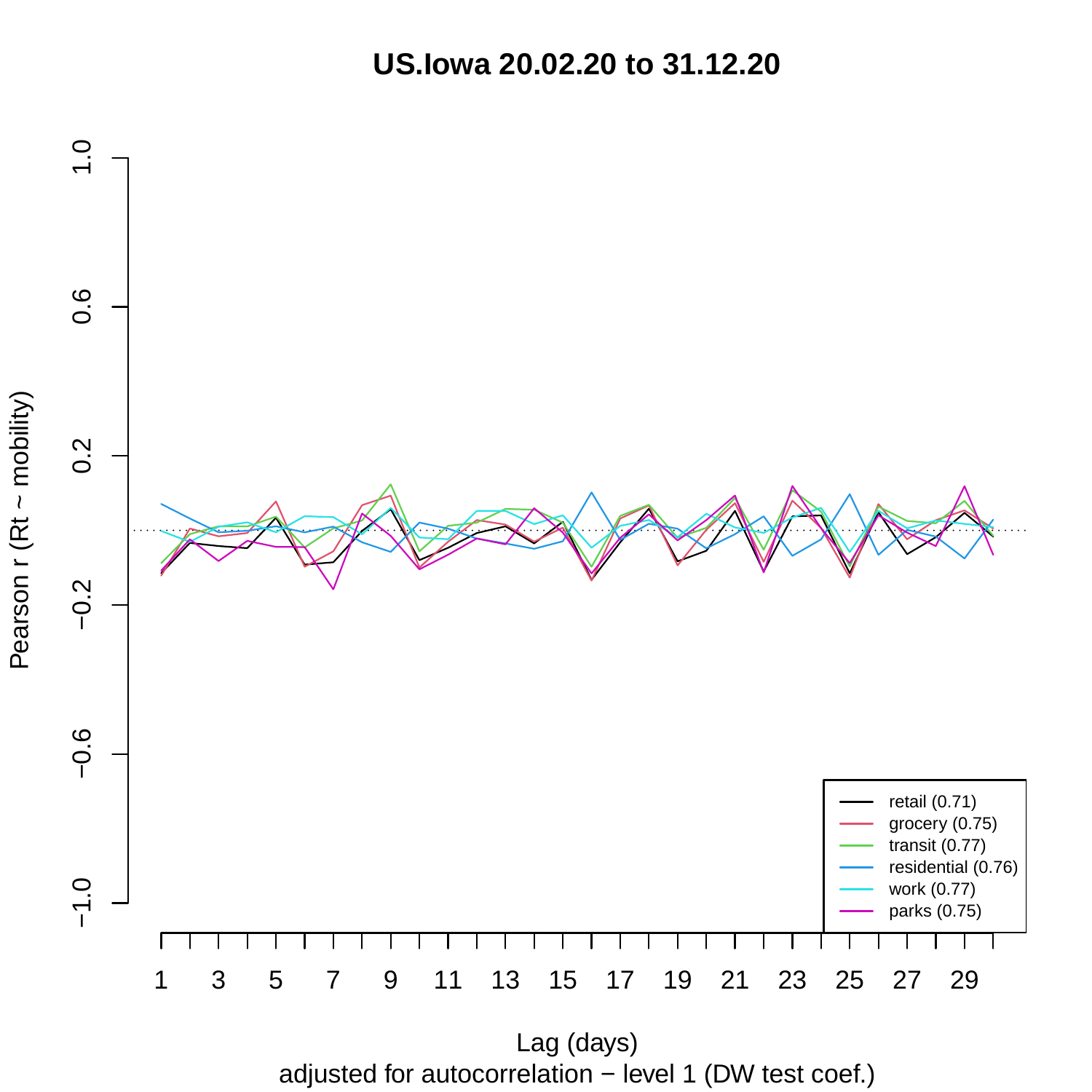# US.Iowa 20.02.20 to 31.12.20

Pearson r (Rt ~ mobility)

Lag (days)
adjusted for autocorrelation − level 1 (DW test coef.)

- retail (0.71)
- grocery (0.75)
- transit (0.77)
- residential (0.76)
- work (0.77)
- parks (0.75)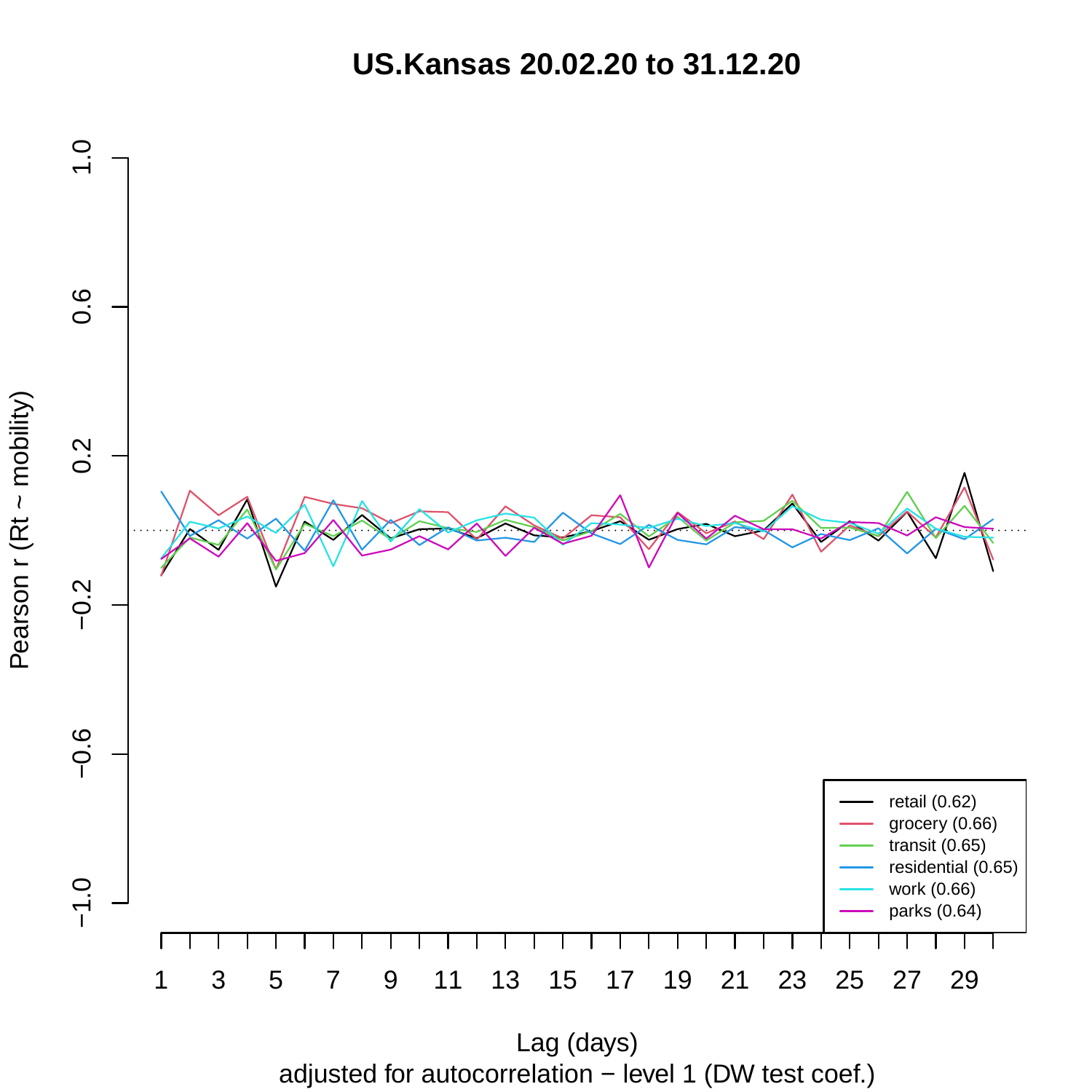# US.Kansas 20.02.20 to 31.12.20

Pearson r (Rt ~ mobility)

Lag (days)

adjusted for autocorrelation − level 1 (DW test coef.)

- retail (0.62)
- grocery (0.66)
- transit (0.65)
- residential (0.65)
- work (0.66)
- parks (0.64)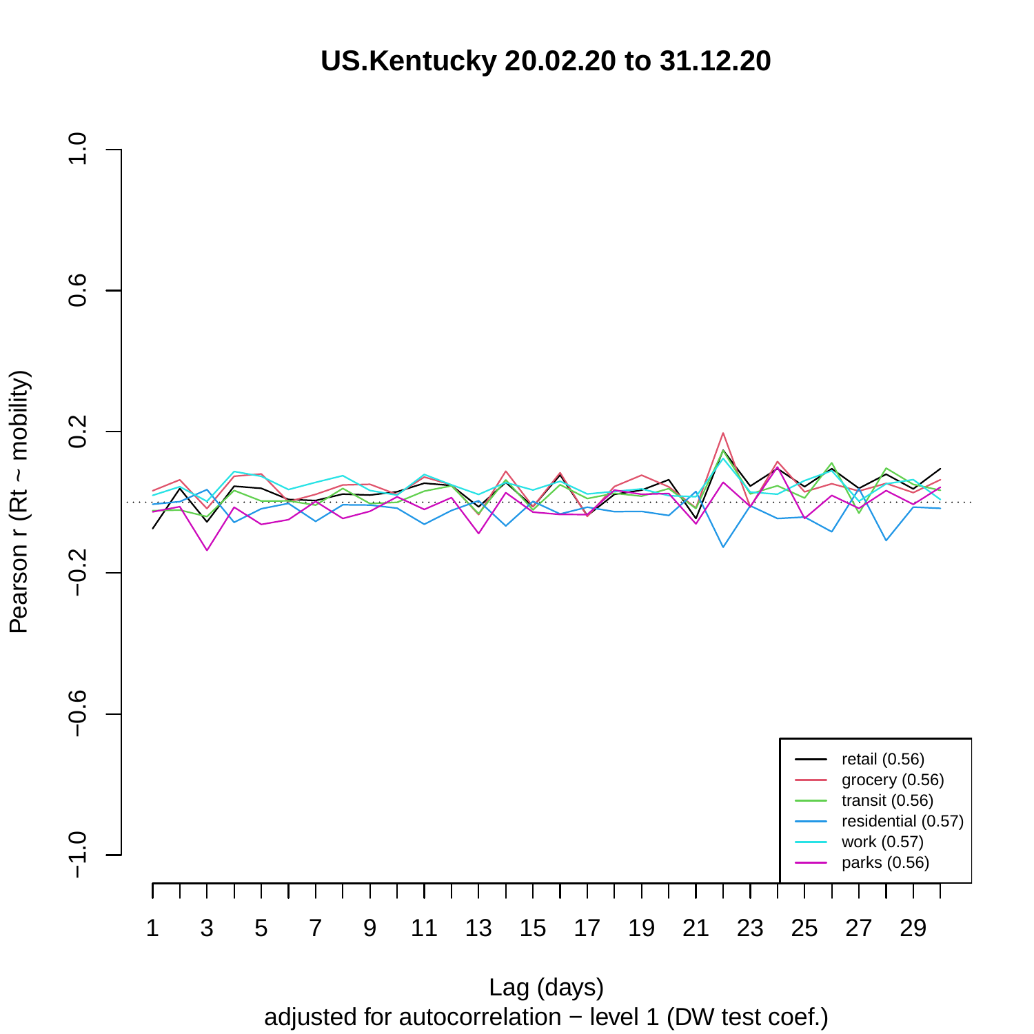# US.Kentucky 20.02.20 to 31.12.20

Pearson r (Rt ~ mobility)

1.0
0.6
0.2
−0.2
−0.6
−1.0

1 3 5 7 9 11 13 15 17 19 21 23 25 27 29

- retail (0.56)
- grocery (0.56)
- transit (0.56)
- residential (0.57)
- work (0.57)
- parks (0.56)

Lag (days)

adjusted for autocorrelation − level 1 (DW test coef.)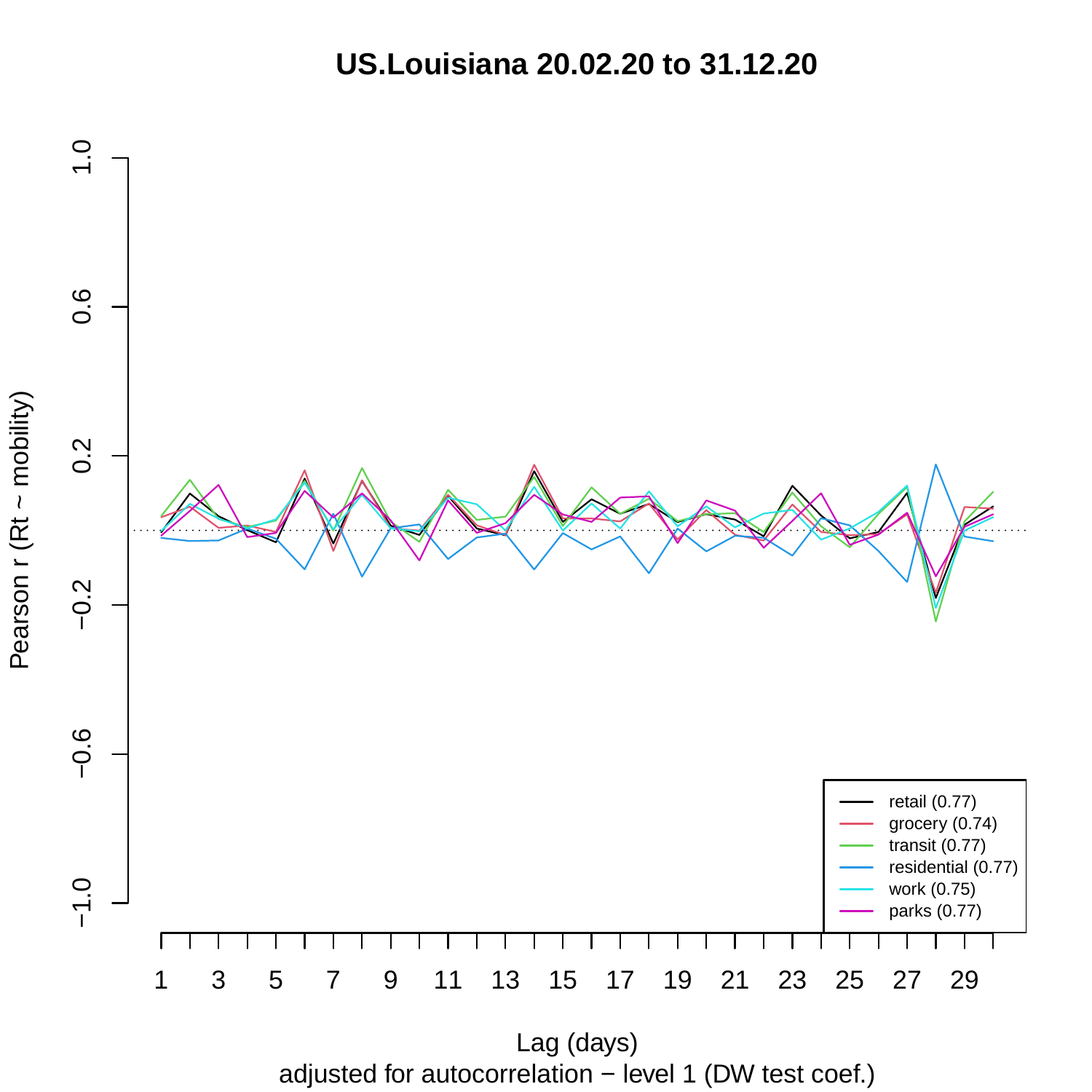# US.Louisiana 20.02.20 to 31.12.20

Pearson r (Rt ~ mobility)

1.0, 0.6, 0.2, −0.2, −0.6, −1.0

1, 3, 5, 7, 9, 11, 13, 15, 17, 19, 21, 23, 25, 27, 29

- retail (0.77)
- grocery (0.74)
- transit (0.77)
- residential (0.77)
- work (0.75)
- parks (0.77)

Lag (days)

adjusted for autocorrelation − level 1 (DW test coef.)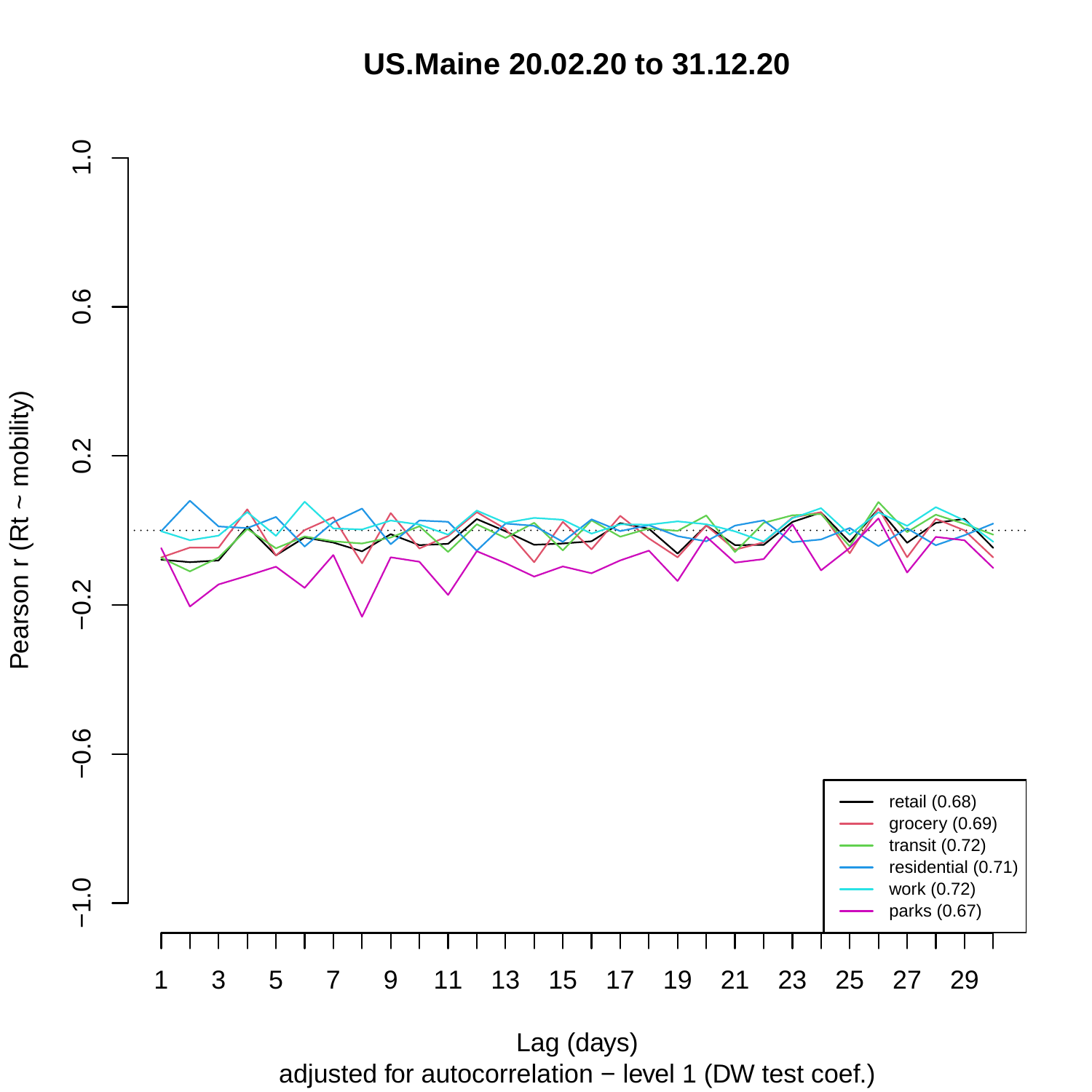# US.Maine 20.02.20 to 31.12.20

Pearson r (Rt ~ mobility)

1.0
0.6
0.2
−0.2
−0.6
−1.0

1 3 5 7 9 11 13 15 17 19 21 23 25 27 29

Lag (days)

adjusted for autocorrelation − level 1 (DW test coef.)

- retail (0.68)
- grocery (0.69)
- transit (0.72)
- residential (0.71)
- work (0.72)
- parks (0.67)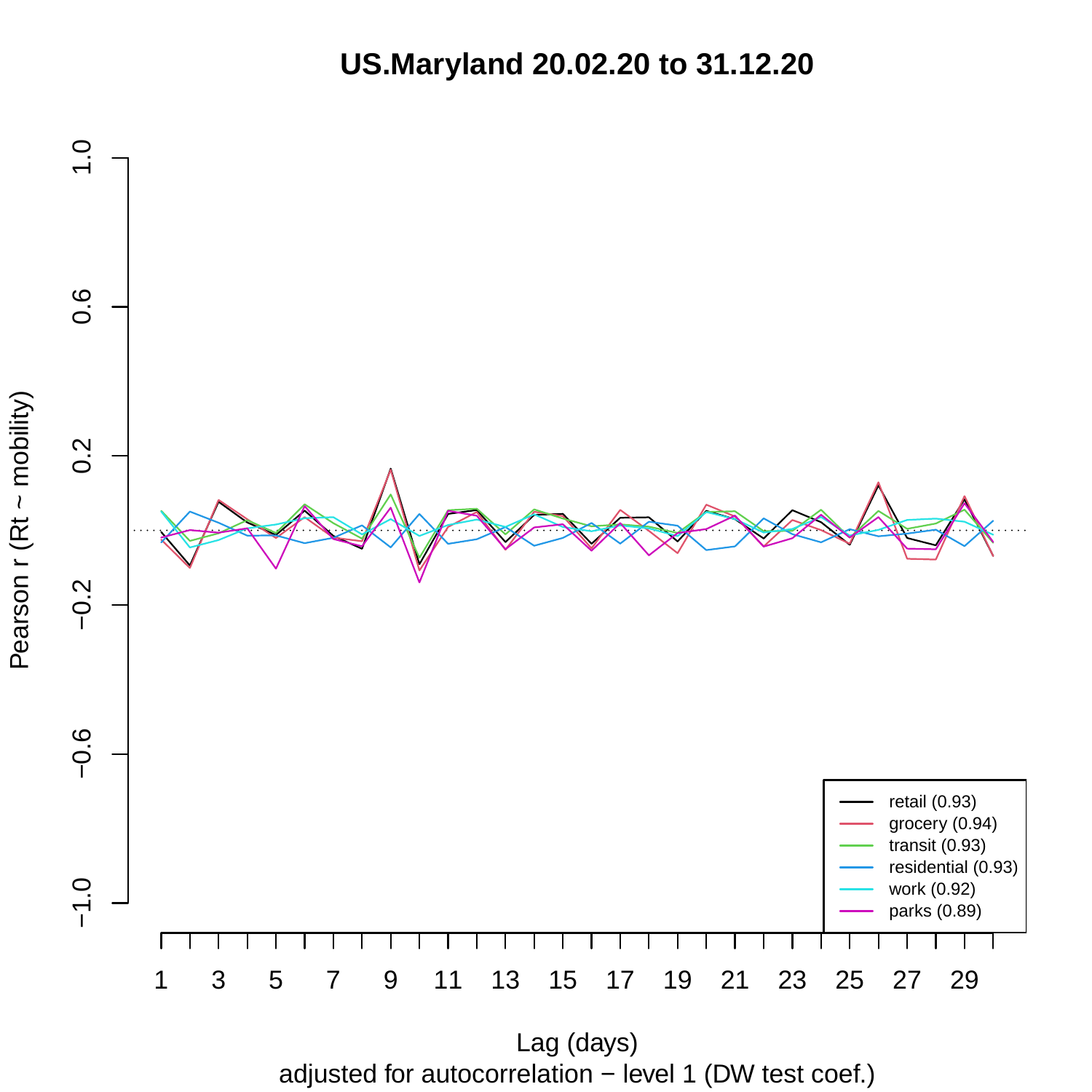# US.Maryland 20.02.20 to 31.12.20

Pearson r (Rt ~ mobility)

Lag (days)

adjusted for autocorrelation − level 1 (DW test coef.)

- retail (0.93)
- grocery (0.94)
- transit (0.93)
- residential (0.93)
- work (0.92)
- parks (0.89)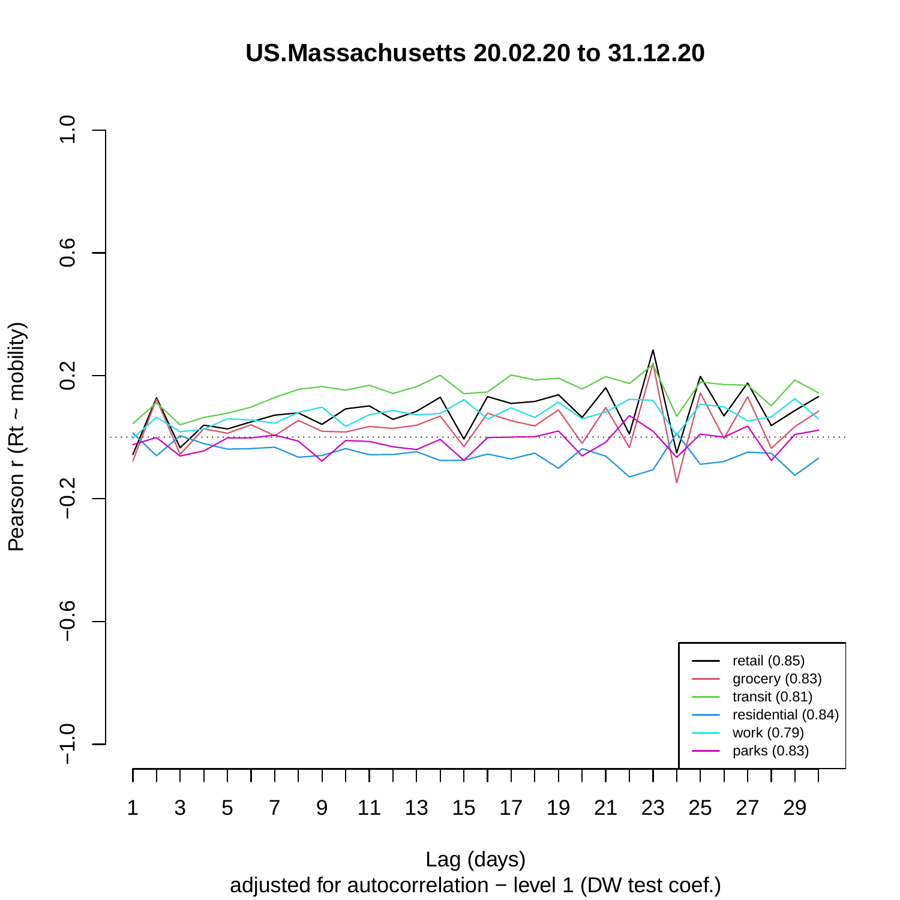# US.Massachusetts 20.02.20 to 31.12.20

Pearson r (Rt ~ mobility)

Lag (days)

adjusted for autocorrelation − level 1 (DW test coef.)

- retail (0.85)
- grocery (0.83)
- transit (0.81)
- residential (0.84)
- work (0.79)
- parks (0.83)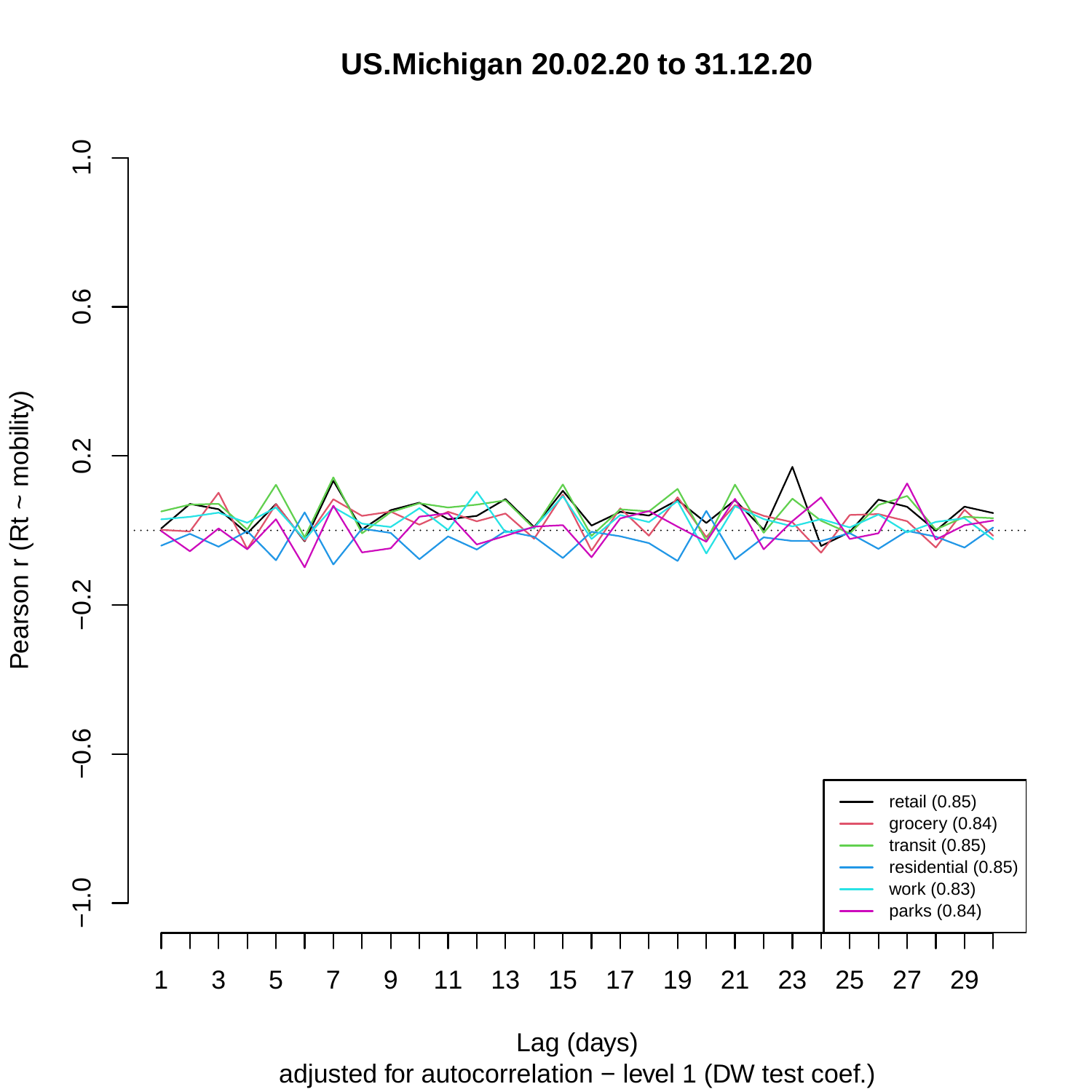# US.Michigan 20.02.20 to 31.12.20

Pearson r (Rt ~ mobility)

Lag (days)

adjusted for autocorrelation − level 1 (DW test coef.)

- retail (0.85)
- grocery (0.84)
- transit (0.85)
- residential (0.85)
- work (0.83)
- parks (0.84)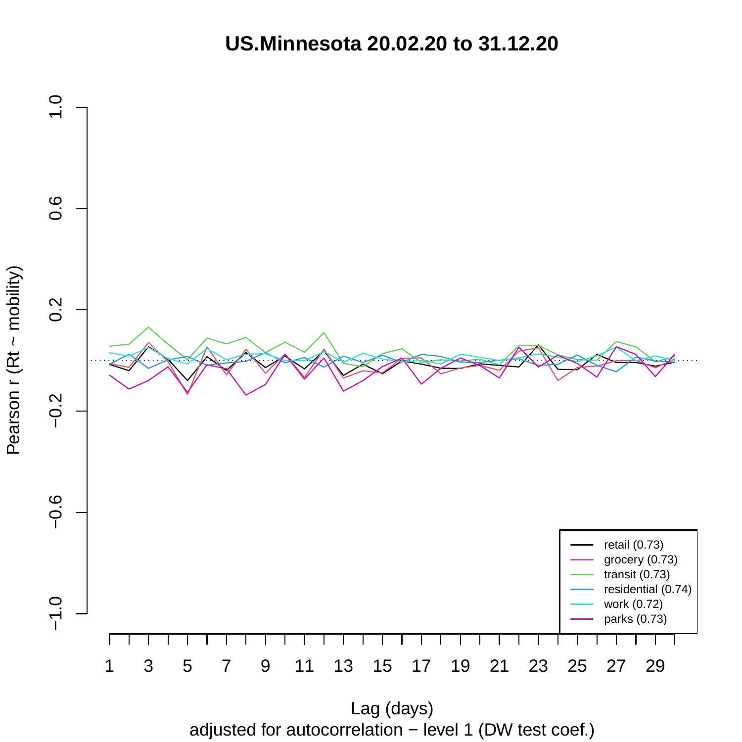# US.Minnesota 20.02.20 to 31.12.20

Pearson r (Rt ~ mobility)

Lag (days)

adjusted for autocorrelation − level 1 (DW test coef.)

- retail (0.73)
- grocery (0.73)
- transit (0.73)
- residential (0.74)
- work (0.72)
- parks (0.73)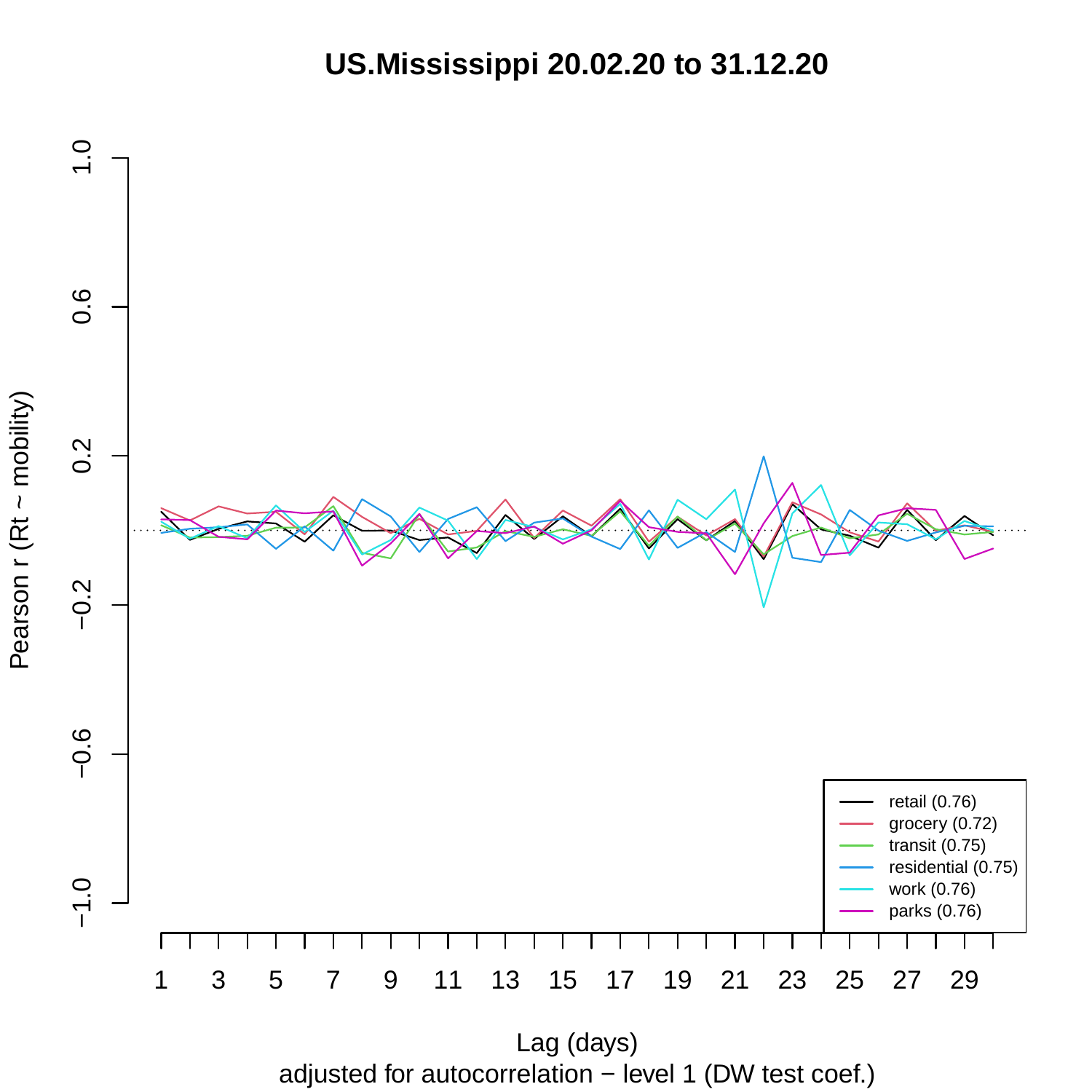# US.Mississippi 20.02.20 to 31.12.20

Pearson r (Rt ~ mobility)

Lag (days)

adjusted for autocorrelation − level 1 (DW test coef.)

- retail (0.76)
- grocery (0.72)
- transit (0.75)
- residential (0.75)
- work (0.76)
- parks (0.76)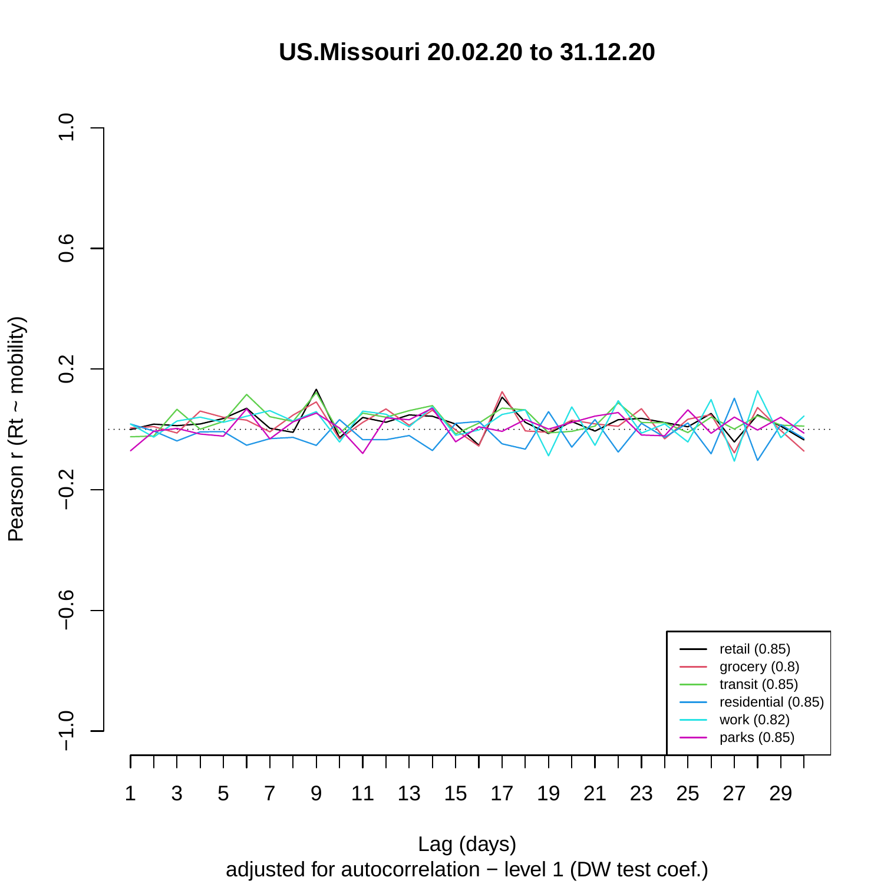# US.Missouri 20.02.20 to 31.12.20

Pearson r (Rt ~ mobility)

Lag (days)

adjusted for autocorrelation − level 1 (DW test coef.)

- retail (0.85)
- grocery (0.8)
- transit (0.85)
- residential (0.85)
- work (0.82)
- parks (0.85)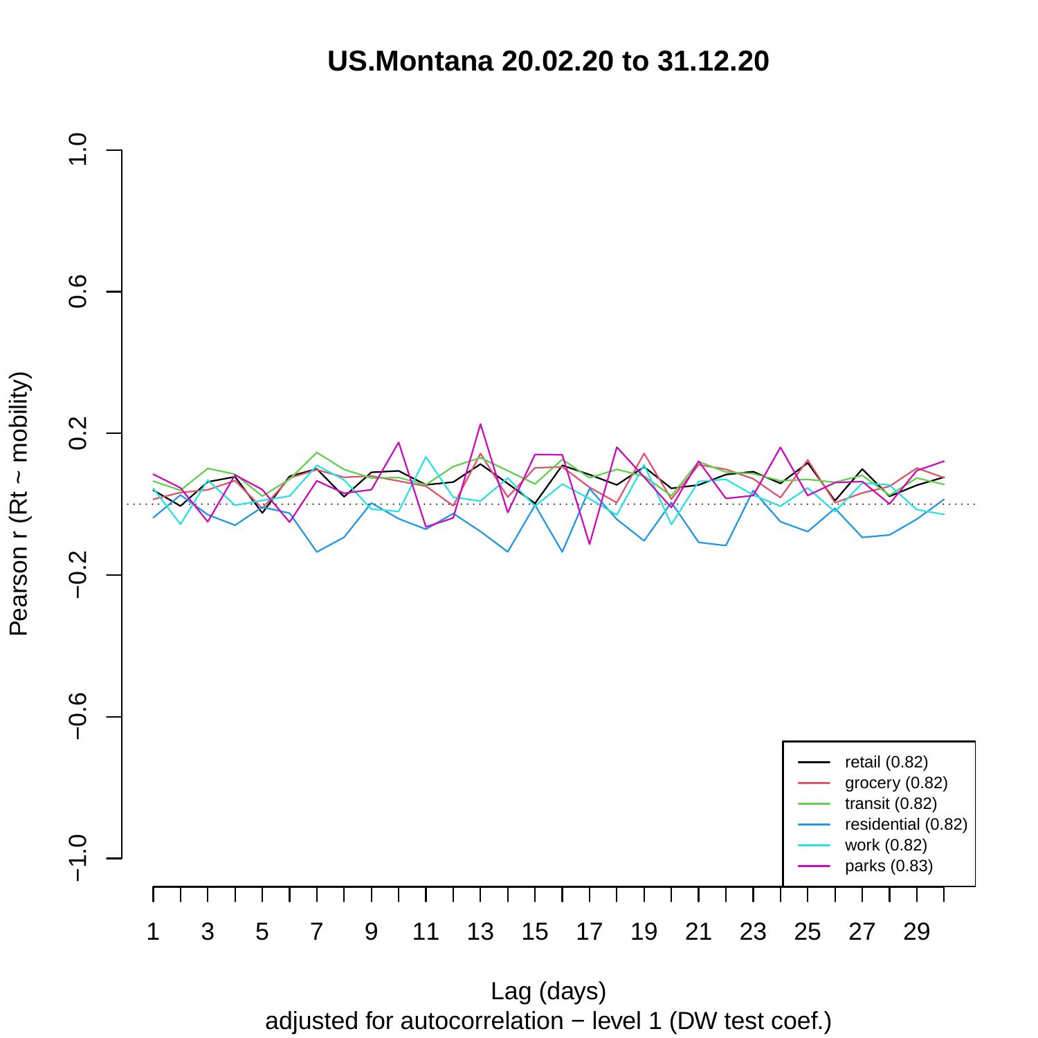# US.Montana 20.02.20 to 31.12.20

Pearson r (Rt ~ mobility)

Lag (days)

adjusted for autocorrelation − level 1 (DW test coef.)

- retail (0.82)
- grocery (0.82)
- transit (0.82)
- residential (0.82)
- work (0.82)
- parks (0.83)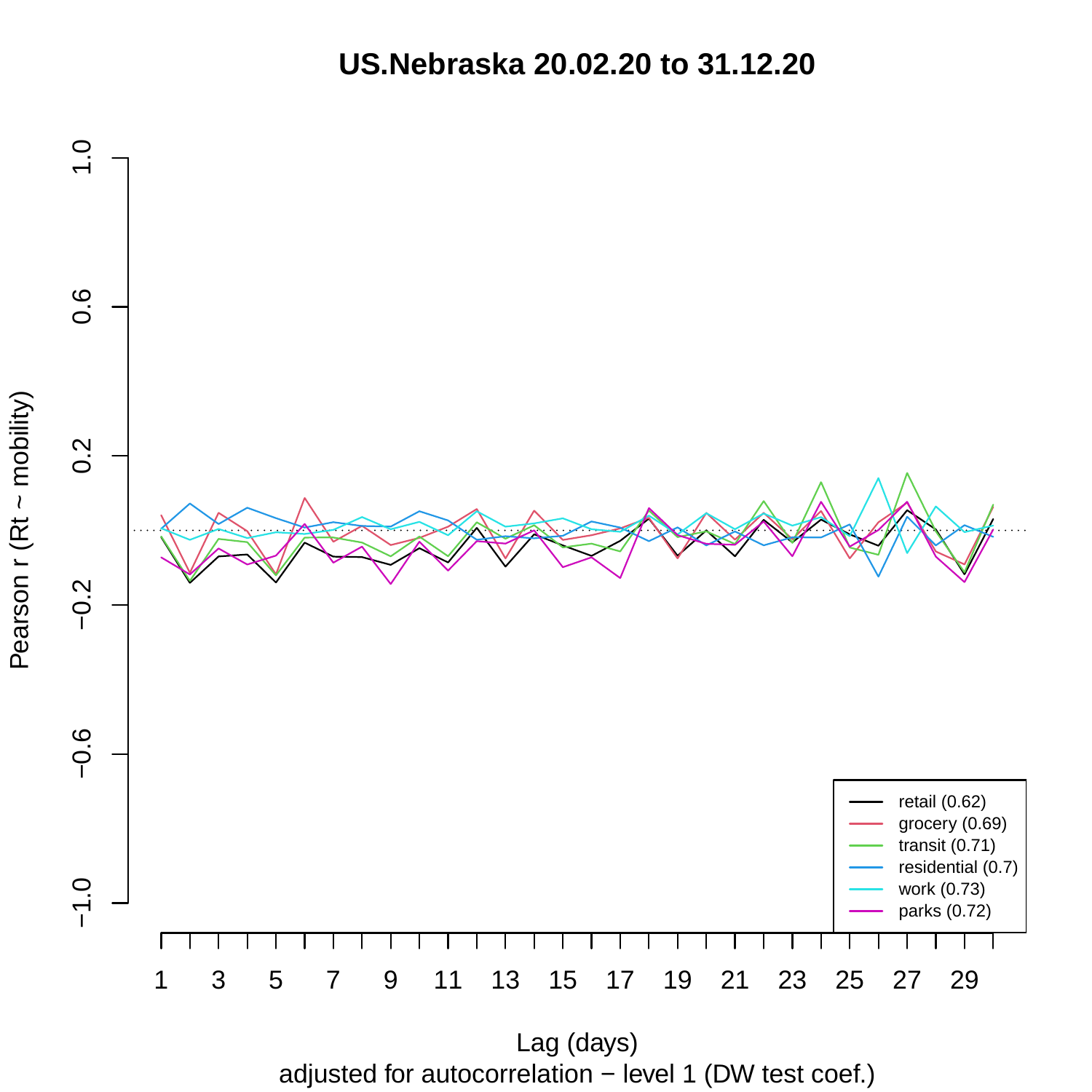# US.Nebraska 20.02.20 to 31.12.20

Pearson r (Rt ~ mobility)

Lag (days)

adjusted for autocorrelation − level 1 (DW test coef.)

- retail (0.62)
- grocery (0.69)
- transit (0.71)
- residential (0.7)
- work (0.73)
- parks (0.72)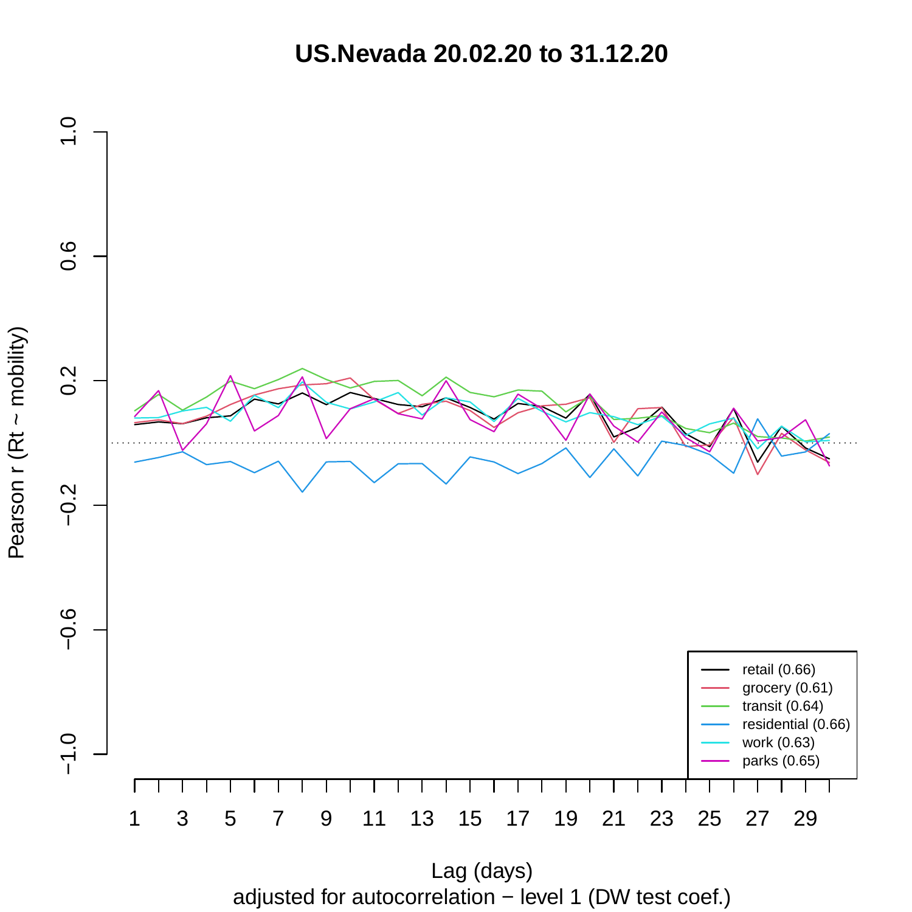# US.Nevada 20.02.20 to 31.12.20

Pearson r (Rt ~ mobility)

Lag (days)

adjusted for autocorrelation − level 1 (DW test coef.)

- retail (0.66)
- grocery (0.61)
- transit (0.64)
- residential (0.66)
- work (0.63)
- parks (0.65)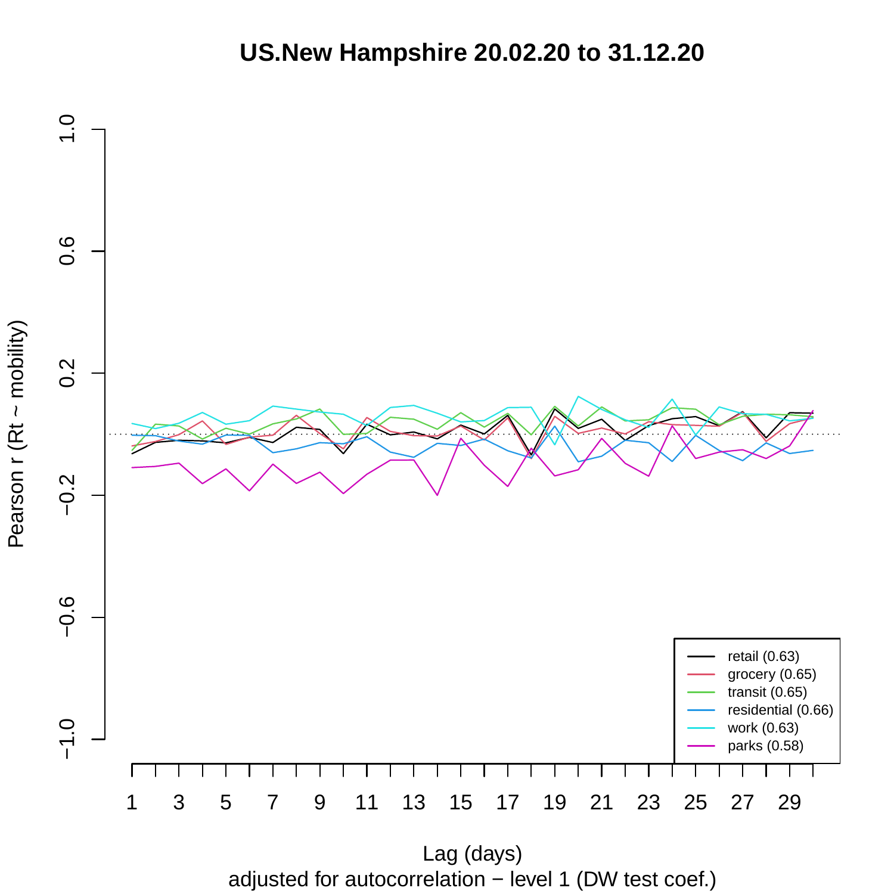# US.New Hampshire 20.02.20 to 31.12.20

Pearson r (Rt ~ mobility)

Lag (days)

adjusted for autocorrelation − level 1 (DW test coef.)

- retail (0.63)
- grocery (0.65)
- transit (0.65)
- residential (0.66)
- work (0.63)
- parks (0.58)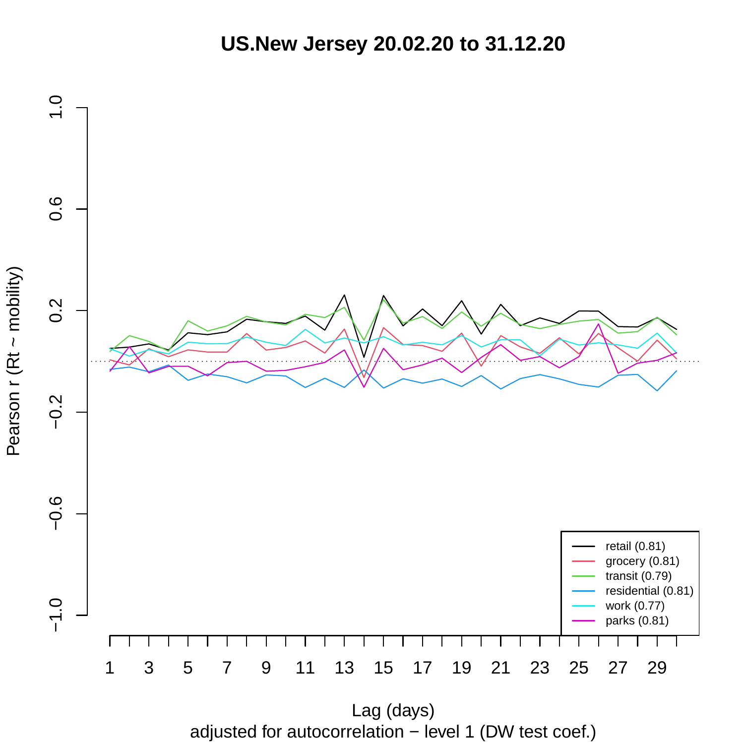# US.New Jersey 20.02.20 to 31.12.20

Pearson r (Rt ~ mobility)

1.0
0.6
0.2
−0.2
−0.6
−1.0

1 3 5 7 9 11 13 15 17 19 21 23 25 27 29

retail (0.81)
grocery (0.81)
transit (0.79)
residential (0.81)
work (0.77)
parks (0.81)

Lag (days)
adjusted for autocorrelation − level 1 (DW test coef.)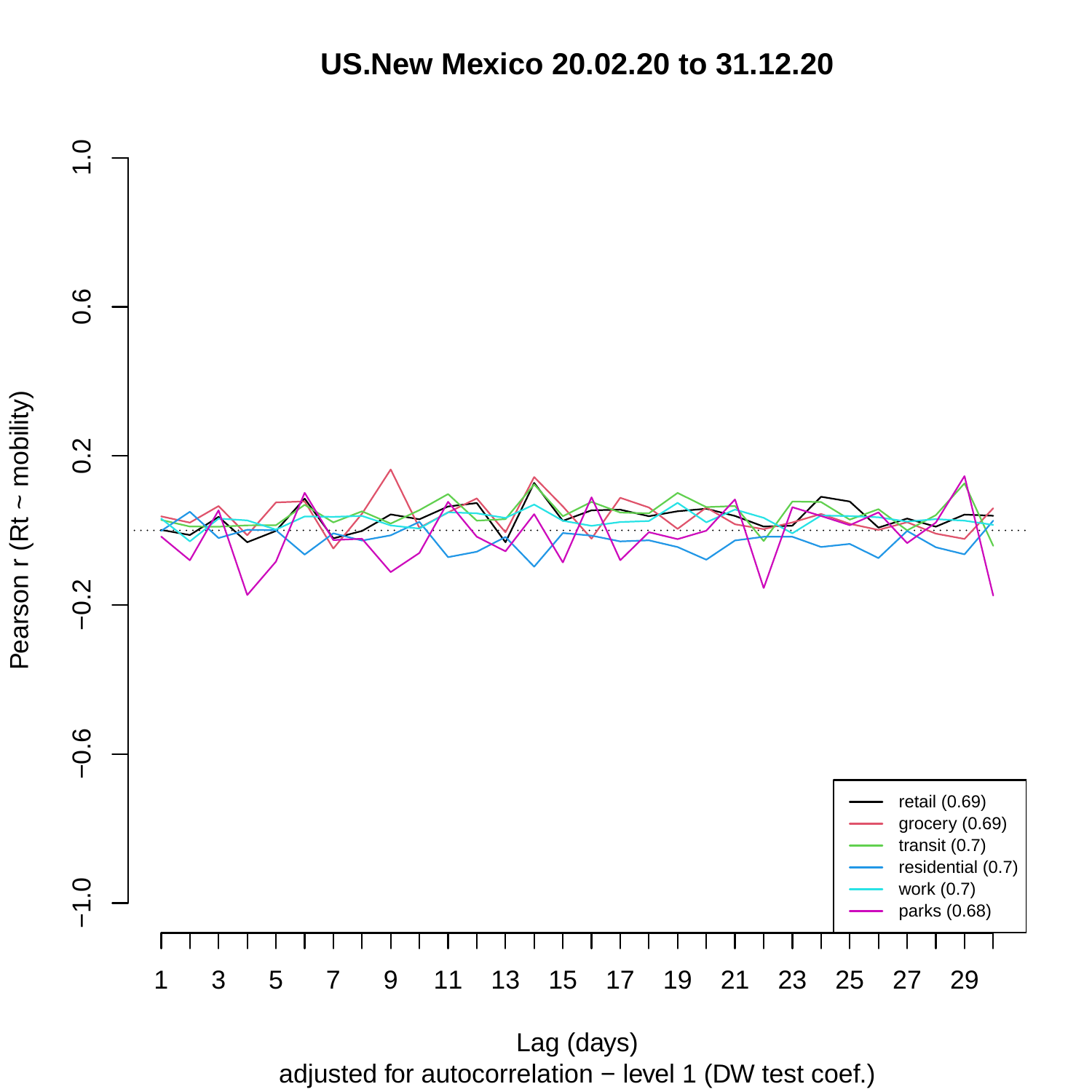# US.New Mexico 20.02.20 to 31.12.20

Pearson r (Rt ~ mobility)

Lag (days)

adjusted for autocorrelation − level 1 (DW test coef.)

- retail (0.69)
- grocery (0.69)
- transit (0.7)
- residential (0.7)
- work (0.7)
- parks (0.68)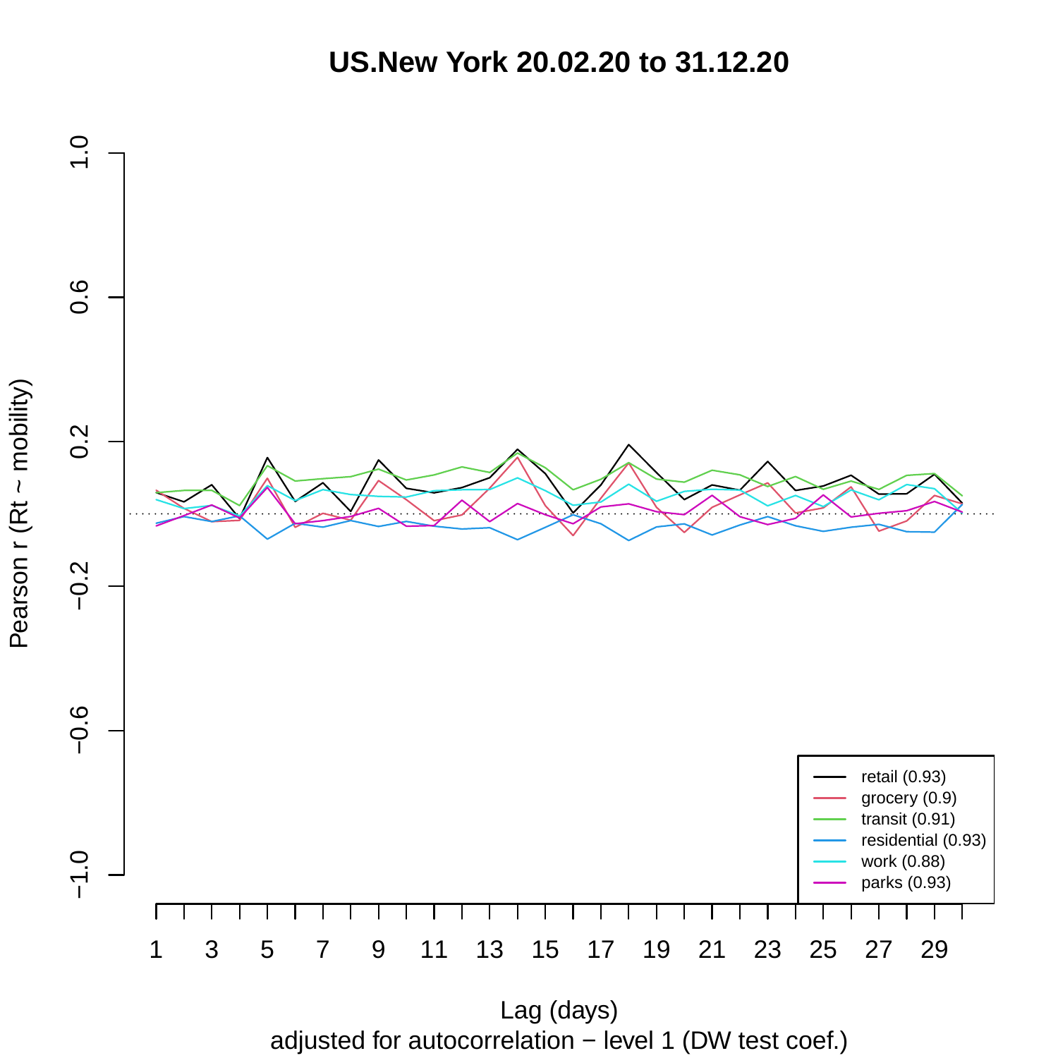# US.New York 20.02.20 to 31.12.20

Pearson r (Rt ~ mobility)

Lag (days)

adjusted for autocorrelation − level 1 (DW test coef.)

| Legend |
|---|
| retail (0.93) |
| grocery (0.9) |
| transit (0.91) |
| residential (0.93) |
| work (0.88) |
| parks (0.93) |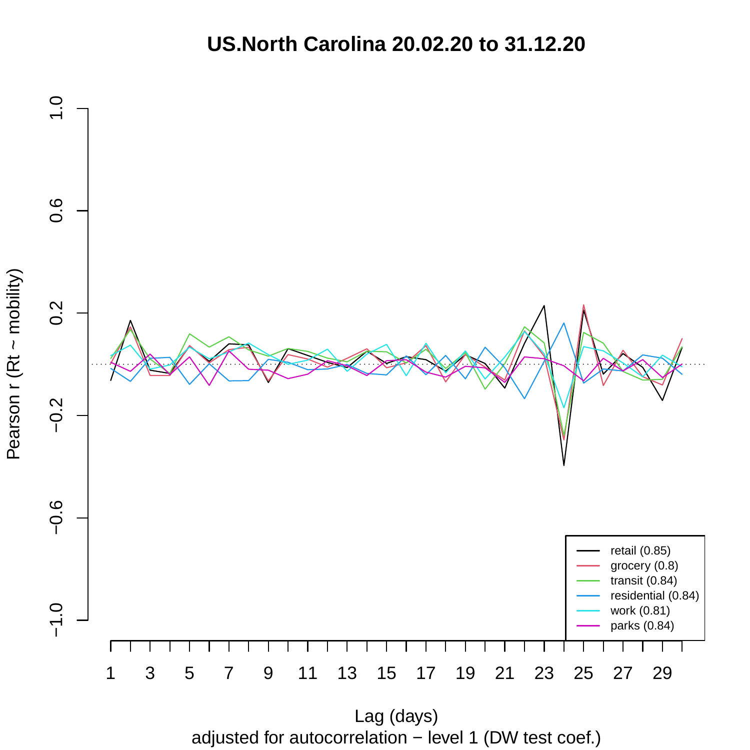# US.North Carolina 20.02.20 to 31.12.20

Pearson r (Rt ~ mobility)

Lag (days)

adjusted for autocorrelation − level 1 (DW test coef.)

- retail (0.85)
- grocery (0.8)
- transit (0.84)
- residential (0.84)
- work (0.81)
- parks (0.84)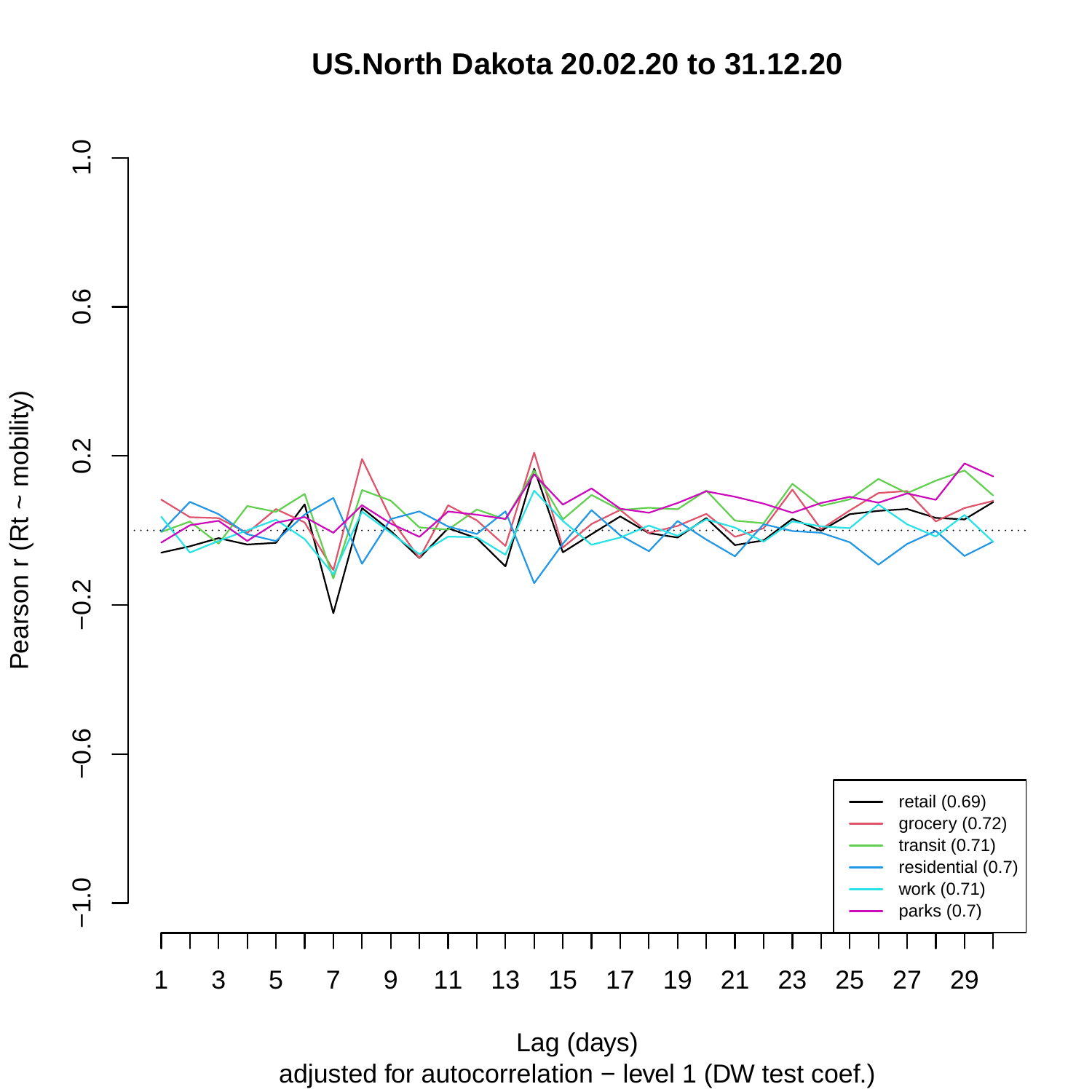# US.North Dakota 20.02.20 to 31.12.20

Pearson r (Rt ~ mobility)

Lag (days)

adjusted for autocorrelation − level 1 (DW test coef.)

- retail (0.69)
- grocery (0.72)
- transit (0.71)
- residential (0.7)
- work (0.71)
- parks (0.7)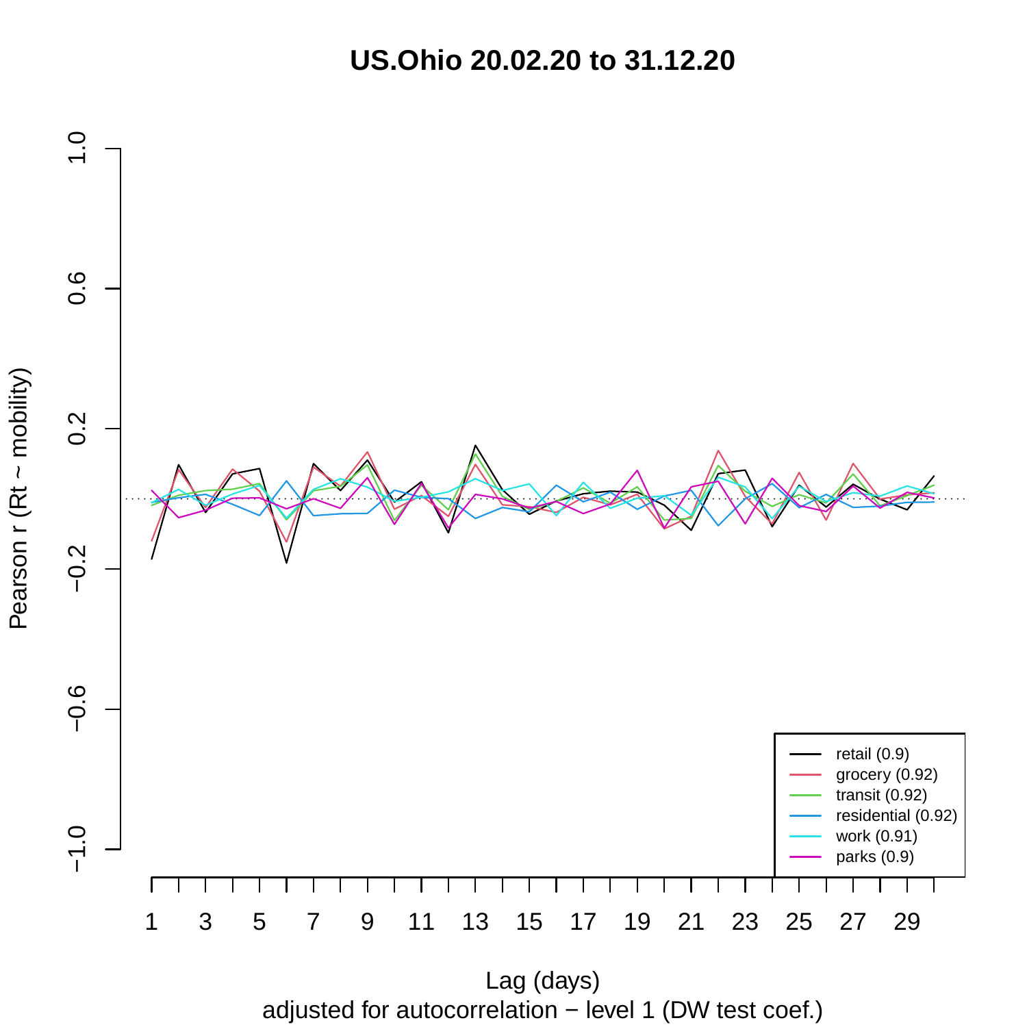# US.Ohio 20.02.20 to 31.12.20

Pearson r (Rt ~ mobility)

Lag (days)

adjusted for autocorrelation − level 1 (DW test coef.)

- retail (0.9)
- grocery (0.92)
- transit (0.92)
- residential (0.92)
- work (0.91)
- parks (0.9)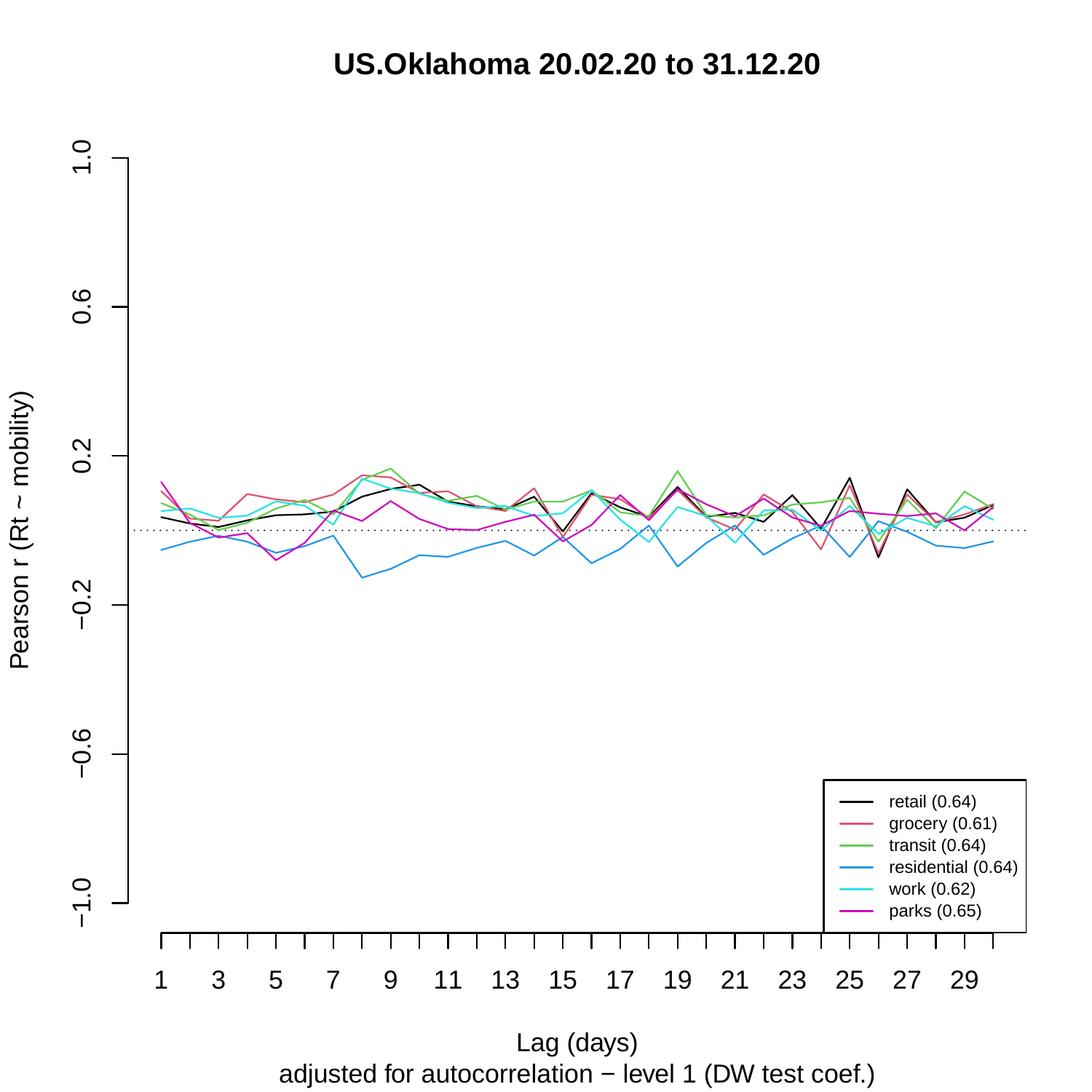# US.Oklahoma 20.02.20 to 31.12.20

Pearson r (Rt ~ mobility)

Lag (days)

adjusted for autocorrelation − level 1 (DW test coef.)

- retail (0.64)
- grocery (0.61)
- transit (0.64)
- residential (0.64)
- work (0.62)
- parks (0.65)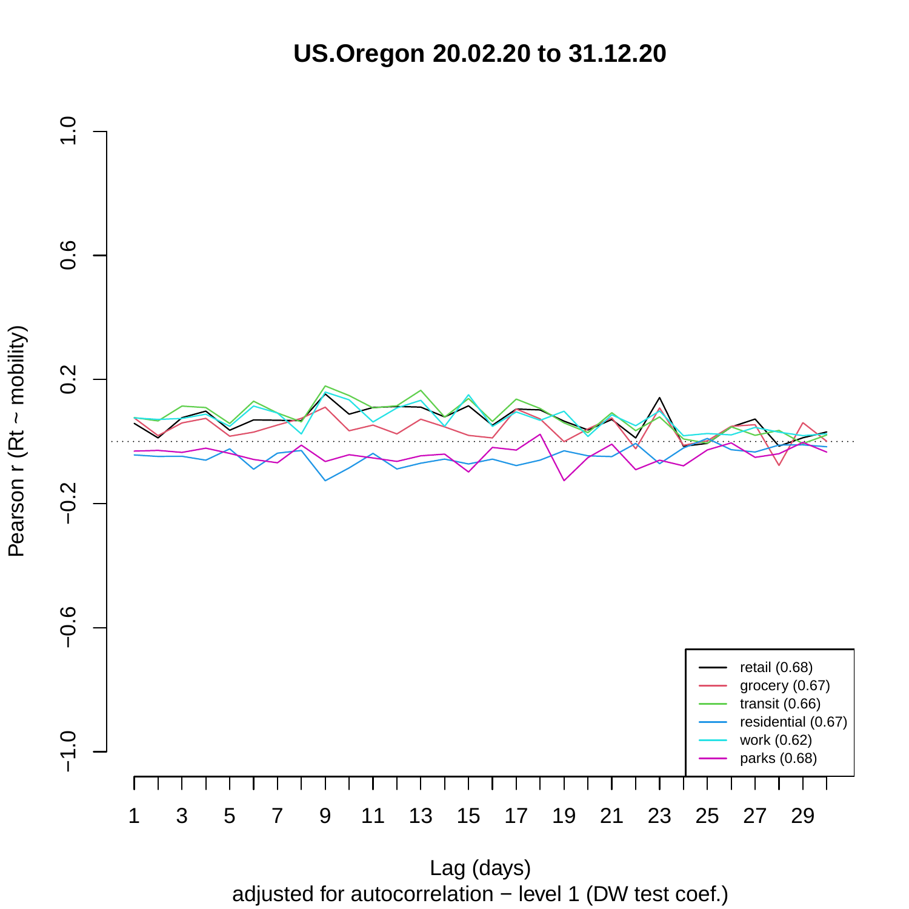# US.Oregon 20.02.20 to 31.12.20

Pearson r (Rt ~ mobility)

Lag (days)

adjusted for autocorrelation − level 1 (DW test coef.)

- retail (0.68)
- grocery (0.67)
- transit (0.66)
- residential (0.67)
- work (0.62)
- parks (0.68)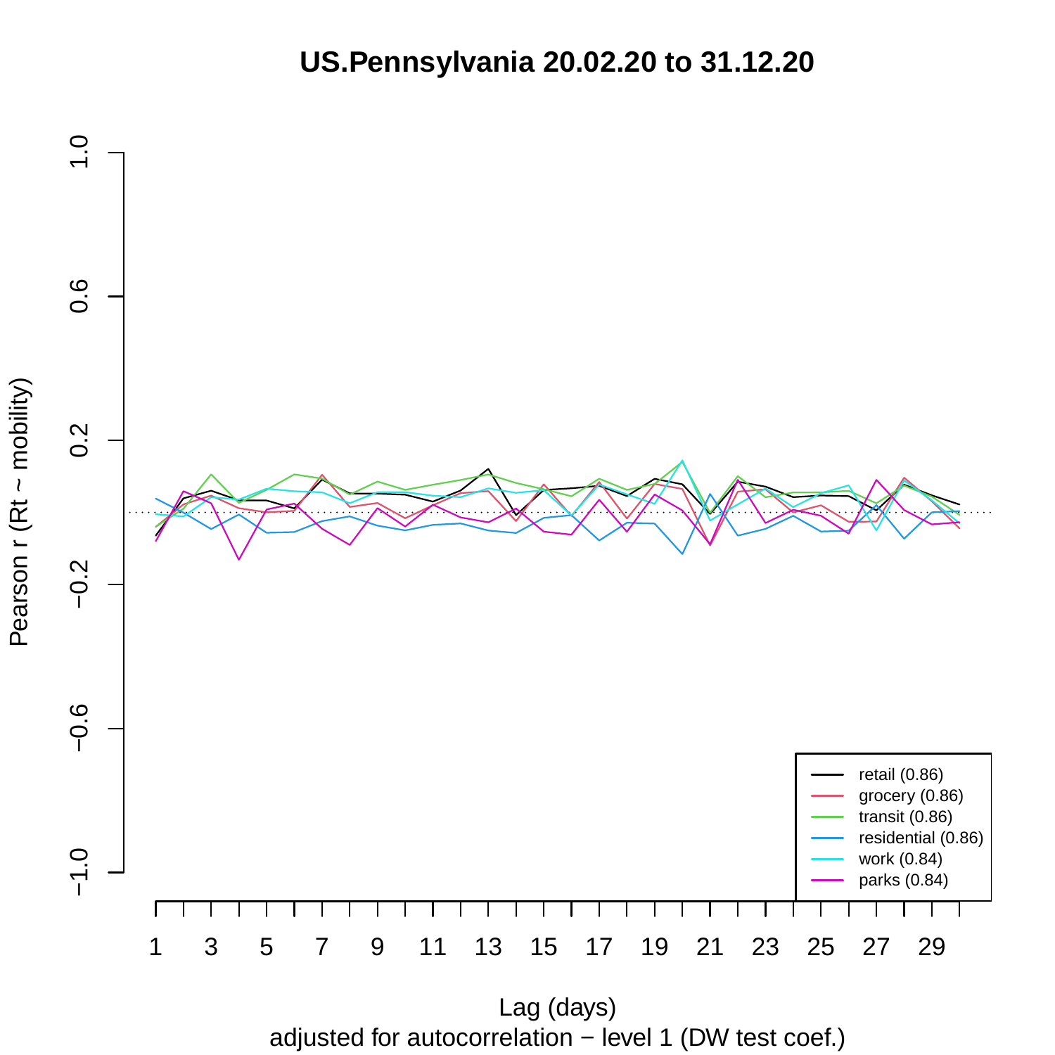# US.Pennsylvania 20.02.20 to 31.12.20

Pearson r (Rt ~ mobility)

Lag (days)

adjusted for autocorrelation − level 1 (DW test coef.)

- retail (0.86)
- grocery (0.86)
- transit (0.86)
- residential (0.86)
- work (0.84)
- parks (0.84)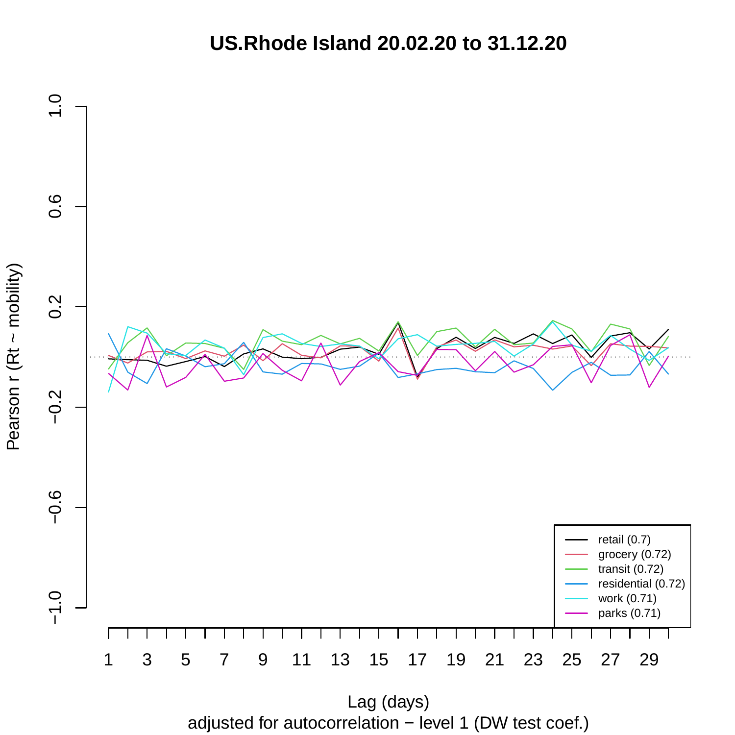# US.Rhode Island 20.02.20 to 31.12.20

Pearson r (Rt ~ mobility)

Lag (days)

adjusted for autocorrelation − level 1 (DW test coef.)

- retail (0.7)
- grocery (0.72)
- transit (0.72)
- residential (0.72)
- work (0.71)
- parks (0.71)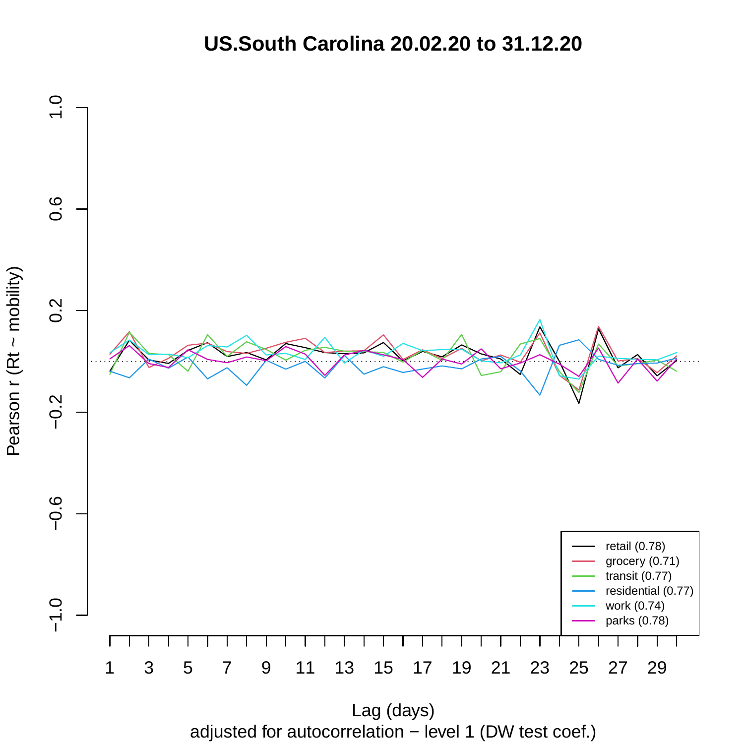# US.South Carolina 20.02.20 to 31.12.20

Pearson r (Rt ~ mobility)

Lag (days)

adjusted for autocorrelation − level 1 (DW test coef.)

- retail (0.78)
- grocery (0.71)
- transit (0.77)
- residential (0.77)
- work (0.74)
- parks (0.78)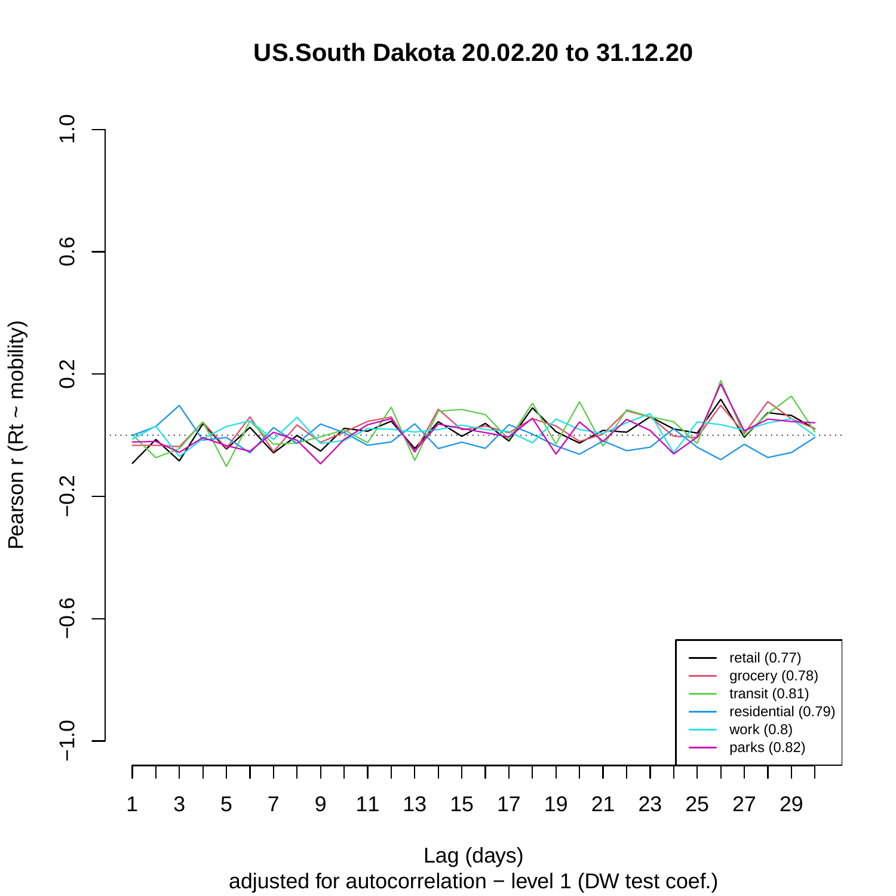# US.South Dakota 20.02.20 to 31.12.20

Pearson r (Rt ~ mobility)

Lag (days)

adjusted for autocorrelation − level 1 (DW test coef.)

- retail (0.77)
- grocery (0.78)
- transit (0.81)
- residential (0.79)
- work (0.8)
- parks (0.82)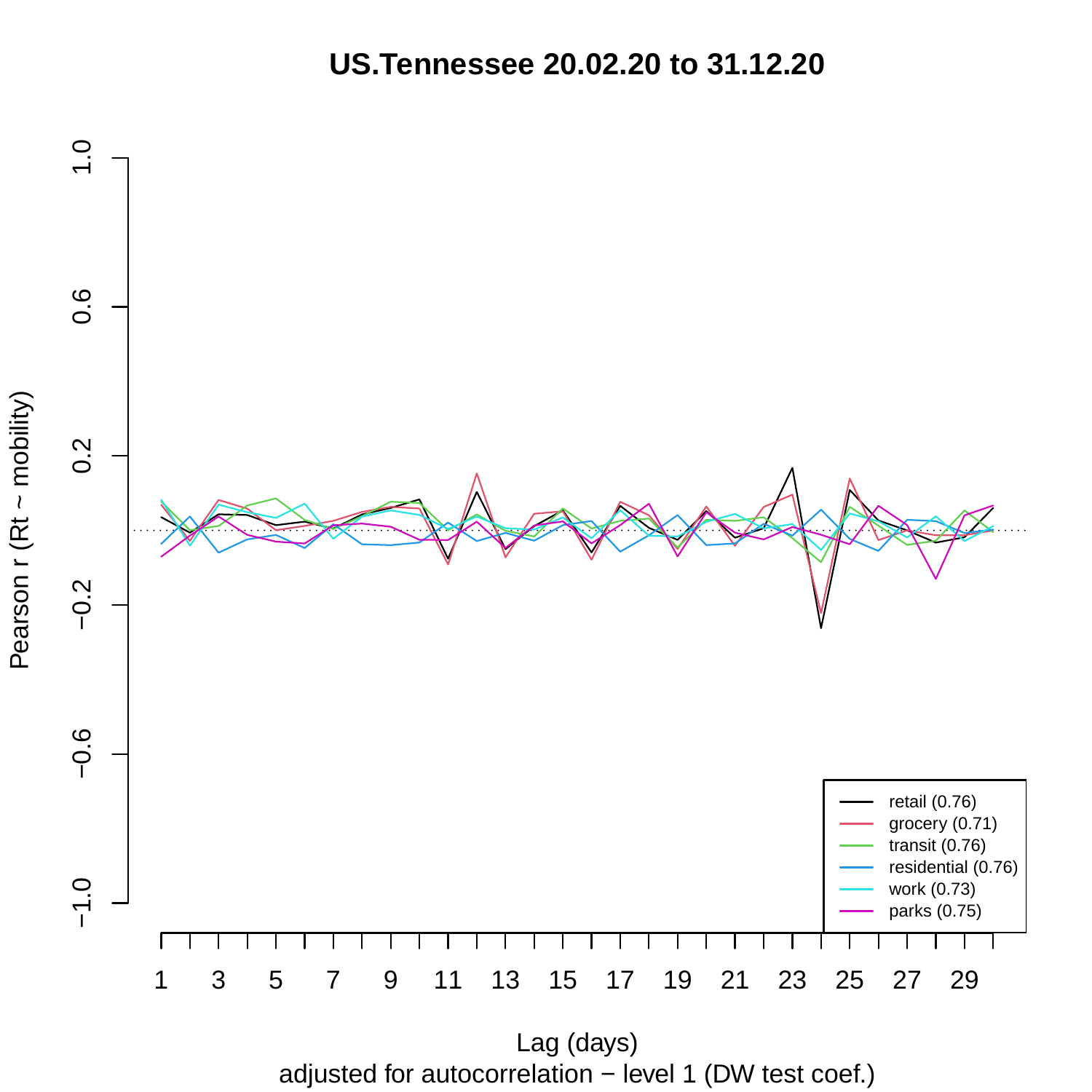# US.Tennessee 20.02.20 to 31.12.20

Pearson r (Rt ~ mobility)

Lag (days)

adjusted for autocorrelation − level 1 (DW test coef.)

- retail (0.76)
- grocery (0.71)
- transit (0.76)
- residential (0.76)
- work (0.73)
- parks (0.75)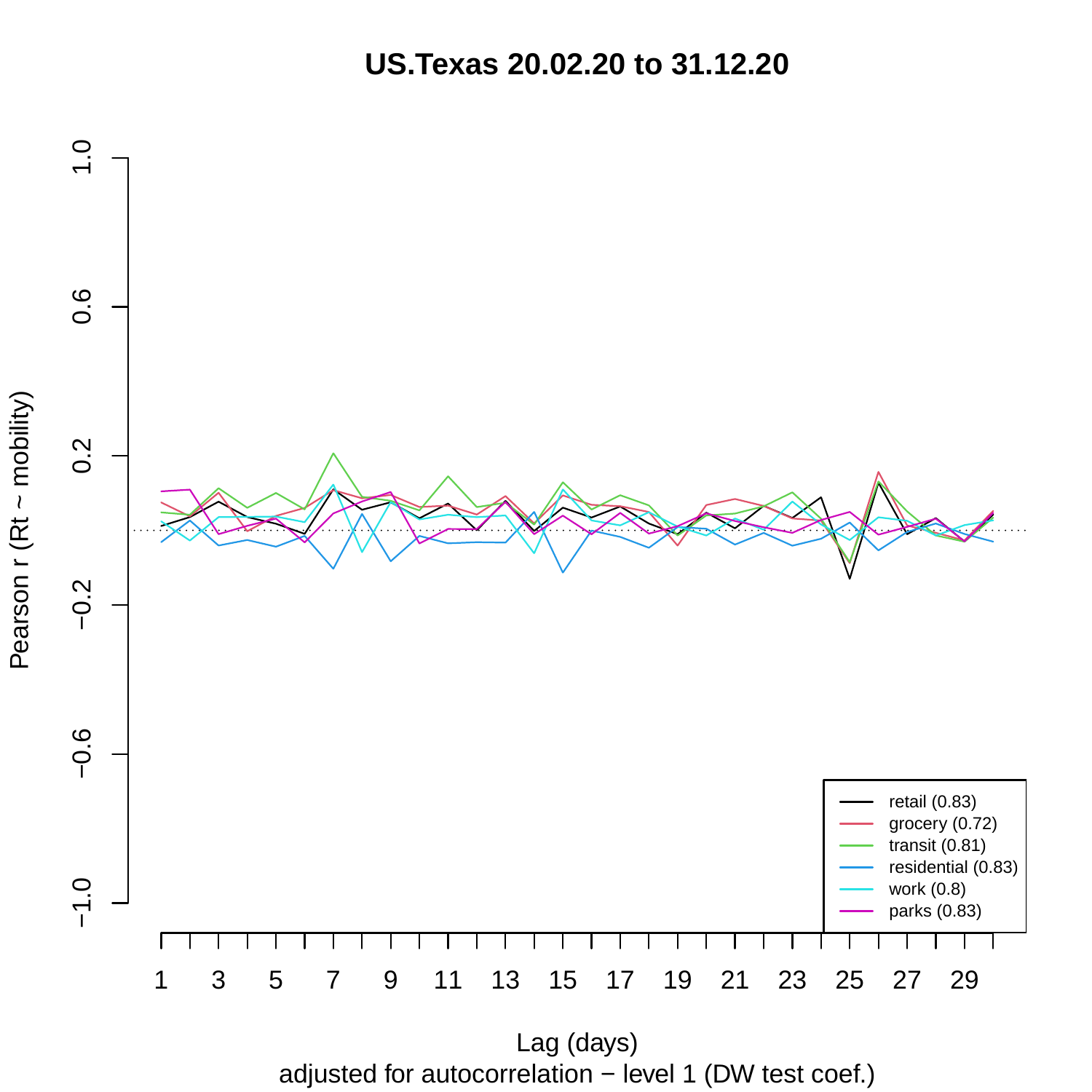# US.Texas 20.02.20 to 31.12.20

Pearson r (Rt ~ mobility)

Lag (days)

adjusted for autocorrelation − level 1 (DW test coef.)

- retail (0.83)
- grocery (0.72)
- transit (0.81)
- residential (0.83)
- work (0.8)
- parks (0.83)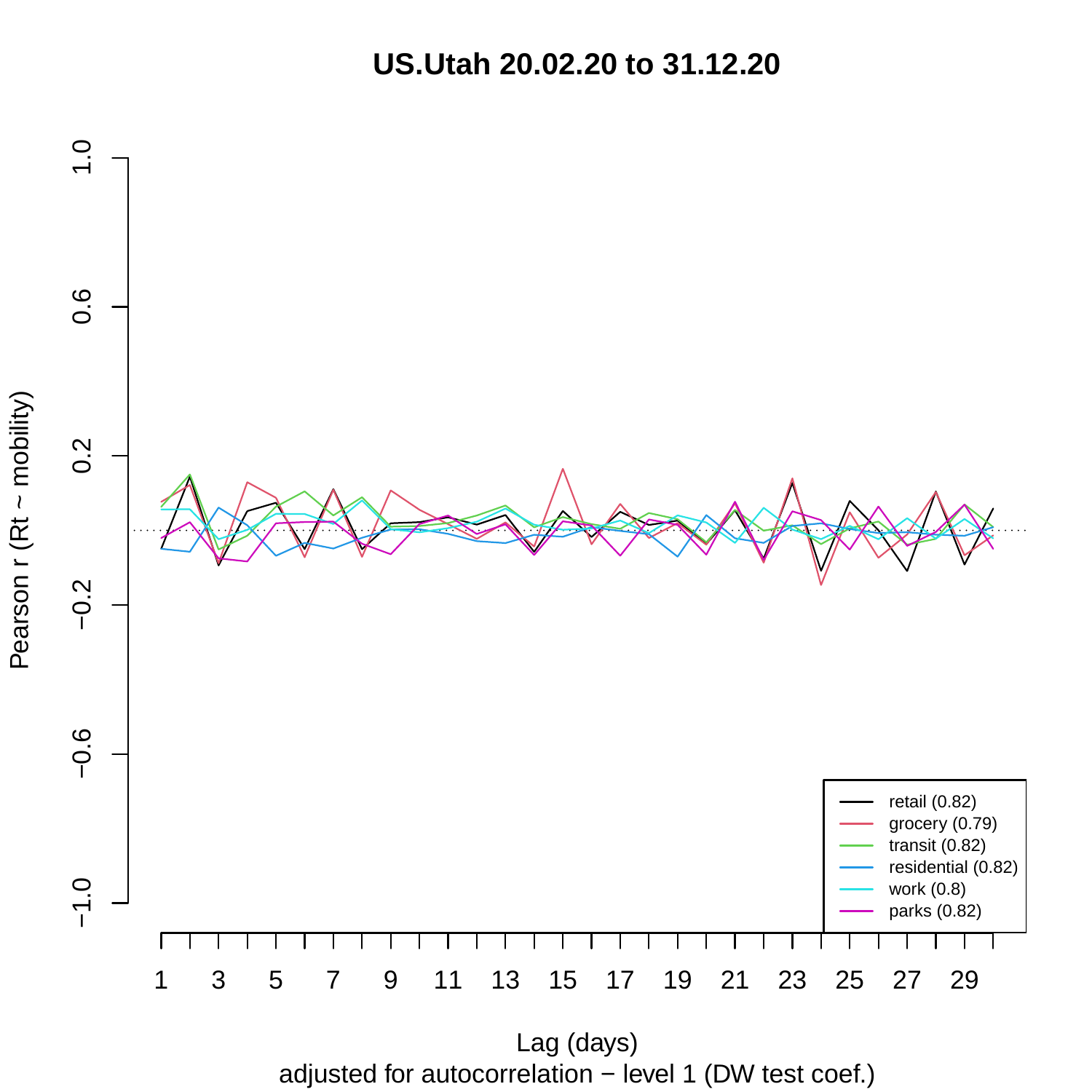# US.Utah 20.02.20 to 31.12.20

Pearson r (Rt ~ mobility)

1.0
0.6
0.2
−0.2
−0.6
−1.0

1 3 5 7 9 11 13 15 17 19 21 23 25 27 29

Lag (days)

adjusted for autocorrelation − level 1 (DW test coef.)

- retail (0.82)
- grocery (0.79)
- transit (0.82)
- residential (0.82)
- work (0.8)
- parks (0.82)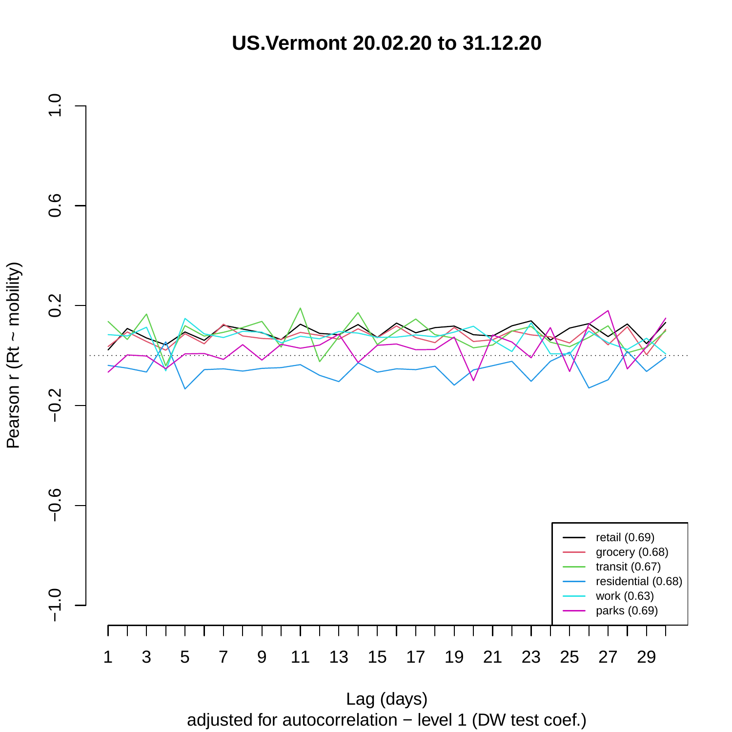# US.Vermont 20.02.20 to 31.12.20

Pearson r (Rt ~ mobility)

Lag (days)

adjusted for autocorrelation − level 1 (DW test coef.)

- retail (0.69)
- grocery (0.68)
- transit (0.67)
- residential (0.68)
- work (0.63)
- parks (0.69)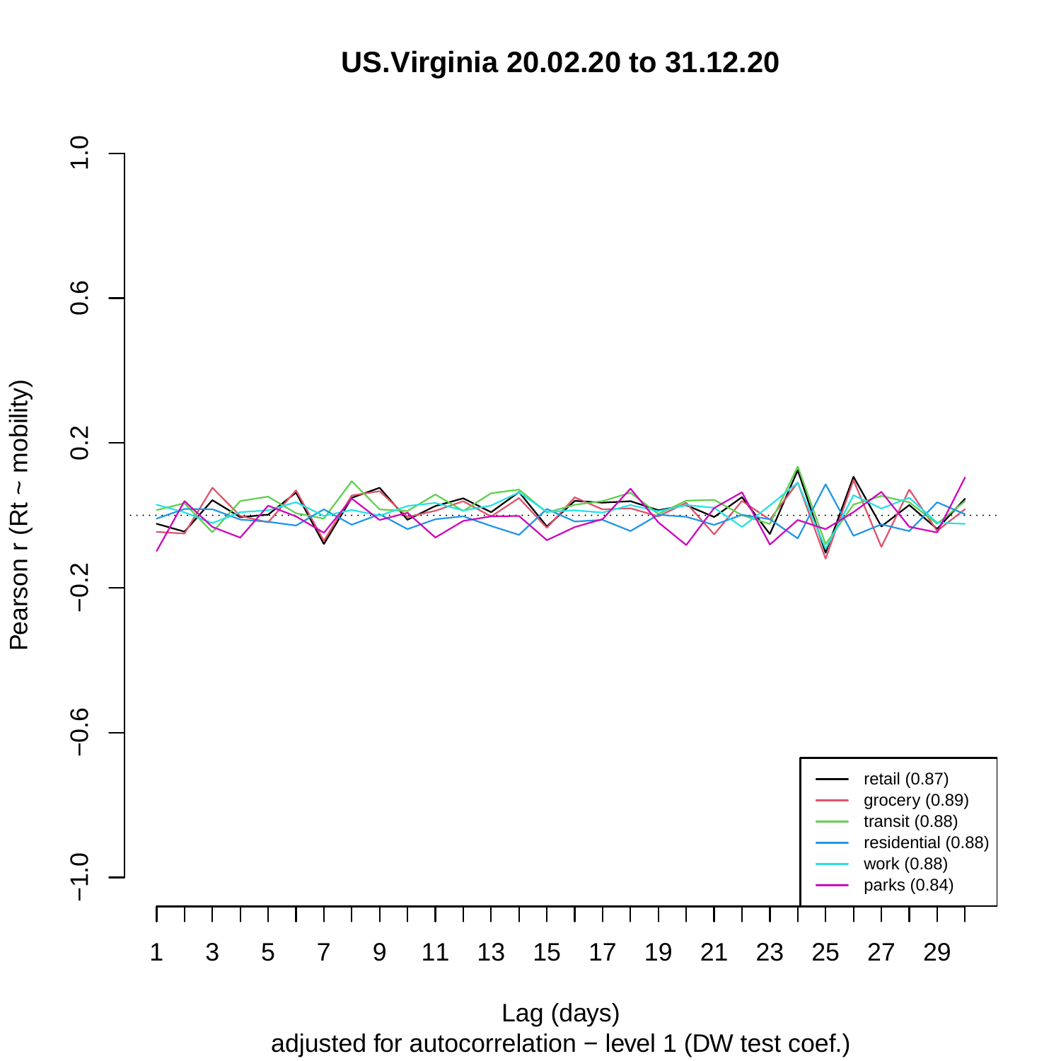# US.Virginia 20.02.20 to 31.12.20

Pearson r (Rt ~ mobility)

Lag (days)

adjusted for autocorrelation − level 1 (DW test coef.)

- retail (0.87)
- grocery (0.89)
- transit (0.88)
- residential (0.88)
- work (0.88)
- parks (0.84)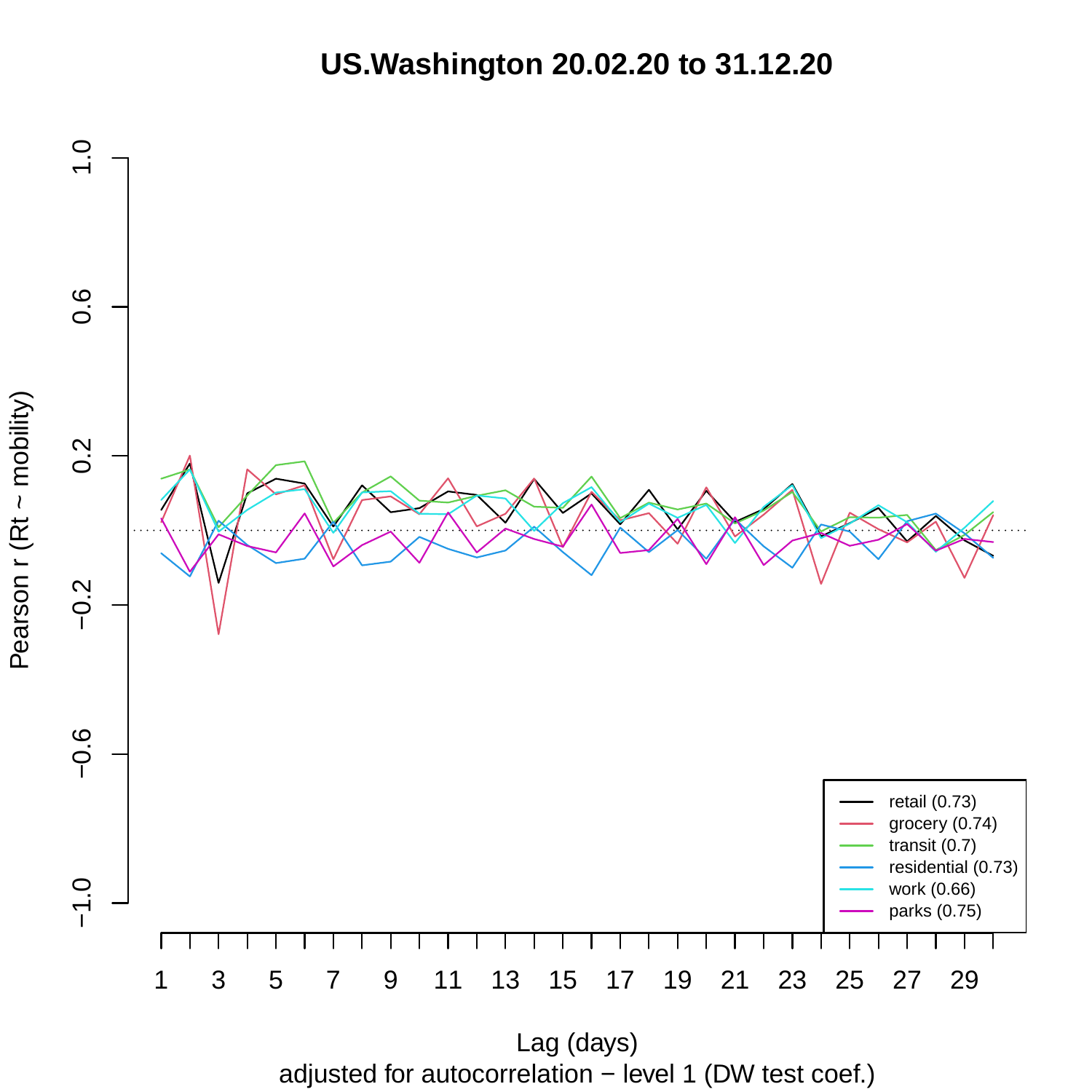# US.Washington 20.02.20 to 31.12.20

Pearson r (Rt ~ mobility)

Lag (days)

adjusted for autocorrelation − level 1 (DW test coef.)

- retail (0.73)
- grocery (0.74)
- transit (0.7)
- residential (0.73)
- work (0.66)
- parks (0.75)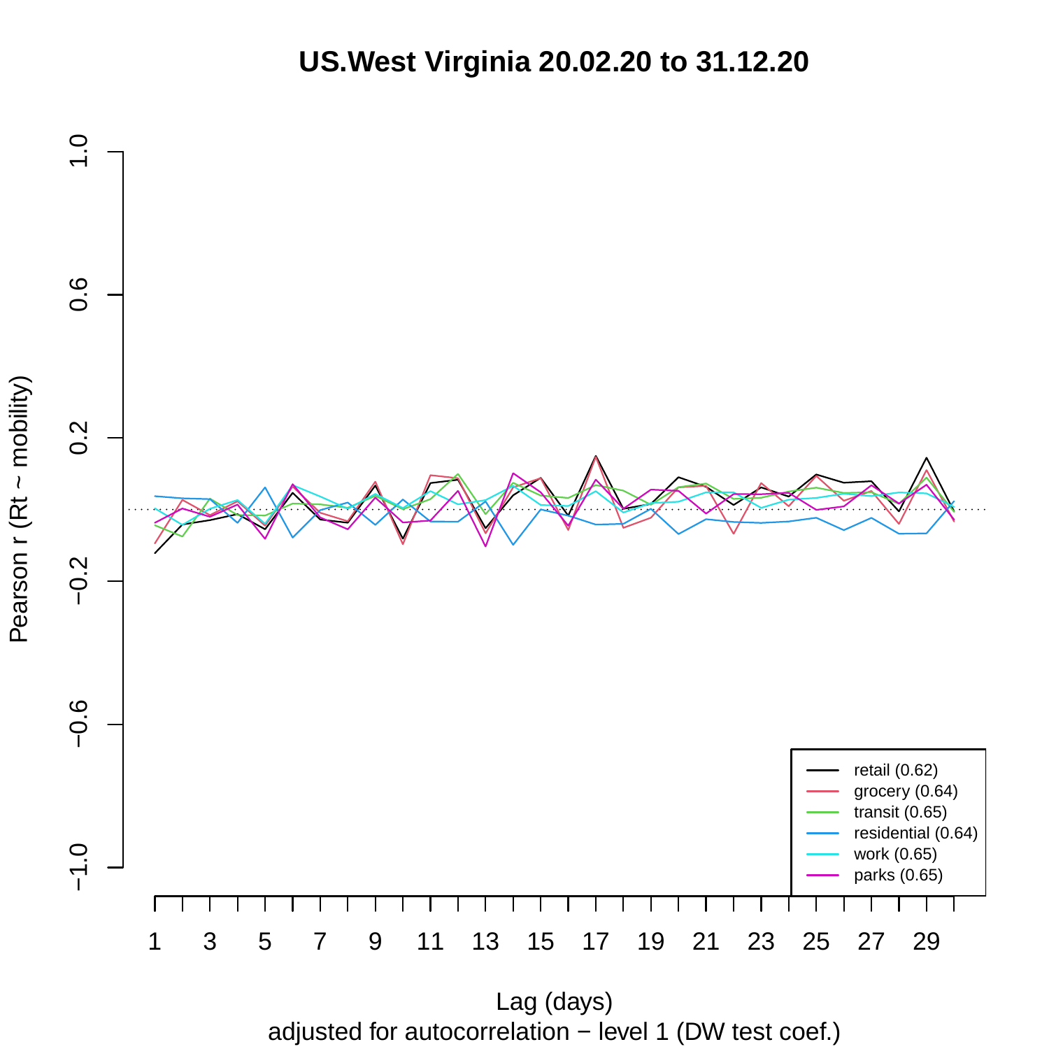# US.West Virginia 20.02.20 to 31.12.20

Pearson r (Rt ~ mobility)

Lag (days)

adjusted for autocorrelation − level 1 (DW test coef.)

- retail (0.62)
- grocery (0.64)
- transit (0.65)
- residential (0.64)
- work (0.65)
- parks (0.65)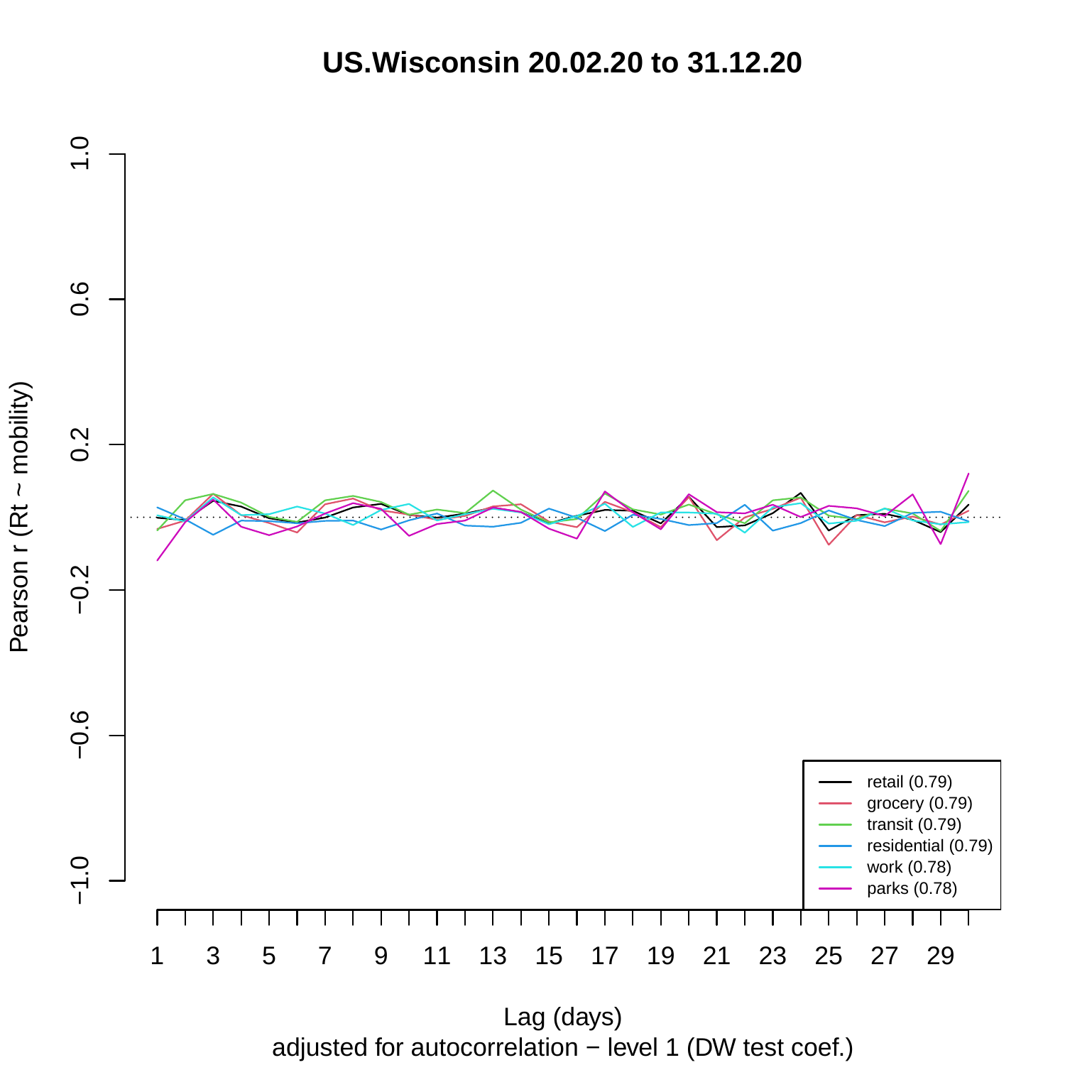# US.Wisconsin 20.02.20 to 31.12.20

Pearson r (Rt ~ mobility)

Lag (days)

adjusted for autocorrelation − level 1 (DW test coef.)

- retail (0.79)
- grocery (0.79)
- transit (0.79)
- residential (0.79)
- work (0.78)
- parks (0.78)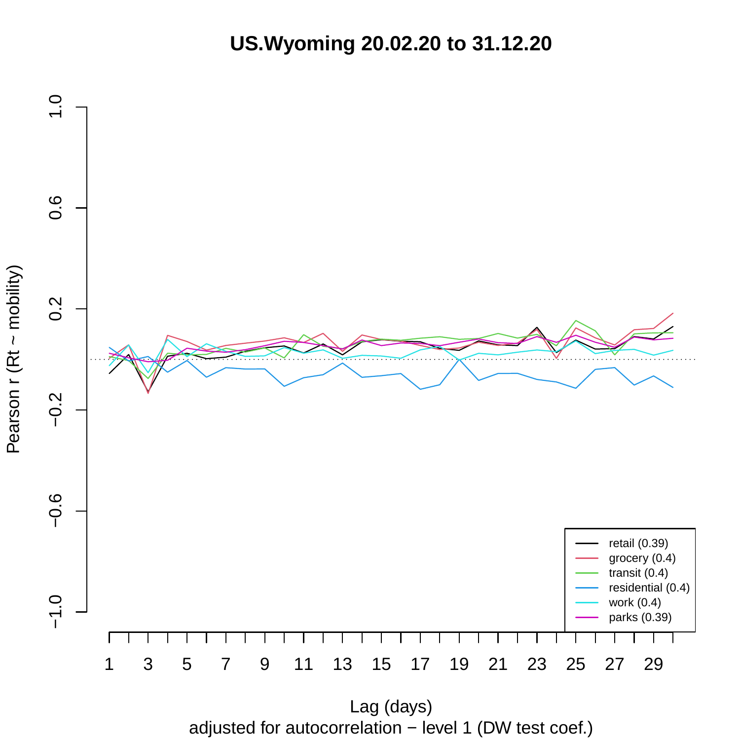US.Wyoming 20.02.20 to 31.12.20

Pearson r (Rt ~ mobility)

1.0
0.6
0.2
−0.2
−0.6
−1.0

1
3
5
7
9
11
13
15
17
19
21
23
25
27
29

Lag (days)

adjusted for autocorrelation − level 1 (DW test coef.)

retail (0.39)
grocery (0.4)
transit (0.4)
residential (0.4)
work (0.4)
parks (0.39)